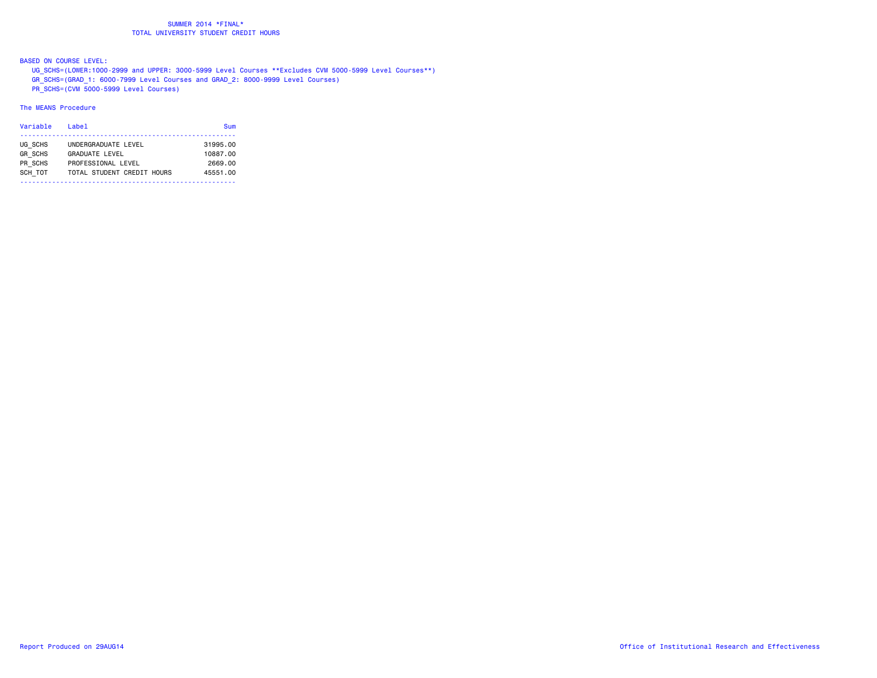# SUMMER 2014 *FINAL*
## TOTAL UNIVERSITY STUDENT CREDIT HOURS

BASED ON COURSE LEVEL:

- UG_SCHS=(LOWER:1000-2999 and UPPER: 3000-5999 Level Courses **Excludes CVM 5000-5999 Level Courses**)
- GR_SCHS=(GRAD_1: 6000-7999 Level Courses and GRAD_2: 8000-9999 Level Courses)
- PR_SCHS=(CVM 5000-5999 Level Courses)

The MEANS Procedure

| Variable | Label | Sum |
|---|---|---|
| UG_SCHS | UNDERGRADUATE LEVEL | 31995.00 |
| GR_SCHS | GRADUATE LEVEL | 10887.00 |
| PR_SCHS | PROFESSIONAL LEVEL | 2669.00 |
| SCH_TOT | TOTAL STUDENT CREDIT HOURS | 45551.00 |

Report Produced on 29AUG14

Office of Institutional Research and Effectiveness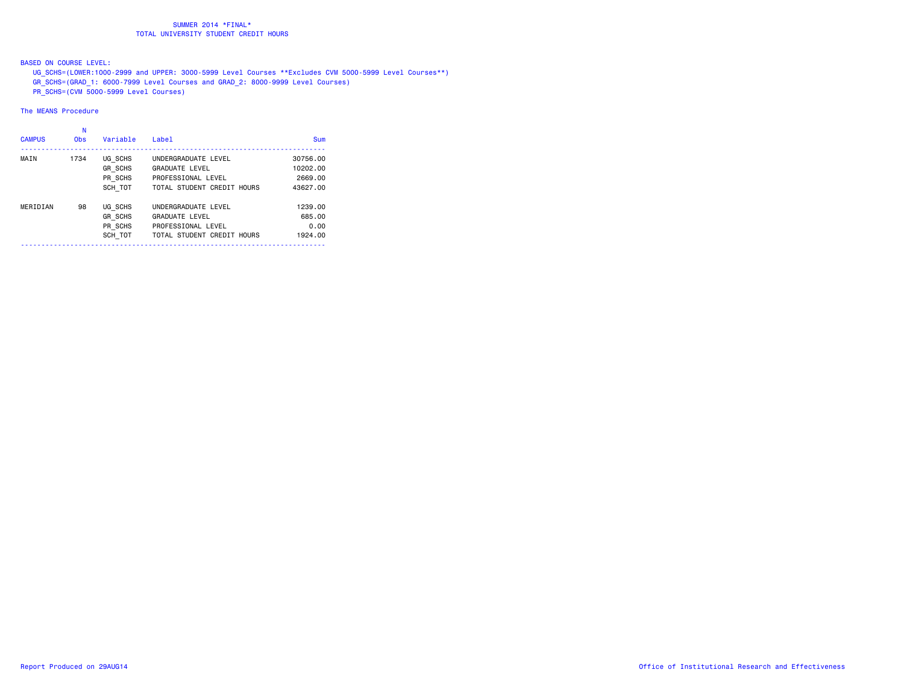# SUMMER 2014 *FINAL*
## TOTAL UNIVERSITY STUDENT CREDIT HOURS

BASED ON COURSE LEVEL:

- UG_SCHS=(LOWER:1000-2999 and UPPER: 3000-5999 Level Courses **Excludes CVM 5000-5999 Level Courses**)
- GR_SCHS=(GRAD_1: 6000-7999 Level Courses and GRAD_2: 8000-9999 Level Courses)
- PR_SCHS=(CVM 5000-5999 Level Courses)

The MEANS Procedure

| CAMPUS | N Obs | Variable | Label | Sum |
|---|---|---|---|---|
| MAIN | 1734 | UG_SCHS | UNDERGRADUATE LEVEL | 30756.00 |
| | | GR_SCHS | GRADUATE LEVEL | 10202.00 |
| | | PR_SCHS | PROFESSIONAL LEVEL | 2669.00 |
| | | SCH_TOT | TOTAL STUDENT CREDIT HOURS | 43627.00 |
| MERIDIAN | 98 | UG_SCHS | UNDERGRADUATE LEVEL | 1239.00 |
| | | GR_SCHS | GRADUATE LEVEL | 685.00 |
| | | PR_SCHS | PROFESSIONAL LEVEL | 0.00 |
| | | SCH_TOT | TOTAL STUDENT CREDIT HOURS | 1924.00 |

Report Produced on 29AUG14

Office of Institutional Research and Effectiveness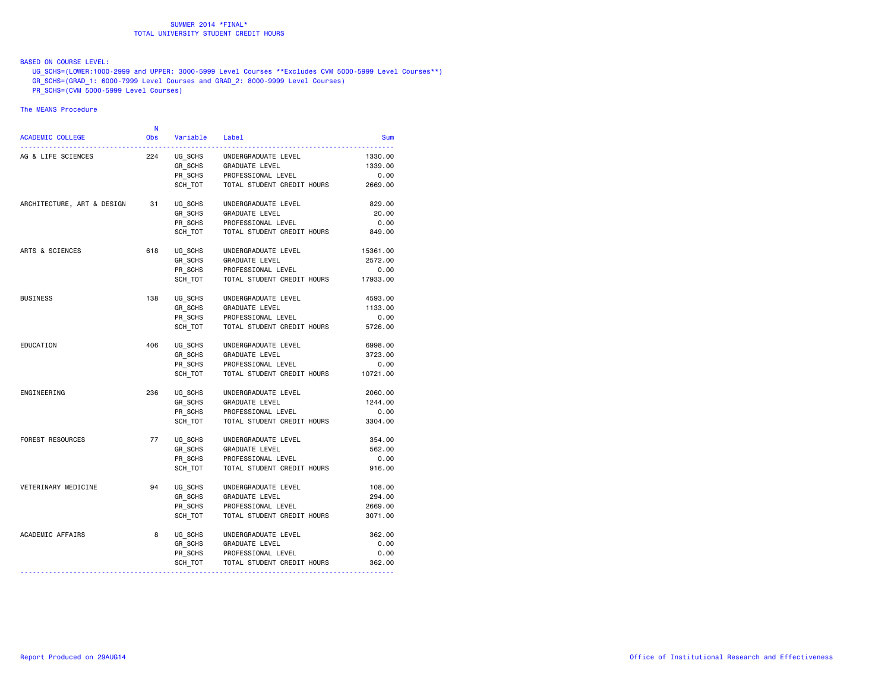SUMMER 2014 *FINAL*
TOTAL UNIVERSITY STUDENT CREDIT HOURS

BASED ON COURSE LEVEL:
UG_SCHS=(LOWER:1000-2999 and UPPER: 3000-5999 Level Courses **Excludes CVM 5000-5999 Level Courses**)
GR_SCHS=(GRAD_1: 6000-7999 Level Courses and GRAD_2: 8000-9999 Level Courses)
PR_SCHS=(CVM 5000-5999 Level Courses)

The MEANS Procedure

| ACADEMIC COLLEGE | N Obs | Variable | Label | Sum |
|---|---|---|---|---|
| AG & LIFE SCIENCES | 224 | UG_SCHS | UNDERGRADUATE LEVEL | 1330.00 |
| | | GR_SCHS | GRADUATE LEVEL | 1339.00 |
| | | PR_SCHS | PROFESSIONAL LEVEL | 0.00 |
| | | SCH_TOT | TOTAL STUDENT CREDIT HOURS | 2669.00 |
| ARCHITECTURE, ART & DESIGN | 31 | UG_SCHS | UNDERGRADUATE LEVEL | 829.00 |
| | | GR_SCHS | GRADUATE LEVEL | 20.00 |
| | | PR_SCHS | PROFESSIONAL LEVEL | 0.00 |
| | | SCH_TOT | TOTAL STUDENT CREDIT HOURS | 849.00 |
| ARTS & SCIENCES | 618 | UG_SCHS | UNDERGRADUATE LEVEL | 15361.00 |
| | | GR_SCHS | GRADUATE LEVEL | 2572.00 |
| | | PR_SCHS | PROFESSIONAL LEVEL | 0.00 |
| | | SCH_TOT | TOTAL STUDENT CREDIT HOURS | 17933.00 |
| BUSINESS | 138 | UG_SCHS | UNDERGRADUATE LEVEL | 4593.00 |
| | | GR_SCHS | GRADUATE LEVEL | 1133.00 |
| | | PR_SCHS | PROFESSIONAL LEVEL | 0.00 |
| | | SCH_TOT | TOTAL STUDENT CREDIT HOURS | 5726.00 |
| EDUCATION | 406 | UG_SCHS | UNDERGRADUATE LEVEL | 6998.00 |
| | | GR_SCHS | GRADUATE LEVEL | 3723.00 |
| | | PR_SCHS | PROFESSIONAL LEVEL | 0.00 |
| | | SCH_TOT | TOTAL STUDENT CREDIT HOURS | 10721.00 |
| ENGINEERING | 236 | UG_SCHS | UNDERGRADUATE LEVEL | 2060.00 |
| | | GR_SCHS | GRADUATE LEVEL | 1244.00 |
| | | PR_SCHS | PROFESSIONAL LEVEL | 0.00 |
| | | SCH_TOT | TOTAL STUDENT CREDIT HOURS | 3304.00 |
| FOREST RESOURCES | 77 | UG_SCHS | UNDERGRADUATE LEVEL | 354.00 |
| | | GR_SCHS | GRADUATE LEVEL | 562.00 |
| | | PR_SCHS | PROFESSIONAL LEVEL | 0.00 |
| | | SCH_TOT | TOTAL STUDENT CREDIT HOURS | 916.00 |
| VETERINARY MEDICINE | 94 | UG_SCHS | UNDERGRADUATE LEVEL | 108.00 |
| | | GR_SCHS | GRADUATE LEVEL | 294.00 |
| | | PR_SCHS | PROFESSIONAL LEVEL | 2669.00 |
| | | SCH_TOT | TOTAL STUDENT CREDIT HOURS | 3071.00 |
| ACADEMIC AFFAIRS | 8 | UG_SCHS | UNDERGRADUATE LEVEL | 362.00 |
| | | GR_SCHS | GRADUATE LEVEL | 0.00 |
| | | PR_SCHS | PROFESSIONAL LEVEL | 0.00 |
| | | SCH_TOT | TOTAL STUDENT CREDIT HOURS | 362.00 |

Report Produced on 29AUG14

Office of Institutional Research and Effectiveness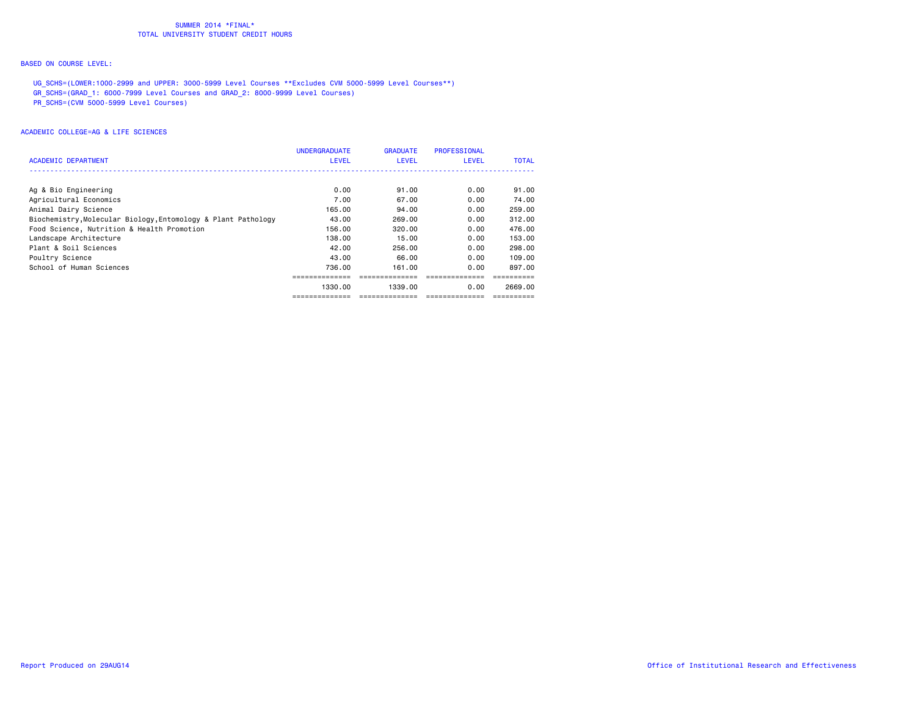SUMMER 2014 *FINAL*
TOTAL UNIVERSITY STUDENT CREDIT HOURS

BASED ON COURSE LEVEL:

UG_SCHS=(LOWER:1000-2999 and UPPER: 3000-5999 Level Courses **Excludes CVM 5000-5999 Level Courses**)
GR_SCHS=(GRAD_1: 6000-7999 Level Courses and GRAD_2: 8000-9999 Level Courses)
PR_SCHS=(CVM 5000-5999 Level Courses)

ACADEMIC COLLEGE=AG & LIFE SCIENCES

| ACADEMIC DEPARTMENT | UNDERGRADUATE LEVEL | GRADUATE LEVEL | PROFESSIONAL LEVEL | TOTAL |
|---|---|---|---|---|
| Ag & Bio Engineering | 0.00 | 91.00 | 0.00 | 91.00 |
| Agricultural Economics | 7.00 | 67.00 | 0.00 | 74.00 |
| Animal Dairy Science | 165.00 | 94.00 | 0.00 | 259.00 |
| Biochemistry,Molecular Biology,Entomology & Plant Pathology | 43.00 | 269.00 | 0.00 | 312.00 |
| Food Science, Nutrition & Health Promotion | 156.00 | 320.00 | 0.00 | 476.00 |
| Landscape Architecture | 138.00 | 15.00 | 0.00 | 153.00 |
| Plant & Soil Sciences | 42.00 | 256.00 | 0.00 | 298.00 |
| Poultry Science | 43.00 | 66.00 | 0.00 | 109.00 |
| School of Human Sciences | 736.00 | 161.00 | 0.00 | 897.00 |
| | 1330.00 | 1339.00 | 0.00 | 2669.00 |

Report Produced on 29AUG14

Office of Institutional Research and Effectiveness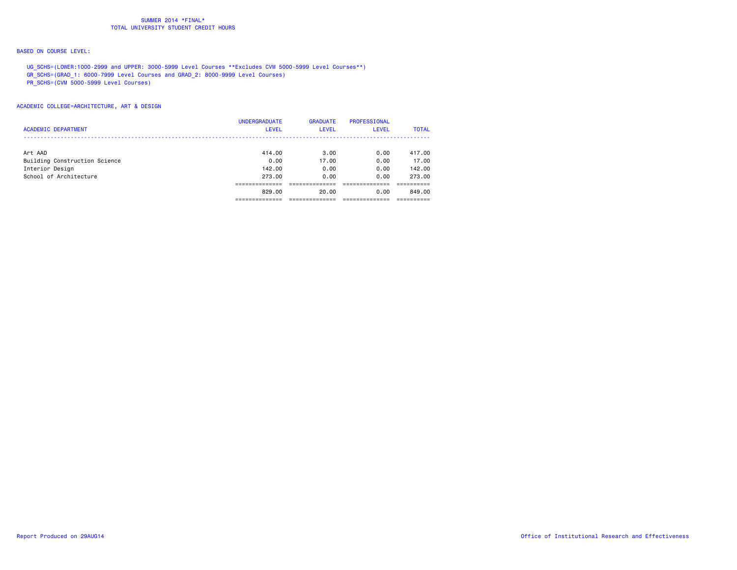SUMMER 2014 *FINAL*
TOTAL UNIVERSITY STUDENT CREDIT HOURS

BASED ON COURSE LEVEL:

UG_SCHS=(LOWER:1000-2999 and UPPER: 3000-5999 Level Courses **Excludes CVM 5000-5999 Level Courses**)
GR_SCHS=(GRAD_1: 6000-7999 Level Courses and GRAD_2: 8000-9999 Level Courses)
PR_SCHS=(CVM 5000-5999 Level Courses)

ACADEMIC COLLEGE=ARCHITECTURE, ART & DESIGN

| ACADEMIC DEPARTMENT | UNDERGRADUATE LEVEL | GRADUATE LEVEL | PROFESSIONAL LEVEL | TOTAL |
|---|---|---|---|---|
| Art AAD | 414.00 | 3.00 | 0.00 | 417.00 |
| Building Construction Science | 0.00 | 17.00 | 0.00 | 17.00 |
| Interior Design | 142.00 | 0.00 | 0.00 | 142.00 |
| School of Architecture | 273.00 | 0.00 | 0.00 | 273.00 |
| | 829.00 | 20.00 | 0.00 | 849.00 |

Report Produced on 29AUG14

Office of Institutional Research and Effectiveness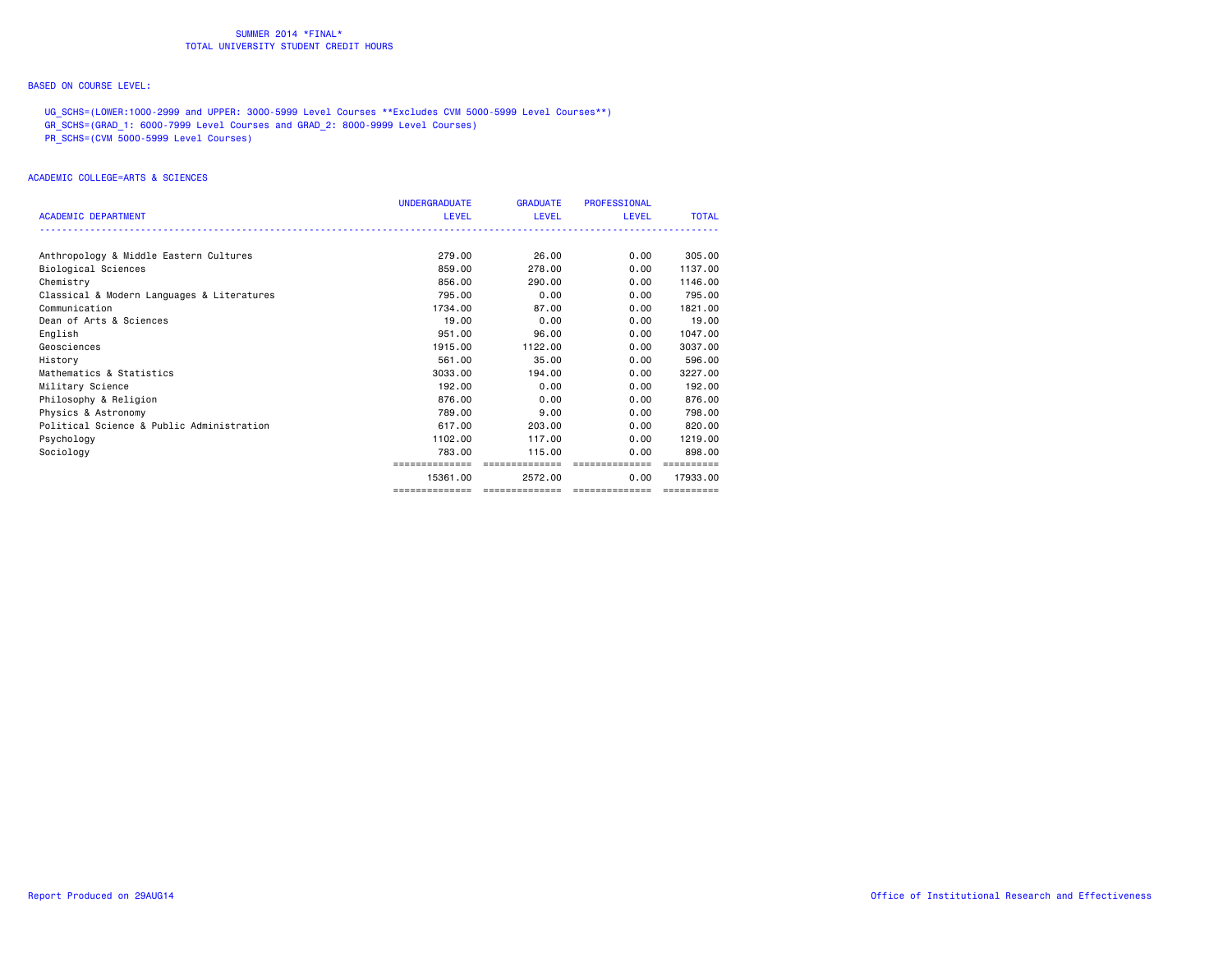SUMMER 2014 *FINAL*
TOTAL UNIVERSITY STUDENT CREDIT HOURS

BASED ON COURSE LEVEL:

UG_SCHS=(LOWER:1000-2999 and UPPER: 3000-5999 Level Courses **Excludes CVM 5000-5999 Level Courses**)
GR_SCHS=(GRAD_1: 6000-7999 Level Courses and GRAD_2: 8000-9999 Level Courses)
PR_SCHS=(CVM 5000-5999 Level Courses)

ACADEMIC COLLEGE=ARTS & SCIENCES

| ACADEMIC DEPARTMENT | UNDERGRADUATE LEVEL | GRADUATE LEVEL | PROFESSIONAL LEVEL | TOTAL |
|---|---|---|---|---|
| Anthropology & Middle Eastern Cultures | 279.00 | 26.00 | 0.00 | 305.00 |
| Biological Sciences | 859.00 | 278.00 | 0.00 | 1137.00 |
| Chemistry | 856.00 | 290.00 | 0.00 | 1146.00 |
| Classical & Modern Languages & Literatures | 795.00 | 0.00 | 0.00 | 795.00 |
| Communication | 1734.00 | 87.00 | 0.00 | 1821.00 |
| Dean of Arts & Sciences | 19.00 | 0.00 | 0.00 | 19.00 |
| English | 951.00 | 96.00 | 0.00 | 1047.00 |
| Geosciences | 1915.00 | 1122.00 | 0.00 | 3037.00 |
| History | 561.00 | 35.00 | 0.00 | 596.00 |
| Mathematics & Statistics | 3033.00 | 194.00 | 0.00 | 3227.00 |
| Military Science | 192.00 | 0.00 | 0.00 | 192.00 |
| Philosophy & Religion | 876.00 | 0.00 | 0.00 | 876.00 |
| Physics & Astronomy | 789.00 | 9.00 | 0.00 | 798.00 |
| Political Science & Public Administration | 617.00 | 203.00 | 0.00 | 820.00 |
| Psychology | 1102.00 | 117.00 | 0.00 | 1219.00 |
| Sociology | 783.00 | 115.00 | 0.00 | 898.00 |
| | 15361.00 | 2572.00 | 0.00 | 17933.00 |

Report Produced on 29AUG14

Office of Institutional Research and Effectiveness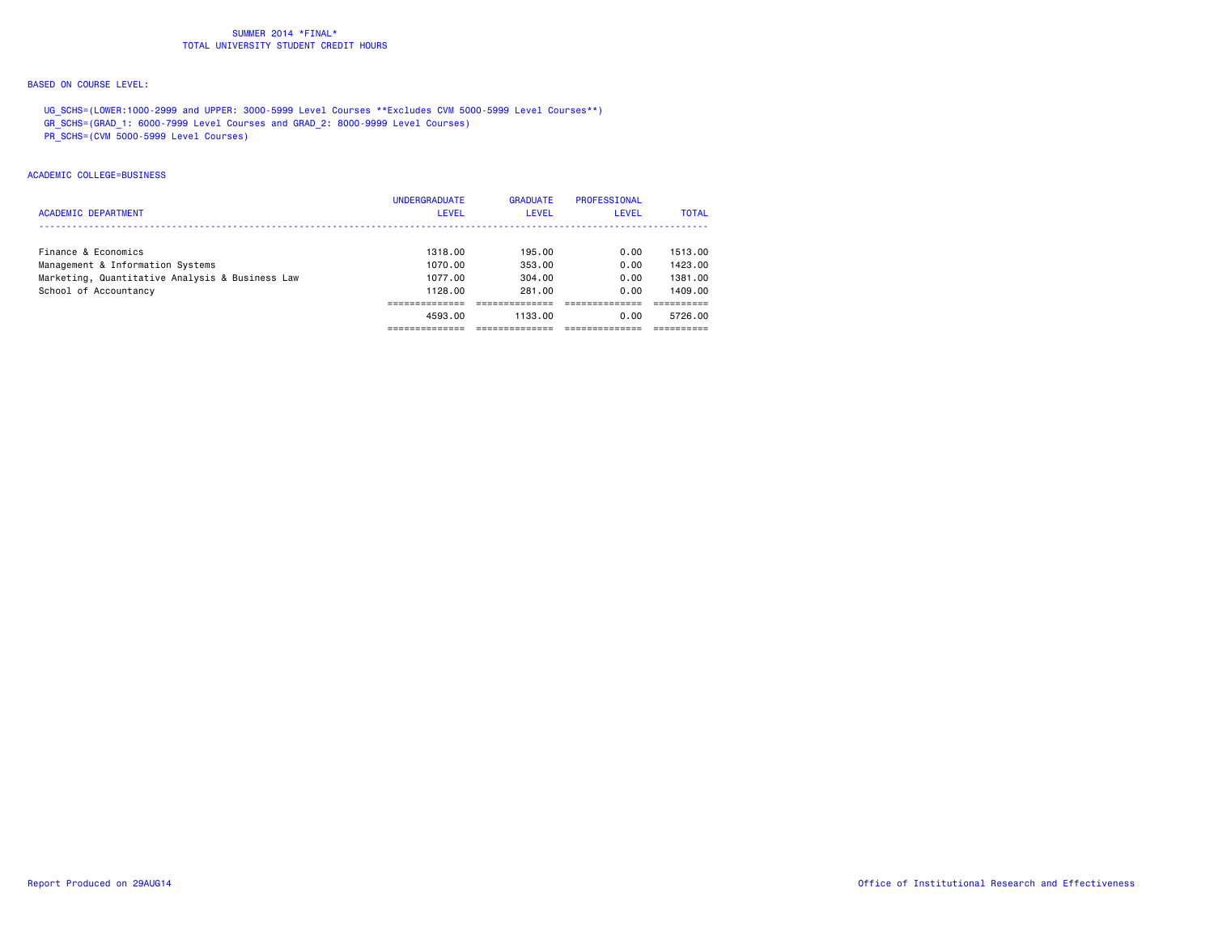SUMMER 2014 *FINAL*
TOTAL UNIVERSITY STUDENT CREDIT HOURS

BASED ON COURSE LEVEL:

UG_SCHS=(LOWER:1000-2999 and UPPER: 3000-5999 Level Courses **Excludes CVM 5000-5999 Level Courses**)
GR_SCHS=(GRAD_1: 6000-7999 Level Courses and GRAD_2: 8000-9999 Level Courses)
PR_SCHS=(CVM 5000-5999 Level Courses)

ACADEMIC COLLEGE=BUSINESS

| ACADEMIC DEPARTMENT | UNDERGRADUATE LEVEL | GRADUATE LEVEL | PROFESSIONAL LEVEL | TOTAL |
|---|---|---|---|---|
| Finance & Economics | 1318.00 | 195.00 | 0.00 | 1513.00 |
| Management & Information Systems | 1070.00 | 353.00 | 0.00 | 1423.00 |
| Marketing, Quantitative Analysis & Business Law | 1077.00 | 304.00 | 0.00 | 1381.00 |
| School of Accountancy | 1128.00 | 281.00 | 0.00 | 1409.00 |
| | 4593.00 | 1133.00 | 0.00 | 5726.00 |

Report Produced on 29AUG14

Office of Institutional Research and Effectiveness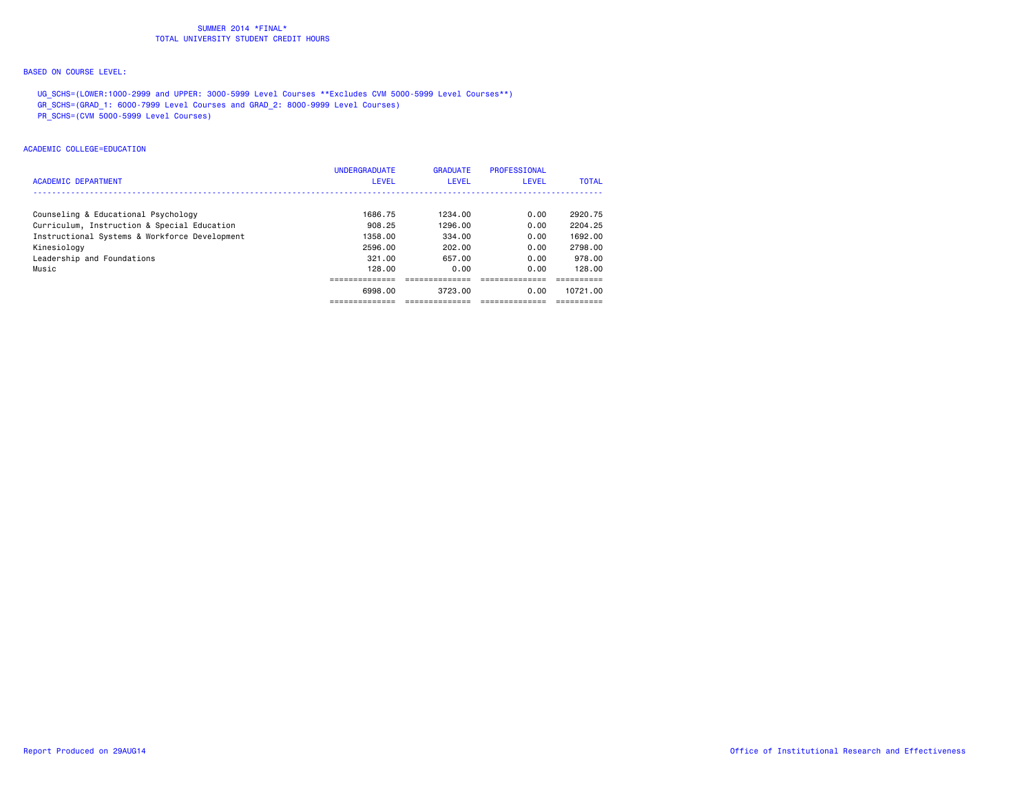SUMMER 2014 *FINAL*
TOTAL UNIVERSITY STUDENT CREDIT HOURS

BASED ON COURSE LEVEL:

UG_SCHS=(LOWER:1000-2999 and UPPER: 3000-5999 Level Courses **Excludes CVM 5000-5999 Level Courses**)
GR_SCHS=(GRAD_1: 6000-7999 Level Courses and GRAD_2: 8000-9999 Level Courses)
PR_SCHS=(CVM 5000-5999 Level Courses)

ACADEMIC COLLEGE=EDUCATION

| ACADEMIC DEPARTMENT | UNDERGRADUATE LEVEL | GRADUATE LEVEL | PROFESSIONAL LEVEL | TOTAL |
|---|---|---|---|---|
| Counseling & Educational Psychology | 1686.75 | 1234.00 | 0.00 | 2920.75 |
| Curriculum, Instruction & Special Education | 908.25 | 1296.00 | 0.00 | 2204.25 |
| Instructional Systems & Workforce Development | 1358.00 | 334.00 | 0.00 | 1692.00 |
| Kinesiology | 2596.00 | 202.00 | 0.00 | 2798.00 |
| Leadership and Foundations | 321.00 | 657.00 | 0.00 | 978.00 |
| Music | 128.00 | 0.00 | 0.00 | 128.00 |
| | 6998.00 | 3723.00 | 0.00 | 10721.00 |

Report Produced on 29AUG14

Office of Institutional Research and Effectiveness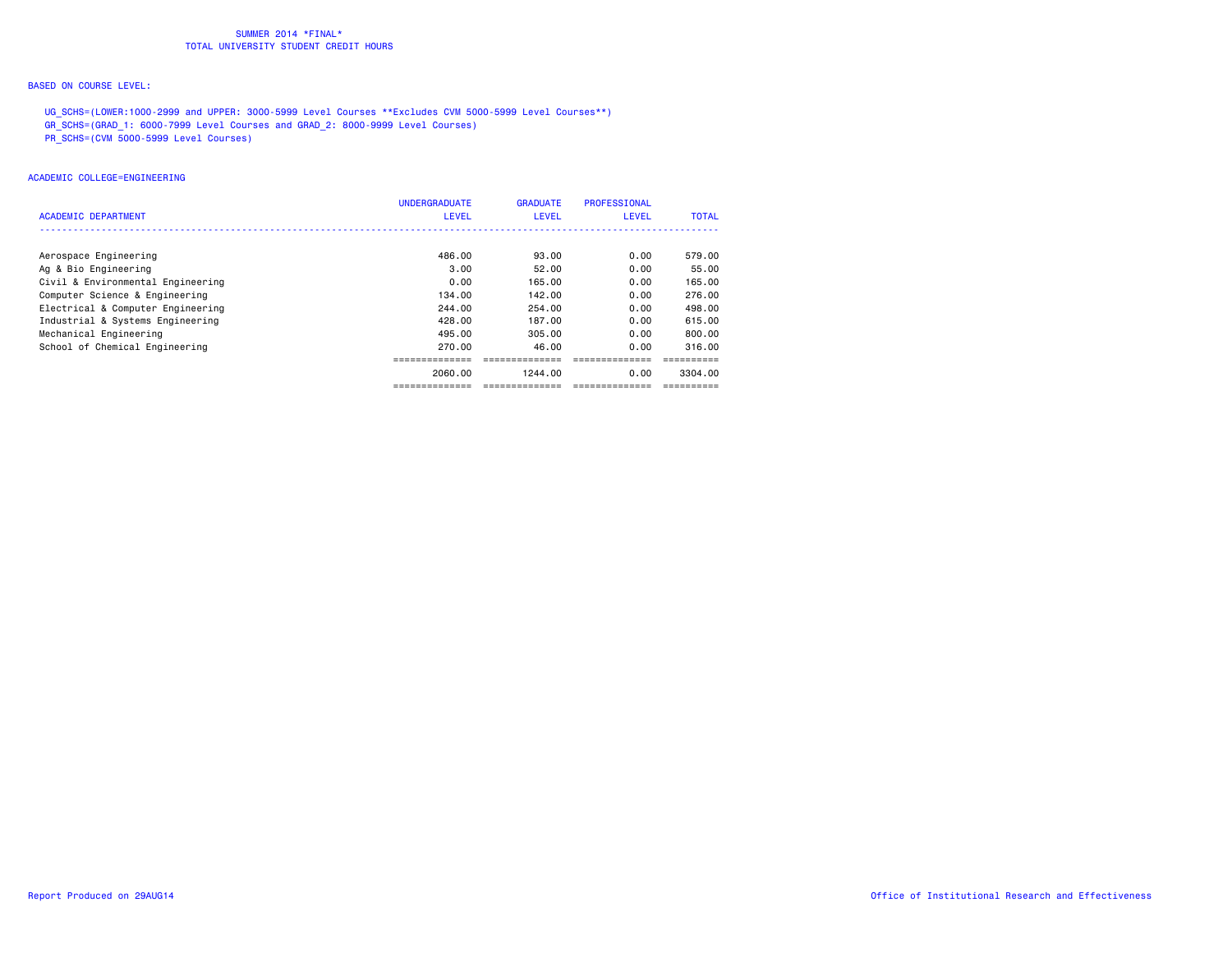SUMMER 2014 *FINAL*
TOTAL UNIVERSITY STUDENT CREDIT HOURS

BASED ON COURSE LEVEL:

UG_SCHS=(LOWER:1000-2999 and UPPER: 3000-5999 Level Courses **Excludes CVM 5000-5999 Level Courses**)
GR_SCHS=(GRAD_1: 6000-7999 Level Courses and GRAD_2: 8000-9999 Level Courses)
PR_SCHS=(CVM 5000-5999 Level Courses)

ACADEMIC COLLEGE=ENGINEERING

| ACADEMIC DEPARTMENT | UNDERGRADUATE LEVEL | GRADUATE LEVEL | PROFESSIONAL LEVEL | TOTAL |
|---|---|---|---|---|
| Aerospace Engineering | 486.00 | 93.00 | 0.00 | 579.00 |
| Ag & Bio Engineering | 3.00 | 52.00 | 0.00 | 55.00 |
| Civil & Environmental Engineering | 0.00 | 165.00 | 0.00 | 165.00 |
| Computer Science & Engineering | 134.00 | 142.00 | 0.00 | 276.00 |
| Electrical & Computer Engineering | 244.00 | 254.00 | 0.00 | 498.00 |
| Industrial & Systems Engineering | 428.00 | 187.00 | 0.00 | 615.00 |
| Mechanical Engineering | 495.00 | 305.00 | 0.00 | 800.00 |
| School of Chemical Engineering | 270.00 | 46.00 | 0.00 | 316.00 |
| | 2060.00 | 1244.00 | 0.00 | 3304.00 |

Report Produced on 29AUG14

Office of Institutional Research and Effectiveness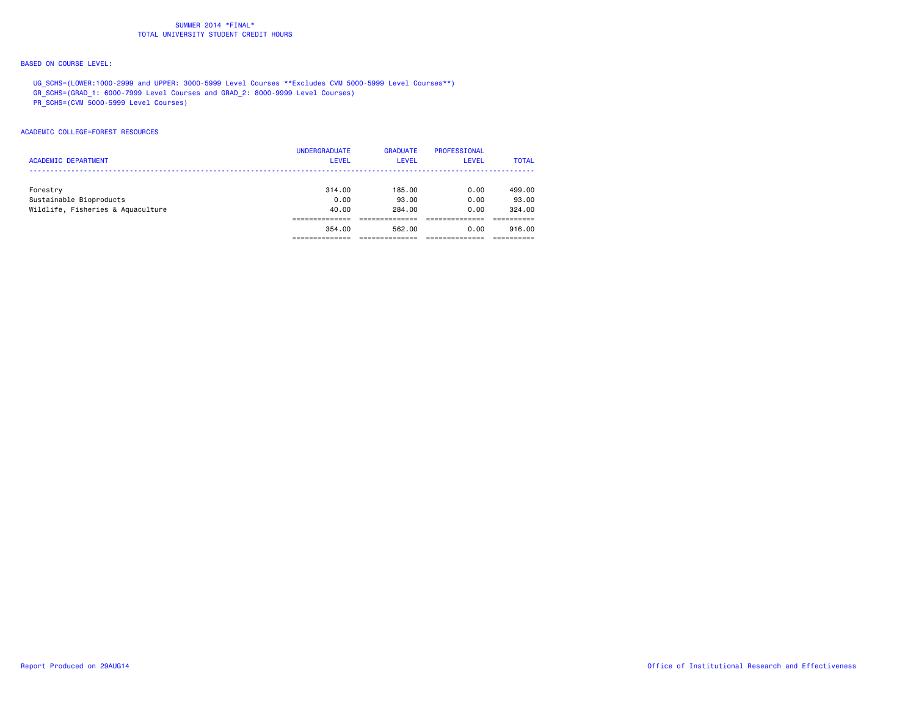# SUMMER 2014 *FINAL*
## TOTAL UNIVERSITY STUDENT CREDIT HOURS

BASED ON COURSE LEVEL:

UG_SCHS=(LOWER:1000-2999 and UPPER: 3000-5999 Level Courses **Excludes CVM 5000-5999 Level Courses**)
GR_SCHS=(GRAD_1: 6000-7999 Level Courses and GRAD_2: 8000-9999 Level Courses)
PR_SCHS=(CVM 5000-5999 Level Courses)

ACADEMIC COLLEGE=FOREST RESOURCES

| ACADEMIC DEPARTMENT | UNDERGRADUATE LEVEL | GRADUATE LEVEL | PROFESSIONAL LEVEL | TOTAL |
|---|---|---|---|---|
| Forestry | 314.00 | 185.00 | 0.00 | 499.00 |
| Sustainable Bioproducts | 0.00 | 93.00 | 0.00 | 93.00 |
| Wildlife, Fisheries & Aquaculture | 40.00 | 284.00 | 0.00 | 324.00 |
| | 354.00 | 562.00 | 0.00 | 916.00 |

Report Produced on 29AUG14

Office of Institutional Research and Effectiveness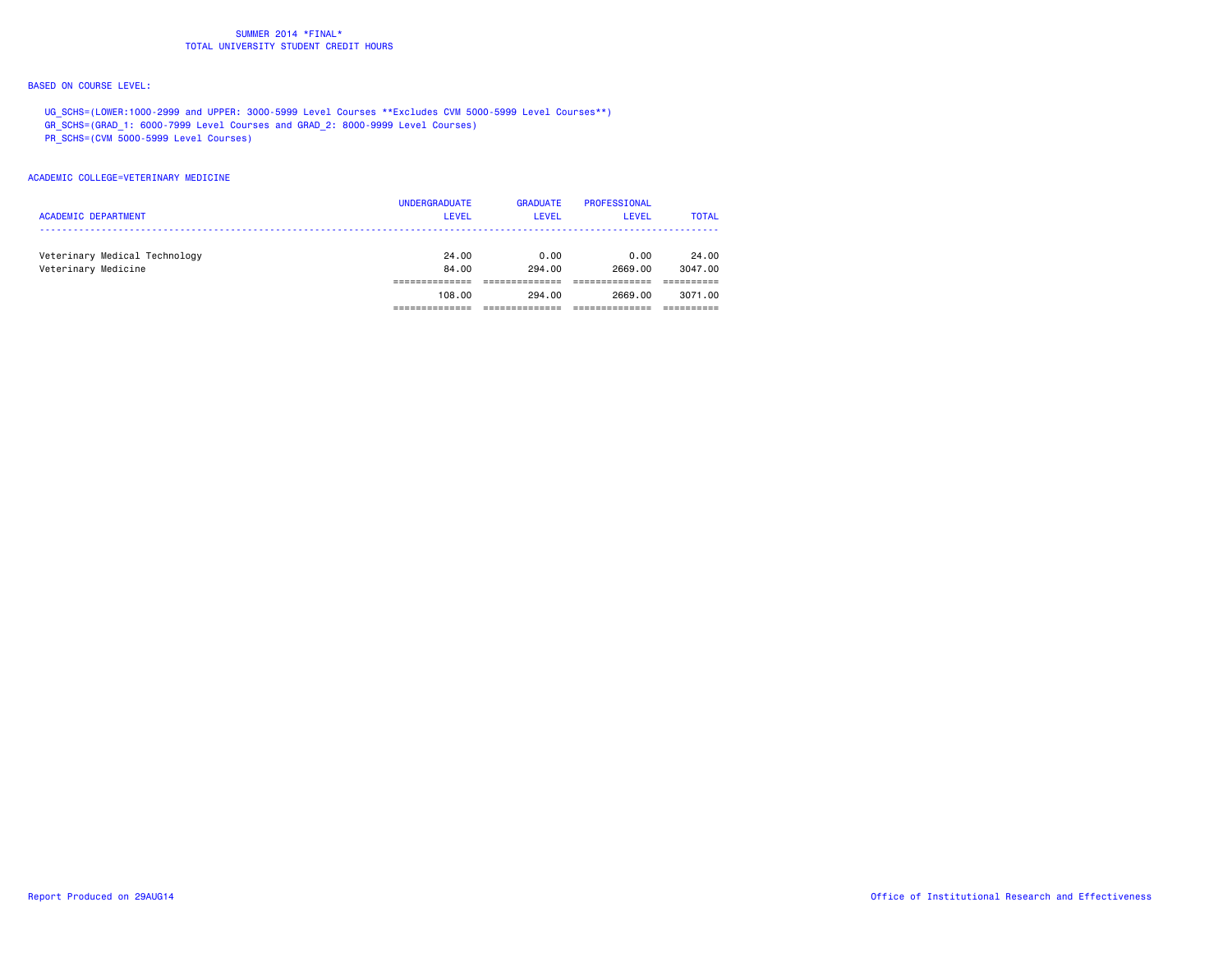SUMMER 2014 *FINAL*
TOTAL UNIVERSITY STUDENT CREDIT HOURS

BASED ON COURSE LEVEL:

UG_SCHS=(LOWER:1000-2999 and UPPER: 3000-5999 Level Courses **Excludes CVM 5000-5999 Level Courses**)
GR_SCHS=(GRAD_1: 6000-7999 Level Courses and GRAD_2: 8000-9999 Level Courses)
PR_SCHS=(CVM 5000-5999 Level Courses)

ACADEMIC COLLEGE=VETERINARY MEDICINE

| ACADEMIC DEPARTMENT | UNDERGRADUATE LEVEL | GRADUATE LEVEL | PROFESSIONAL LEVEL | TOTAL |
|---|---|---|---|---|
| Veterinary Medical Technology | 24.00 | 0.00 | 0.00 | 24.00 |
| Veterinary Medicine | 84.00 | 294.00 | 2669.00 | 3047.00 |
| | 108.00 | 294.00 | 2669.00 | 3071.00 |

Report Produced on 29AUG14

Office of Institutional Research and Effectiveness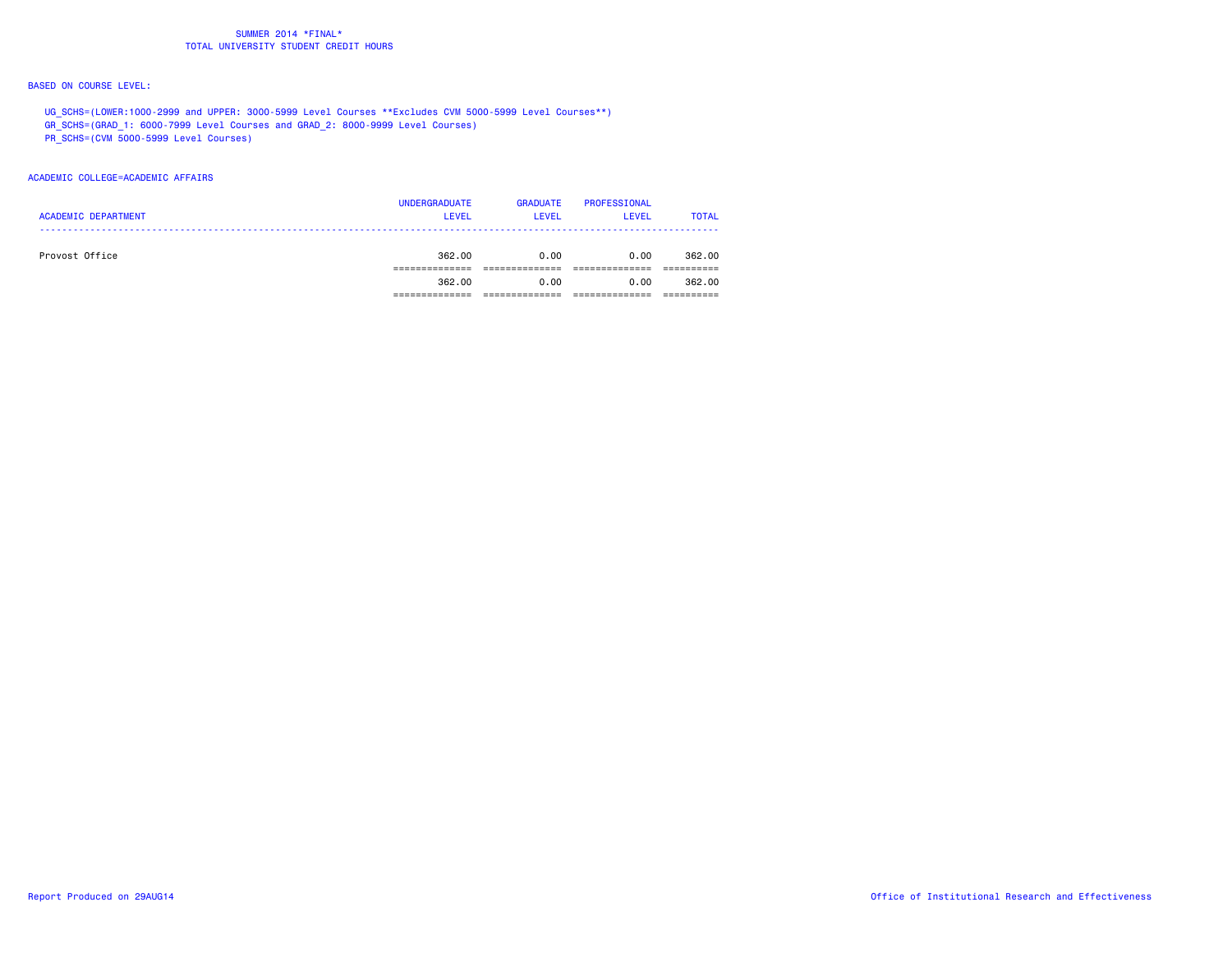# SUMMER 2014 *FINAL*
## TOTAL UNIVERSITY STUDENT CREDIT HOURS

BASED ON COURSE LEVEL:

UG_SCHS=(LOWER:1000-2999 and UPPER: 3000-5999 Level Courses **Excludes CVM 5000-5999 Level Courses**)
GR_SCHS=(GRAD_1: 6000-7999 Level Courses and GRAD_2: 8000-9999 Level Courses)
PR_SCHS=(CVM 5000-5999 Level Courses)

ACADEMIC COLLEGE=ACADEMIC AFFAIRS

| ACADEMIC DEPARTMENT | UNDERGRADUATE LEVEL | GRADUATE LEVEL | PROFESSIONAL LEVEL | TOTAL |
|---|---|---|---|---|
| Provost Office | 362.00 | 0.00 | 0.00 | 362.00 |
| | 362.00 | 0.00 | 0.00 | 362.00 |

Report Produced on 29AUG14

Office of Institutional Research and Effectiveness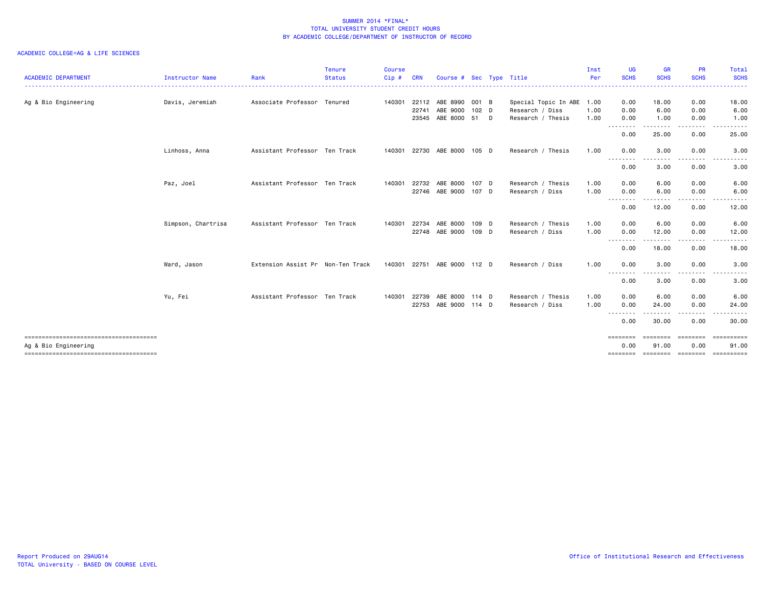SUMMER 2014 *FINAL*
TOTAL UNIVERSITY STUDENT CREDIT HOURS
BY ACADEMIC COLLEGE/DEPARTMENT OF INSTRUCTOR OF RECORD

ACADEMIC COLLEGE=AG & LIFE SCIENCES

| ACADEMIC DEPARTMENT | Instructor Name | Rank | Tenure Status | Course Cip # | CRN | Course # | Sec | Type | Title | Inst Per | UG SCHS | GR SCHS | PR SCHS | Total SCHS |
|---|---|---|---|---|---|---|---|---|---|---|---|---|---|---|
| Ag & Bio Engineering | Davis, Jeremiah | Associate Professor | Tenured | 140301 | 22112 | ABE 8990 | 001 | B | Special Topic In ABE | 1.00 | 0.00 | 18.00 | 0.00 | 18.00 |
| | | | | | 22741 | ABE 9000 | 102 | D | Research / Diss | 1.00 | 0.00 | 6.00 | 0.00 | 6.00 |
| | | | | | 23545 | ABE 8000 | 51 | D | Research / Thesis | 1.00 | 0.00 | 1.00 | 0.00 | 1.00 |
| | | | | | | | | | | | 0.00 | 25.00 | 0.00 | 25.00 |
| | Linhoss, Anna | Assistant Professor | Ten Track | 140301 | 22730 | ABE 8000 | 105 | D | Research / Thesis | 1.00 | 0.00 | 3.00 | 0.00 | 3.00 |
| | | | | | | | | | | | 0.00 | 3.00 | 0.00 | 3.00 |
| | Paz, Joel | Assistant Professor | Ten Track | 140301 | 22732 | ABE 8000 | 107 | D | Research / Thesis | 1.00 | 0.00 | 6.00 | 0.00 | 6.00 |
| | | | | | 22746 | ABE 9000 | 107 | D | Research / Diss | 1.00 | 0.00 | 6.00 | 0.00 | 6.00 |
| | | | | | | | | | | | 0.00 | 12.00 | 0.00 | 12.00 |
| | Simpson, Chartrisa | Assistant Professor | Ten Track | 140301 | 22734 | ABE 8000 | 109 | D | Research / Thesis | 1.00 | 0.00 | 6.00 | 0.00 | 6.00 |
| | | | | | 22748 | ABE 9000 | 109 | D | Research / Diss | 1.00 | 0.00 | 12.00 | 0.00 | 12.00 |
| | | | | | | | | | | | 0.00 | 18.00 | 0.00 | 18.00 |
| | Ward, Jason | Extension Assist Pr | Non-Ten Track | 140301 | 22751 | ABE 9000 | 112 | D | Research / Diss | 1.00 | 0.00 | 3.00 | 0.00 | 3.00 |
| | | | | | | | | | | | 0.00 | 3.00 | 0.00 | 3.00 |
| | Yu, Fei | Assistant Professor | Ten Track | 140301 | 22739 | ABE 8000 | 114 | D | Research / Thesis | 1.00 | 0.00 | 6.00 | 0.00 | 6.00 |
| | | | | | 22753 | ABE 9000 | 114 | D | Research / Diss | 1.00 | 0.00 | 24.00 | 0.00 | 24.00 |
| | | | | | | | | | | | 0.00 | 30.00 | 0.00 | 30.00 |
| Ag & Bio Engineering | | | | | | | | | | | 0.00 | 91.00 | 0.00 | 91.00 |

Report Produced on 29AUG14
TOTAL University - BASED ON COURSE LEVEL

Office of Institutional Research and Effectiveness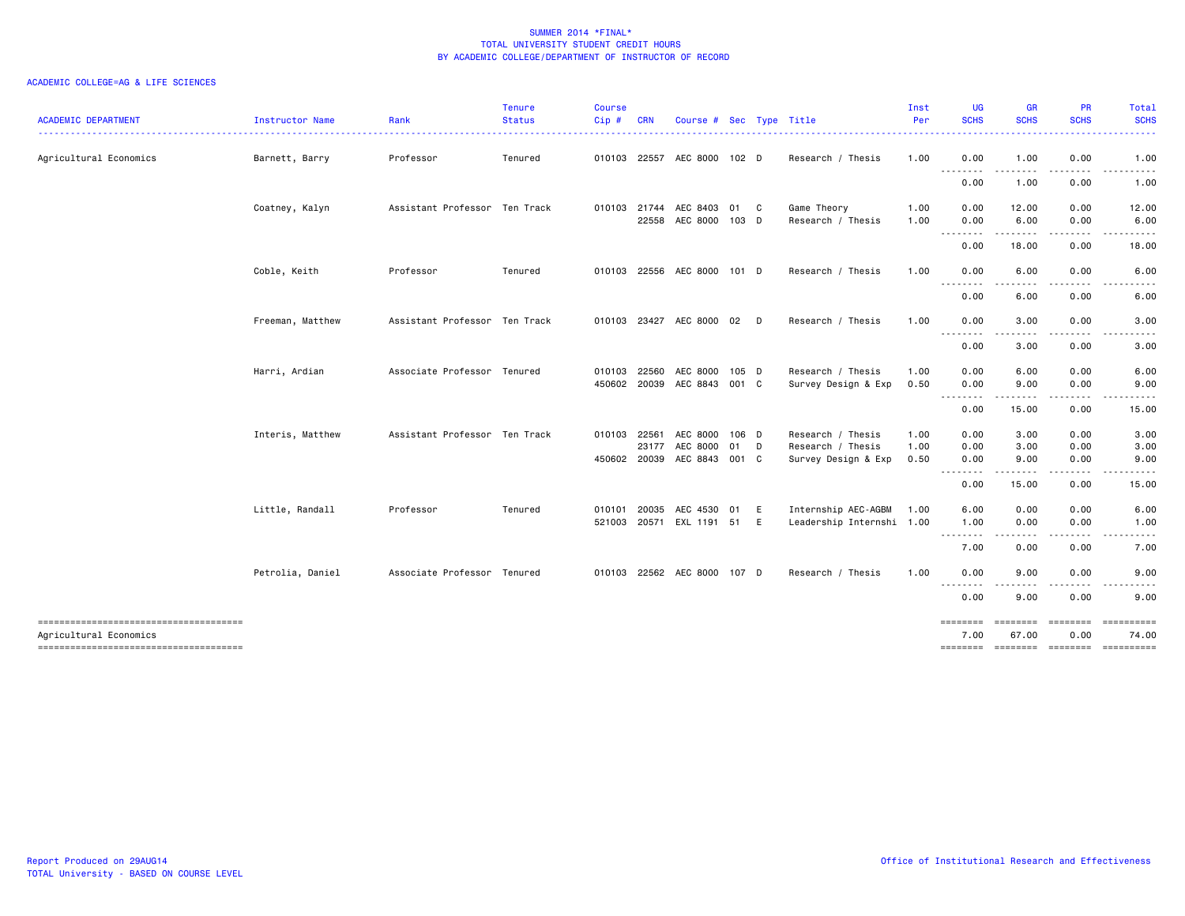SUMMER 2014 *FINAL*
TOTAL UNIVERSITY STUDENT CREDIT HOURS
BY ACADEMIC COLLEGE/DEPARTMENT OF INSTRUCTOR OF RECORD

ACADEMIC COLLEGE=AG & LIFE SCIENCES

| ACADEMIC DEPARTMENT | Instructor Name | Rank | Tenure Status | Course Cip # | CRN | Course # | Sec | Type | Title | Inst Per | UG SCHS | GR SCHS | PR SCHS | Total SCHS |
|---|---|---|---|---|---|---|---|---|---|---|---|---|---|---|
| Agricultural Economics | Barnett, Barry | Professor | Tenured | 010103 | 22557 | AEC 8000 | 102 | D | Research / Thesis | 1.00 | 0.00 | 1.00 | 0.00 | 1.00 |
| | | | | | | | | | | | 0.00 | 1.00 | 0.00 | 1.00 |
| | Coatney, Kalyn | Assistant Professor | Ten Track | 010103 | 21744 | AEC 8403 | 01 | C | Game Theory | 1.00 | 0.00 | 12.00 | 0.00 | 12.00 |
| | | | | | 22558 | AEC 8000 | 103 | D | Research / Thesis | 1.00 | 0.00 | 6.00 | 0.00 | 6.00 |
| | | | | | | | | | | | 0.00 | 18.00 | 0.00 | 18.00 |
| | Coble, Keith | Professor | Tenured | 010103 | 22556 | AEC 8000 | 101 | D | Research / Thesis | 1.00 | 0.00 | 6.00 | 0.00 | 6.00 |
| | | | | | | | | | | | 0.00 | 6.00 | 0.00 | 6.00 |
| | Freeman, Matthew | Assistant Professor | Ten Track | 010103 | 23427 | AEC 8000 | 02 | D | Research / Thesis | 1.00 | 0.00 | 3.00 | 0.00 | 3.00 |
| | | | | | | | | | | | 0.00 | 3.00 | 0.00 | 3.00 |
| | Harri, Ardian | Associate Professor | Tenured | 010103 | 22560 | AEC 8000 | 105 | D | Research / Thesis | 1.00 | 0.00 | 6.00 | 0.00 | 6.00 |
| | | | | 450602 | 20039 | AEC 8843 | 001 | C | Survey Design & Exp | 0.50 | 0.00 | 9.00 | 0.00 | 9.00 |
| | | | | | | | | | | | 0.00 | 15.00 | 0.00 | 15.00 |
| | Interis, Matthew | Assistant Professor | Ten Track | 010103 | 22561 | AEC 8000 | 106 | D | Research / Thesis | 1.00 | 0.00 | 3.00 | 0.00 | 3.00 |
| | | | | | 23177 | AEC 8000 | 01 | D | Research / Thesis | 1.00 | 0.00 | 3.00 | 0.00 | 3.00 |
| | | | | 450602 | 20039 | AEC 8843 | 001 | C | Survey Design & Exp | 0.50 | 0.00 | 9.00 | 0.00 | 9.00 |
| | | | | | | | | | | | 0.00 | 15.00 | 0.00 | 15.00 |
| | Little, Randall | Professor | Tenured | 010101 | 20035 | AEC 4530 | 01 | E | Internship AEC-AGBM | 1.00 | 6.00 | 0.00 | 0.00 | 6.00 |
| | | | | 521003 | 20571 | EXL 1191 | 51 | E | Leadership Internshi | 1.00 | 1.00 | 0.00 | 0.00 | 1.00 |
| | | | | | | | | | | | 7.00 | 0.00 | 0.00 | 7.00 |
| | Petrolia, Daniel | Associate Professor | Tenured | 010103 | 22562 | AEC 8000 | 107 | D | Research / Thesis | 1.00 | 0.00 | 9.00 | 0.00 | 9.00 |
| | | | | | | | | | | | 0.00 | 9.00 | 0.00 | 9.00 |
| Agricultural Economics | | | | | | | | | | | 7.00 | 67.00 | 0.00 | 74.00 |

Report Produced on 29AUG14
TOTAL University - BASED ON COURSE LEVEL

Office of Institutional Research and Effectiveness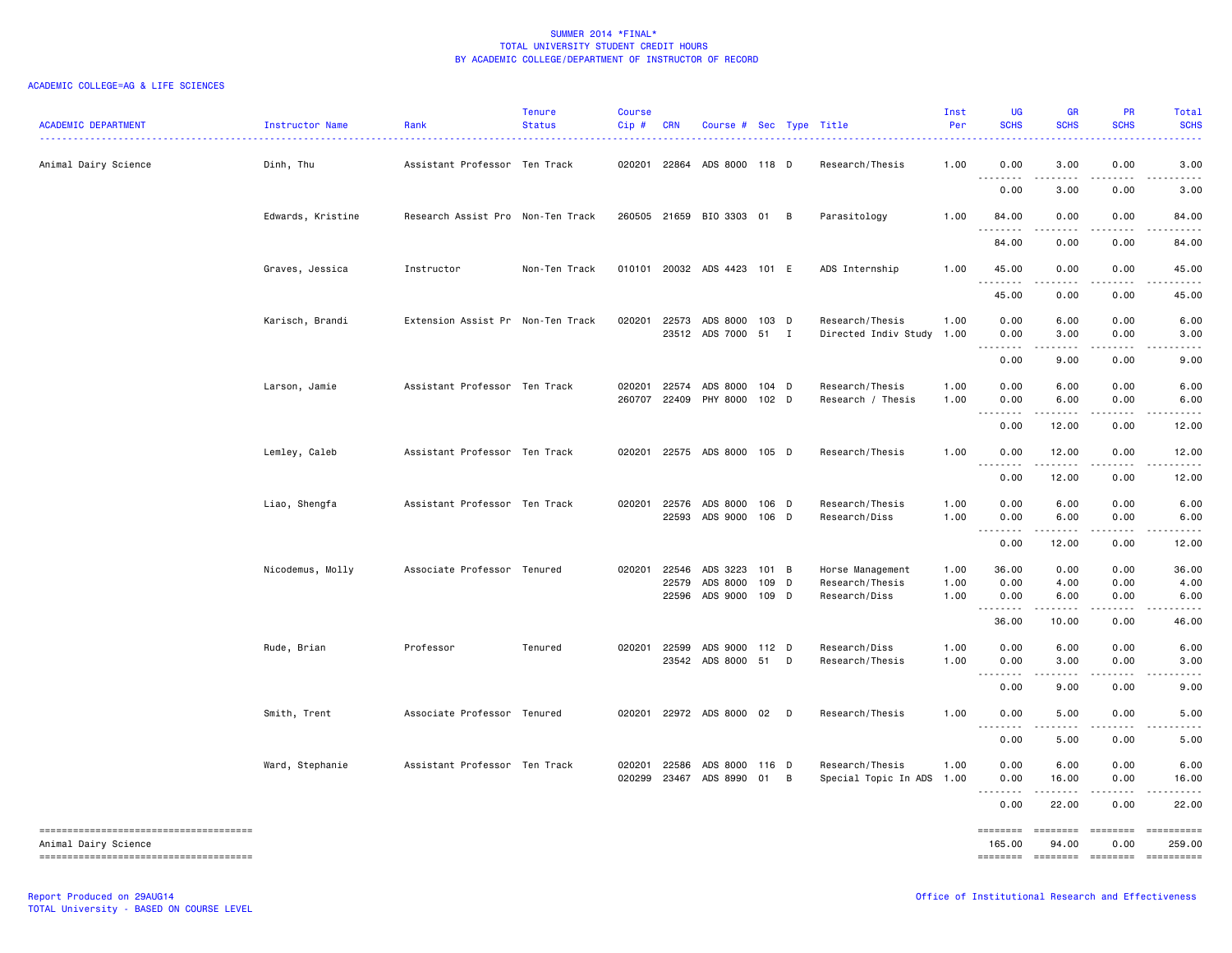SUMMER 2014 *FINAL*
TOTAL UNIVERSITY STUDENT CREDIT HOURS
BY ACADEMIC COLLEGE/DEPARTMENT OF INSTRUCTOR OF RECORD

ACADEMIC COLLEGE=AG & LIFE SCIENCES

| ACADEMIC DEPARTMENT | Instructor Name | Rank | Tenure Status | Course Cip # | CRN | Course # | Sec | Type | Title | Inst Per | UG SCHS | GR SCHS | PR SCHS | Total SCHS |
|---|---|---|---|---|---|---|---|---|---|---|---|---|---|---|
| Animal Dairy Science | Dinh, Thu | Assistant Professor | Ten Track | 020201 | 22864 | ADS 8000 | 118 | D | Research/Thesis | 1.00 | 0.00 | 3.00 | 0.00 | 3.00 |
| | | | | | | | | | | | 0.00 | 3.00 | 0.00 | 3.00 |
| | Edwards, Kristine | Research Assist Pro | Non-Ten Track | 260505 | 21659 | BIO 3303 | 01 | B | Parasitology | 1.00 | 84.00 | 0.00 | 0.00 | 84.00 |
| | | | | | | | | | | | 84.00 | 0.00 | 0.00 | 84.00 |
| | Graves, Jessica | Instructor | Non-Ten Track | 010101 | 20032 | ADS 4423 | 101 | E | ADS Internship | 1.00 | 45.00 | 0.00 | 0.00 | 45.00 |
| | | | | | | | | | | | 45.00 | 0.00 | 0.00 | 45.00 |
| | Karisch, Brandi | Extension Assist Pr | Non-Ten Track | 020201 | 22573 | ADS 8000 | 103 | D | Research/Thesis | 1.00 | 0.00 | 6.00 | 0.00 | 6.00 |
| | | | | | 23512 | ADS 7000 | 51 | I | Directed Indiv Study | 1.00 | 0.00 | 3.00 | 0.00 | 3.00 |
| | | | | | | | | | | | 0.00 | 9.00 | 0.00 | 9.00 |
| | Larson, Jamie | Assistant Professor | Ten Track | 020201 | 22574 | ADS 8000 | 104 | D | Research/Thesis | 1.00 | 0.00 | 6.00 | 0.00 | 6.00 |
| | | | | 260707 | 22409 | PHY 8000 | 102 | D | Research / Thesis | 1.00 | 0.00 | 6.00 | 0.00 | 6.00 |
| | | | | | | | | | | | 0.00 | 12.00 | 0.00 | 12.00 |
| | Lemley, Caleb | Assistant Professor | Ten Track | 020201 | 22575 | ADS 8000 | 105 | D | Research/Thesis | 1.00 | 0.00 | 12.00 | 0.00 | 12.00 |
| | | | | | | | | | | | 0.00 | 12.00 | 0.00 | 12.00 |
| | Liao, Shengfa | Assistant Professor | Ten Track | 020201 | 22576 | ADS 8000 | 106 | D | Research/Thesis | 1.00 | 0.00 | 6.00 | 0.00 | 6.00 |
| | | | | | 22593 | ADS 9000 | 106 | D | Research/Diss | 1.00 | 0.00 | 6.00 | 0.00 | 6.00 |
| | | | | | | | | | | | 0.00 | 12.00 | 0.00 | 12.00 |
| | Nicodemus, Molly | Associate Professor | Tenured | 020201 | 22546 | ADS 3223 | 101 | B | Horse Management | 1.00 | 36.00 | 0.00 | 0.00 | 36.00 |
| | | | | | 22579 | ADS 8000 | 109 | D | Research/Thesis | 1.00 | 0.00 | 4.00 | 0.00 | 4.00 |
| | | | | | 22596 | ADS 9000 | 109 | D | Research/Diss | 1.00 | 0.00 | 6.00 | 0.00 | 6.00 |
| | | | | | | | | | | | 36.00 | 10.00 | 0.00 | 46.00 |
| | Rude, Brian | Professor | Tenured | 020201 | 22599 | ADS 9000 | 112 | D | Research/Diss | 1.00 | 0.00 | 6.00 | 0.00 | 6.00 |
| | | | | | 23542 | ADS 8000 | 51 | D | Research/Thesis | 1.00 | 0.00 | 3.00 | 0.00 | 3.00 |
| | | | | | | | | | | | 0.00 | 9.00 | 0.00 | 9.00 |
| | Smith, Trent | Associate Professor | Tenured | 020201 | 22972 | ADS 8000 | 02 | D | Research/Thesis | 1.00 | 0.00 | 5.00 | 0.00 | 5.00 |
| | | | | | | | | | | | 0.00 | 5.00 | 0.00 | 5.00 |
| | Ward, Stephanie | Assistant Professor | Ten Track | 020201 | 22586 | ADS 8000 | 116 | D | Research/Thesis | 1.00 | 0.00 | 6.00 | 0.00 | 6.00 |
| | | | | 020299 | 23467 | ADS 8990 | 01 | B | Special Topic In ADS | 1.00 | 0.00 | 16.00 | 0.00 | 16.00 |
| | | | | | | | | | | | 0.00 | 22.00 | 0.00 | 22.00 |
| Animal Dairy Science | | | | | | | | | | | 165.00 | 94.00 | 0.00 | 259.00 |

Report Produced on 29AUG14
TOTAL University - BASED ON COURSE LEVEL

Office of Institutional Research and Effectiveness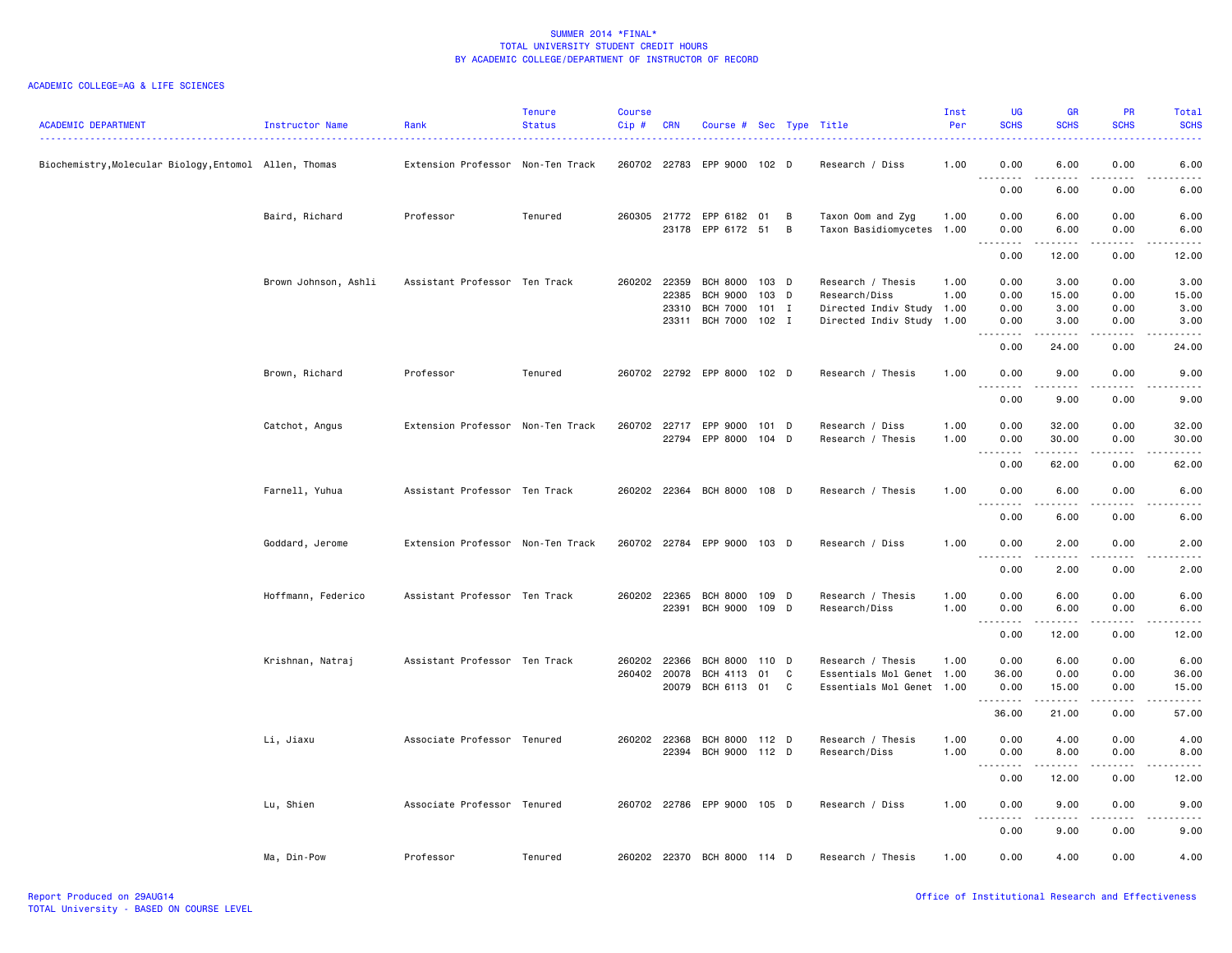SUMMER 2014 *FINAL*
TOTAL UNIVERSITY STUDENT CREDIT HOURS
BY ACADEMIC COLLEGE/DEPARTMENT OF INSTRUCTOR OF RECORD

ACADEMIC COLLEGE=AG & LIFE SCIENCES

| ACADEMIC DEPARTMENT | Instructor Name | Rank | Tenure Status | Course Cip # | CRN | Course # | Sec | Type | Title | Inst Per | UG SCHS | GR SCHS | PR SCHS | Total SCHS |
|---|---|---|---|---|---|---|---|---|---|---|---|---|---|---|
| Biochemistry,Molecular Biology,Entomol | Allen, Thomas | Extension Professor | Non-Ten Track | 260702 | 22783 | EPP 9000 | 102 | D | Research / Diss | 1.00 | 0.00 | 6.00 | 0.00 | 6.00 |
| | | | | | | | | | | | 0.00 | 6.00 | 0.00 | 6.00 |
| | Baird, Richard | Professor | Tenured | 260305 | 21772 | EPP 6182 | 01 | B | Taxon Oom and Zyg | 1.00 | 0.00 | 6.00 | 0.00 | 6.00 |
| | | | | | 23178 | EPP 6172 | 51 | B | Taxon Basidiomycetes | 1.00 | 0.00 | 6.00 | 0.00 | 6.00 |
| | | | | | | | | | | | 0.00 | 12.00 | 0.00 | 12.00 |
| | Brown Johnson, Ashli | Assistant Professor | Ten Track | 260202 | 22359 | BCH 8000 | 103 | D | Research / Thesis | 1.00 | 0.00 | 3.00 | 0.00 | 3.00 |
| | | | | | 22385 | BCH 9000 | 103 | D | Research/Diss | 1.00 | 0.00 | 15.00 | 0.00 | 15.00 |
| | | | | | 23310 | BCH 7000 | 101 | I | Directed Indiv Study | 1.00 | 0.00 | 3.00 | 0.00 | 3.00 |
| | | | | | 23311 | BCH 7000 | 102 | I | Directed Indiv Study | 1.00 | 0.00 | 3.00 | 0.00 | 3.00 |
| | | | | | | | | | | | 0.00 | 24.00 | 0.00 | 24.00 |
| | Brown, Richard | Professor | Tenured | 260702 | 22792 | EPP 8000 | 102 | D | Research / Thesis | 1.00 | 0.00 | 9.00 | 0.00 | 9.00 |
| | | | | | | | | | | | 0.00 | 9.00 | 0.00 | 9.00 |
| | Catchot, Angus | Extension Professor | Non-Ten Track | 260702 | 22717 | EPP 9000 | 101 | D | Research / Diss | 1.00 | 0.00 | 32.00 | 0.00 | 32.00 |
| | | | | | 22794 | EPP 8000 | 104 | D | Research / Thesis | 1.00 | 0.00 | 30.00 | 0.00 | 30.00 |
| | | | | | | | | | | | 0.00 | 62.00 | 0.00 | 62.00 |
| | Farnell, Yuhua | Assistant Professor | Ten Track | 260202 | 22364 | BCH 8000 | 108 | D | Research / Thesis | 1.00 | 0.00 | 6.00 | 0.00 | 6.00 |
| | | | | | | | | | | | 0.00 | 6.00 | 0.00 | 6.00 |
| | Goddard, Jerome | Extension Professor | Non-Ten Track | 260702 | 22784 | EPP 9000 | 103 | D | Research / Diss | 1.00 | 0.00 | 2.00 | 0.00 | 2.00 |
| | | | | | | | | | | | 0.00 | 2.00 | 0.00 | 2.00 |
| | Hoffmann, Federico | Assistant Professor | Ten Track | 260202 | 22365 | BCH 8000 | 109 | D | Research / Thesis | 1.00 | 0.00 | 6.00 | 0.00 | 6.00 |
| | | | | | 22391 | BCH 9000 | 109 | D | Research/Diss | 1.00 | 0.00 | 6.00 | 0.00 | 6.00 |
| | | | | | | | | | | | 0.00 | 12.00 | 0.00 | 12.00 |
| | Krishnan, Natraj | Assistant Professor | Ten Track | 260202 | 22366 | BCH 8000 | 110 | D | Research / Thesis | 1.00 | 0.00 | 6.00 | 0.00 | 6.00 |
| | | | | 260402 | 20078 | BCH 4113 | 01 | C | Essentials Mol Genet | 1.00 | 36.00 | 0.00 | 0.00 | 36.00 |
| | | | | | 20079 | BCH 6113 | 01 | C | Essentials Mol Genet | 1.00 | 0.00 | 15.00 | 0.00 | 15.00 |
| | | | | | | | | | | | 36.00 | 21.00 | 0.00 | 57.00 |
| | Li, Jiaxu | Associate Professor | Tenured | 260202 | 22368 | BCH 8000 | 112 | D | Research / Thesis | 1.00 | 0.00 | 4.00 | 0.00 | 4.00 |
| | | | | | 22394 | BCH 9000 | 112 | D | Research/Diss | 1.00 | 0.00 | 8.00 | 0.00 | 8.00 |
| | | | | | | | | | | | 0.00 | 12.00 | 0.00 | 12.00 |
| | Lu, Shien | Associate Professor | Tenured | 260702 | 22786 | EPP 9000 | 105 | D | Research / Diss | 1.00 | 0.00 | 9.00 | 0.00 | 9.00 |
| | | | | | | | | | | | 0.00 | 9.00 | 0.00 | 9.00 |
| | Ma, Din-Pow | Professor | Tenured | 260202 | 22370 | BCH 8000 | 114 | D | Research / Thesis | 1.00 | 0.00 | 4.00 | 0.00 | 4.00 |

Report Produced on 29AUG14
TOTAL University - BASED ON COURSE LEVEL

Office of Institutional Research and Effectiveness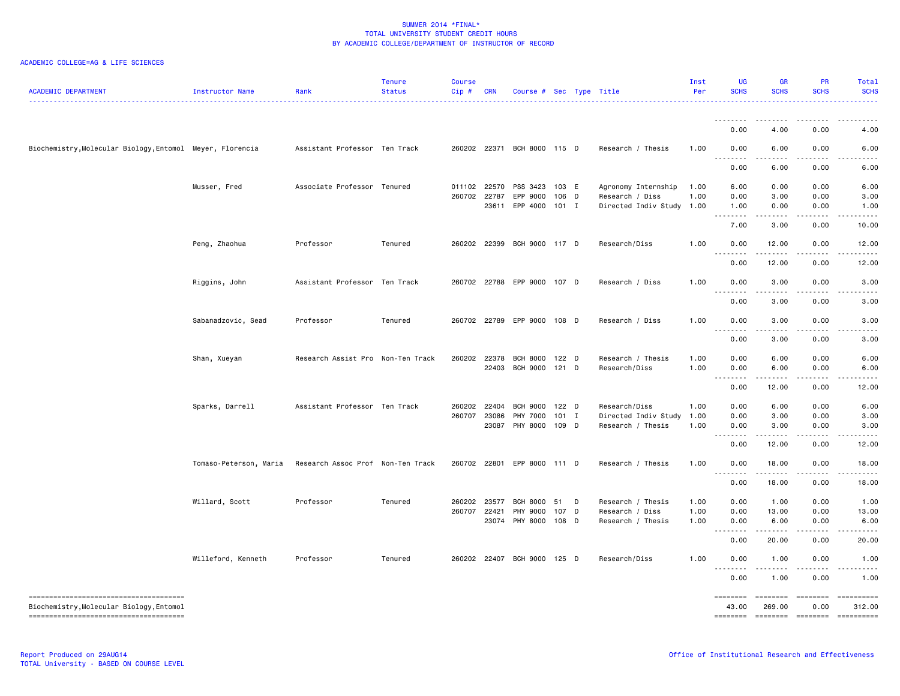SUMMER 2014 *FINAL*
TOTAL UNIVERSITY STUDENT CREDIT HOURS
BY ACADEMIC COLLEGE/DEPARTMENT OF INSTRUCTOR OF RECORD

ACADEMIC COLLEGE=AG & LIFE SCIENCES

| ACADEMIC DEPARTMENT | Instructor Name | Rank | Tenure Status | Course Cip # | CRN | Course # | Sec | Type | Title | Inst Per | UG SCHS | GR SCHS | PR SCHS | Total SCHS |
|---|---|---|---|---|---|---|---|---|---|---|---|---|---|---|
| | | | | | | | | | | | 0.00 | 4.00 | 0.00 | 4.00 |
| Biochemistry,Molecular Biology,Entomol | Meyer, Florencia | Assistant Professor | Ten Track | 260202 | 22371 | BCH 8000 | 115 | D | Research / Thesis | 1.00 | 0.00 | 6.00 | 0.00 | 6.00 |
| | | | | | | | | | | | 0.00 | 6.00 | 0.00 | 6.00 |
| | Musser, Fred | Associate Professor | Tenured | 011102 | 22570 | PSS 3423 | 103 | E | Agronomy Internship | 1.00 | 6.00 | 0.00 | 0.00 | 6.00 |
| | | | | 260702 | 22787 | EPP 9000 | 106 | D | Research / Diss | 1.00 | 0.00 | 3.00 | 0.00 | 3.00 |
| | | | | | 23611 | EPP 4000 | 101 | I | Directed Indiv Study | 1.00 | 1.00 | 0.00 | 0.00 | 1.00 |
| | | | | | | | | | | | 7.00 | 3.00 | 0.00 | 10.00 |
| | Peng, Zhaohua | Professor | Tenured | 260202 | 22399 | BCH 9000 | 117 | D | Research/Diss | 1.00 | 0.00 | 12.00 | 0.00 | 12.00 |
| | | | | | | | | | | | 0.00 | 12.00 | 0.00 | 12.00 |
| | Riggins, John | Assistant Professor | Ten Track | 260702 | 22788 | EPP 9000 | 107 | D | Research / Diss | 1.00 | 0.00 | 3.00 | 0.00 | 3.00 |
| | | | | | | | | | | | 0.00 | 3.00 | 0.00 | 3.00 |
| | Sabanadzovic, Sead | Professor | Tenured | 260702 | 22789 | EPP 9000 | 108 | D | Research / Diss | 1.00 | 0.00 | 3.00 | 0.00 | 3.00 |
| | | | | | | | | | | | 0.00 | 3.00 | 0.00 | 3.00 |
| | Shan, Xueyan | Research Assist Pro | Non-Ten Track | 260202 | 22378 | BCH 8000 | 122 | D | Research / Thesis | 1.00 | 0.00 | 6.00 | 0.00 | 6.00 |
| | | | | | 22403 | BCH 9000 | 121 | D | Research/Diss | 1.00 | 0.00 | 6.00 | 0.00 | 6.00 |
| | | | | | | | | | | | 0.00 | 12.00 | 0.00 | 12.00 |
| | Sparks, Darrell | Assistant Professor | Ten Track | 260202 | 22404 | BCH 9000 | 122 | D | Research/Diss | 1.00 | 0.00 | 6.00 | 0.00 | 6.00 |
| | | | | 260707 | 23086 | PHY 7000 | 101 | I | Directed Indiv Study | 1.00 | 0.00 | 3.00 | 0.00 | 3.00 |
| | | | | | 23087 | PHY 8000 | 109 | D | Research / Thesis | 1.00 | 0.00 | 3.00 | 0.00 | 3.00 |
| | | | | | | | | | | | 0.00 | 12.00 | 0.00 | 12.00 |
| | Tomaso-Peterson, Maria | Research Assoc Prof | Non-Ten Track | 260702 | 22801 | EPP 8000 | 111 | D | Research / Thesis | 1.00 | 0.00 | 18.00 | 0.00 | 18.00 |
| | | | | | | | | | | | 0.00 | 18.00 | 0.00 | 18.00 |
| | Willard, Scott | Professor | Tenured | 260202 | 23577 | BCH 8000 | 51 | D | Research / Thesis | 1.00 | 0.00 | 1.00 | 0.00 | 1.00 |
| | | | | 260707 | 22421 | PHY 9000 | 107 | D | Research / Diss | 1.00 | 0.00 | 13.00 | 0.00 | 13.00 |
| | | | | | 23074 | PHY 8000 | 108 | D | Research / Thesis | 1.00 | 0.00 | 6.00 | 0.00 | 6.00 |
| | | | | | | | | | | | 0.00 | 20.00 | 0.00 | 20.00 |
| | Willeford, Kenneth | Professor | Tenured | 260202 | 22407 | BCH 9000 | 125 | D | Research/Diss | 1.00 | 0.00 | 1.00 | 0.00 | 1.00 |
| | | | | | | | | | | | 0.00 | 1.00 | 0.00 | 1.00 |
| Biochemistry,Molecular Biology,Entomol | | | | | | | | | | | 43.00 | 269.00 | 0.00 | 312.00 |

Report Produced on 29AUG14
TOTAL University - BASED ON COURSE LEVEL

Office of Institutional Research and Effectiveness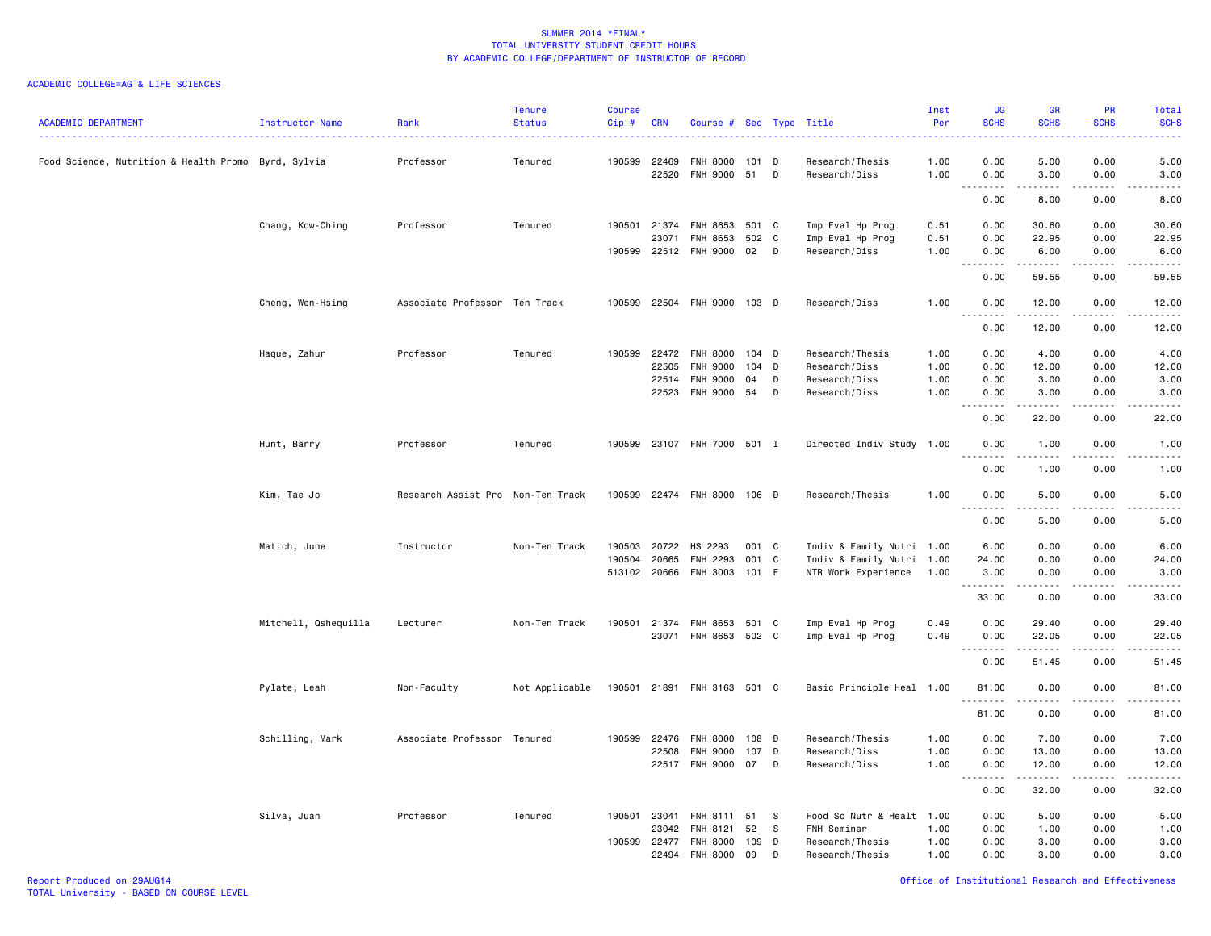SUMMER 2014 *FINAL*
TOTAL UNIVERSITY STUDENT CREDIT HOURS
BY ACADEMIC COLLEGE/DEPARTMENT OF INSTRUCTOR OF RECORD

ACADEMIC COLLEGE=AG & LIFE SCIENCES

| ACADEMIC DEPARTMENT | Instructor Name | Rank | Tenure Status | Course Cip # | CRN | Course # | Sec | Type | Title | Inst Per | UG SCHS | GR SCHS | PR SCHS | Total SCHS |
|---|---|---|---|---|---|---|---|---|---|---|---|---|---|---|
| Food Science, Nutrition & Health Promo | Byrd, Sylvia | Professor | Tenured | 190599 | 22469 | FNH 8000 | 101 | D | Research/Thesis | 1.00 | 0.00 | 5.00 | 0.00 | 5.00 |
| | | | | | 22520 | FNH 9000 | 51 | D | Research/Diss | 1.00 | 0.00 | 3.00 | 0.00 | 3.00 |
| | | | | | | | | | | | 0.00 | 8.00 | 0.00 | 8.00 |
| | Chang, Kow-Ching | Professor | Tenured | 190501 | 21374 | FNH 8653 | 501 | C | Imp Eval Hp Prog | 0.51 | 0.00 | 30.60 | 0.00 | 30.60 |
| | | | | | 23071 | FNH 8653 | 502 | C | Imp Eval Hp Prog | 0.51 | 0.00 | 22.95 | 0.00 | 22.95 |
| | | | | 190599 | 22512 | FNH 9000 | 02 | D | Research/Diss | 1.00 | 0.00 | 6.00 | 0.00 | 6.00 |
| | | | | | | | | | | | 0.00 | 59.55 | 0.00 | 59.55 |
| | Cheng, Wen-Hsing | Associate Professor | Ten Track | 190599 | 22504 | FNH 9000 | 103 | D | Research/Diss | 1.00 | 0.00 | 12.00 | 0.00 | 12.00 |
| | | | | | | | | | | | 0.00 | 12.00 | 0.00 | 12.00 |
| | Haque, Zahur | Professor | Tenured | 190599 | 22472 | FNH 8000 | 104 | D | Research/Thesis | 1.00 | 0.00 | 4.00 | 0.00 | 4.00 |
| | | | | | 22505 | FNH 9000 | 104 | D | Research/Diss | 1.00 | 0.00 | 12.00 | 0.00 | 12.00 |
| | | | | | 22514 | FNH 9000 | 04 | D | Research/Diss | 1.00 | 0.00 | 3.00 | 0.00 | 3.00 |
| | | | | | 22523 | FNH 9000 | 54 | D | Research/Diss | 1.00 | 0.00 | 3.00 | 0.00 | 3.00 |
| | | | | | | | | | | | 0.00 | 22.00 | 0.00 | 22.00 |
| | Hunt, Barry | Professor | Tenured | 190599 | 23107 | FNH 7000 | 501 | I | Directed Indiv Study | 1.00 | 0.00 | 1.00 | 0.00 | 1.00 |
| | | | | | | | | | | | 0.00 | 1.00 | 0.00 | 1.00 |
| | Kim, Tae Jo | Research Assist Pro | Non-Ten Track | 190599 | 22474 | FNH 8000 | 106 | D | Research/Thesis | 1.00 | 0.00 | 5.00 | 0.00 | 5.00 |
| | | | | | | | | | | | 0.00 | 5.00 | 0.00 | 5.00 |
| | Matich, June | Instructor | Non-Ten Track | 190503 | 20722 | HS 2293 | 001 | C | Indiv & Family Nutri | 1.00 | 6.00 | 0.00 | 0.00 | 6.00 |
| | | | | 190504 | 20665 | FNH 2293 | 001 | C | Indiv & Family Nutri | 1.00 | 24.00 | 0.00 | 0.00 | 24.00 |
| | | | | 513102 | 20666 | FNH 3003 | 101 | E | NTR Work Experience | 1.00 | 3.00 | 0.00 | 0.00 | 3.00 |
| | | | | | | | | | | | 33.00 | 0.00 | 0.00 | 33.00 |
| | Mitchell, Qshequilla | Lecturer | Non-Ten Track | 190501 | 21374 | FNH 8653 | 501 | C | Imp Eval Hp Prog | 0.49 | 0.00 | 29.40 | 0.00 | 29.40 |
| | | | | | 23071 | FNH 8653 | 502 | C | Imp Eval Hp Prog | 0.49 | 0.00 | 22.05 | 0.00 | 22.05 |
| | | | | | | | | | | | 0.00 | 51.45 | 0.00 | 51.45 |
| | Pylate, Leah | Non-Faculty | Not Applicable | 190501 | 21891 | FNH 3163 | 501 | C | Basic Principle Heal | 1.00 | 81.00 | 0.00 | 0.00 | 81.00 |
| | | | | | | | | | | | 81.00 | 0.00 | 0.00 | 81.00 |
| | Schilling, Mark | Associate Professor | Tenured | 190599 | 22476 | FNH 8000 | 108 | D | Research/Thesis | 1.00 | 0.00 | 7.00 | 0.00 | 7.00 |
| | | | | | 22508 | FNH 9000 | 107 | D | Research/Diss | 1.00 | 0.00 | 13.00 | 0.00 | 13.00 |
| | | | | | 22517 | FNH 9000 | 07 | D | Research/Diss | 1.00 | 0.00 | 12.00 | 0.00 | 12.00 |
| | | | | | | | | | | | 0.00 | 32.00 | 0.00 | 32.00 |
| | Silva, Juan | Professor | Tenured | 190501 | 23041 | FNH 8111 | 51 | S | Food Sc Nutr & Healt | 1.00 | 0.00 | 5.00 | 0.00 | 5.00 |
| | | | | | 23042 | FNH 8121 | 52 | S | FNH Seminar | 1.00 | 0.00 | 1.00 | 0.00 | 1.00 |
| | | | | 190599 | 22477 | FNH 8000 | 109 | D | Research/Thesis | 1.00 | 0.00 | 3.00 | 0.00 | 3.00 |
| | | | | | 22494 | FNH 8000 | 09 | D | Research/Thesis | 1.00 | 0.00 | 3.00 | 0.00 | 3.00 |

Report Produced on 29AUG14
TOTAL University - BASED ON COURSE LEVEL

Office of Institutional Research and Effectiveness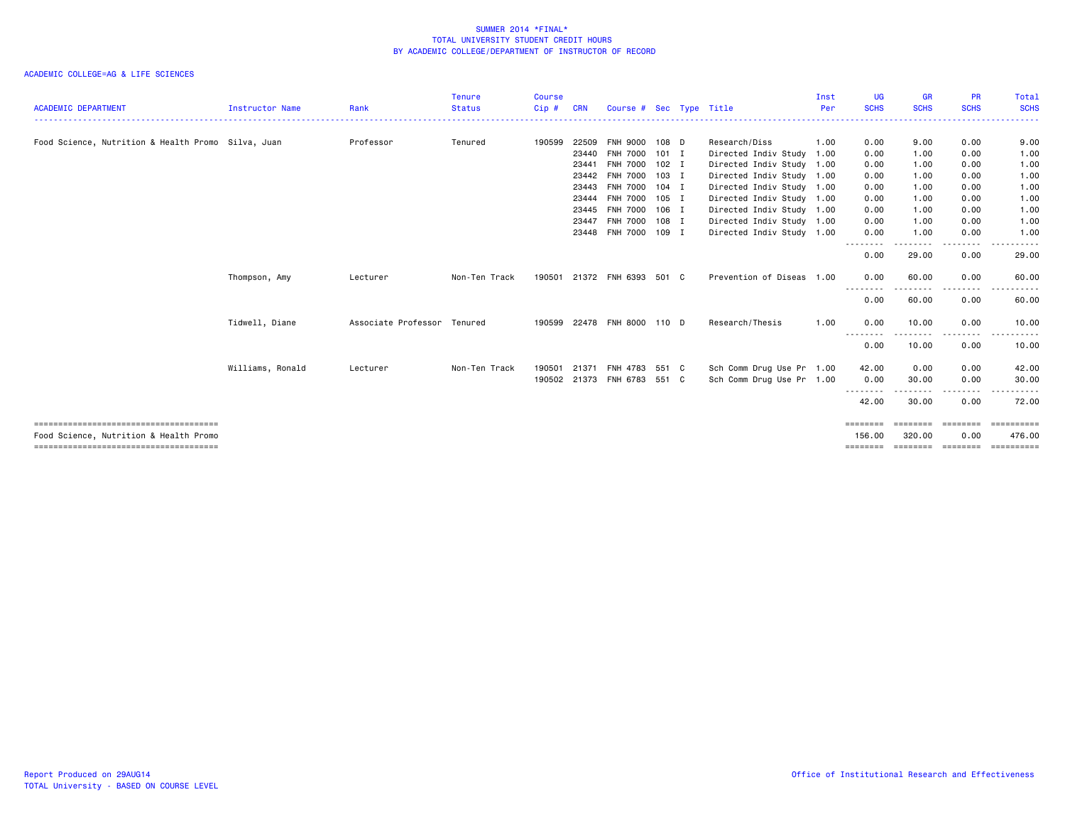SUMMER 2014 *FINAL*
TOTAL UNIVERSITY STUDENT CREDIT HOURS
BY ACADEMIC COLLEGE/DEPARTMENT OF INSTRUCTOR OF RECORD

ACADEMIC COLLEGE=AG & LIFE SCIENCES

| ACADEMIC DEPARTMENT | Instructor Name | Rank | Tenure Status | Course Cip # | CRN | Course # | Sec | Type | Title | Inst Per | UG SCHS | GR SCHS | PR SCHS | Total SCHS |
|---|---|---|---|---|---|---|---|---|---|---|---|---|---|---|
| Food Science, Nutrition & Health Promo | Silva, Juan | Professor | Tenured | 190599 | 22509 | FNH 9000 | 108 | D | Research/Diss | 1.00 | 0.00 | 9.00 | 0.00 | 9.00 |
| | | | | | 23440 | FNH 7000 | 101 | I | Directed Indiv Study | 1.00 | 0.00 | 1.00 | 0.00 | 1.00 |
| | | | | | 23441 | FNH 7000 | 102 | I | Directed Indiv Study | 1.00 | 0.00 | 1.00 | 0.00 | 1.00 |
| | | | | | 23442 | FNH 7000 | 103 | I | Directed Indiv Study | 1.00 | 0.00 | 1.00 | 0.00 | 1.00 |
| | | | | | 23443 | FNH 7000 | 104 | I | Directed Indiv Study | 1.00 | 0.00 | 1.00 | 0.00 | 1.00 |
| | | | | | 23444 | FNH 7000 | 105 | I | Directed Indiv Study | 1.00 | 0.00 | 1.00 | 0.00 | 1.00 |
| | | | | | 23445 | FNH 7000 | 106 | I | Directed Indiv Study | 1.00 | 0.00 | 1.00 | 0.00 | 1.00 |
| | | | | | 23447 | FNH 7000 | 108 | I | Directed Indiv Study | 1.00 | 0.00 | 1.00 | 0.00 | 1.00 |
| | | | | | 23448 | FNH 7000 | 109 | I | Directed Indiv Study | 1.00 | 0.00 | 1.00 | 0.00 | 1.00 |
| | | | | | | | | | | | 0.00 | 29.00 | 0.00 | 29.00 |
| | Thompson, Amy | Lecturer | Non-Ten Track | 190501 | 21372 | FNH 6393 | 501 | C | Prevention of Diseas | 1.00 | 0.00 | 60.00 | 0.00 | 60.00 |
| | | | | | | | | | | | 0.00 | 60.00 | 0.00 | 60.00 |
| | Tidwell, Diane | Associate Professor | Tenured | 190599 | 22478 | FNH 8000 | 110 | D | Research/Thesis | 1.00 | 0.00 | 10.00 | 0.00 | 10.00 |
| | | | | | | | | | | | 0.00 | 10.00 | 0.00 | 10.00 |
| | Williams, Ronald | Lecturer | Non-Ten Track | 190501 | 21371 | FNH 4783 | 551 | C | Sch Comm Drug Use Pr | 1.00 | 42.00 | 0.00 | 0.00 | 42.00 |
| | | | | 190502 | 21373 | FNH 6783 | 551 | C | Sch Comm Drug Use Pr | 1.00 | 0.00 | 30.00 | 0.00 | 30.00 |
| | | | | | | | | | | | 42.00 | 30.00 | 0.00 | 72.00 |
| Food Science, Nutrition & Health Promo | | | | | | | | | | | 156.00 | 320.00 | 0.00 | 476.00 |

Report Produced on 29AUG14
TOTAL University - BASED ON COURSE LEVEL
Office of Institutional Research and Effectiveness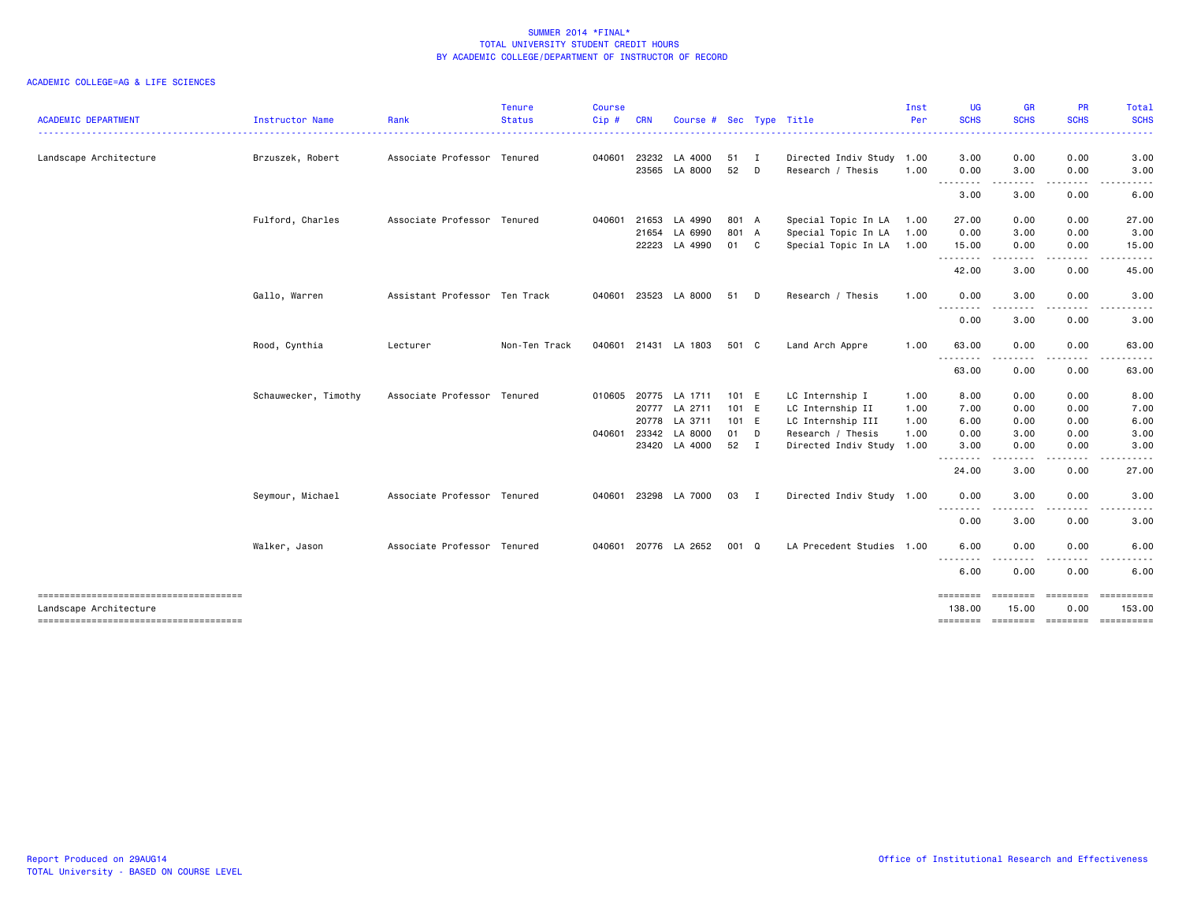SUMMER 2014 *FINAL*
TOTAL UNIVERSITY STUDENT CREDIT HOURS
BY ACADEMIC COLLEGE/DEPARTMENT OF INSTRUCTOR OF RECORD

ACADEMIC COLLEGE=AG & LIFE SCIENCES

| ACADEMIC DEPARTMENT | Instructor Name | Rank | Tenure Status | Course Cip # | CRN | Course # | Sec | Type | Title | Inst Per | UG SCHS | GR SCHS | PR SCHS | Total SCHS |
|---|---|---|---|---|---|---|---|---|---|---|---|---|---|---|
| Landscape Architecture | Brzuszek, Robert | Associate Professor | Tenured | 040601 | 23232 | LA 4000 | 51 | I | Directed Indiv Study | 1.00 | 3.00 | 0.00 | 0.00 | 3.00 |
| | | | | | 23565 | LA 8000 | 52 | D | Research / Thesis | 1.00 | 0.00 | 3.00 | 0.00 | 3.00 |
| | | | | | | | | | | | 3.00 | 3.00 | 0.00 | 6.00 |
| | Fulford, Charles | Associate Professor | Tenured | 040601 | 21653 | LA 4990 | 801 | A | Special Topic In LA | 1.00 | 27.00 | 0.00 | 0.00 | 27.00 |
| | | | | | 21654 | LA 6990 | 801 | A | Special Topic In LA | 1.00 | 0.00 | 3.00 | 0.00 | 3.00 |
| | | | | | 22223 | LA 4990 | 01 | C | Special Topic In LA | 1.00 | 15.00 | 0.00 | 0.00 | 15.00 |
| | | | | | | | | | | | 42.00 | 3.00 | 0.00 | 45.00 |
| | Gallo, Warren | Assistant Professor | Ten Track | 040601 | 23523 | LA 8000 | 51 | D | Research / Thesis | 1.00 | 0.00 | 3.00 | 0.00 | 3.00 |
| | | | | | | | | | | | 0.00 | 3.00 | 0.00 | 3.00 |
| | Rood, Cynthia | Lecturer | Non-Ten Track | 040601 | 21431 | LA 1803 | 501 | C | Land Arch Appre | 1.00 | 63.00 | 0.00 | 0.00 | 63.00 |
| | | | | | | | | | | | 63.00 | 0.00 | 0.00 | 63.00 |
| | Schauwecker, Timothy | Associate Professor | Tenured | 010605 | 20775 | LA 1711 | 101 | E | LC Internship I | 1.00 | 8.00 | 0.00 | 0.00 | 8.00 |
| | | | | | 20777 | LA 2711 | 101 | E | LC Internship II | 1.00 | 7.00 | 0.00 | 0.00 | 7.00 |
| | | | | | 20778 | LA 3711 | 101 | E | LC Internship III | 1.00 | 6.00 | 0.00 | 0.00 | 6.00 |
| | | | | 040601 | 23342 | LA 8000 | 01 | D | Research / Thesis | 1.00 | 0.00 | 3.00 | 0.00 | 3.00 |
| | | | | | 23420 | LA 4000 | 52 | I | Directed Indiv Study | 1.00 | 3.00 | 0.00 | 0.00 | 3.00 |
| | | | | | | | | | | | 24.00 | 3.00 | 0.00 | 27.00 |
| | Seymour, Michael | Associate Professor | Tenured | 040601 | 23298 | LA 7000 | 03 | I | Directed Indiv Study | 1.00 | 0.00 | 3.00 | 0.00 | 3.00 |
| | | | | | | | | | | | 0.00 | 3.00 | 0.00 | 3.00 |
| | Walker, Jason | Associate Professor | Tenured | 040601 | 20776 | LA 2652 | 001 | Q | LA Precedent Studies | 1.00 | 6.00 | 0.00 | 0.00 | 6.00 |
| | | | | | | | | | | | 6.00 | 0.00 | 0.00 | 6.00 |
| Landscape Architecture | | | | | | | | | | | 138.00 | 15.00 | 0.00 | 153.00 |

Report Produced on 29AUG14
TOTAL University - BASED ON COURSE LEVEL

Office of Institutional Research and Effectiveness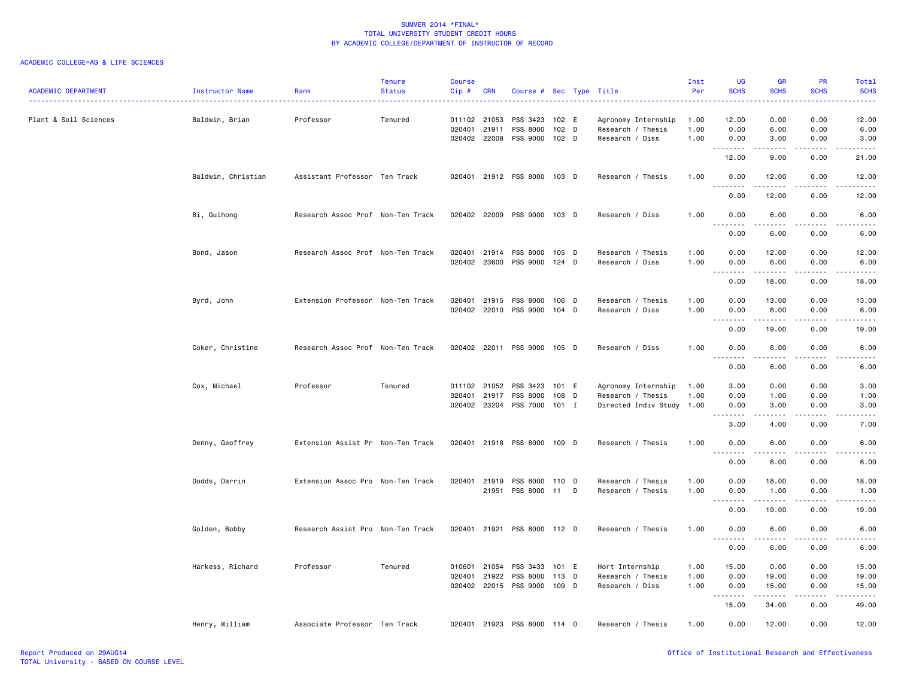SUMMER 2014 *FINAL*
TOTAL UNIVERSITY STUDENT CREDIT HOURS
BY ACADEMIC COLLEGE/DEPARTMENT OF INSTRUCTOR OF RECORD

ACADEMIC COLLEGE=AG & LIFE SCIENCES

| ACADEMIC DEPARTMENT | Instructor Name | Rank | Tenure Status | Course Cip # | CRN | Course # | Sec | Type | Title | Inst Per | UG SCHS | GR SCHS | PR SCHS | Total SCHS |
|---|---|---|---|---|---|---|---|---|---|---|---|---|---|---|
| Plant & Soil Sciences | Baldwin, Brian | Professor | Tenured | 011102 | 21053 | PSS 3423 | 102 | E | Agronomy Internship | 1.00 | 12.00 | 0.00 | 0.00 | 12.00 |
| | | | | 020401 | 21911 | PSS 8000 | 102 | D | Research / Thesis | 1.00 | 0.00 | 6.00 | 0.00 | 6.00 |
| | | | | 020402 | 22008 | PSS 9000 | 102 | D | Research / Diss | 1.00 | 0.00 | 3.00 | 0.00 | 3.00 |
| | | | | | | | | | | | 12.00 | 9.00 | 0.00 | 21.00 |
| | Baldwin, Christian | Assistant Professor | Ten Track | 020401 | 21912 | PSS 8000 | 103 | D | Research / Thesis | 1.00 | 0.00 | 12.00 | 0.00 | 12.00 |
| | | | | | | | | | | | 0.00 | 12.00 | 0.00 | 12.00 |
| | Bi, Guihong | Research Assoc Prof | Non-Ten Track | 020402 | 22009 | PSS 9000 | 103 | D | Research / Diss | 1.00 | 0.00 | 6.00 | 0.00 | 6.00 |
| | | | | | | | | | | | 0.00 | 6.00 | 0.00 | 6.00 |
| | Bond, Jason | Research Assoc Prof | Non-Ten Track | 020401 | 21914 | PSS 8000 | 105 | D | Research / Thesis | 1.00 | 0.00 | 12.00 | 0.00 | 12.00 |
| | | | | 020402 | 23600 | PSS 9000 | 124 | D | Research / Diss | 1.00 | 0.00 | 6.00 | 0.00 | 6.00 |
| | | | | | | | | | | | 0.00 | 18.00 | 0.00 | 18.00 |
| | Byrd, John | Extension Professor | Non-Ten Track | 020401 | 21915 | PSS 8000 | 106 | D | Research / Thesis | 1.00 | 0.00 | 13.00 | 0.00 | 13.00 |
| | | | | 020402 | 22010 | PSS 9000 | 104 | D | Research / Diss | 1.00 | 0.00 | 6.00 | 0.00 | 6.00 |
| | | | | | | | | | | | 0.00 | 19.00 | 0.00 | 19.00 |
| | Coker, Christine | Research Assoc Prof | Non-Ten Track | 020402 | 22011 | PSS 9000 | 105 | D | Research / Diss | 1.00 | 0.00 | 6.00 | 0.00 | 6.00 |
| | | | | | | | | | | | 0.00 | 6.00 | 0.00 | 6.00 |
| | Cox, Michael | Professor | Tenured | 011102 | 21052 | PSS 3423 | 101 | E | Agronomy Internship | 1.00 | 3.00 | 0.00 | 0.00 | 3.00 |
| | | | | 020401 | 21917 | PSS 8000 | 108 | D | Research / Thesis | 1.00 | 0.00 | 1.00 | 0.00 | 1.00 |
| | | | | 020402 | 23204 | PSS 7000 | 101 | I | Directed Indiv Study | 1.00 | 0.00 | 3.00 | 0.00 | 3.00 |
| | | | | | | | | | | | 3.00 | 4.00 | 0.00 | 7.00 |
| | Denny, Geoffrey | Extension Assist Pr | Non-Ten Track | 020401 | 21918 | PSS 8000 | 109 | D | Research / Thesis | 1.00 | 0.00 | 6.00 | 0.00 | 6.00 |
| | | | | | | | | | | | 0.00 | 6.00 | 0.00 | 6.00 |
| | Dodds, Darrin | Extension Assoc Pro | Non-Ten Track | 020401 | 21919 | PSS 8000 | 110 | D | Research / Thesis | 1.00 | 0.00 | 18.00 | 0.00 | 18.00 |
| | | | | | 21951 | PSS 8000 | 11 | D | Research / Thesis | 1.00 | 0.00 | 1.00 | 0.00 | 1.00 |
| | | | | | | | | | | | 0.00 | 19.00 | 0.00 | 19.00 |
| | Golden, Bobby | Research Assist Pro | Non-Ten Track | 020401 | 21921 | PSS 8000 | 112 | D | Research / Thesis | 1.00 | 0.00 | 6.00 | 0.00 | 6.00 |
| | | | | | | | | | | | 0.00 | 6.00 | 0.00 | 6.00 |
| | Harkess, Richard | Professor | Tenured | 010601 | 21054 | PSS 3433 | 101 | E | Hort Internship | 1.00 | 15.00 | 0.00 | 0.00 | 15.00 |
| | | | | 020401 | 21922 | PSS 8000 | 113 | D | Research / Thesis | 1.00 | 0.00 | 19.00 | 0.00 | 19.00 |
| | | | | 020402 | 22015 | PSS 9000 | 109 | D | Research / Diss | 1.00 | 0.00 | 15.00 | 0.00 | 15.00 |
| | | | | | | | | | | | 15.00 | 34.00 | 0.00 | 49.00 |
| | Henry, William | Associate Professor | Ten Track | 020401 | 21923 | PSS 8000 | 114 | D | Research / Thesis | 1.00 | 0.00 | 12.00 | 0.00 | 12.00 |

Report Produced on 29AUG14
TOTAL University - BASED ON COURSE LEVEL
Office of Institutional Research and Effectiveness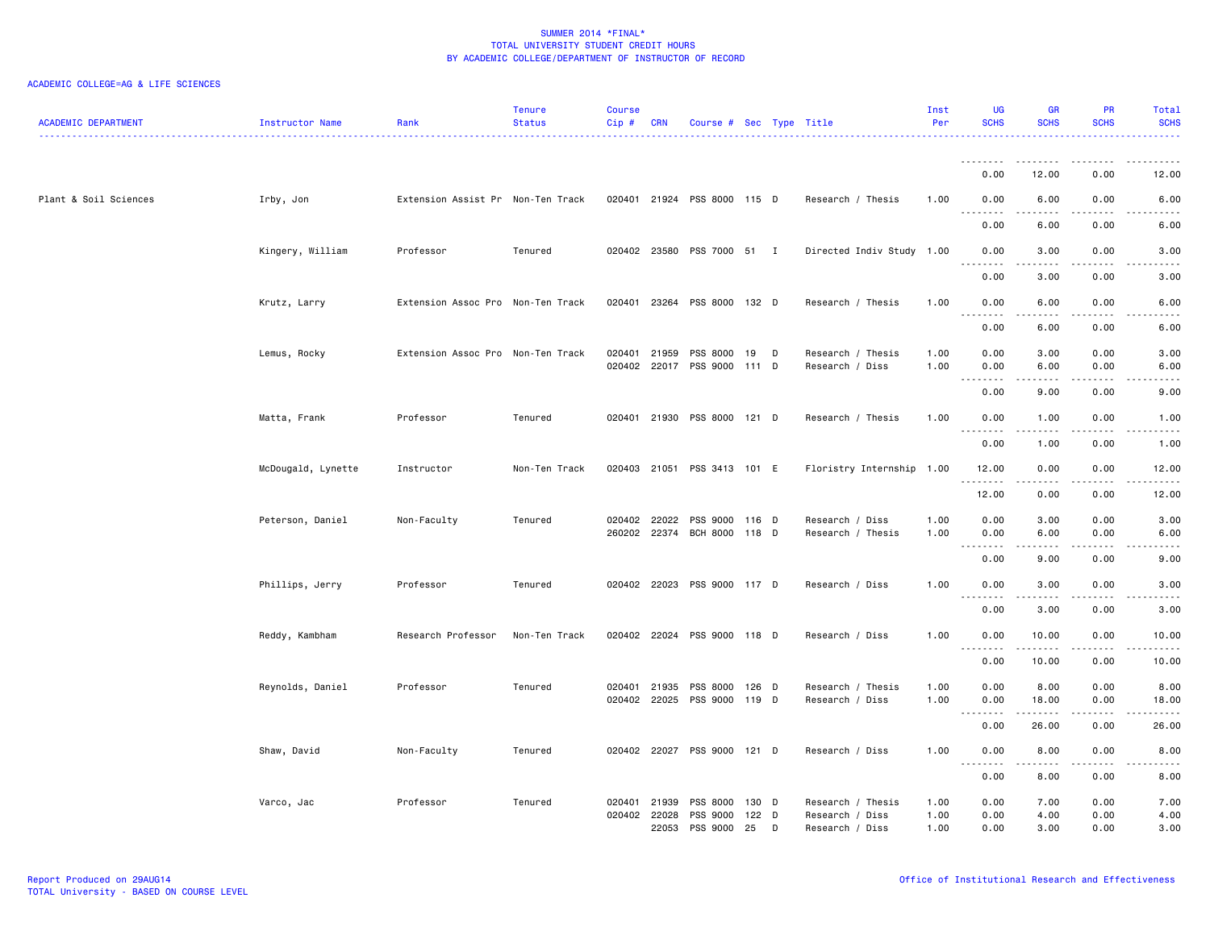SUMMER 2014 *FINAL*
TOTAL UNIVERSITY STUDENT CREDIT HOURS
BY ACADEMIC COLLEGE/DEPARTMENT OF INSTRUCTOR OF RECORD

ACADEMIC COLLEGE=AG & LIFE SCIENCES

| ACADEMIC DEPARTMENT | Instructor Name | Rank | Tenure Status | Course Cip # | CRN | Course # | Sec | Type | Title | Inst Per | UG SCHS | GR SCHS | PR SCHS | Total SCHS |
|---|---|---|---|---|---|---|---|---|---|---|---|---|---|---|
| | | | | | | | | | | | 0.00 | 12.00 | 0.00 | 12.00 |
| Plant & Soil Sciences | Irby, Jon | Extension Assist Pr | Non-Ten Track | 020401 | 21924 | PSS 8000 | 115 | D | Research / Thesis | 1.00 | 0.00 | 6.00 | 0.00 | 6.00 |
| | | | | | | | | | | | 0.00 | 6.00 | 0.00 | 6.00 |
| | Kingery, William | Professor | Tenured | 020402 | 23580 | PSS 7000 | 51 | I | Directed Indiv Study | 1.00 | 0.00 | 3.00 | 0.00 | 3.00 |
| | | | | | | | | | | | 0.00 | 3.00 | 0.00 | 3.00 |
| | Krutz, Larry | Extension Assoc Pro | Non-Ten Track | 020401 | 23264 | PSS 8000 | 132 | D | Research / Thesis | 1.00 | 0.00 | 6.00 | 0.00 | 6.00 |
| | | | | | | | | | | | 0.00 | 6.00 | 0.00 | 6.00 |
| | Lemus, Rocky | Extension Assoc Pro | Non-Ten Track | 020401 | 21959 | PSS 8000 | 19 | D | Research / Thesis | 1.00 | 0.00 | 3.00 | 0.00 | 3.00 |
| | | | | 020402 | 22017 | PSS 9000 | 111 | D | Research / Diss | 1.00 | 0.00 | 6.00 | 0.00 | 6.00 |
| | | | | | | | | | | | 0.00 | 9.00 | 0.00 | 9.00 |
| | Matta, Frank | Professor | Tenured | 020401 | 21930 | PSS 8000 | 121 | D | Research / Thesis | 1.00 | 0.00 | 1.00 | 0.00 | 1.00 |
| | | | | | | | | | | | 0.00 | 1.00 | 0.00 | 1.00 |
| | McDougald, Lynette | Instructor | Non-Ten Track | 020403 | 21051 | PSS 3413 | 101 | E | Floristry Internship | 1.00 | 12.00 | 0.00 | 0.00 | 12.00 |
| | | | | | | | | | | | 12.00 | 0.00 | 0.00 | 12.00 |
| | Peterson, Daniel | Non-Faculty | Tenured | 020402 | 22022 | PSS 9000 | 116 | D | Research / Diss | 1.00 | 0.00 | 3.00 | 0.00 | 3.00 |
| | | | | 260202 | 22374 | BCH 8000 | 118 | D | Research / Thesis | 1.00 | 0.00 | 6.00 | 0.00 | 6.00 |
| | | | | | | | | | | | 0.00 | 9.00 | 0.00 | 9.00 |
| | Phillips, Jerry | Professor | Tenured | 020402 | 22023 | PSS 9000 | 117 | D | Research / Diss | 1.00 | 0.00 | 3.00 | 0.00 | 3.00 |
| | | | | | | | | | | | 0.00 | 3.00 | 0.00 | 3.00 |
| | Reddy, Kambham | Research Professor | Non-Ten Track | 020402 | 22024 | PSS 9000 | 118 | D | Research / Diss | 1.00 | 0.00 | 10.00 | 0.00 | 10.00 |
| | | | | | | | | | | | 0.00 | 10.00 | 0.00 | 10.00 |
| | Reynolds, Daniel | Professor | Tenured | 020401 | 21935 | PSS 8000 | 126 | D | Research / Thesis | 1.00 | 0.00 | 8.00 | 0.00 | 8.00 |
| | | | | 020402 | 22025 | PSS 9000 | 119 | D | Research / Diss | 1.00 | 0.00 | 18.00 | 0.00 | 18.00 |
| | | | | | | | | | | | 0.00 | 26.00 | 0.00 | 26.00 |
| | Shaw, David | Non-Faculty | Tenured | 020402 | 22027 | PSS 9000 | 121 | D | Research / Diss | 1.00 | 0.00 | 8.00 | 0.00 | 8.00 |
| | | | | | | | | | | | 0.00 | 8.00 | 0.00 | 8.00 |
| | Varco, Jac | Professor | Tenured | 020401 | 21939 | PSS 8000 | 130 | D | Research / Thesis | 1.00 | 0.00 | 7.00 | 0.00 | 7.00 |
| | | | | 020402 | 22028 | PSS 9000 | 122 | D | Research / Diss | 1.00 | 0.00 | 4.00 | 0.00 | 4.00 |
| | | | | | 22053 | PSS 9000 | 25 | D | Research / Diss | 1.00 | 0.00 | 3.00 | 0.00 | 3.00 |

Report Produced on 29AUG14
TOTAL University - BASED ON COURSE LEVEL

Office of Institutional Research and Effectiveness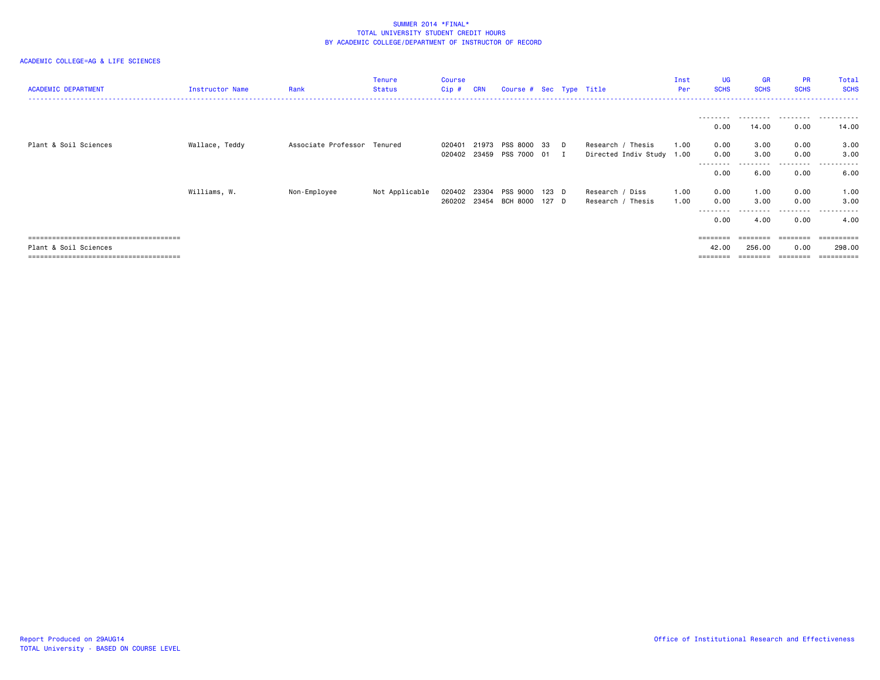SUMMER 2014 *FINAL*
TOTAL UNIVERSITY STUDENT CREDIT HOURS
BY ACADEMIC COLLEGE/DEPARTMENT OF INSTRUCTOR OF RECORD

ACADEMIC COLLEGE=AG & LIFE SCIENCES

| ACADEMIC DEPARTMENT | Instructor Name | Rank | Tenure Status | Course Cip # | CRN | Course # | Sec | Type | Title | Inst Per | UG SCHS | GR SCHS | PR SCHS | Total SCHS |
|---|---|---|---|---|---|---|---|---|---|---|---|---|---|---|
| | | | | | | | | | | | 0.00 | 14.00 | 0.00 | 14.00 |
| Plant & Soil Sciences | Wallace, Teddy | Associate Professor | Tenured | 020401 | 21973 | PSS 8000 | 33 | D | Research / Thesis | 1.00 | 0.00 | 3.00 | 0.00 | 3.00 |
| | | | | 020402 | 23459 | PSS 7000 | 01 | I | Directed Indiv Study | 1.00 | 0.00 | 3.00 | 0.00 | 3.00 |
| | | | | | | | | | | | 0.00 | 6.00 | 0.00 | 6.00 |
| | Williams, W. | Non-Employee | Not Applicable | 020402 | 23304 | PSS 9000 | 123 | D | Research / Diss | 1.00 | 0.00 | 1.00 | 0.00 | 1.00 |
| | | | | 260202 | 23454 | BCH 8000 | 127 | D | Research / Thesis | 1.00 | 0.00 | 3.00 | 0.00 | 3.00 |
| | | | | | | | | | | | 0.00 | 4.00 | 0.00 | 4.00 |
| Plant & Soil Sciences | | | | | | | | | | | 42.00 | 256.00 | 0.00 | 298.00 |

Report Produced on 29AUG14
TOTAL University - BASED ON COURSE LEVEL

Office of Institutional Research and Effectiveness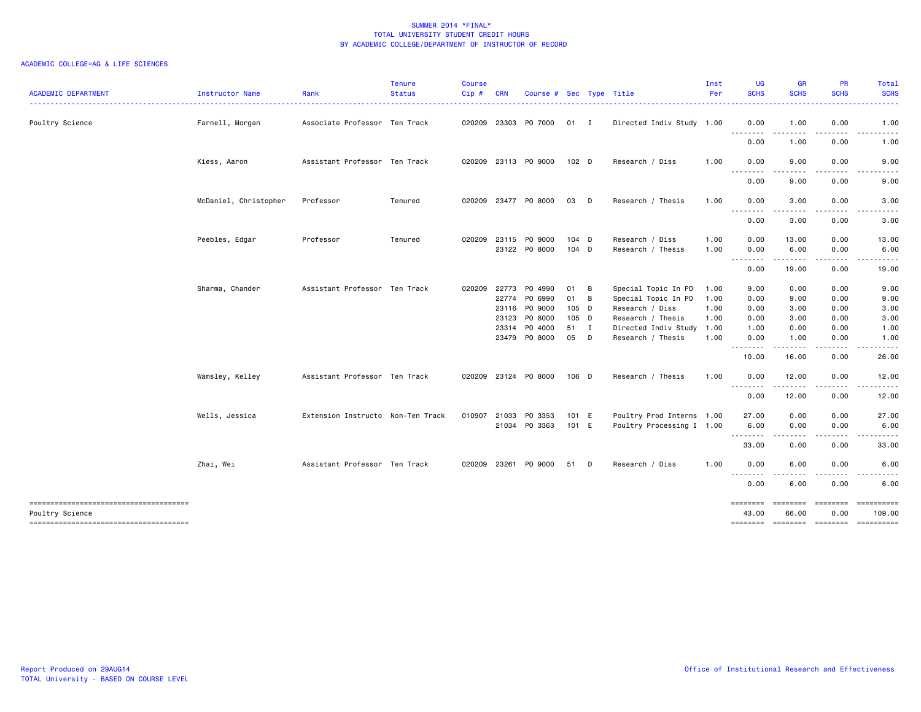SUMMER 2014 *FINAL*
TOTAL UNIVERSITY STUDENT CREDIT HOURS
BY ACADEMIC COLLEGE/DEPARTMENT OF INSTRUCTOR OF RECORD

ACADEMIC COLLEGE=AG & LIFE SCIENCES

| ACADEMIC DEPARTMENT | Instructor Name | Rank | Tenure Status | Course Cip # | CRN | Course # | Sec | Type | Title | Inst Per | UG SCHS | GR SCHS | PR SCHS | Total SCHS |
|---|---|---|---|---|---|---|---|---|---|---|---|---|---|---|
| Poultry Science | Farnell, Morgan | Associate Professor | Ten Track | 020209 | 23303 | PO 7000 | 01 | I | Directed Indiv Study | 1.00 | 0.00 | 1.00 | 0.00 | 1.00 |
| | | | | | | | | | | | 0.00 | 1.00 | 0.00 | 1.00 |
| | Kiess, Aaron | Assistant Professor | Ten Track | 020209 | 23113 | PO 9000 | 102 | D | Research / Diss | 1.00 | 0.00 | 9.00 | 0.00 | 9.00 |
| | | | | | | | | | | | 0.00 | 9.00 | 0.00 | 9.00 |
| | McDaniel, Christopher | Professor | Tenured | 020209 | 23477 | PO 8000 | 03 | D | Research / Thesis | 1.00 | 0.00 | 3.00 | 0.00 | 3.00 |
| | | | | | | | | | | | 0.00 | 3.00 | 0.00 | 3.00 |
| | Peebles, Edgar | Professor | Tenured | 020209 | 23115 | PO 9000 | 104 | D | Research / Diss | 1.00 | 0.00 | 13.00 | 0.00 | 13.00 |
| | | | | | 23122 | PO 8000 | 104 | D | Research / Thesis | 1.00 | 0.00 | 6.00 | 0.00 | 6.00 |
| | | | | | | | | | | | 0.00 | 19.00 | 0.00 | 19.00 |
| | Sharma, Chander | Assistant Professor | Ten Track | 020209 | 22773 | PO 4990 | 01 | B | Special Topic In PO | 1.00 | 9.00 | 0.00 | 0.00 | 9.00 |
| | | | | | 22774 | PO 6990 | 01 | B | Special Topic In PO | 1.00 | 0.00 | 9.00 | 0.00 | 9.00 |
| | | | | | 23116 | PO 9000 | 105 | D | Research / Diss | 1.00 | 0.00 | 3.00 | 0.00 | 3.00 |
| | | | | | 23123 | PO 8000 | 105 | D | Research / Thesis | 1.00 | 0.00 | 3.00 | 0.00 | 3.00 |
| | | | | | 23314 | PO 4000 | 51 | I | Directed Indiv Study | 1.00 | 1.00 | 0.00 | 0.00 | 1.00 |
| | | | | | 23479 | PO 8000 | 05 | D | Research / Thesis | 1.00 | 0.00 | 1.00 | 0.00 | 1.00 |
| | | | | | | | | | | | 10.00 | 16.00 | 0.00 | 26.00 |
| | Wamsley, Kelley | Assistant Professor | Ten Track | 020209 | 23124 | PO 8000 | 106 | D | Research / Thesis | 1.00 | 0.00 | 12.00 | 0.00 | 12.00 |
| | | | | | | | | | | | 0.00 | 12.00 | 0.00 | 12.00 |
| | Wells, Jessica | Extension Instructo | Non-Ten Track | 010907 | 21033 | PO 3353 | 101 | E | Poultry Prod Interns | 1.00 | 27.00 | 0.00 | 0.00 | 27.00 |
| | | | | | 21034 | PO 3363 | 101 | E | Poultry Processing I | 1.00 | 6.00 | 0.00 | 0.00 | 6.00 |
| | | | | | | | | | | | 33.00 | 0.00 | 0.00 | 33.00 |
| | Zhai, Wei | Assistant Professor | Ten Track | 020209 | 23261 | PO 9000 | 51 | D | Research / Diss | 1.00 | 0.00 | 6.00 | 0.00 | 6.00 |
| | | | | | | | | | | | 0.00 | 6.00 | 0.00 | 6.00 |
| Poultry Science | | | | | | | | | | | 43.00 | 66.00 | 0.00 | 109.00 |

Report Produced on 29AUG14
TOTAL University - BASED ON COURSE LEVEL

Office of Institutional Research and Effectiveness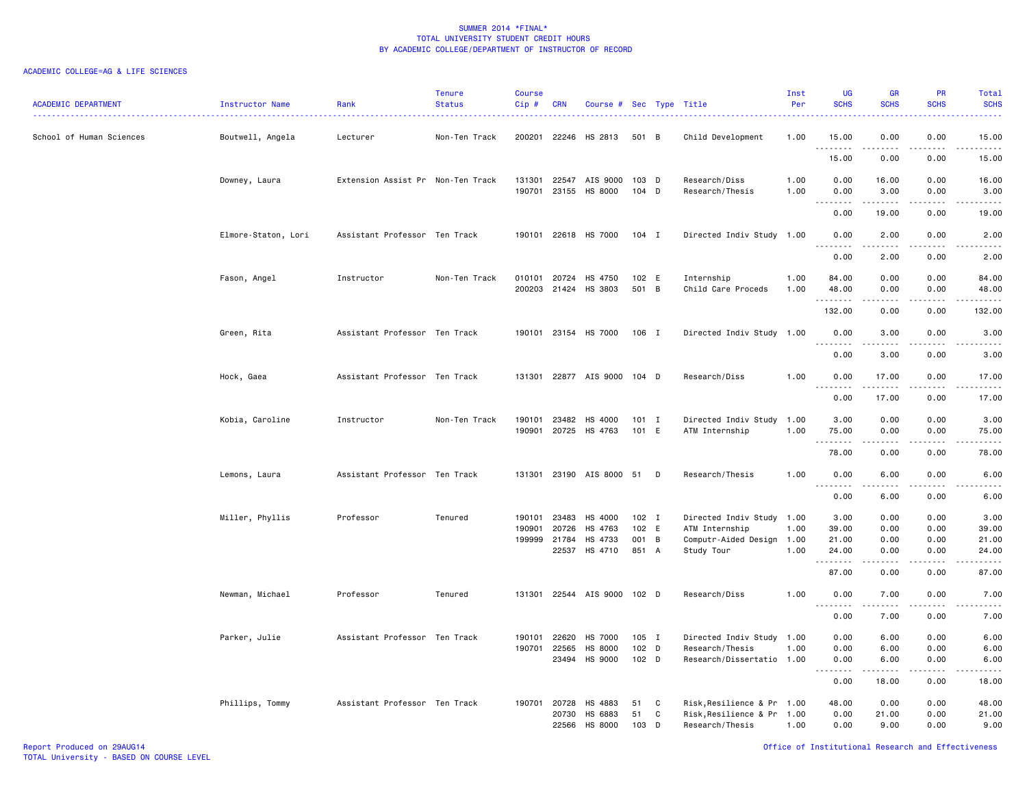SUMMER 2014 *FINAL*
TOTAL UNIVERSITY STUDENT CREDIT HOURS
BY ACADEMIC COLLEGE/DEPARTMENT OF INSTRUCTOR OF RECORD

ACADEMIC COLLEGE=AG & LIFE SCIENCES

| ACADEMIC DEPARTMENT | Instructor Name | Rank | Tenure Status | Course Cip # | CRN | Course # | Sec | Type | Title | Inst Per | UG SCHS | GR SCHS | PR SCHS | Total SCHS |
|---|---|---|---|---|---|---|---|---|---|---|---|---|---|---|
| School of Human Sciences | Boutwell, Angela | Lecturer | Non-Ten Track | 200201 | 22246 | HS 2813 | 501 | B | Child Development | 1.00 | 15.00 | 0.00 | 0.00 | 15.00 |
| | | | | | | | | | | | 15.00 | 0.00 | 0.00 | 15.00 |
| | Downey, Laura | Extension Assist Pr | Non-Ten Track | 131301 | 22547 | AIS 9000 | 103 | D | Research/Diss | 1.00 | 0.00 | 16.00 | 0.00 | 16.00 |
| | | | | 190701 | 23155 | HS 8000 | 104 | D | Research/Thesis | 1.00 | 0.00 | 3.00 | 0.00 | 3.00 |
| | | | | | | | | | | | 0.00 | 19.00 | 0.00 | 19.00 |
| | Elmore-Staton, Lori | Assistant Professor | Ten Track | 190101 | 22618 | HS 7000 | 104 | I | Directed Indiv Study | 1.00 | 0.00 | 2.00 | 0.00 | 2.00 |
| | | | | | | | | | | | 0.00 | 2.00 | 0.00 | 2.00 |
| | Fason, Angel | Instructor | Non-Ten Track | 010101 | 20724 | HS 4750 | 102 | E | Internship | 1.00 | 84.00 | 0.00 | 0.00 | 84.00 |
| | | | | 200203 | 21424 | HS 3803 | 501 | B | Child Care Proceds | 1.00 | 48.00 | 0.00 | 0.00 | 48.00 |
| | | | | | | | | | | | 132.00 | 0.00 | 0.00 | 132.00 |
| | Green, Rita | Assistant Professor | Ten Track | 190101 | 23154 | HS 7000 | 106 | I | Directed Indiv Study | 1.00 | 0.00 | 3.00 | 0.00 | 3.00 |
| | | | | | | | | | | | 0.00 | 3.00 | 0.00 | 3.00 |
| | Hock, Gaea | Assistant Professor | Ten Track | 131301 | 22877 | AIS 9000 | 104 | D | Research/Diss | 1.00 | 0.00 | 17.00 | 0.00 | 17.00 |
| | | | | | | | | | | | 0.00 | 17.00 | 0.00 | 17.00 |
| | Kobia, Caroline | Instructor | Non-Ten Track | 190101 | 23482 | HS 4000 | 101 | I | Directed Indiv Study | 1.00 | 3.00 | 0.00 | 0.00 | 3.00 |
| | | | | 190901 | 20725 | HS 4763 | 101 | E | ATM Internship | 1.00 | 75.00 | 0.00 | 0.00 | 75.00 |
| | | | | | | | | | | | 78.00 | 0.00 | 0.00 | 78.00 |
| | Lemons, Laura | Assistant Professor | Ten Track | 131301 | 23190 | AIS 8000 | 51 | D | Research/Thesis | 1.00 | 0.00 | 6.00 | 0.00 | 6.00 |
| | | | | | | | | | | | 0.00 | 6.00 | 0.00 | 6.00 |
| | Miller, Phyllis | Professor | Tenured | 190101 | 23483 | HS 4000 | 102 | I | Directed Indiv Study | 1.00 | 3.00 | 0.00 | 0.00 | 3.00 |
| | | | | 190901 | 20726 | HS 4763 | 102 | E | ATM Internship | 1.00 | 39.00 | 0.00 | 0.00 | 39.00 |
| | | | | 199999 | 21784 | HS 4733 | 001 | B | Computr-Aided Design | 1.00 | 21.00 | 0.00 | 0.00 | 21.00 |
| | | | | | 22537 | HS 4710 | 851 | A | Study Tour | 1.00 | 24.00 | 0.00 | 0.00 | 24.00 |
| | | | | | | | | | | | 87.00 | 0.00 | 0.00 | 87.00 |
| | Newman, Michael | Professor | Tenured | 131301 | 22544 | AIS 9000 | 102 | D | Research/Diss | 1.00 | 0.00 | 7.00 | 0.00 | 7.00 |
| | | | | | | | | | | | 0.00 | 7.00 | 0.00 | 7.00 |
| | Parker, Julie | Assistant Professor | Ten Track | 190101 | 22620 | HS 7000 | 105 | I | Directed Indiv Study | 1.00 | 0.00 | 6.00 | 0.00 | 6.00 |
| | | | | 190701 | 22565 | HS 8000 | 102 | D | Research/Thesis | 1.00 | 0.00 | 6.00 | 0.00 | 6.00 |
| | | | | | 23494 | HS 9000 | 102 | D | Research/Dissertatio | 1.00 | 0.00 | 6.00 | 0.00 | 6.00 |
| | | | | | | | | | | | 0.00 | 18.00 | 0.00 | 18.00 |
| | Phillips, Tommy | Assistant Professor | Ten Track | 190701 | 20728 | HS 4883 | 51 | C | Risk,Resilience & Pr | 1.00 | 48.00 | 0.00 | 0.00 | 48.00 |
| | | | | | 20730 | HS 6883 | 51 | C | Risk,Resilience & Pr | 1.00 | 0.00 | 21.00 | 0.00 | 21.00 |
| | | | | | 22566 | HS 8000 | 103 | D | Research/Thesis | 1.00 | 0.00 | 9.00 | 0.00 | 9.00 |

Report Produced on 29AUG14
TOTAL University - BASED ON COURSE LEVEL

Office of Institutional Research and Effectiveness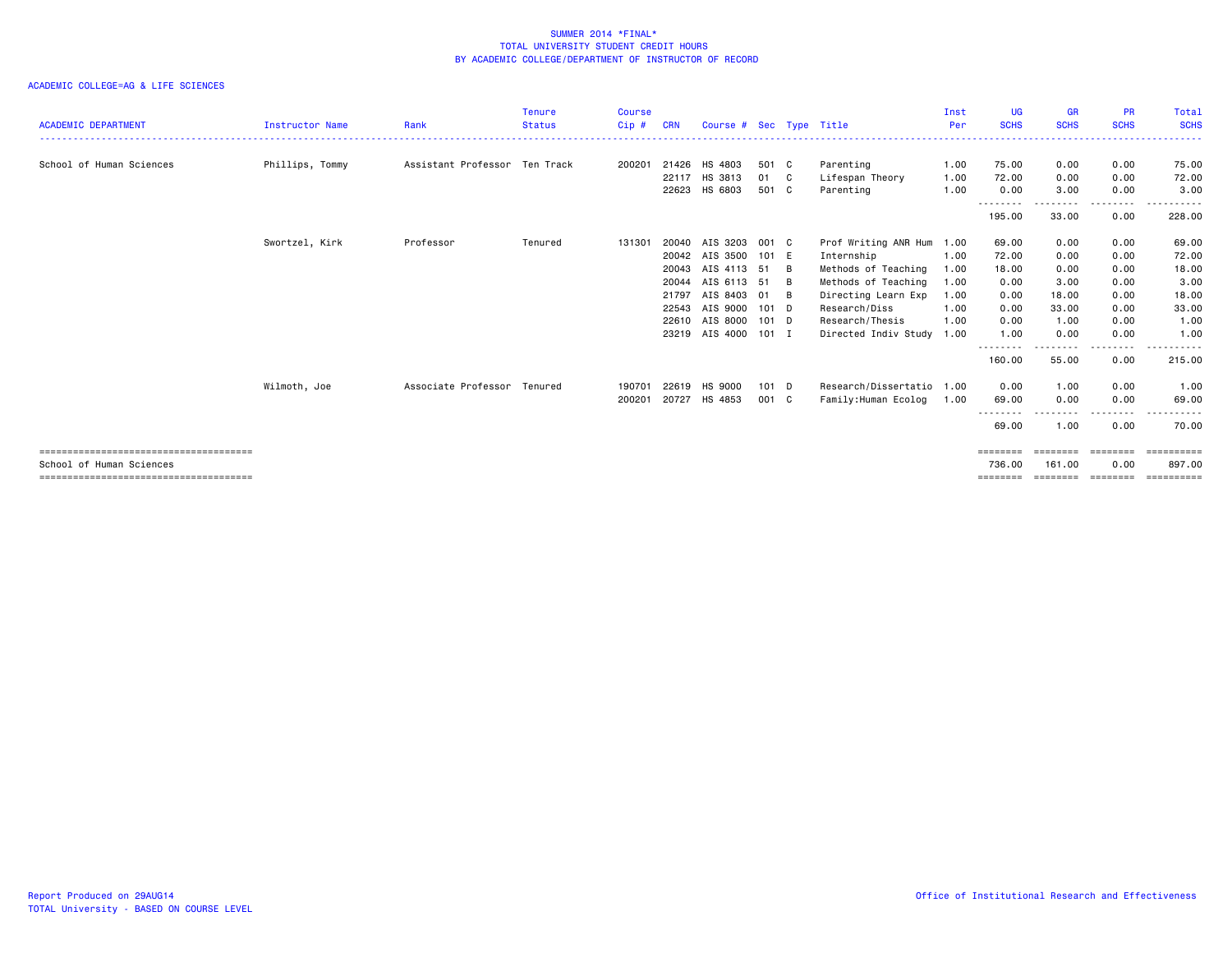SUMMER 2014 *FINAL*
TOTAL UNIVERSITY STUDENT CREDIT HOURS
BY ACADEMIC COLLEGE/DEPARTMENT OF INSTRUCTOR OF RECORD

ACADEMIC COLLEGE=AG & LIFE SCIENCES

| ACADEMIC DEPARTMENT | Instructor Name | Rank | Tenure Status | Course Cip # | CRN | Course # | Sec | Type | Title | Inst Per | UG SCHS | GR SCHS | PR SCHS | Total SCHS |
|---|---|---|---|---|---|---|---|---|---|---|---|---|---|---|
| School of Human Sciences | Phillips, Tommy | Assistant Professor | Ten Track | 200201 | 21426 | HS 4803 | 501 | C | Parenting | 1.00 | 75.00 | 0.00 | 0.00 | 75.00 |
| | | | | | 22117 | HS 3813 | 01 | C | Lifespan Theory | 1.00 | 72.00 | 0.00 | 0.00 | 72.00 |
| | | | | | 22623 | HS 6803 | 501 | C | Parenting | 1.00 | 0.00 | 3.00 | 0.00 | 3.00 |
| | | | | | | | | | | | 195.00 | 33.00 | 0.00 | 228.00 |
| | Swortzel, Kirk | Professor | Tenured | 131301 | 20040 | AIS 3203 | 001 | C | Prof Writing ANR Hum | 1.00 | 69.00 | 0.00 | 0.00 | 69.00 |
| | | | | | 20042 | AIS 3500 | 101 | E | Internship | 1.00 | 72.00 | 0.00 | 0.00 | 72.00 |
| | | | | | 20043 | AIS 4113 | 51 | B | Methods of Teaching | 1.00 | 18.00 | 0.00 | 0.00 | 18.00 |
| | | | | | 20044 | AIS 6113 | 51 | B | Methods of Teaching | 1.00 | 0.00 | 3.00 | 0.00 | 3.00 |
| | | | | | 21797 | AIS 8403 | 01 | B | Directing Learn Exp | 1.00 | 0.00 | 18.00 | 0.00 | 18.00 |
| | | | | | 22543 | AIS 9000 | 101 | D | Research/Diss | 1.00 | 0.00 | 33.00 | 0.00 | 33.00 |
| | | | | | 22610 | AIS 8000 | 101 | D | Research/Thesis | 1.00 | 0.00 | 1.00 | 0.00 | 1.00 |
| | | | | | 23219 | AIS 4000 | 101 | I | Directed Indiv Study | 1.00 | 1.00 | 0.00 | 0.00 | 1.00 |
| | | | | | | | | | | | 160.00 | 55.00 | 0.00 | 215.00 |
| | Wilmoth, Joe | Associate Professor | Tenured | 190701 | 22619 | HS 9000 | 101 | D | Research/Dissertatio | 1.00 | 0.00 | 1.00 | 0.00 | 1.00 |
| | | | | 200201 | 20727 | HS 4853 | 001 | C | Family:Human Ecolog | 1.00 | 69.00 | 0.00 | 0.00 | 69.00 |
| | | | | | | | | | | | 69.00 | 1.00 | 0.00 | 70.00 |
| School of Human Sciences | | | | | | | | | | | 736.00 | 161.00 | 0.00 | 897.00 |

Report Produced on 29AUG14
TOTAL University - BASED ON COURSE LEVEL

Office of Institutional Research and Effectiveness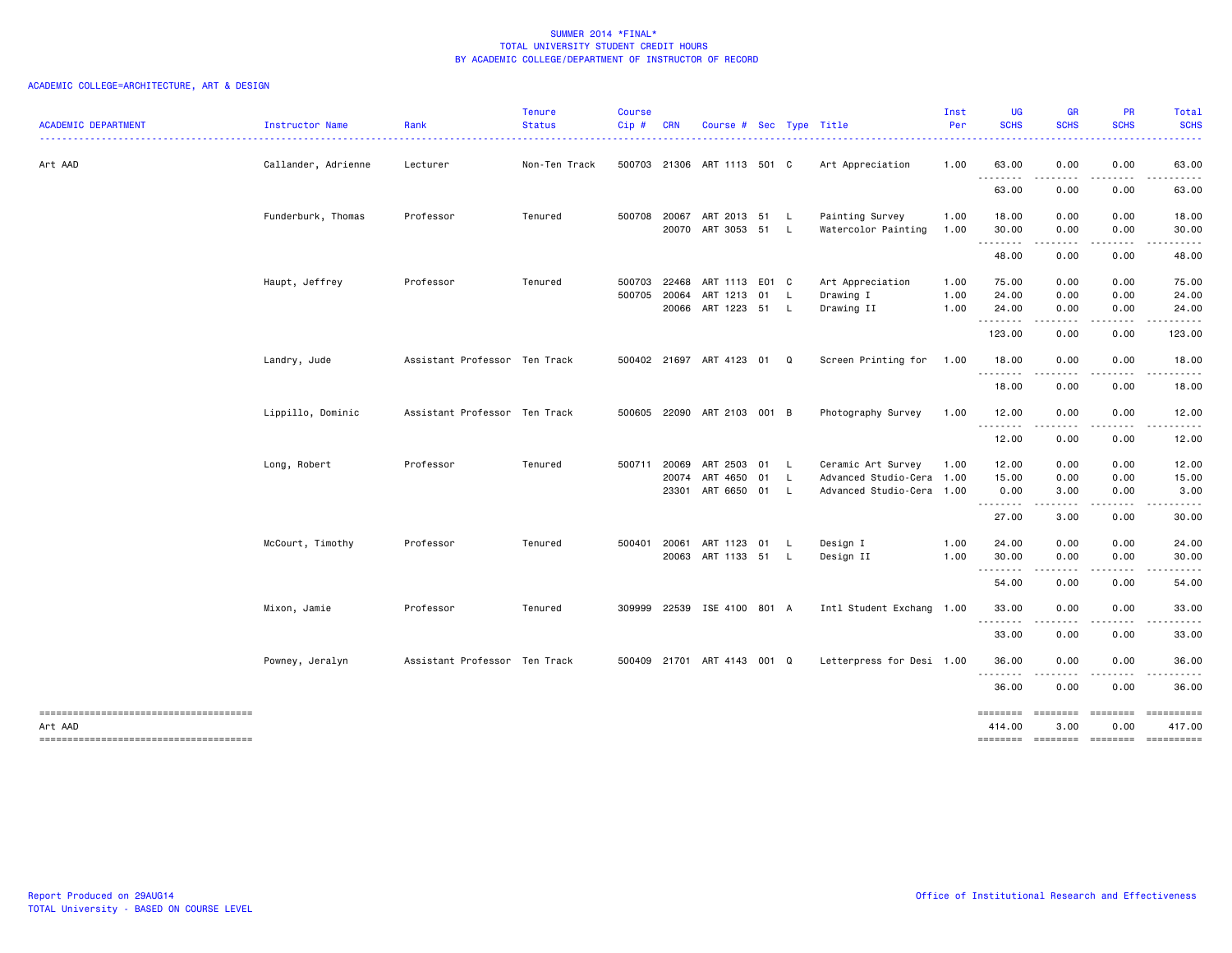# SUMMER 2014 *FINAL*
## TOTAL UNIVERSITY STUDENT CREDIT HOURS
## BY ACADEMIC COLLEGE/DEPARTMENT OF INSTRUCTOR OF RECORD

ACADEMIC COLLEGE=ARCHITECTURE, ART & DESIGN

| ACADEMIC DEPARTMENT | Instructor Name | Rank | Tenure Status | Course Cip # | CRN | Course # | Sec | Type | Title | Inst Per | UG SCHS | GR SCHS | PR SCHS | Total SCHS |
|---|---|---|---|---|---|---|---|---|---|---|---|---|---|---|
| Art AAD | Callander, Adrienne | Lecturer | Non-Ten Track | 500703 | 21306 | ART 1113 | 501 | C | Art Appreciation | 1.00 | 63.00 | 0.00 | 0.00 | 63.00 |
| | | | | | | | | | | | 63.00 | 0.00 | 0.00 | 63.00 |
| | Funderburk, Thomas | Professor | Tenured | 500708 | 20067 | ART 2013 | 51 | L | Painting Survey | 1.00 | 18.00 | 0.00 | 0.00 | 18.00 |
| | | | | | 20070 | ART 3053 | 51 | L | Watercolor Painting | 1.00 | 30.00 | 0.00 | 0.00 | 30.00 |
| | | | | | | | | | | | 48.00 | 0.00 | 0.00 | 48.00 |
| | Haupt, Jeffrey | Professor | Tenured | 500703 | 22468 | ART 1113 | E01 | C | Art Appreciation | 1.00 | 75.00 | 0.00 | 0.00 | 75.00 |
| | | | | 500705 | 20064 | ART 1213 | 01 | L | Drawing I | 1.00 | 24.00 | 0.00 | 0.00 | 24.00 |
| | | | | | 20066 | ART 1223 | 51 | L | Drawing II | 1.00 | 24.00 | 0.00 | 0.00 | 24.00 |
| | | | | | | | | | | | 123.00 | 0.00 | 0.00 | 123.00 |
| | Landry, Jude | Assistant Professor | Ten Track | 500402 | 21697 | ART 4123 | 01 | Q | Screen Printing for | 1.00 | 18.00 | 0.00 | 0.00 | 18.00 |
| | | | | | | | | | | | 18.00 | 0.00 | 0.00 | 18.00 |
| | Lippillo, Dominic | Assistant Professor | Ten Track | 500605 | 22090 | ART 2103 | 001 | B | Photography Survey | 1.00 | 12.00 | 0.00 | 0.00 | 12.00 |
| | | | | | | | | | | | 12.00 | 0.00 | 0.00 | 12.00 |
| | Long, Robert | Professor | Tenured | 500711 | 20069 | ART 2503 | 01 | L | Ceramic Art Survey | 1.00 | 12.00 | 0.00 | 0.00 | 12.00 |
| | | | | | 20074 | ART 4650 | 01 | L | Advanced Studio-Cera | 1.00 | 15.00 | 0.00 | 0.00 | 15.00 |
| | | | | | 23301 | ART 6650 | 01 | L | Advanced Studio-Cera | 1.00 | 0.00 | 3.00 | 0.00 | 3.00 |
| | | | | | | | | | | | 27.00 | 3.00 | 0.00 | 30.00 |
| | McCourt, Timothy | Professor | Tenured | 500401 | 20061 | ART 1123 | 01 | L | Design I | 1.00 | 24.00 | 0.00 | 0.00 | 24.00 |
| | | | | | 20063 | ART 1133 | 51 | L | Design II | 1.00 | 30.00 | 0.00 | 0.00 | 30.00 |
| | | | | | | | | | | | 54.00 | 0.00 | 0.00 | 54.00 |
| | Mixon, Jamie | Professor | Tenured | 309999 | 22539 | ISE 4100 | 801 | A | Intl Student Exchang | 1.00 | 33.00 | 0.00 | 0.00 | 33.00 |
| | | | | | | | | | | | 33.00 | 0.00 | 0.00 | 33.00 |
| | Powney, Jeralyn | Assistant Professor | Ten Track | 500409 | 21701 | ART 4143 | 001 | Q | Letterpress for Desi | 1.00 | 36.00 | 0.00 | 0.00 | 36.00 |
| | | | | | | | | | | | 36.00 | 0.00 | 0.00 | 36.00 |
| Art AAD | | | | | | | | | | | 414.00 | 3.00 | 0.00 | 417.00 |

Report Produced on 29AUG14
TOTAL University - BASED ON COURSE LEVEL

Office of Institutional Research and Effectiveness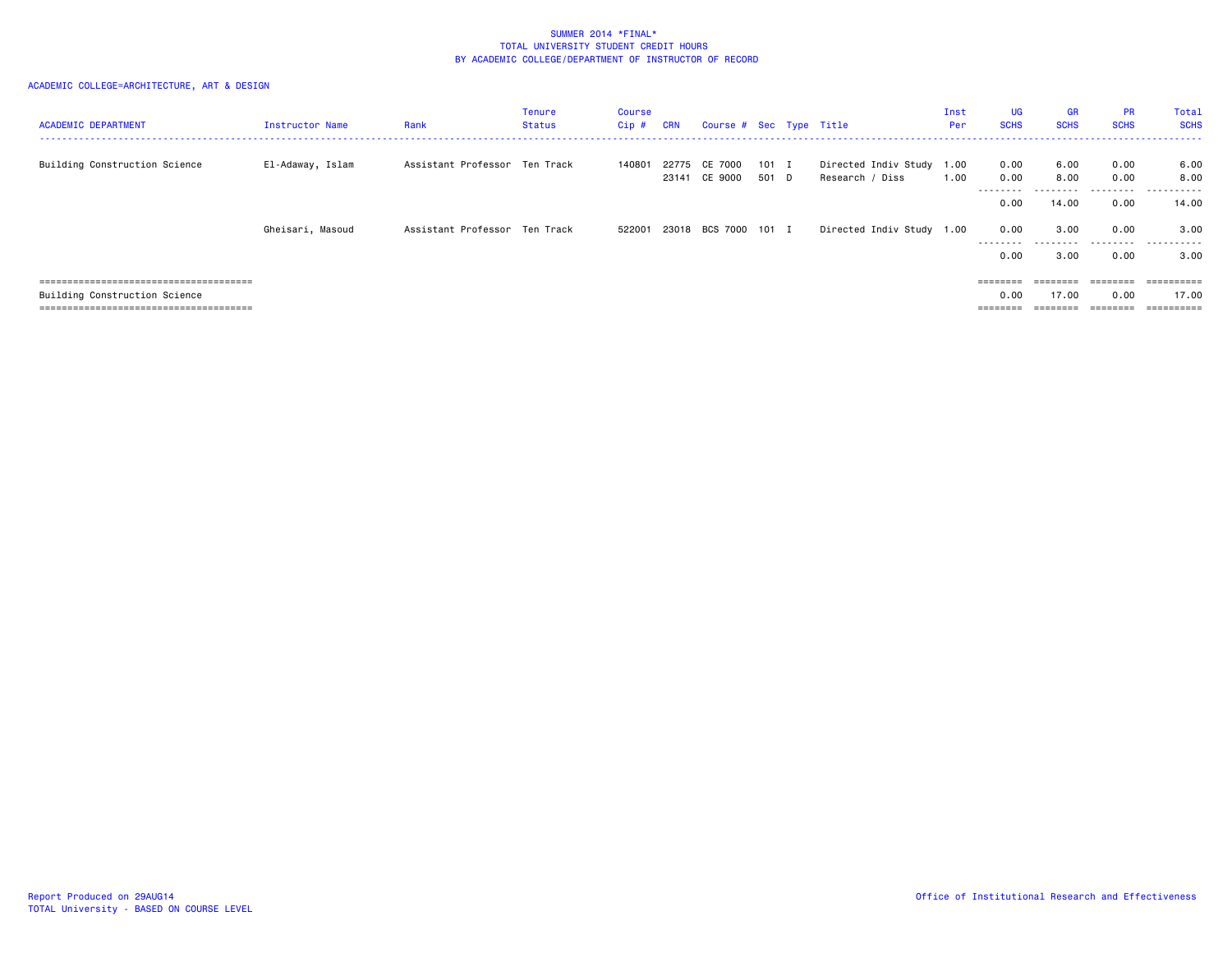SUMMER 2014 *FINAL*
TOTAL UNIVERSITY STUDENT CREDIT HOURS
BY ACADEMIC COLLEGE/DEPARTMENT OF INSTRUCTOR OF RECORD

ACADEMIC COLLEGE=ARCHITECTURE, ART & DESIGN

| ACADEMIC DEPARTMENT | Instructor Name | Rank | Tenure Status | Course Cip # | CRN | Course # | Sec | Type | Title | Inst Per | UG SCHS | GR SCHS | PR SCHS | Total SCHS |
|---|---|---|---|---|---|---|---|---|---|---|---|---|---|---|
| Building Construction Science | El-Adaway, Islam | Assistant Professor | Ten Track | 140801 | 22775 | CE 7000 | 101 | I | Directed Indiv Study | 1.00 | 0.00 | 6.00 | 0.00 | 6.00 |
| | | | | | 23141 | CE 9000 | 501 | D | Research / Diss | 1.00 | 0.00 | 8.00 | 0.00 | 8.00 |
| | | | | | | | | | | | 0.00 | 14.00 | 0.00 | 14.00 |
| | Gheisari, Masoud | Assistant Professor | Ten Track | 522001 | 23018 | BCS 7000 | 101 | I | Directed Indiv Study | 1.00 | 0.00 | 3.00 | 0.00 | 3.00 |
| | | | | | | | | | | | 0.00 | 3.00 | 0.00 | 3.00 |
| Building Construction Science | | | | | | | | | | | 0.00 | 17.00 | 0.00 | 17.00 |

Report Produced on 29AUG14
TOTAL University - BASED ON COURSE LEVEL

Office of Institutional Research and Effectiveness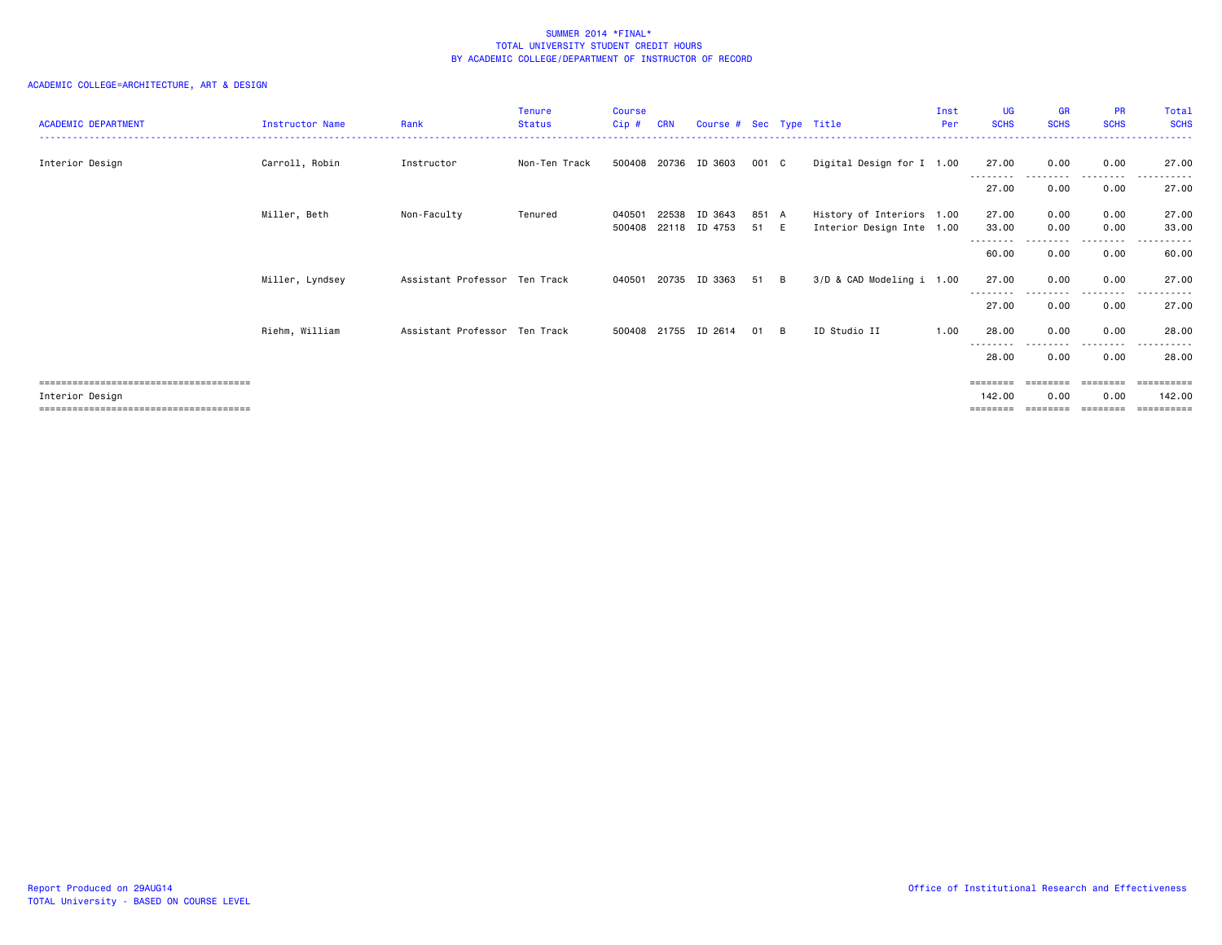SUMMER 2014 *FINAL*
TOTAL UNIVERSITY STUDENT CREDIT HOURS
BY ACADEMIC COLLEGE/DEPARTMENT OF INSTRUCTOR OF RECORD

ACADEMIC COLLEGE=ARCHITECTURE, ART & DESIGN

| ACADEMIC DEPARTMENT | Instructor Name | Rank | Tenure Status | Course Cip # | CRN | Course # | Sec | Type | Title | Inst Per | UG SCHS | GR SCHS | PR SCHS | Total SCHS |
|---|---|---|---|---|---|---|---|---|---|---|---|---|---|---|
| Interior Design | Carroll, Robin | Instructor | Non-Ten Track | 500408 | 20736 | ID 3603 | 001 | C | Digital Design for I | 1.00 | 27.00 | 0.00 | 0.00 | 27.00 |
| | | | | | | | | | | | 27.00 | 0.00 | 0.00 | 27.00 |
| | Miller, Beth | Non-Faculty | Tenured | 040501 | 22538 | ID 3643 | 851 | A | History of Interiors | 1.00 | 27.00 | 0.00 | 0.00 | 27.00 |
| | | | | 500408 | 22118 | ID 4753 | 51 | E | Interior Design Inte | 1.00 | 33.00 | 0.00 | 0.00 | 33.00 |
| | | | | | | | | | | | 60.00 | 0.00 | 0.00 | 60.00 |
| | Miller, Lyndsey | Assistant Professor | Ten Track | 040501 | 20735 | ID 3363 | 51 | B | 3/D & CAD Modeling i | 1.00 | 27.00 | 0.00 | 0.00 | 27.00 |
| | | | | | | | | | | | 27.00 | 0.00 | 0.00 | 27.00 |
| | Riehm, William | Assistant Professor | Ten Track | 500408 | 21755 | ID 2614 | 01 | B | ID Studio II | 1.00 | 28.00 | 0.00 | 0.00 | 28.00 |
| | | | | | | | | | | | 28.00 | 0.00 | 0.00 | 28.00 |
| Interior Design | | | | | | | | | | | 142.00 | 0.00 | 0.00 | 142.00 |

Report Produced on 29AUG14
TOTAL University - BASED ON COURSE LEVEL

Office of Institutional Research and Effectiveness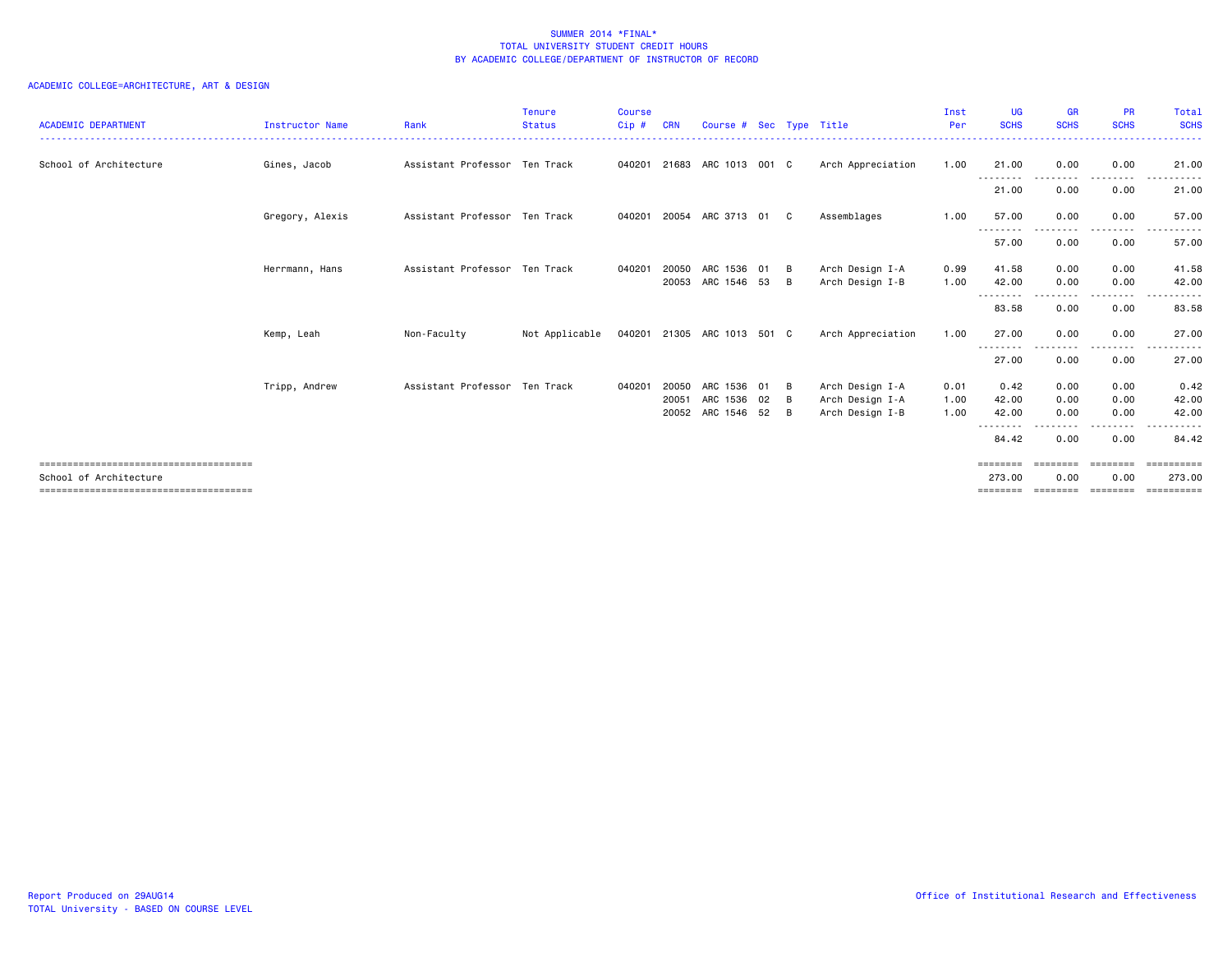SUMMER 2014 *FINAL*
TOTAL UNIVERSITY STUDENT CREDIT HOURS
BY ACADEMIC COLLEGE/DEPARTMENT OF INSTRUCTOR OF RECORD

ACADEMIC COLLEGE=ARCHITECTURE, ART & DESIGN

| ACADEMIC DEPARTMENT | Instructor Name | Rank | Tenure Status | Course Cip # | CRN | Course # | Sec | Type | Title | Inst Per | UG SCHS | GR SCHS | PR SCHS | Total SCHS |
|---|---|---|---|---|---|---|---|---|---|---|---|---|---|---|
| School of Architecture | Gines, Jacob | Assistant Professor | Ten Track | 040201 | 21683 | ARC 1013 | 001 | C | Arch Appreciation | 1.00 | 21.00 | 0.00 | 0.00 | 21.00 |
| | | | | | | | | | | | 21.00 | 0.00 | 0.00 | 21.00 |
| | Gregory, Alexis | Assistant Professor | Ten Track | 040201 | 20054 | ARC 3713 | 01 | C | Assemblages | 1.00 | 57.00 | 0.00 | 0.00 | 57.00 |
| | | | | | | | | | | | 57.00 | 0.00 | 0.00 | 57.00 |
| | Herrmann, Hans | Assistant Professor | Ten Track | 040201 | 20050 | ARC 1536 | 01 | B | Arch Design I-A | 0.99 | 41.58 | 0.00 | 0.00 | 41.58 |
| | | | | | 20053 | ARC 1546 | 53 | B | Arch Design I-B | 1.00 | 42.00 | 0.00 | 0.00 | 42.00 |
| | | | | | | | | | | | 83.58 | 0.00 | 0.00 | 83.58 |
| | Kemp, Leah | Non-Faculty | Not Applicable | 040201 | 21305 | ARC 1013 | 501 | C | Arch Appreciation | 1.00 | 27.00 | 0.00 | 0.00 | 27.00 |
| | | | | | | | | | | | 27.00 | 0.00 | 0.00 | 27.00 |
| | Tripp, Andrew | Assistant Professor | Ten Track | 040201 | 20050 | ARC 1536 | 01 | B | Arch Design I-A | 0.01 | 0.42 | 0.00 | 0.00 | 0.42 |
| | | | | | 20051 | ARC 1536 | 02 | B | Arch Design I-A | 1.00 | 42.00 | 0.00 | 0.00 | 42.00 |
| | | | | | 20052 | ARC 1546 | 52 | B | Arch Design I-B | 1.00 | 42.00 | 0.00 | 0.00 | 42.00 |
| | | | | | | | | | | | 84.42 | 0.00 | 0.00 | 84.42 |
| School of Architecture | | | | | | | | | | | 273.00 | 0.00 | 0.00 | 273.00 |

Report Produced on 29AUG14
TOTAL University - BASED ON COURSE LEVEL

Office of Institutional Research and Effectiveness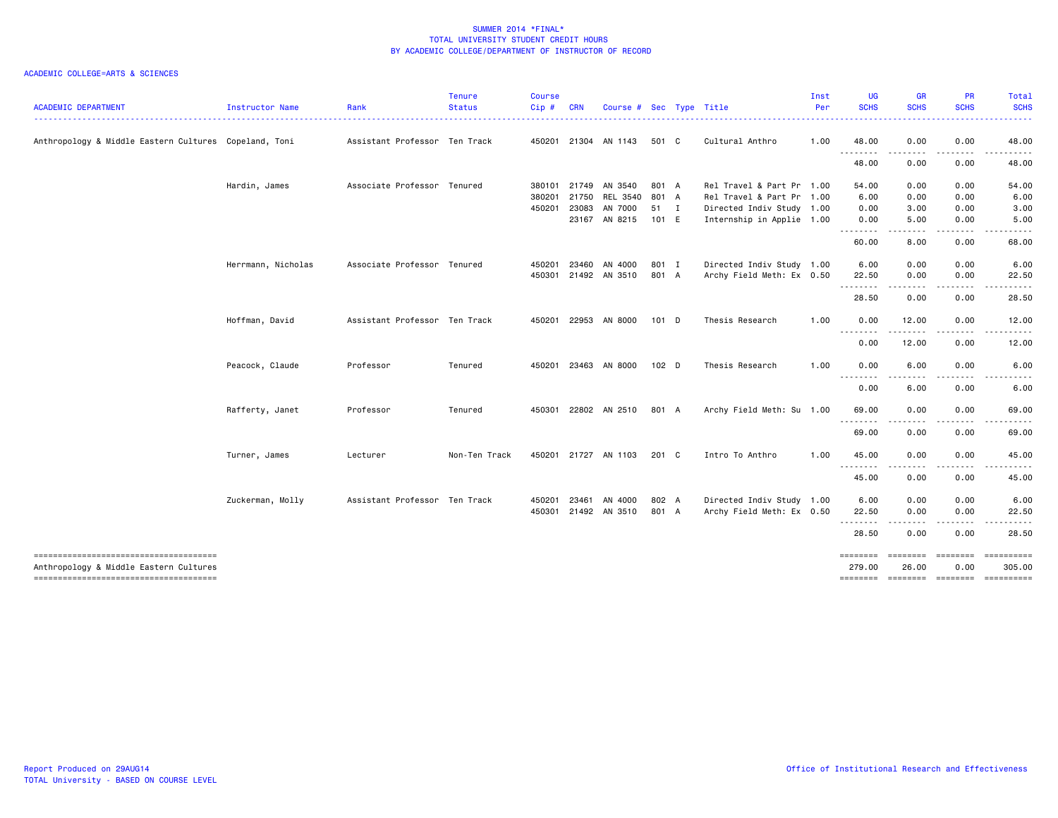SUMMER 2014 *FINAL*
TOTAL UNIVERSITY STUDENT CREDIT HOURS
BY ACADEMIC COLLEGE/DEPARTMENT OF INSTRUCTOR OF RECORD

ACADEMIC COLLEGE=ARTS & SCIENCES

| ACADEMIC DEPARTMENT | Instructor Name | Rank | Tenure Status | Course Cip # | CRN | Course # | Sec | Type | Title | Inst Per | UG SCHS | GR SCHS | PR SCHS | Total SCHS |
|---|---|---|---|---|---|---|---|---|---|---|---|---|---|---|
| Anthropology & Middle Eastern Cultures | Copeland, Toni | Assistant Professor | Ten Track | 450201 | 21304 | AN 1143 | 501 | C | Cultural Anthro | 1.00 | 48.00 | 0.00 | 0.00 | 48.00 |
| | | | | | | | | | | | 48.00 | 0.00 | 0.00 | 48.00 |
| | Hardin, James | Associate Professor | Tenured | 380101 | 21749 | AN 3540 | 801 | A | Rel Travel & Part Pr | 1.00 | 54.00 | 0.00 | 0.00 | 54.00 |
| | | | | 380201 | 21750 | REL 3540 | 801 | A | Rel Travel & Part Pr | 1.00 | 6.00 | 0.00 | 0.00 | 6.00 |
| | | | | 450201 | 23083 | AN 7000 | 51 | I | Directed Indiv Study | 1.00 | 0.00 | 3.00 | 0.00 | 3.00 |
| | | | | | 23167 | AN 8215 | 101 | E | Internship in Applie | 1.00 | 0.00 | 5.00 | 0.00 | 5.00 |
| | | | | | | | | | | | 60.00 | 8.00 | 0.00 | 68.00 |
| | Herrmann, Nicholas | Associate Professor | Tenured | 450201 | 23460 | AN 4000 | 801 | I | Directed Indiv Study | 1.00 | 6.00 | 0.00 | 0.00 | 6.00 |
| | | | | 450301 | 21492 | AN 3510 | 801 | A | Archy Field Meth: Ex | 0.50 | 22.50 | 0.00 | 0.00 | 22.50 |
| | | | | | | | | | | | 28.50 | 0.00 | 0.00 | 28.50 |
| | Hoffman, David | Assistant Professor | Ten Track | 450201 | 22953 | AN 8000 | 101 | D | Thesis Research | 1.00 | 0.00 | 12.00 | 0.00 | 12.00 |
| | | | | | | | | | | | 0.00 | 12.00 | 0.00 | 12.00 |
| | Peacock, Claude | Professor | Tenured | 450201 | 23463 | AN 8000 | 102 | D | Thesis Research | 1.00 | 0.00 | 6.00 | 0.00 | 6.00 |
| | | | | | | | | | | | 0.00 | 6.00 | 0.00 | 6.00 |
| | Rafferty, Janet | Professor | Tenured | 450301 | 22802 | AN 2510 | 801 | A | Archy Field Meth: Su | 1.00 | 69.00 | 0.00 | 0.00 | 69.00 |
| | | | | | | | | | | | 69.00 | 0.00 | 0.00 | 69.00 |
| | Turner, James | Lecturer | Non-Ten Track | 450201 | 21727 | AN 1103 | 201 | C | Intro To Anthro | 1.00 | 45.00 | 0.00 | 0.00 | 45.00 |
| | | | | | | | | | | | 45.00 | 0.00 | 0.00 | 45.00 |
| | Zuckerman, Molly | Assistant Professor | Ten Track | 450201 | 23461 | AN 4000 | 802 | A | Directed Indiv Study | 1.00 | 6.00 | 0.00 | 0.00 | 6.00 |
| | | | | 450301 | 21492 | AN 3510 | 801 | A | Archy Field Meth: Ex | 0.50 | 22.50 | 0.00 | 0.00 | 22.50 |
| | | | | | | | | | | | 28.50 | 0.00 | 0.00 | 28.50 |
| Anthropology & Middle Eastern Cultures | | | | | | | | | | | 279.00 | 26.00 | 0.00 | 305.00 |

Report Produced on 29AUG14
TOTAL University - BASED ON COURSE LEVEL

Office of Institutional Research and Effectiveness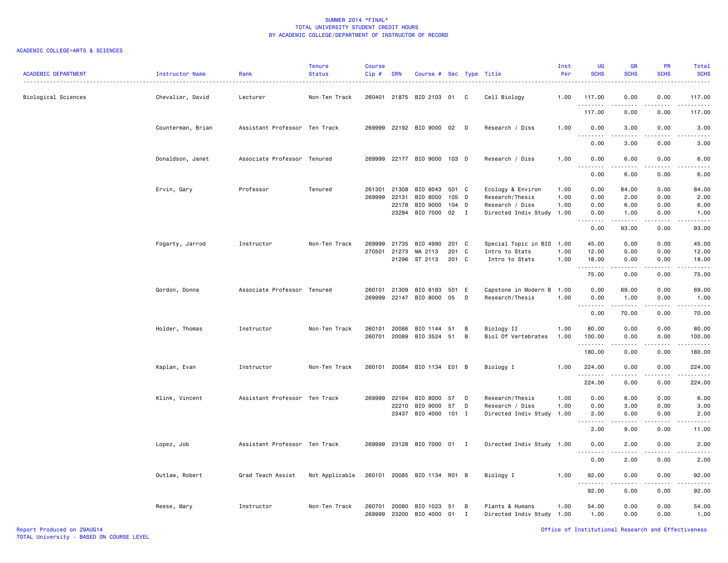SUMMER 2014 *FINAL*
TOTAL UNIVERSITY STUDENT CREDIT HOURS
BY ACADEMIC COLLEGE/DEPARTMENT OF INSTRUCTOR OF RECORD

ACADEMIC COLLEGE=ARTS & SCIENCES

| ACADEMIC DEPARTMENT | Instructor Name | Rank | Tenure Status | Course Cip # | CRN | Course # | Sec | Type | Title | Inst Per | UG SCHS | GR SCHS | PR SCHS | Total SCHS |
|---|---|---|---|---|---|---|---|---|---|---|---|---|---|---|
| Biological Sciences | Chevalier, David | Lecturer | Non-Ten Track | 260401 | 21875 | BIO 2103 | 01 | C | Cell Biology | 1.00 | 117.00 | 0.00 | 0.00 | 117.00 |
| | | | | | | | | | | | 117.00 | 0.00 | 0.00 | 117.00 |
| | Counterman, Brian | Assistant Professor | Ten Track | 269999 | 22192 | BIO 9000 | 02 | D | Research / Diss | 1.00 | 0.00 | 3.00 | 0.00 | 3.00 |
| | | | | | | | | | | | 0.00 | 3.00 | 0.00 | 3.00 |
| | Donaldson, Janet | Associate Professor | Tenured | 269999 | 22177 | BIO 9000 | 103 | D | Research / Diss | 1.00 | 0.00 | 6.00 | 0.00 | 6.00 |
| | | | | | | | | | | | 0.00 | 6.00 | 0.00 | 6.00 |
| | Ervin, Gary | Professor | Tenured | 261301 | 21308 | BIO 8043 | 501 | C | Ecology & Environ | 1.00 | 0.00 | 84.00 | 0.00 | 84.00 |
| | | | | 269999 | 22131 | BIO 8000 | 105 | D | Research/Thesis | 1.00 | 0.00 | 2.00 | 0.00 | 2.00 |
| | | | | | 22178 | BIO 9000 | 104 | D | Research / Diss | 1.00 | 0.00 | 6.00 | 0.00 | 6.00 |
| | | | | | 23294 | BIO 7000 | 02 | I | Directed Indiv Study | 1.00 | 0.00 | 1.00 | 0.00 | 1.00 |
| | | | | | | | | | | | 0.00 | 93.00 | 0.00 | 93.00 |
| | Fogarty, Jarrod | Instructor | Non-Ten Track | 269999 | 21735 | BIO 4990 | 201 | C | Special Topic in BIO | 1.00 | 45.00 | 0.00 | 0.00 | 45.00 |
| | | | | 270501 | 21273 | MA 2113 | 201 | C | Intro to Stats | 1.00 | 12.00 | 0.00 | 0.00 | 12.00 |
| | | | | | 21296 | ST 2113 | 201 | C | Intro to Stats | 1.00 | 18.00 | 0.00 | 0.00 | 18.00 |
| | | | | | | | | | | | 75.00 | 0.00 | 0.00 | 75.00 |
| | Gordon, Donna | Associate Professor | Tenured | 260101 | 21309 | BIO 8183 | 501 | E | Capstone in Modern B | 1.00 | 0.00 | 69.00 | 0.00 | 69.00 |
| | | | | 269999 | 22147 | BIO 8000 | 05 | D | Research/Thesis | 1.00 | 0.00 | 1.00 | 0.00 | 1.00 |
| | | | | | | | | | | | 0.00 | 70.00 | 0.00 | 70.00 |
| | Holder, Thomas | Instructor | Non-Ten Track | 260101 | 20086 | BIO 1144 | 51 | B | Biology II | 1.00 | 80.00 | 0.00 | 0.00 | 80.00 |
| | | | | 260701 | 20089 | BIO 3524 | 51 | B | Biol Of Vertebrates | 1.00 | 100.00 | 0.00 | 0.00 | 100.00 |
| | | | | | | | | | | | 180.00 | 0.00 | 0.00 | 180.00 |
| | Kaplan, Evan | Instructor | Non-Ten Track | 260101 | 20084 | BIO 1134 | E01 | B | Biology I | 1.00 | 224.00 | 0.00 | 0.00 | 224.00 |
| | | | | | | | | | | | 224.00 | 0.00 | 0.00 | 224.00 |
| | Klink, Vincent | Assistant Professor | Ten Track | 269999 | 22164 | BIO 8000 | 57 | D | Research/Thesis | 1.00 | 0.00 | 6.00 | 0.00 | 6.00 |
| | | | | | 22210 | BIO 9000 | 57 | D | Research / Diss | 1.00 | 0.00 | 3.00 | 0.00 | 3.00 |
| | | | | | 23437 | BIO 4000 | 101 | I | Directed Indiv Study | 1.00 | 2.00 | 0.00 | 0.00 | 2.00 |
| | | | | | | | | | | | 2.00 | 9.00 | 0.00 | 11.00 |
| | Lopez, Job | Assistant Professor | Ten Track | 269999 | 23128 | BIO 7000 | 01 | I | Directed Indiv Study | 1.00 | 0.00 | 2.00 | 0.00 | 2.00 |
| | | | | | | | | | | | 0.00 | 2.00 | 0.00 | 2.00 |
| | Outlaw, Robert | Grad Teach Assist | Not Applicable | 260101 | 20085 | BIO 1134 | R01 | B | Biology I | 1.00 | 92.00 | 0.00 | 0.00 | 92.00 |
| | | | | | | | | | | | 92.00 | 0.00 | 0.00 | 92.00 |
| | Reese, Mary | Instructor | Non-Ten Track | 260701 | 20080 | BIO 1023 | 51 | B | Plants & Humans | 1.00 | 54.00 | 0.00 | 0.00 | 54.00 |
| | | | | 269999 | 23200 | BIO 4000 | 01 | I | Directed Indiv Study | 1.00 | 1.00 | 0.00 | 0.00 | 1.00 |

Report Produced on 29AUG14
TOTAL University - BASED ON COURSE LEVEL
Office of Institutional Research and Effectiveness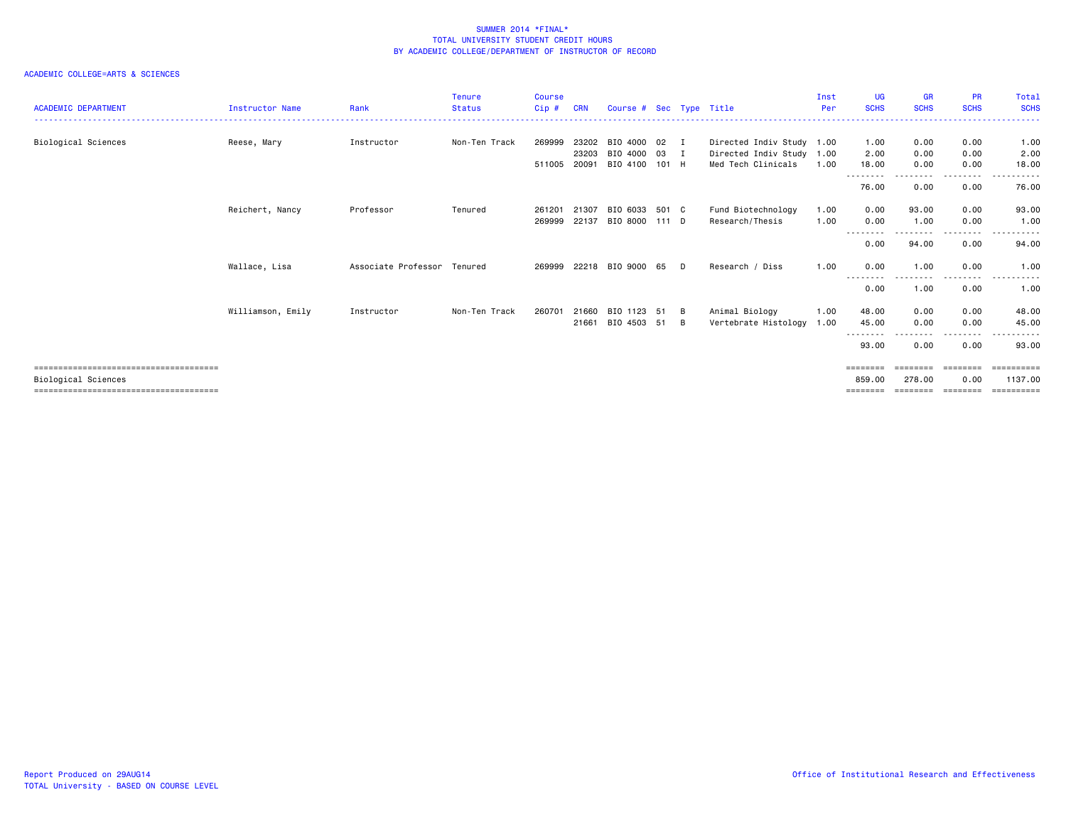# SUMMER 2014 *FINAL*
## TOTAL UNIVERSITY STUDENT CREDIT HOURS
## BY ACADEMIC COLLEGE/DEPARTMENT OF INSTRUCTOR OF RECORD

ACADEMIC COLLEGE=ARTS & SCIENCES

| ACADEMIC DEPARTMENT | Instructor Name | Rank | Tenure Status | Course Cip # | CRN | Course # | Sec | Type | Title | Inst Per | UG SCHS | GR SCHS | PR SCHS | Total SCHS |
|---|---|---|---|---|---|---|---|---|---|---|---|---|---|---|
| Biological Sciences | Reese, Mary | Instructor | Non-Ten Track | 269999 | 23202 | BIO 4000 | 02 | I | Directed Indiv Study | 1.00 | 1.00 | 0.00 | 0.00 | 1.00 |
| | | | | | 23203 | BIO 4000 | 03 | I | Directed Indiv Study | 1.00 | 2.00 | 0.00 | 0.00 | 2.00 |
| | | | | 511005 | 20091 | BIO 4100 | 101 | H | Med Tech Clinicals | 1.00 | 18.00 | 0.00 | 0.00 | 18.00 |
| | | | | | | | | | | | 76.00 | 0.00 | 0.00 | 76.00 |
| | Reichert, Nancy | Professor | Tenured | 261201 | 21307 | BIO 6033 | 501 | C | Fund Biotechnology | 1.00 | 0.00 | 93.00 | 0.00 | 93.00 |
| | | | | 269999 | 22137 | BIO 8000 | 111 | D | Research/Thesis | 1.00 | 0.00 | 1.00 | 0.00 | 1.00 |
| | | | | | | | | | | | 0.00 | 94.00 | 0.00 | 94.00 |
| | Wallace, Lisa | Associate Professor | Tenured | 269999 | 22218 | BIO 9000 | 65 | D | Research / Diss | 1.00 | 0.00 | 1.00 | 0.00 | 1.00 |
| | | | | | | | | | | | 0.00 | 1.00 | 0.00 | 1.00 |
| | Williamson, Emily | Instructor | Non-Ten Track | 260701 | 21660 | BIO 1123 | 51 | B | Animal Biology | 1.00 | 48.00 | 0.00 | 0.00 | 48.00 |
| | | | | | 21661 | BIO 4503 | 51 | B | Vertebrate Histology | 1.00 | 45.00 | 0.00 | 0.00 | 45.00 |
| | | | | | | | | | | | 93.00 | 0.00 | 0.00 | 93.00 |
| Biological Sciences | | | | | | | | | | | 859.00 | 278.00 | 0.00 | 1137.00 |

Report Produced on 29AUG14
TOTAL University - BASED ON COURSE LEVEL

Office of Institutional Research and Effectiveness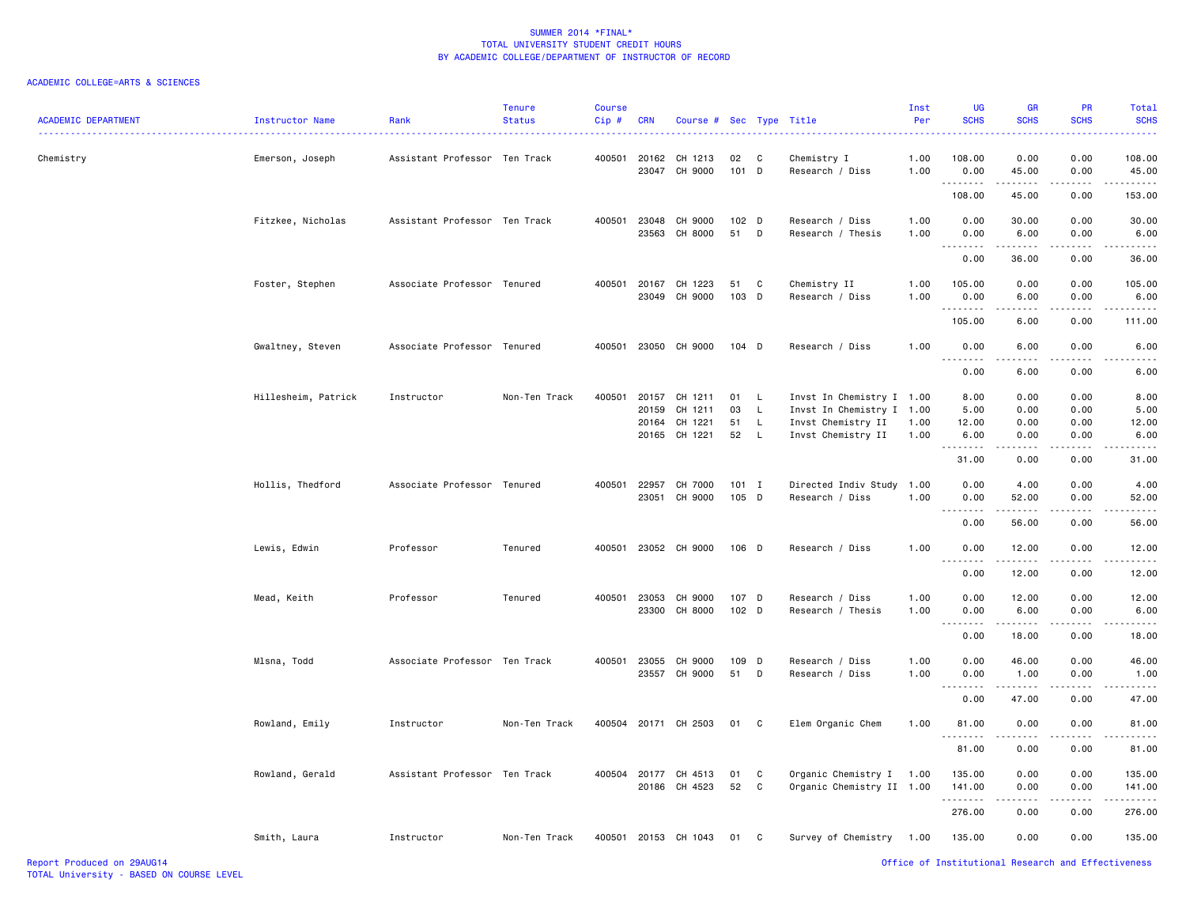SUMMER 2014 *FINAL*
TOTAL UNIVERSITY STUDENT CREDIT HOURS
BY ACADEMIC COLLEGE/DEPARTMENT OF INSTRUCTOR OF RECORD

ACADEMIC COLLEGE=ARTS & SCIENCES

| ACADEMIC DEPARTMENT | Instructor Name | Rank | Tenure Status | Course Cip # | CRN | Course # | Sec | Type | Title | Inst Per | UG SCHS | GR SCHS | PR SCHS | Total SCHS |
|---|---|---|---|---|---|---|---|---|---|---|---|---|---|---|
| Chemistry | Emerson, Joseph | Assistant Professor | Ten Track | 400501 | 20162 | CH 1213 | 02 | C | Chemistry I | 1.00 | 108.00 | 0.00 | 0.00 | 108.00 |
| | | | | | 23047 | CH 9000 | 101 | D | Research / Diss | 1.00 | 0.00 | 45.00 | 0.00 | 45.00 |
| | | | | | | | | | | | 108.00 | 45.00 | 0.00 | 153.00 |
| | Fitzkee, Nicholas | Assistant Professor | Ten Track | 400501 | 23048 | CH 9000 | 102 | D | Research / Diss | 1.00 | 0.00 | 30.00 | 0.00 | 30.00 |
| | | | | | 23563 | CH 8000 | 51 | D | Research / Thesis | 1.00 | 0.00 | 6.00 | 0.00 | 6.00 |
| | | | | | | | | | | | 0.00 | 36.00 | 0.00 | 36.00 |
| | Foster, Stephen | Associate Professor | Tenured | 400501 | 20167 | CH 1223 | 51 | C | Chemistry II | 1.00 | 105.00 | 0.00 | 0.00 | 105.00 |
| | | | | | 23049 | CH 9000 | 103 | D | Research / Diss | 1.00 | 0.00 | 6.00 | 0.00 | 6.00 |
| | | | | | | | | | | | 105.00 | 6.00 | 0.00 | 111.00 |
| | Gwaltney, Steven | Associate Professor | Tenured | 400501 | 23050 | CH 9000 | 104 | D | Research / Diss | 1.00 | 0.00 | 6.00 | 0.00 | 6.00 |
| | | | | | | | | | | | 0.00 | 6.00 | 0.00 | 6.00 |
| | Hillesheim, Patrick | Instructor | Non-Ten Track | 400501 | 20157 | CH 1211 | 01 | L | Invst In Chemistry I | 1.00 | 8.00 | 0.00 | 0.00 | 8.00 |
| | | | | | 20159 | CH 1211 | 03 | L | Invst In Chemistry I | 1.00 | 5.00 | 0.00 | 0.00 | 5.00 |
| | | | | | 20164 | CH 1221 | 51 | L | Invst Chemistry II | 1.00 | 12.00 | 0.00 | 0.00 | 12.00 |
| | | | | | 20165 | CH 1221 | 52 | L | Invst Chemistry II | 1.00 | 6.00 | 0.00 | 0.00 | 6.00 |
| | | | | | | | | | | | 31.00 | 0.00 | 0.00 | 31.00 |
| | Hollis, Thedford | Associate Professor | Tenured | 400501 | 22957 | CH 7000 | 101 | I | Directed Indiv Study | 1.00 | 0.00 | 4.00 | 0.00 | 4.00 |
| | | | | | 23051 | CH 9000 | 105 | D | Research / Diss | 1.00 | 0.00 | 52.00 | 0.00 | 52.00 |
| | | | | | | | | | | | 0.00 | 56.00 | 0.00 | 56.00 |
| | Lewis, Edwin | Professor | Tenured | 400501 | 23052 | CH 9000 | 106 | D | Research / Diss | 1.00 | 0.00 | 12.00 | 0.00 | 12.00 |
| | | | | | | | | | | | 0.00 | 12.00 | 0.00 | 12.00 |
| | Mead, Keith | Professor | Tenured | 400501 | 23053 | CH 9000 | 107 | D | Research / Diss | 1.00 | 0.00 | 12.00 | 0.00 | 12.00 |
| | | | | | 23300 | CH 8000 | 102 | D | Research / Thesis | 1.00 | 0.00 | 6.00 | 0.00 | 6.00 |
| | | | | | | | | | | | 0.00 | 18.00 | 0.00 | 18.00 |
| | Mlsna, Todd | Associate Professor | Ten Track | 400501 | 23055 | CH 9000 | 109 | D | Research / Diss | 1.00 | 0.00 | 46.00 | 0.00 | 46.00 |
| | | | | | 23557 | CH 9000 | 51 | D | Research / Diss | 1.00 | 0.00 | 1.00 | 0.00 | 1.00 |
| | | | | | | | | | | | 0.00 | 47.00 | 0.00 | 47.00 |
| | Rowland, Emily | Instructor | Non-Ten Track | 400504 | 20171 | CH 2503 | 01 | C | Elem Organic Chem | 1.00 | 81.00 | 0.00 | 0.00 | 81.00 |
| | | | | | | | | | | | 81.00 | 0.00 | 0.00 | 81.00 |
| | Rowland, Gerald | Assistant Professor | Ten Track | 400504 | 20177 | CH 4513 | 01 | C | Organic Chemistry I | 1.00 | 135.00 | 0.00 | 0.00 | 135.00 |
| | | | | | 20186 | CH 4523 | 52 | C | Organic Chemistry II | 1.00 | 141.00 | 0.00 | 0.00 | 141.00 |
| | | | | | | | | | | | 276.00 | 0.00 | 0.00 | 276.00 |
| | Smith, Laura | Instructor | Non-Ten Track | 400501 | 20153 | CH 1043 | 01 | C | Survey of Chemistry | 1.00 | 135.00 | 0.00 | 0.00 | 135.00 |

Report Produced on 29AUG14
TOTAL University - BASED ON COURSE LEVEL

Office of Institutional Research and Effectiveness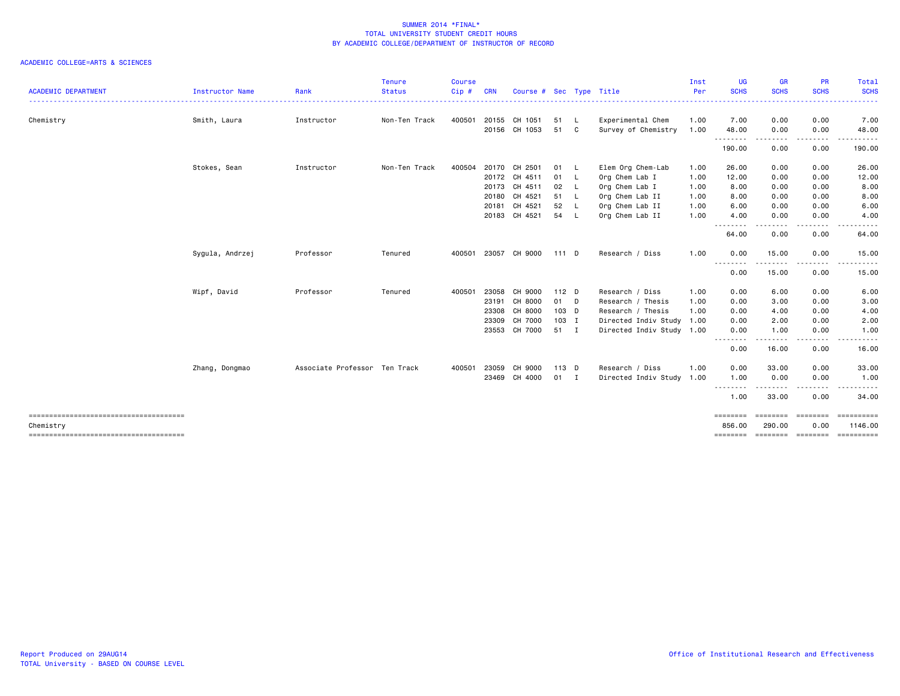SUMMER 2014 *FINAL*
TOTAL UNIVERSITY STUDENT CREDIT HOURS
BY ACADEMIC COLLEGE/DEPARTMENT OF INSTRUCTOR OF RECORD

ACADEMIC COLLEGE=ARTS & SCIENCES

| ACADEMIC DEPARTMENT | Instructor Name | Rank | Tenure Status | Course Cip # | CRN | Course # | Sec | Type | Title | Inst Per | UG SCHS | GR SCHS | PR SCHS | Total SCHS |
|---|---|---|---|---|---|---|---|---|---|---|---|---|---|---|
| Chemistry | Smith, Laura | Instructor | Non-Ten Track | 400501 | 20155 | CH 1051 | 51 | L | Experimental Chem | 1.00 | 7.00 | 0.00 | 0.00 | 7.00 |
| | | | | | 20156 | CH 1053 | 51 | C | Survey of Chemistry | 1.00 | 48.00 | 0.00 | 0.00 | 48.00 |
| | | | | | | | | | | | 190.00 | 0.00 | 0.00 | 190.00 |
| | Stokes, Sean | Instructor | Non-Ten Track | 400504 | 20170 | CH 2501 | 01 | L | Elem Org Chem-Lab | 1.00 | 26.00 | 0.00 | 0.00 | 26.00 |
| | | | | | 20172 | CH 4511 | 01 | L | Org Chem Lab I | 1.00 | 12.00 | 0.00 | 0.00 | 12.00 |
| | | | | | 20173 | CH 4511 | 02 | L | Org Chem Lab I | 1.00 | 8.00 | 0.00 | 0.00 | 8.00 |
| | | | | | 20180 | CH 4521 | 51 | L | Org Chem Lab II | 1.00 | 8.00 | 0.00 | 0.00 | 8.00 |
| | | | | | 20181 | CH 4521 | 52 | L | Org Chem Lab II | 1.00 | 6.00 | 0.00 | 0.00 | 6.00 |
| | | | | | 20183 | CH 4521 | 54 | L | Org Chem Lab II | 1.00 | 4.00 | 0.00 | 0.00 | 4.00 |
| | | | | | | | | | | | 64.00 | 0.00 | 0.00 | 64.00 |
| | Sygula, Andrzej | Professor | Tenured | 400501 | 23057 | CH 9000 | 111 | D | Research / Diss | 1.00 | 0.00 | 15.00 | 0.00 | 15.00 |
| | | | | | | | | | | | 0.00 | 15.00 | 0.00 | 15.00 |
| | Wipf, David | Professor | Tenured | 400501 | 23058 | CH 9000 | 112 | D | Research / Diss | 1.00 | 0.00 | 6.00 | 0.00 | 6.00 |
| | | | | | 23191 | CH 8000 | 01 | D | Research / Thesis | 1.00 | 0.00 | 3.00 | 0.00 | 3.00 |
| | | | | | 23308 | CH 8000 | 103 | D | Research / Thesis | 1.00 | 0.00 | 4.00 | 0.00 | 4.00 |
| | | | | | 23309 | CH 7000 | 103 | I | Directed Indiv Study | 1.00 | 0.00 | 2.00 | 0.00 | 2.00 |
| | | | | | 23553 | CH 7000 | 51 | I | Directed Indiv Study | 1.00 | 0.00 | 1.00 | 0.00 | 1.00 |
| | | | | | | | | | | | 0.00 | 16.00 | 0.00 | 16.00 |
| | Zhang, Dongmao | Associate Professor | Ten Track | 400501 | 23059 | CH 9000 | 113 | D | Research / Diss | 1.00 | 0.00 | 33.00 | 0.00 | 33.00 |
| | | | | | 23469 | CH 4000 | 01 | I | Directed Indiv Study | 1.00 | 1.00 | 0.00 | 0.00 | 1.00 |
| | | | | | | | | | | | 1.00 | 33.00 | 0.00 | 34.00 |
| Chemistry | | | | | | | | | | | 856.00 | 290.00 | 0.00 | 1146.00 |

Report Produced on 29AUG14
TOTAL University - BASED ON COURSE LEVEL

Office of Institutional Research and Effectiveness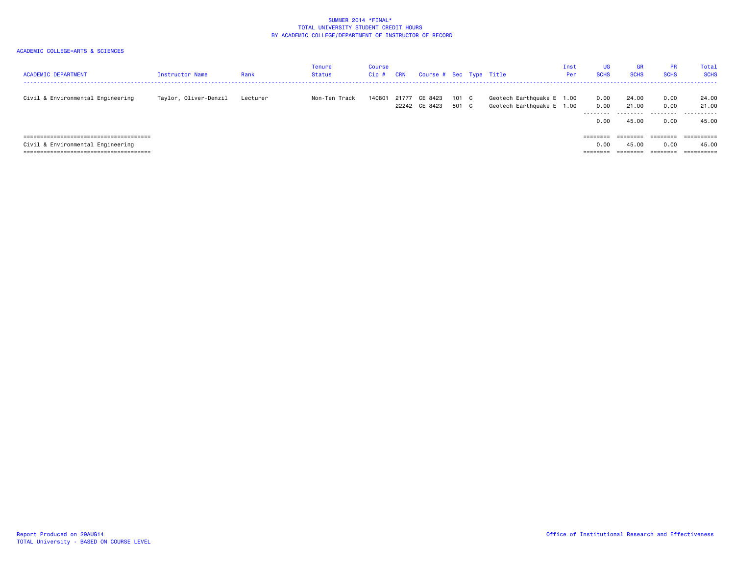SUMMER 2014 *FINAL*
TOTAL UNIVERSITY STUDENT CREDIT HOURS
BY ACADEMIC COLLEGE/DEPARTMENT OF INSTRUCTOR OF RECORD

ACADEMIC COLLEGE=ARTS & SCIENCES

| ACADEMIC DEPARTMENT | Instructor Name | Rank | Tenure Status | Course Cip # | CRN | Course # | Sec | Type | Title | Inst Per | UG SCHS | GR SCHS | PR SCHS | Total SCHS |
|---|---|---|---|---|---|---|---|---|---|---|---|---|---|---|
| Civil & Environmental Engineering | Taylor, Oliver-Denzil | Lecturer | Non-Ten Track | 140801 | 21777 | CE 8423 | 101 | C | Geotech Earthquake E | 1.00 | 0.00 | 24.00 | 0.00 | 24.00 |
| | | | | | 22242 | CE 8423 | 501 | C | Geotech Earthquake E | 1.00 | 0.00 | 21.00 | 0.00 | 21.00 |
| | | | | | | | | | | | 0.00 | 45.00 | 0.00 | 45.00 |
| Civil & Environmental Engineering | | | | | | | | | | | 0.00 | 45.00 | 0.00 | 45.00 |

Report Produced on 29AUG14
TOTAL University - BASED ON COURSE LEVEL

Office of Institutional Research and Effectiveness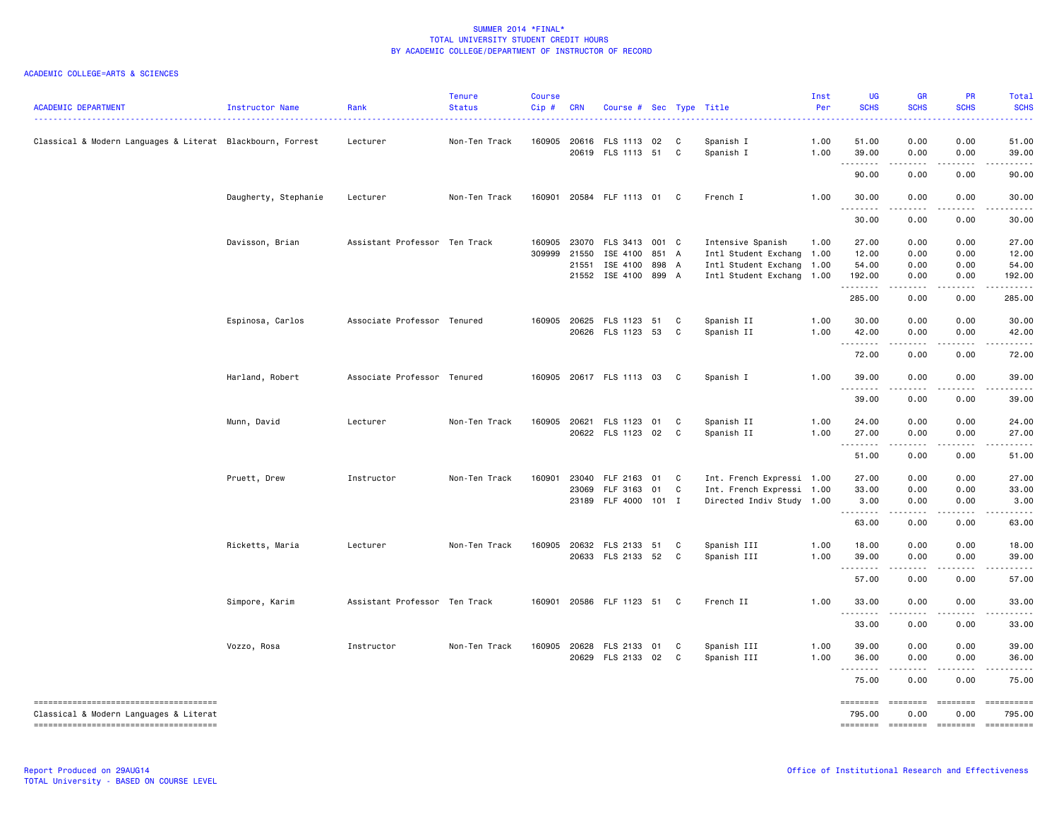SUMMER 2014 *FINAL*
TOTAL UNIVERSITY STUDENT CREDIT HOURS
BY ACADEMIC COLLEGE/DEPARTMENT OF INSTRUCTOR OF RECORD

ACADEMIC COLLEGE=ARTS & SCIENCES

| ACADEMIC DEPARTMENT | Instructor Name | Rank | Tenure Status | Course Cip # | CRN | Course # | Sec | Type | Title | Inst Per | UG SCHS | GR SCHS | PR SCHS | Total SCHS |
|---|---|---|---|---|---|---|---|---|---|---|---|---|---|---|
| Classical & Modern Languages & Literat | Blackbourn, Forrest | Lecturer | Non-Ten Track | 160905 | 20616 | FLS 1113 | 02 | C | Spanish I | 1.00 | 51.00 | 0.00 | 0.00 | 51.00 |
| | | | | | 20619 | FLS 1113 | 51 | C | Spanish I | 1.00 | 39.00 | 0.00 | 0.00 | 39.00 |
| | | | | | | | | | | | 90.00 | 0.00 | 0.00 | 90.00 |
| | Daugherty, Stephanie | Lecturer | Non-Ten Track | 160901 | 20584 | FLF 1113 | 01 | C | French I | 1.00 | 30.00 | 0.00 | 0.00 | 30.00 |
| | | | | | | | | | | | 30.00 | 0.00 | 0.00 | 30.00 |
| | Davisson, Brian | Assistant Professor | Ten Track | 160905 | 23070 | FLS 3413 | 001 | C | Intensive Spanish | 1.00 | 27.00 | 0.00 | 0.00 | 27.00 |
| | | | | 309999 | 21550 | ISE 4100 | 851 | A | Intl Student Exchang | 1.00 | 12.00 | 0.00 | 0.00 | 12.00 |
| | | | | | 21551 | ISE 4100 | 898 | A | Intl Student Exchang | 1.00 | 54.00 | 0.00 | 0.00 | 54.00 |
| | | | | | 21552 | ISE 4100 | 899 | A | Intl Student Exchang | 1.00 | 192.00 | 0.00 | 0.00 | 192.00 |
| | | | | | | | | | | | 285.00 | 0.00 | 0.00 | 285.00 |
| | Espinosa, Carlos | Associate Professor | Tenured | 160905 | 20625 | FLS 1123 | 51 | C | Spanish II | 1.00 | 30.00 | 0.00 | 0.00 | 30.00 |
| | | | | | 20626 | FLS 1123 | 53 | C | Spanish II | 1.00 | 42.00 | 0.00 | 0.00 | 42.00 |
| | | | | | | | | | | | 72.00 | 0.00 | 0.00 | 72.00 |
| | Harland, Robert | Associate Professor | Tenured | 160905 | 20617 | FLS 1113 | 03 | C | Spanish I | 1.00 | 39.00 | 0.00 | 0.00 | 39.00 |
| | | | | | | | | | | | 39.00 | 0.00 | 0.00 | 39.00 |
| | Munn, David | Lecturer | Non-Ten Track | 160905 | 20621 | FLS 1123 | 01 | C | Spanish II | 1.00 | 24.00 | 0.00 | 0.00 | 24.00 |
| | | | | | 20622 | FLS 1123 | 02 | C | Spanish II | 1.00 | 27.00 | 0.00 | 0.00 | 27.00 |
| | | | | | | | | | | | 51.00 | 0.00 | 0.00 | 51.00 |
| | Pruett, Drew | Instructor | Non-Ten Track | 160901 | 23040 | FLF 2163 | 01 | C | Int. French Expressi | 1.00 | 27.00 | 0.00 | 0.00 | 27.00 |
| | | | | | 23069 | FLF 3163 | 01 | C | Int. French Expressi | 1.00 | 33.00 | 0.00 | 0.00 | 33.00 |
| | | | | | 23189 | FLF 4000 | 101 | I | Directed Indiv Study | 1.00 | 3.00 | 0.00 | 0.00 | 3.00 |
| | | | | | | | | | | | 63.00 | 0.00 | 0.00 | 63.00 |
| | Ricketts, Maria | Lecturer | Non-Ten Track | 160905 | 20632 | FLS 2133 | 51 | C | Spanish III | 1.00 | 18.00 | 0.00 | 0.00 | 18.00 |
| | | | | | 20633 | FLS 2133 | 52 | C | Spanish III | 1.00 | 39.00 | 0.00 | 0.00 | 39.00 |
| | | | | | | | | | | | 57.00 | 0.00 | 0.00 | 57.00 |
| | Simpore, Karim | Assistant Professor | Ten Track | 160901 | 20586 | FLF 1123 | 51 | C | French II | 1.00 | 33.00 | 0.00 | 0.00 | 33.00 |
| | | | | | | | | | | | 33.00 | 0.00 | 0.00 | 33.00 |
| | Vozzo, Rosa | Instructor | Non-Ten Track | 160905 | 20628 | FLS 2133 | 01 | C | Spanish III | 1.00 | 39.00 | 0.00 | 0.00 | 39.00 |
| | | | | | 20629 | FLS 2133 | 02 | C | Spanish III | 1.00 | 36.00 | 0.00 | 0.00 | 36.00 |
| | | | | | | | | | | | 75.00 | 0.00 | 0.00 | 75.00 |
| Classical & Modern Languages & Literat | | | | | | | | | | | 795.00 | 0.00 | 0.00 | 795.00 |

Report Produced on 29AUG14
TOTAL University - BASED ON COURSE LEVEL

Office of Institutional Research and Effectiveness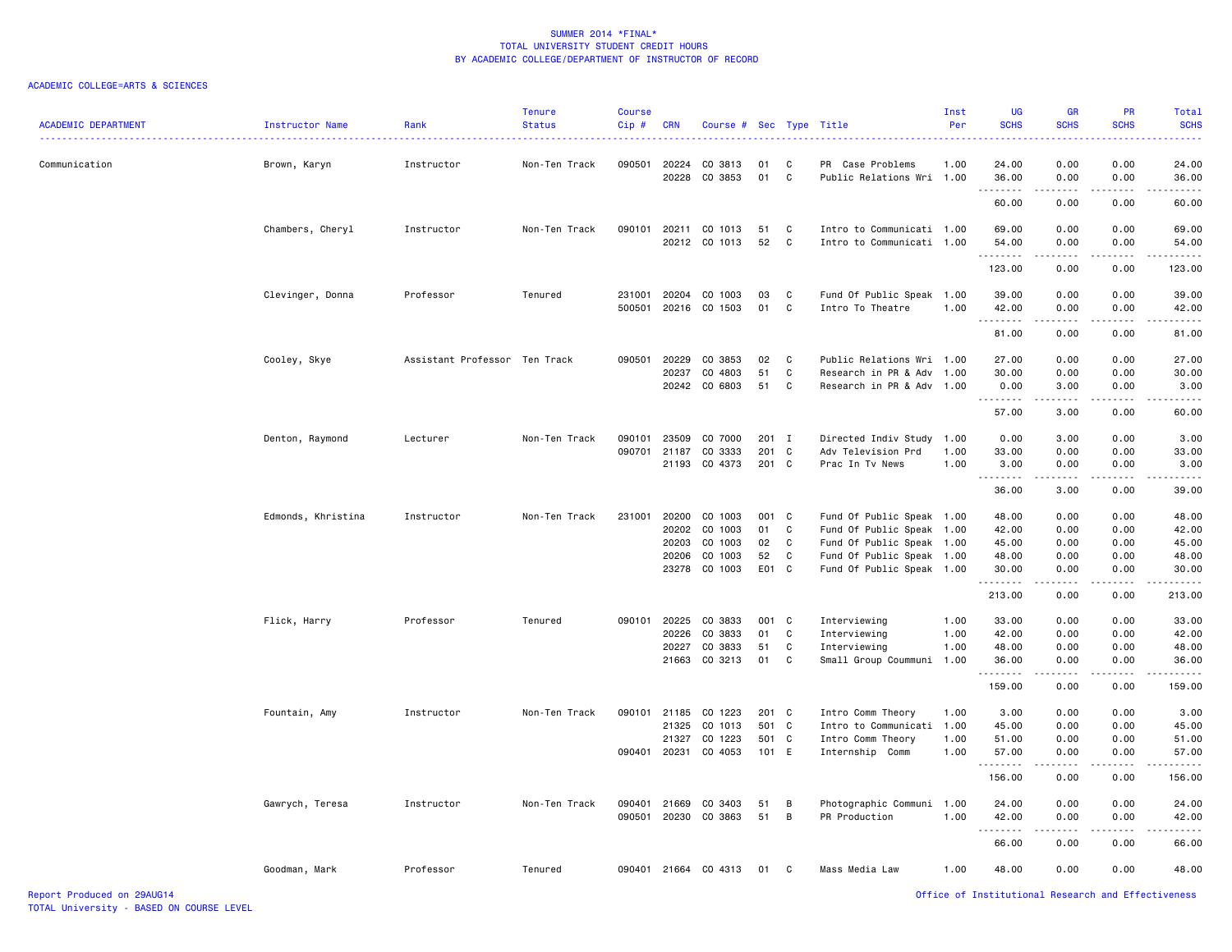SUMMER 2014 *FINAL*
TOTAL UNIVERSITY STUDENT CREDIT HOURS
BY ACADEMIC COLLEGE/DEPARTMENT OF INSTRUCTOR OF RECORD

ACADEMIC COLLEGE=ARTS & SCIENCES

| ACADEMIC DEPARTMENT | Instructor Name | Rank | Tenure Status | Course Cip # | CRN | Course # | Sec | Type | Title | Inst Per | UG SCHS | GR SCHS | PR SCHS | Total SCHS |
|---|---|---|---|---|---|---|---|---|---|---|---|---|---|---|
| Communication | Brown, Karyn | Instructor | Non-Ten Track | 090501 | 20224 | CO 3813 | 01 | C | PR Case Problems | 1.00 | 24.00 | 0.00 | 0.00 | 24.00 |
| | | | | | 20228 | CO 3853 | 01 | C | Public Relations Wri | 1.00 | 36.00 | 0.00 | 0.00 | 36.00 |
| | | | | | | | | | | | 60.00 | 0.00 | 0.00 | 60.00 |
| | Chambers, Cheryl | Instructor | Non-Ten Track | 090101 | 20211 | CO 1013 | 51 | C | Intro to Communicati | 1.00 | 69.00 | 0.00 | 0.00 | 69.00 |
| | | | | | 20212 | CO 1013 | 52 | C | Intro to Communicati | 1.00 | 54.00 | 0.00 | 0.00 | 54.00 |
| | | | | | | | | | | | 123.00 | 0.00 | 0.00 | 123.00 |
| | Clevinger, Donna | Professor | Tenured | 231001 | 20204 | CO 1003 | 03 | C | Fund Of Public Speak | 1.00 | 39.00 | 0.00 | 0.00 | 39.00 |
| | | | | 500501 | 20216 | CO 1503 | 01 | C | Intro To Theatre | 1.00 | 42.00 | 0.00 | 0.00 | 42.00 |
| | | | | | | | | | | | 81.00 | 0.00 | 0.00 | 81.00 |
| | Cooley, Skye | Assistant Professor | Ten Track | 090501 | 20229 | CO 3853 | 02 | C | Public Relations Wri | 1.00 | 27.00 | 0.00 | 0.00 | 27.00 |
| | | | | | 20237 | CO 4803 | 51 | C | Research in PR & Adv | 1.00 | 30.00 | 0.00 | 0.00 | 30.00 |
| | | | | | 20242 | CO 6803 | 51 | C | Research in PR & Adv | 1.00 | 0.00 | 3.00 | 0.00 | 3.00 |
| | | | | | | | | | | | 57.00 | 3.00 | 0.00 | 60.00 |
| | Denton, Raymond | Lecturer | Non-Ten Track | 090101 | 23509 | CO 7000 | 201 | I | Directed Indiv Study | 1.00 | 0.00 | 3.00 | 0.00 | 3.00 |
| | | | | 090701 | 21187 | CO 3333 | 201 | C | Adv Television Prd | 1.00 | 33.00 | 0.00 | 0.00 | 33.00 |
| | | | | | 21193 | CO 4373 | 201 | C | Prac In Tv News | 1.00 | 3.00 | 0.00 | 0.00 | 3.00 |
| | | | | | | | | | | | 36.00 | 3.00 | 0.00 | 39.00 |
| | Edmonds, Khristina | Instructor | Non-Ten Track | 231001 | 20200 | CO 1003 | 001 | C | Fund Of Public Speak | 1.00 | 48.00 | 0.00 | 0.00 | 48.00 |
| | | | | | 20202 | CO 1003 | 01 | C | Fund Of Public Speak | 1.00 | 42.00 | 0.00 | 0.00 | 42.00 |
| | | | | | 20203 | CO 1003 | 02 | C | Fund Of Public Speak | 1.00 | 45.00 | 0.00 | 0.00 | 45.00 |
| | | | | | 20206 | CO 1003 | 52 | C | Fund Of Public Speak | 1.00 | 48.00 | 0.00 | 0.00 | 48.00 |
| | | | | | 23278 | CO 1003 | E01 | C | Fund Of Public Speak | 1.00 | 30.00 | 0.00 | 0.00 | 30.00 |
| | | | | | | | | | | | 213.00 | 0.00 | 0.00 | 213.00 |
| | Flick, Harry | Professor | Tenured | 090101 | 20225 | CO 3833 | 001 | C | Interviewing | 1.00 | 33.00 | 0.00 | 0.00 | 33.00 |
| | | | | | 20226 | CO 3833 | 01 | C | Interviewing | 1.00 | 42.00 | 0.00 | 0.00 | 42.00 |
| | | | | | 20227 | CO 3833 | 51 | C | Interviewing | 1.00 | 48.00 | 0.00 | 0.00 | 48.00 |
| | | | | | 21663 | CO 3213 | 01 | C | Small Group Coummuni | 1.00 | 36.00 | 0.00 | 0.00 | 36.00 |
| | | | | | | | | | | | 159.00 | 0.00 | 0.00 | 159.00 |
| | Fountain, Amy | Instructor | Non-Ten Track | 090101 | 21185 | CO 1223 | 201 | C | Intro Comm Theory | 1.00 | 3.00 | 0.00 | 0.00 | 3.00 |
| | | | | | 21325 | CO 1013 | 501 | C | Intro to Communicati | 1.00 | 45.00 | 0.00 | 0.00 | 45.00 |
| | | | | | 21327 | CO 1223 | 501 | C | Intro Comm Theory | 1.00 | 51.00 | 0.00 | 0.00 | 51.00 |
| | | | | 090401 | 20231 | CO 4053 | 101 | E | Internship Comm | 1.00 | 57.00 | 0.00 | 0.00 | 57.00 |
| | | | | | | | | | | | 156.00 | 0.00 | 0.00 | 156.00 |
| | Gawrych, Teresa | Instructor | Non-Ten Track | 090401 | 21669 | CO 3403 | 51 | B | Photographic Communi | 1.00 | 24.00 | 0.00 | 0.00 | 24.00 |
| | | | | 090501 | 20230 | CO 3863 | 51 | B | PR Production | 1.00 | 42.00 | 0.00 | 0.00 | 42.00 |
| | | | | | | | | | | | 66.00 | 0.00 | 0.00 | 66.00 |
| | Goodman, Mark | Professor | Tenured | 090401 | 21664 | CO 4313 | 01 | C | Mass Media Law | 1.00 | 48.00 | 0.00 | 0.00 | 48.00 |

Report Produced on 29AUG14
TOTAL University - BASED ON COURSE LEVEL

Office of Institutional Research and Effectiveness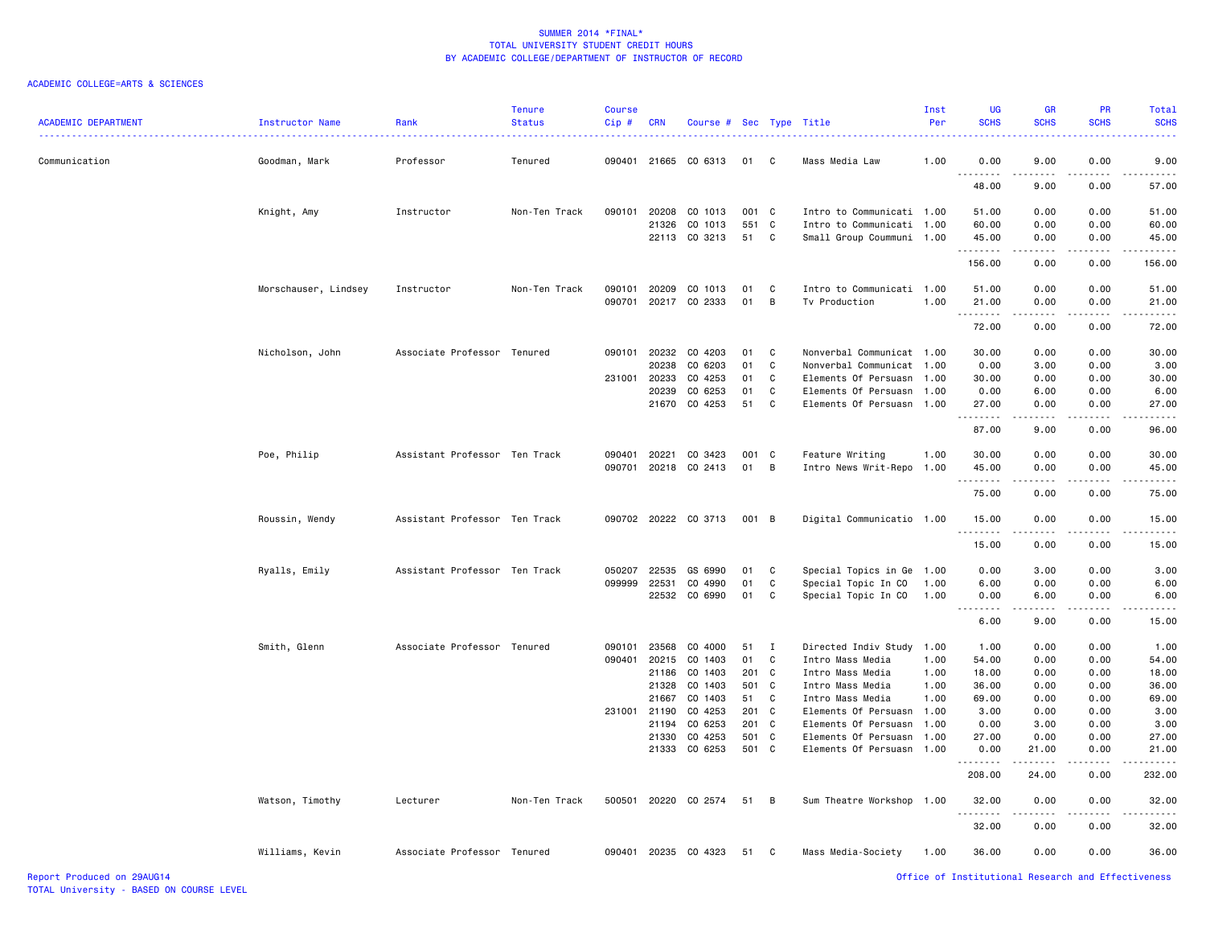SUMMER 2014 *FINAL*
TOTAL UNIVERSITY STUDENT CREDIT HOURS
BY ACADEMIC COLLEGE/DEPARTMENT OF INSTRUCTOR OF RECORD

ACADEMIC COLLEGE=ARTS & SCIENCES

| ACADEMIC DEPARTMENT | Instructor Name | Rank | Tenure Status | Course Cip # | CRN | Course # | Sec | Type | Title | Inst Per | UG SCHS | GR SCHS | PR SCHS | Total SCHS |
|---|---|---|---|---|---|---|---|---|---|---|---|---|---|---|
| Communication | Goodman, Mark | Professor | Tenured | 090401 | 21665 | CO 6313 | 01 | C | Mass Media Law | 1.00 | 0.00 | 9.00 | 0.00 | 9.00 |
| | | | | | | | | | | | 48.00 | 9.00 | 0.00 | 57.00 |
| | Knight, Amy | Instructor | Non-Ten Track | 090101 | 20208 | CO 1013 | 001 | C | Intro to Communicati | 1.00 | 51.00 | 0.00 | 0.00 | 51.00 |
| | | | | | 21326 | CO 1013 | 551 | C | Intro to Communicati | 1.00 | 60.00 | 0.00 | 0.00 | 60.00 |
| | | | | | 22113 | CO 3213 | 51 | C | Small Group Coummuni | 1.00 | 45.00 | 0.00 | 0.00 | 45.00 |
| | | | | | | | | | | | 156.00 | 0.00 | 0.00 | 156.00 |
| | Morschauser, Lindsey | Instructor | Non-Ten Track | 090101 | 20209 | CO 1013 | 01 | C | Intro to Communicati | 1.00 | 51.00 | 0.00 | 0.00 | 51.00 |
| | | | | 090701 | 20217 | CO 2333 | 01 | B | Tv Production | 1.00 | 21.00 | 0.00 | 0.00 | 21.00 |
| | | | | | | | | | | | 72.00 | 0.00 | 0.00 | 72.00 |
| | Nicholson, John | Associate Professor | Tenured | 090101 | 20232 | CO 4203 | 01 | C | Nonverbal Communicat | 1.00 | 30.00 | 0.00 | 0.00 | 30.00 |
| | | | | | 20238 | CO 6203 | 01 | C | Nonverbal Communicat | 1.00 | 0.00 | 3.00 | 0.00 | 3.00 |
| | | | | 231001 | 20233 | CO 4253 | 01 | C | Elements Of Persuasn | 1.00 | 30.00 | 0.00 | 0.00 | 30.00 |
| | | | | | 20239 | CO 6253 | 01 | C | Elements Of Persuasn | 1.00 | 0.00 | 6.00 | 0.00 | 6.00 |
| | | | | | 21670 | CO 4253 | 51 | C | Elements Of Persuasn | 1.00 | 27.00 | 0.00 | 0.00 | 27.00 |
| | | | | | | | | | | | 87.00 | 9.00 | 0.00 | 96.00 |
| | Poe, Philip | Assistant Professor | Ten Track | 090401 | 20221 | CO 3423 | 001 | C | Feature Writing | 1.00 | 30.00 | 0.00 | 0.00 | 30.00 |
| | | | | 090701 | 20218 | CO 2413 | 01 | B | Intro News Writ-Repo | 1.00 | 45.00 | 0.00 | 0.00 | 45.00 |
| | | | | | | | | | | | 75.00 | 0.00 | 0.00 | 75.00 |
| | Roussin, Wendy | Assistant Professor | Ten Track | 090702 | 20222 | CO 3713 | 001 | B | Digital Communicatio | 1.00 | 15.00 | 0.00 | 0.00 | 15.00 |
| | | | | | | | | | | | 15.00 | 0.00 | 0.00 | 15.00 |
| | Ryalls, Emily | Assistant Professor | Ten Track | 050207 | 22535 | GS 6990 | 01 | C | Special Topics in Ge | 1.00 | 0.00 | 3.00 | 0.00 | 3.00 |
| | | | | 099999 | 22531 | CO 4990 | 01 | C | Special Topic In CO | 1.00 | 6.00 | 0.00 | 0.00 | 6.00 |
| | | | | | 22532 | CO 6990 | 01 | C | Special Topic In CO | 1.00 | 0.00 | 6.00 | 0.00 | 6.00 |
| | | | | | | | | | | | 6.00 | 9.00 | 0.00 | 15.00 |
| | Smith, Glenn | Associate Professor | Tenured | 090101 | 23568 | CO 4000 | 51 | I | Directed Indiv Study | 1.00 | 1.00 | 0.00 | 0.00 | 1.00 |
| | | | | 090401 | 20215 | CO 1403 | 01 | C | Intro Mass Media | 1.00 | 54.00 | 0.00 | 0.00 | 54.00 |
| | | | | | 21186 | CO 1403 | 201 | C | Intro Mass Media | 1.00 | 18.00 | 0.00 | 0.00 | 18.00 |
| | | | | | 21328 | CO 1403 | 501 | C | Intro Mass Media | 1.00 | 36.00 | 0.00 | 0.00 | 36.00 |
| | | | | | 21667 | CO 1403 | 51 | C | Intro Mass Media | 1.00 | 69.00 | 0.00 | 0.00 | 69.00 |
| | | | | 231001 | 21190 | CO 4253 | 201 | C | Elements Of Persuasn | 1.00 | 3.00 | 0.00 | 0.00 | 3.00 |
| | | | | | 21194 | CO 6253 | 201 | C | Elements Of Persuasn | 1.00 | 0.00 | 3.00 | 0.00 | 3.00 |
| | | | | | 21330 | CO 4253 | 501 | C | Elements Of Persuasn | 1.00 | 27.00 | 0.00 | 0.00 | 27.00 |
| | | | | | 21333 | CO 6253 | 501 | C | Elements Of Persuasn | 1.00 | 0.00 | 21.00 | 0.00 | 21.00 |
| | | | | | | | | | | | 208.00 | 24.00 | 0.00 | 232.00 |
| | Watson, Timothy | Lecturer | Non-Ten Track | 500501 | 20220 | CO 2574 | 51 | B | Sum Theatre Workshop | 1.00 | 32.00 | 0.00 | 0.00 | 32.00 |
| | | | | | | | | | | | 32.00 | 0.00 | 0.00 | 32.00 |
| | Williams, Kevin | Associate Professor | Tenured | 090401 | 20235 | CO 4323 | 51 | C | Mass Media-Society | 1.00 | 36.00 | 0.00 | 0.00 | 36.00 |

Report Produced on 29AUG14
TOTAL University - BASED ON COURSE LEVEL

Office of Institutional Research and Effectiveness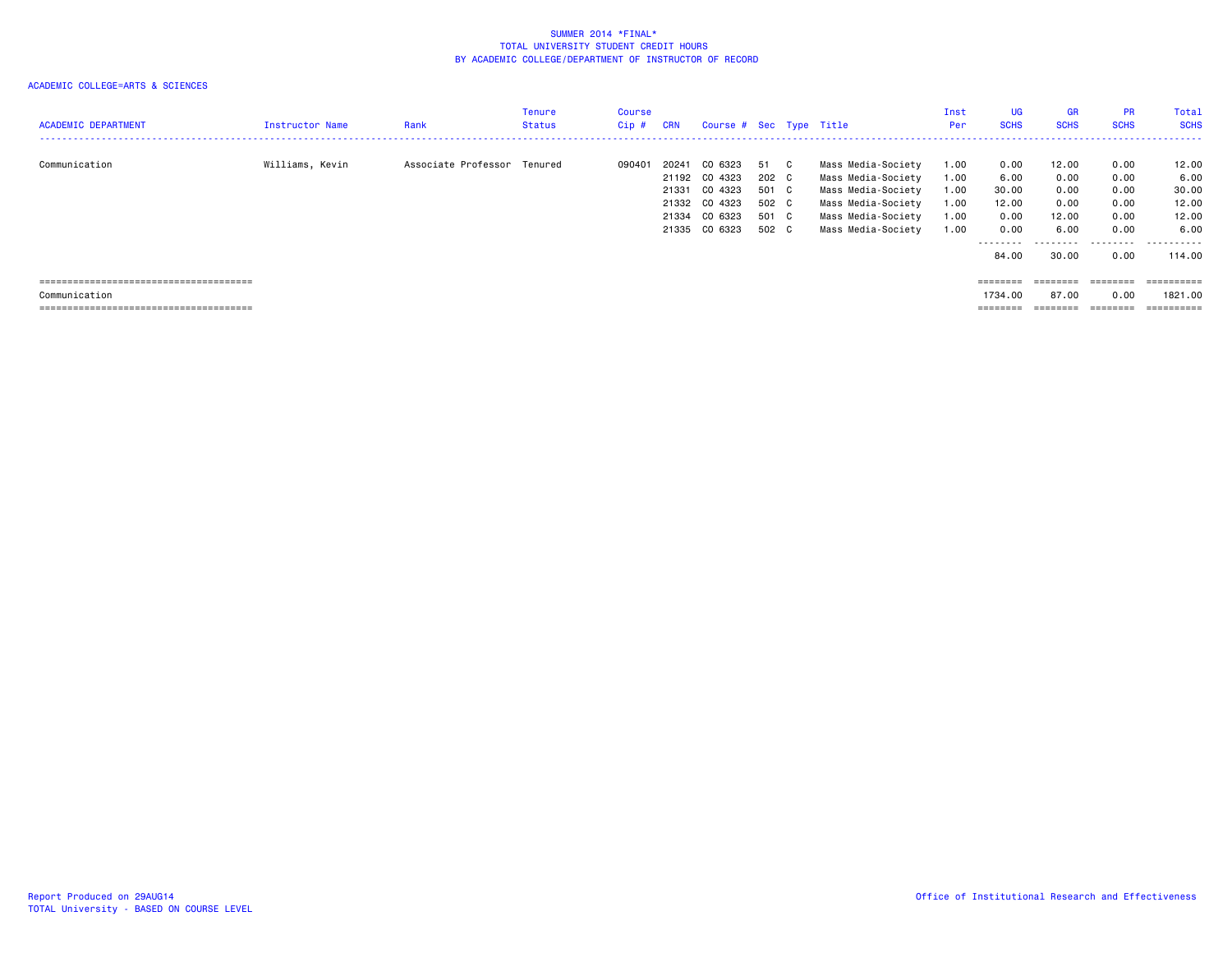# SUMMER 2014 *FINAL*
## TOTAL UNIVERSITY STUDENT CREDIT HOURS
## BY ACADEMIC COLLEGE/DEPARTMENT OF INSTRUCTOR OF RECORD

ACADEMIC COLLEGE=ARTS & SCIENCES

| ACADEMIC DEPARTMENT | Instructor Name | Rank | Tenure Status | Course Cip # | CRN | Course # | Sec | Type | Title | Inst Per | UG SCHS | GR SCHS | PR SCHS | Total SCHS |
|---|---|---|---|---|---|---|---|---|---|---|---|---|---|---|
| Communication | Williams, Kevin | Associate Professor | Tenured | 090401 | 20241 | CO 6323 | 51 | C | Mass Media-Society | 1.00 | 0.00 | 12.00 | 0.00 | 12.00 |
| | | | | | 21192 | CO 4323 | 202 | C | Mass Media-Society | 1.00 | 6.00 | 0.00 | 0.00 | 6.00 |
| | | | | | 21331 | CO 4323 | 501 | C | Mass Media-Society | 1.00 | 30.00 | 0.00 | 0.00 | 30.00 |
| | | | | | 21332 | CO 4323 | 502 | C | Mass Media-Society | 1.00 | 12.00 | 0.00 | 0.00 | 12.00 |
| | | | | | 21334 | CO 6323 | 501 | C | Mass Media-Society | 1.00 | 0.00 | 12.00 | 0.00 | 12.00 |
| | | | | | 21335 | CO 6323 | 502 | C | Mass Media-Society | 1.00 | 0.00 | 6.00 | 0.00 | 6.00 |
| | | | | | | | | | | | 84.00 | 30.00 | 0.00 | 114.00 |
| Communication | | | | | | | | | | | 1734.00 | 87.00 | 0.00 | 1821.00 |

Report Produced on 29AUG14
TOTAL University - BASED ON COURSE LEVEL

Office of Institutional Research and Effectiveness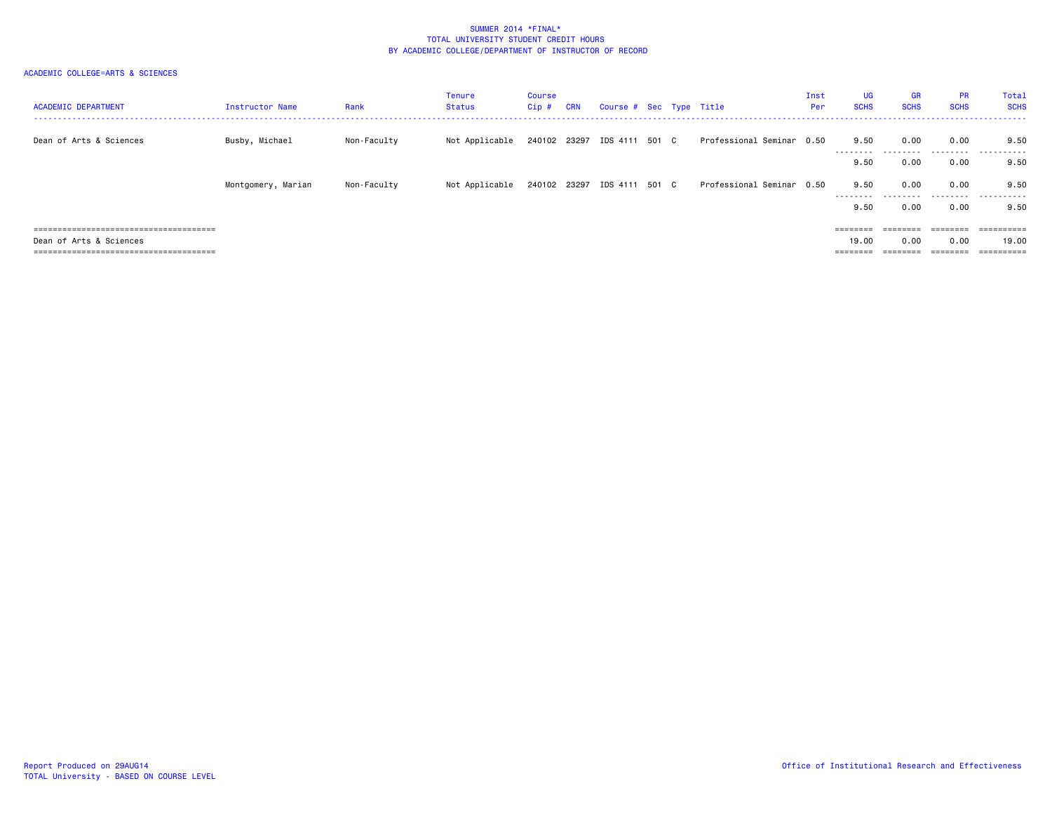SUMMER 2014 *FINAL*
TOTAL UNIVERSITY STUDENT CREDIT HOURS
BY ACADEMIC COLLEGE/DEPARTMENT OF INSTRUCTOR OF RECORD

ACADEMIC COLLEGE=ARTS & SCIENCES

| ACADEMIC DEPARTMENT | Instructor Name | Rank | Tenure Status | Course Cip # | CRN | Course # | Sec | Type | Title | Inst Per | UG SCHS | GR SCHS | PR SCHS | Total SCHS |
|---|---|---|---|---|---|---|---|---|---|---|---|---|---|---|
| Dean of Arts & Sciences | Busby, Michael | Non-Faculty | Not Applicable | 240102 | 23297 | IDS 4111 | 501 | C | Professional Seminar | 0.50 | 9.50 | 0.00 | 0.00 | 9.50 |
| | | | | | | | | | | | 9.50 | 0.00 | 0.00 | 9.50 |
| | Montgomery, Marian | Non-Faculty | Not Applicable | 240102 | 23297 | IDS 4111 | 501 | C | Professional Seminar | 0.50 | 9.50 | 0.00 | 0.00 | 9.50 |
| | | | | | | | | | | | 9.50 | 0.00 | 0.00 | 9.50 |
| Dean of Arts & Sciences | | | | | | | | | | | 19.00 | 0.00 | 0.00 | 19.00 |

Report Produced on 29AUG14
TOTAL University - BASED ON COURSE LEVEL

Office of Institutional Research and Effectiveness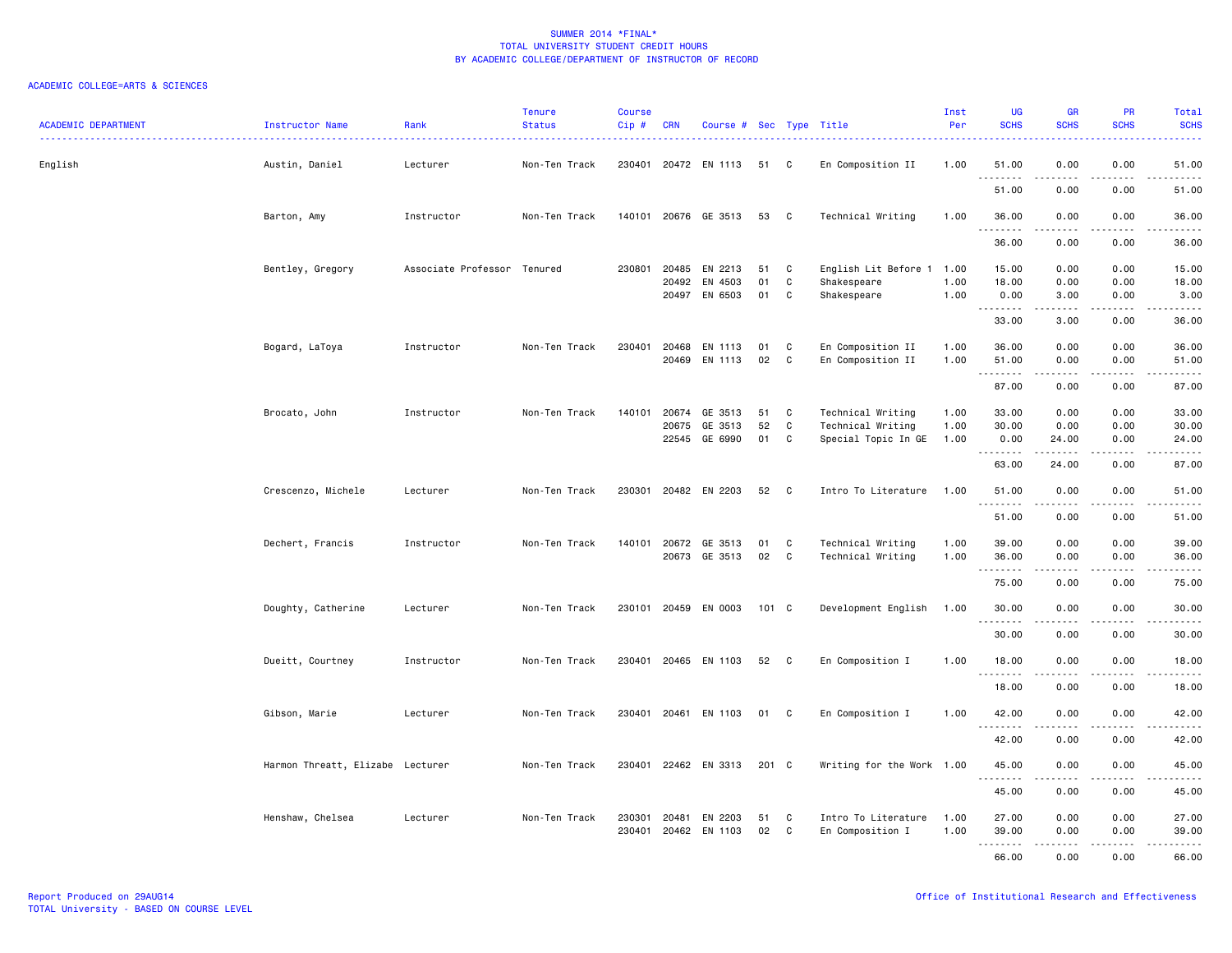SUMMER 2014 *FINAL*
TOTAL UNIVERSITY STUDENT CREDIT HOURS
BY ACADEMIC COLLEGE/DEPARTMENT OF INSTRUCTOR OF RECORD

ACADEMIC COLLEGE=ARTS & SCIENCES

| ACADEMIC DEPARTMENT | Instructor Name | Rank | Tenure Status | Course Cip # | CRN | Course # | Sec | Type | Title | Inst Per | UG SCHS | GR SCHS | PR SCHS | Total SCHS |
|---|---|---|---|---|---|---|---|---|---|---|---|---|---|---|
| English | Austin, Daniel | Lecturer | Non-Ten Track | 230401 | 20472 | EN 1113 | 51 | C | En Composition II | 1.00 | 51.00 | 0.00 | 0.00 | 51.00 |
| | | | | | | | | | | | 51.00 | 0.00 | 0.00 | 51.00 |
| | Barton, Amy | Instructor | Non-Ten Track | 140101 | 20676 | GE 3513 | 53 | C | Technical Writing | 1.00 | 36.00 | 0.00 | 0.00 | 36.00 |
| | | | | | | | | | | | 36.00 | 0.00 | 0.00 | 36.00 |
| | Bentley, Gregory | Associate Professor | Tenured | 230801 | 20485 | EN 2213 | 51 | C | English Lit Before 1 | 1.00 | 15.00 | 0.00 | 0.00 | 15.00 |
| | | | | | 20492 | EN 4503 | 01 | C | Shakespeare | 1.00 | 18.00 | 0.00 | 0.00 | 18.00 |
| | | | | | 20497 | EN 6503 | 01 | C | Shakespeare | 1.00 | 0.00 | 3.00 | 0.00 | 3.00 |
| | | | | | | | | | | | 33.00 | 3.00 | 0.00 | 36.00 |
| | Bogard, LaToya | Instructor | Non-Ten Track | 230401 | 20468 | EN 1113 | 01 | C | En Composition II | 1.00 | 36.00 | 0.00 | 0.00 | 36.00 |
| | | | | | 20469 | EN 1113 | 02 | C | En Composition II | 1.00 | 51.00 | 0.00 | 0.00 | 51.00 |
| | | | | | | | | | | | 87.00 | 0.00 | 0.00 | 87.00 |
| | Brocato, John | Instructor | Non-Ten Track | 140101 | 20674 | GE 3513 | 51 | C | Technical Writing | 1.00 | 33.00 | 0.00 | 0.00 | 33.00 |
| | | | | | 20675 | GE 3513 | 52 | C | Technical Writing | 1.00 | 30.00 | 0.00 | 0.00 | 30.00 |
| | | | | | 22545 | GE 6990 | 01 | C | Special Topic In GE | 1.00 | 0.00 | 24.00 | 0.00 | 24.00 |
| | | | | | | | | | | | 63.00 | 24.00 | 0.00 | 87.00 |
| | Crescenzo, Michele | Lecturer | Non-Ten Track | 230301 | 20482 | EN 2203 | 52 | C | Intro To Literature | 1.00 | 51.00 | 0.00 | 0.00 | 51.00 |
| | | | | | | | | | | | 51.00 | 0.00 | 0.00 | 51.00 |
| | Dechert, Francis | Instructor | Non-Ten Track | 140101 | 20672 | GE 3513 | 01 | C | Technical Writing | 1.00 | 39.00 | 0.00 | 0.00 | 39.00 |
| | | | | | 20673 | GE 3513 | 02 | C | Technical Writing | 1.00 | 36.00 | 0.00 | 0.00 | 36.00 |
| | | | | | | | | | | | 75.00 | 0.00 | 0.00 | 75.00 |
| | Doughty, Catherine | Lecturer | Non-Ten Track | 230101 | 20459 | EN 0003 | 101 | C | Development English | 1.00 | 30.00 | 0.00 | 0.00 | 30.00 |
| | | | | | | | | | | | 30.00 | 0.00 | 0.00 | 30.00 |
| | Dueitt, Courtney | Instructor | Non-Ten Track | 230401 | 20465 | EN 1103 | 52 | C | En Composition I | 1.00 | 18.00 | 0.00 | 0.00 | 18.00 |
| | | | | | | | | | | | 18.00 | 0.00 | 0.00 | 18.00 |
| | Gibson, Marie | Lecturer | Non-Ten Track | 230401 | 20461 | EN 1103 | 01 | C | En Composition I | 1.00 | 42.00 | 0.00 | 0.00 | 42.00 |
| | | | | | | | | | | | 42.00 | 0.00 | 0.00 | 42.00 |
| | Harmon Threatt, Elizabe | Lecturer | Non-Ten Track | 230401 | 22462 | EN 3313 | 201 | C | Writing for the Work | 1.00 | 45.00 | 0.00 | 0.00 | 45.00 |
| | | | | | | | | | | | 45.00 | 0.00 | 0.00 | 45.00 |
| | Henshaw, Chelsea | Lecturer | Non-Ten Track | 230301 | 20481 | EN 2203 | 51 | C | Intro To Literature | 1.00 | 27.00 | 0.00 | 0.00 | 27.00 |
| | | | | 230401 | 20462 | EN 1103 | 02 | C | En Composition I | 1.00 | 39.00 | 0.00 | 0.00 | 39.00 |
| | | | | | | | | | | | 66.00 | 0.00 | 0.00 | 66.00 |

Report Produced on 29AUG14
TOTAL University - BASED ON COURSE LEVEL

Office of Institutional Research and Effectiveness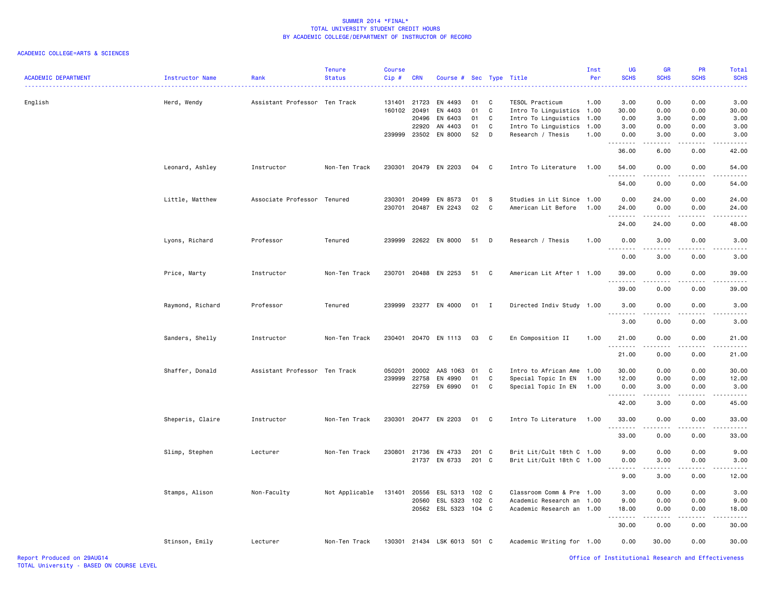# SUMMER 2014 *FINAL*
# TOTAL UNIVERSITY STUDENT CREDIT HOURS
# BY ACADEMIC COLLEGE/DEPARTMENT OF INSTRUCTOR OF RECORD

ACADEMIC COLLEGE=ARTS & SCIENCES

| ACADEMIC DEPARTMENT | Instructor Name | Rank | Tenure Status | Course Cip # | CRN | Course # | Sec | Type | Title | Inst Per | UG SCHS | GR SCHS | PR SCHS | Total SCHS |
|---|---|---|---|---|---|---|---|---|---|---|---|---|---|---|
| English | Herd, Wendy | Assistant Professor | Ten Track | 131401 | 21723 | EN 4493 | 01 | C | TESOL Practicum | 1.00 | 3.00 | 0.00 | 0.00 | 3.00 |
| | | | | 160102 | 20491 | EN 4403 | 01 | C | Intro To Linguistics | 1.00 | 30.00 | 0.00 | 0.00 | 30.00 |
| | | | | | 20496 | EN 6403 | 01 | C | Intro To Linguistics | 1.00 | 0.00 | 3.00 | 0.00 | 3.00 |
| | | | | | 22920 | AN 4403 | 01 | C | Intro To Linguistics | 1.00 | 3.00 | 0.00 | 0.00 | 3.00 |
| | | | | 239999 | 23502 | EN 8000 | 52 | D | Research / Thesis | 1.00 | 0.00 | 3.00 | 0.00 | 3.00 |
| | | | | | | | | | | | 36.00 | 6.00 | 0.00 | 42.00 |
| | Leonard, Ashley | Instructor | Non-Ten Track | 230301 | 20479 | EN 2203 | 04 | C | Intro To Literature | 1.00 | 54.00 | 0.00 | 0.00 | 54.00 |
| | | | | | | | | | | | 54.00 | 0.00 | 0.00 | 54.00 |
| | Little, Matthew | Associate Professor | Tenured | 230301 | 20499 | EN 8573 | 01 | S | Studies in Lit Since | 1.00 | 0.00 | 24.00 | 0.00 | 24.00 |
| | | | | 230701 | 20487 | EN 2243 | 02 | C | American Lit Before | 1.00 | 24.00 | 0.00 | 0.00 | 24.00 |
| | | | | | | | | | | | 24.00 | 24.00 | 0.00 | 48.00 |
| | Lyons, Richard | Professor | Tenured | 239999 | 22622 | EN 8000 | 51 | D | Research / Thesis | 1.00 | 0.00 | 3.00 | 0.00 | 3.00 |
| | | | | | | | | | | | 0.00 | 3.00 | 0.00 | 3.00 |
| | Price, Marty | Instructor | Non-Ten Track | 230701 | 20488 | EN 2253 | 51 | C | American Lit After 1 | 1.00 | 39.00 | 0.00 | 0.00 | 39.00 |
| | | | | | | | | | | | 39.00 | 0.00 | 0.00 | 39.00 |
| | Raymond, Richard | Professor | Tenured | 239999 | 23277 | EN 4000 | 01 | I | Directed Indiv Study | 1.00 | 3.00 | 0.00 | 0.00 | 3.00 |
| | | | | | | | | | | | 3.00 | 0.00 | 0.00 | 3.00 |
| | Sanders, Shelly | Instructor | Non-Ten Track | 230401 | 20470 | EN 1113 | 03 | C | En Composition II | 1.00 | 21.00 | 0.00 | 0.00 | 21.00 |
| | | | | | | | | | | | 21.00 | 0.00 | 0.00 | 21.00 |
| | Shaffer, Donald | Assistant Professor | Ten Track | 050201 | 20002 | AAS 1063 | 01 | C | Intro to African Ame | 1.00 | 30.00 | 0.00 | 0.00 | 30.00 |
| | | | | 239999 | 22758 | EN 4990 | 01 | C | Special Topic In EN | 1.00 | 12.00 | 0.00 | 0.00 | 12.00 |
| | | | | | 22759 | EN 6990 | 01 | C | Special Topic In EN | 1.00 | 0.00 | 3.00 | 0.00 | 3.00 |
| | | | | | | | | | | | 42.00 | 3.00 | 0.00 | 45.00 |
| | Sheperis, Claire | Instructor | Non-Ten Track | 230301 | 20477 | EN 2203 | 01 | C | Intro To Literature | 1.00 | 33.00 | 0.00 | 0.00 | 33.00 |
| | | | | | | | | | | | 33.00 | 0.00 | 0.00 | 33.00 |
| | Slimp, Stephen | Lecturer | Non-Ten Track | 230801 | 21736 | EN 4733 | 201 | C | Brit Lit/Cult 18th C | 1.00 | 9.00 | 0.00 | 0.00 | 9.00 |
| | | | | | 21737 | EN 6733 | 201 | C | Brit Lit/Cult 18th C | 1.00 | 0.00 | 3.00 | 0.00 | 3.00 |
| | | | | | | | | | | | 9.00 | 3.00 | 0.00 | 12.00 |
| | Stamps, Alison | Non-Faculty | Not Applicable | 131401 | 20556 | ESL 5313 | 102 | C | Classroom Comm & Pre | 1.00 | 3.00 | 0.00 | 0.00 | 3.00 |
| | | | | | 20560 | ESL 5323 | 102 | C | Academic Research an | 1.00 | 9.00 | 0.00 | 0.00 | 9.00 |
| | | | | | 20562 | ESL 5323 | 104 | C | Academic Research an | 1.00 | 18.00 | 0.00 | 0.00 | 18.00 |
| | | | | | | | | | | | 30.00 | 0.00 | 0.00 | 30.00 |
| | Stinson, Emily | Lecturer | Non-Ten Track | 130301 | 21434 | LSK 6013 | 501 | C | Academic Writing for | 1.00 | 0.00 | 30.00 | 0.00 | 30.00 |

Report Produced on 29AUG14
TOTAL University - BASED ON COURSE LEVEL

Office of Institutional Research and Effectiveness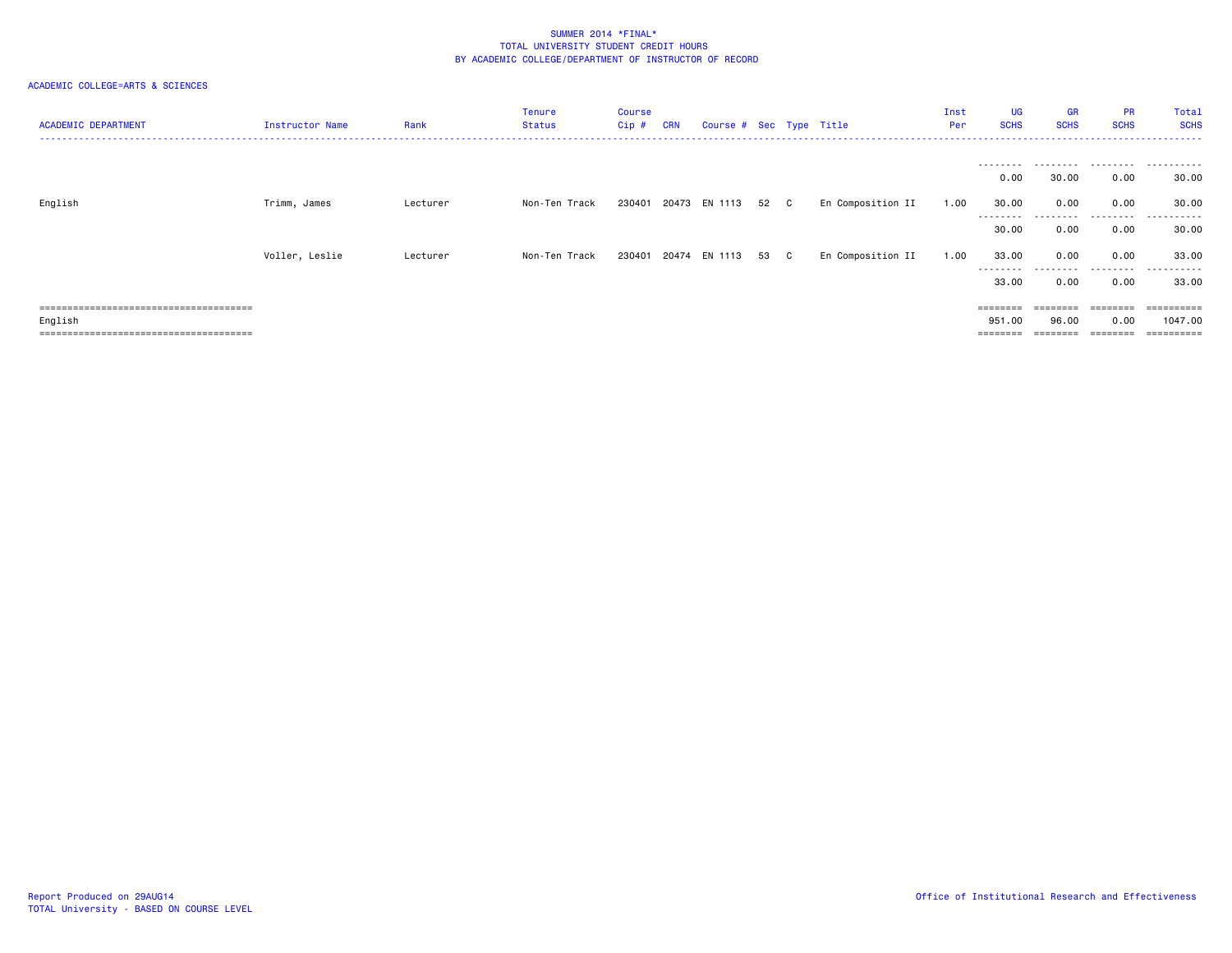SUMMER 2014 *FINAL*
TOTAL UNIVERSITY STUDENT CREDIT HOURS
BY ACADEMIC COLLEGE/DEPARTMENT OF INSTRUCTOR OF RECORD

ACADEMIC COLLEGE=ARTS & SCIENCES

| ACADEMIC DEPARTMENT | Instructor Name | Rank | Tenure Status | Course Cip # | CRN | Course # | Sec | Type | Title | Inst Per | UG SCHS | GR SCHS | PR SCHS | Total SCHS |
|---|---|---|---|---|---|---|---|---|---|---|---|---|---|---|
| | | | | | | | | | | | 0.00 | 30.00 | 0.00 | 30.00 |
| English | Trimm, James | Lecturer | Non-Ten Track | 230401 | 20473 | EN 1113 | 52 | C | En Composition II | 1.00 | 30.00 | 0.00 | 0.00 | 30.00 |
| | | | | | | | | | | | 30.00 | 0.00 | 0.00 | 30.00 |
| | Voller, Leslie | Lecturer | Non-Ten Track | 230401 | 20474 | EN 1113 | 53 | C | En Composition II | 1.00 | 33.00 | 0.00 | 0.00 | 33.00 |
| | | | | | | | | | | | 33.00 | 0.00 | 0.00 | 33.00 |
| English | | | | | | | | | | | 951.00 | 96.00 | 0.00 | 1047.00 |

Report Produced on 29AUG14
TOTAL University - BASED ON COURSE LEVEL

Office of Institutional Research and Effectiveness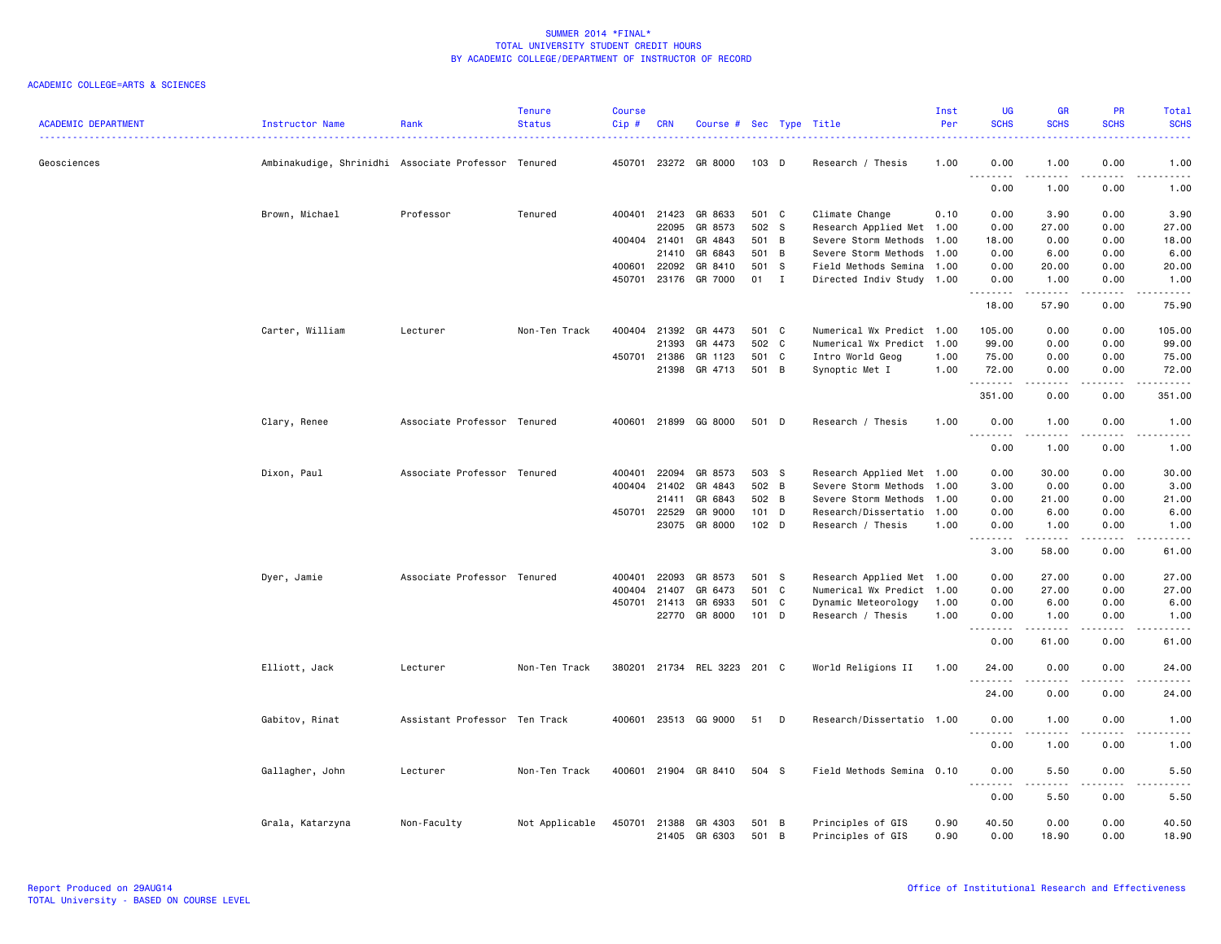# SUMMER 2014 *FINAL*
## TOTAL UNIVERSITY STUDENT CREDIT HOURS
## BY ACADEMIC COLLEGE/DEPARTMENT OF INSTRUCTOR OF RECORD

ACADEMIC COLLEGE=ARTS & SCIENCES

| ACADEMIC DEPARTMENT | Instructor Name | Rank | Tenure Status | Course Cip # | CRN | Course # | Sec | Type | Title | Inst Per | UG SCHS | GR SCHS | PR SCHS | Total SCHS |
|---|---|---|---|---|---|---|---|---|---|---|---|---|---|---|
| Geosciences | Ambinakudige, Shrinidhi | Associate Professor | Tenured | 450701 | 23272 | GR 8000 | 103 | D | Research / Thesis | 1.00 | 0.00 | 1.00 | 0.00 | 1.00 |
| | | | | | | | | | | | 0.00 | 1.00 | 0.00 | 1.00 |
| | Brown, Michael | Professor | Tenured | 400401 | 21423 | GR 8633 | 501 | C | Climate Change | 0.10 | 0.00 | 3.90 | 0.00 | 3.90 |
| | | | | | 22095 | GR 8573 | 502 | S | Research Applied Met | 1.00 | 0.00 | 27.00 | 0.00 | 27.00 |
| | | | | 400404 | 21401 | GR 4843 | 501 | B | Severe Storm Methods | 1.00 | 18.00 | 0.00 | 0.00 | 18.00 |
| | | | | | 21410 | GR 6843 | 501 | B | Severe Storm Methods | 1.00 | 0.00 | 6.00 | 0.00 | 6.00 |
| | | | | 400601 | 22092 | GR 8410 | 501 | S | Field Methods Semina | 1.00 | 0.00 | 20.00 | 0.00 | 20.00 |
| | | | | 450701 | 23176 | GR 7000 | 01 | I | Directed Indiv Study | 1.00 | 0.00 | 1.00 | 0.00 | 1.00 |
| | | | | | | | | | | | 18.00 | 57.90 | 0.00 | 75.90 |
| | Carter, William | Lecturer | Non-Ten Track | 400404 | 21392 | GR 4473 | 501 | C | Numerical Wx Predict | 1.00 | 105.00 | 0.00 | 0.00 | 105.00 |
| | | | | | 21393 | GR 4473 | 502 | C | Numerical Wx Predict | 1.00 | 99.00 | 0.00 | 0.00 | 99.00 |
| | | | | 450701 | 21386 | GR 1123 | 501 | C | Intro World Geog | 1.00 | 75.00 | 0.00 | 0.00 | 75.00 |
| | | | | | 21398 | GR 4713 | 501 | B | Synoptic Met I | 1.00 | 72.00 | 0.00 | 0.00 | 72.00 |
| | | | | | | | | | | | 351.00 | 0.00 | 0.00 | 351.00 |
| | Clary, Renee | Associate Professor | Tenured | 400601 | 21899 | GG 8000 | 501 | D | Research / Thesis | 1.00 | 0.00 | 1.00 | 0.00 | 1.00 |
| | | | | | | | | | | | 0.00 | 1.00 | 0.00 | 1.00 |
| | Dixon, Paul | Associate Professor | Tenured | 400401 | 22094 | GR 8573 | 503 | S | Research Applied Met | 1.00 | 0.00 | 30.00 | 0.00 | 30.00 |
| | | | | 400404 | 21402 | GR 4843 | 502 | B | Severe Storm Methods | 1.00 | 3.00 | 0.00 | 0.00 | 3.00 |
| | | | | | 21411 | GR 6843 | 502 | B | Severe Storm Methods | 1.00 | 0.00 | 21.00 | 0.00 | 21.00 |
| | | | | 450701 | 22529 | GR 9000 | 101 | D | Research/Dissertatio | 1.00 | 0.00 | 6.00 | 0.00 | 6.00 |
| | | | | | 23075 | GR 8000 | 102 | D | Research / Thesis | 1.00 | 0.00 | 1.00 | 0.00 | 1.00 |
| | | | | | | | | | | | 3.00 | 58.00 | 0.00 | 61.00 |
| | Dyer, Jamie | Associate Professor | Tenured | 400401 | 22093 | GR 8573 | 501 | S | Research Applied Met | 1.00 | 0.00 | 27.00 | 0.00 | 27.00 |
| | | | | 400404 | 21407 | GR 6473 | 501 | C | Numerical Wx Predict | 1.00 | 0.00 | 27.00 | 0.00 | 27.00 |
| | | | | 450701 | 21413 | GR 6933 | 501 | C | Dynamic Meteorology | 1.00 | 0.00 | 6.00 | 0.00 | 6.00 |
| | | | | | 22770 | GR 8000 | 101 | D | Research / Thesis | 1.00 | 0.00 | 1.00 | 0.00 | 1.00 |
| | | | | | | | | | | | 0.00 | 61.00 | 0.00 | 61.00 |
| | Elliott, Jack | Lecturer | Non-Ten Track | 380201 | 21734 | REL 3223 | 201 | C | World Religions II | 1.00 | 24.00 | 0.00 | 0.00 | 24.00 |
| | | | | | | | | | | | 24.00 | 0.00 | 0.00 | 24.00 |
| | Gabitov, Rinat | Assistant Professor | Ten Track | 400601 | 23513 | GG 9000 | 51 | D | Research/Dissertatio | 1.00 | 0.00 | 1.00 | 0.00 | 1.00 |
| | | | | | | | | | | | 0.00 | 1.00 | 0.00 | 1.00 |
| | Gallagher, John | Lecturer | Non-Ten Track | 400601 | 21904 | GR 8410 | 504 | S | Field Methods Semina | 0.10 | 0.00 | 5.50 | 0.00 | 5.50 |
| | | | | | | | | | | | 0.00 | 5.50 | 0.00 | 5.50 |
| | Grala, Katarzyna | Non-Faculty | Not Applicable | 450701 | 21388 | GR 4303 | 501 | B | Principles of GIS | 0.90 | 40.50 | 0.00 | 0.00 | 40.50 |
| | | | | | 21405 | GR 6303 | 501 | B | Principles of GIS | 0.90 | 0.00 | 18.90 | 0.00 | 18.90 |

Report Produced on 29AUG14
TOTAL University - BASED ON COURSE LEVEL

Office of Institutional Research and Effectiveness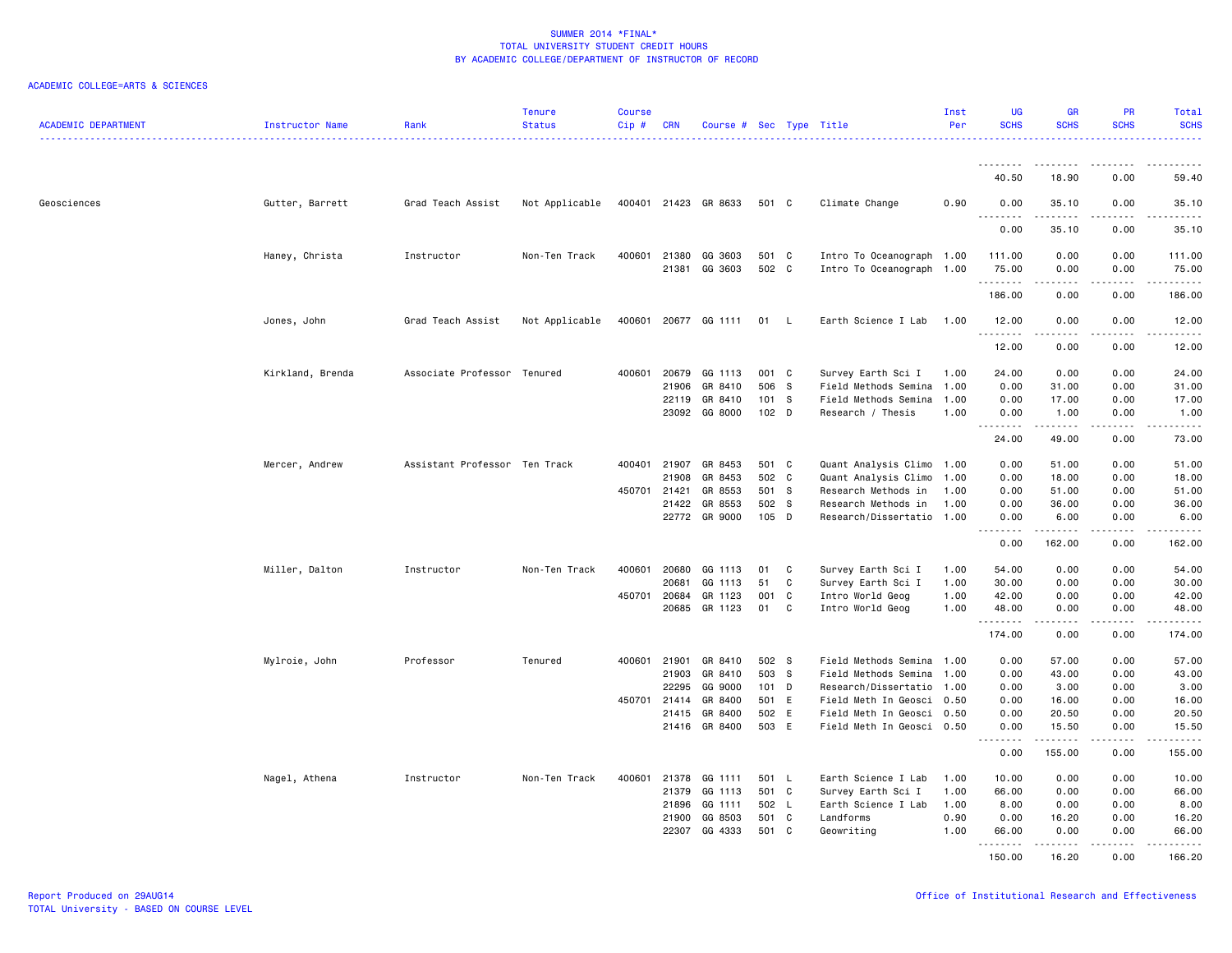SUMMER 2014 *FINAL*
TOTAL UNIVERSITY STUDENT CREDIT HOURS
BY ACADEMIC COLLEGE/DEPARTMENT OF INSTRUCTOR OF RECORD

ACADEMIC COLLEGE=ARTS & SCIENCES

| ACADEMIC DEPARTMENT | Instructor Name | Rank | Tenure Status | Course Cip # | CRN | Course # | Sec | Type | Title | Inst Per | UG SCHS | GR SCHS | PR SCHS | Total SCHS |
|---|---|---|---|---|---|---|---|---|---|---|---|---|---|---|
| | | | | | | | | | | | 40.50 | 18.90 | 0.00 | 59.40 |
| Geosciences | Gutter, Barrett | Grad Teach Assist | Not Applicable | 400401 | 21423 | GR 8633 | 501 | C | Climate Change | 0.90 | 0.00 | 35.10 | 0.00 | 35.10 |
| | | | | | | | | | | | 0.00 | 35.10 | 0.00 | 35.10 |
| | Haney, Christa | Instructor | Non-Ten Track | 400601 | 21380 | GG 3603 | 501 | C | Intro To Oceanograph | 1.00 | 111.00 | 0.00 | 0.00 | 111.00 |
| | | | | | 21381 | GG 3603 | 502 | C | Intro To Oceanograph | 1.00 | 75.00 | 0.00 | 0.00 | 75.00 |
| | | | | | | | | | | | 186.00 | 0.00 | 0.00 | 186.00 |
| | Jones, John | Grad Teach Assist | Not Applicable | 400601 | 20677 | GG 1111 | 01 | L | Earth Science I Lab | 1.00 | 12.00 | 0.00 | 0.00 | 12.00 |
| | | | | | | | | | | | 12.00 | 0.00 | 0.00 | 12.00 |
| | Kirkland, Brenda | Associate Professor | Tenured | 400601 | 20679 | GG 1113 | 001 | C | Survey Earth Sci I | 1.00 | 24.00 | 0.00 | 0.00 | 24.00 |
| | | | | | 21906 | GR 8410 | 506 | S | Field Methods Semina | 1.00 | 0.00 | 31.00 | 0.00 | 31.00 |
| | | | | | 22119 | GR 8410 | 101 | S | Field Methods Semina | 1.00 | 0.00 | 17.00 | 0.00 | 17.00 |
| | | | | | 23092 | GG 8000 | 102 | D | Research / Thesis | 1.00 | 0.00 | 1.00 | 0.00 | 1.00 |
| | | | | | | | | | | | 24.00 | 49.00 | 0.00 | 73.00 |
| | Mercer, Andrew | Assistant Professor | Ten Track | 400401 | 21907 | GR 8453 | 501 | C | Quant Analysis Climo | 1.00 | 0.00 | 51.00 | 0.00 | 51.00 |
| | | | | | 21908 | GR 8453 | 502 | C | Quant Analysis Climo | 1.00 | 0.00 | 18.00 | 0.00 | 18.00 |
| | | | | 450701 | 21421 | GR 8553 | 501 | S | Research Methods in | 1.00 | 0.00 | 51.00 | 0.00 | 51.00 |
| | | | | | 21422 | GR 8553 | 502 | S | Research Methods in | 1.00 | 0.00 | 36.00 | 0.00 | 36.00 |
| | | | | | 22772 | GR 9000 | 105 | D | Research/Dissertatio | 1.00 | 0.00 | 6.00 | 0.00 | 6.00 |
| | | | | | | | | | | | 0.00 | 162.00 | 0.00 | 162.00 |
| | Miller, Dalton | Instructor | Non-Ten Track | 400601 | 20680 | GG 1113 | 01 | C | Survey Earth Sci I | 1.00 | 54.00 | 0.00 | 0.00 | 54.00 |
| | | | | | 20681 | GG 1113 | 51 | C | Survey Earth Sci I | 1.00 | 30.00 | 0.00 | 0.00 | 30.00 |
| | | | | 450701 | 20684 | GR 1123 | 001 | C | Intro World Geog | 1.00 | 42.00 | 0.00 | 0.00 | 42.00 |
| | | | | | 20685 | GR 1123 | 01 | C | Intro World Geog | 1.00 | 48.00 | 0.00 | 0.00 | 48.00 |
| | | | | | | | | | | | 174.00 | 0.00 | 0.00 | 174.00 |
| | Mylroie, John | Professor | Tenured | 400601 | 21901 | GR 8410 | 502 | S | Field Methods Semina | 1.00 | 0.00 | 57.00 | 0.00 | 57.00 |
| | | | | | 21903 | GR 8410 | 503 | S | Field Methods Semina | 1.00 | 0.00 | 43.00 | 0.00 | 43.00 |
| | | | | | 22295 | GG 9000 | 101 | D | Research/Dissertatio | 1.00 | 0.00 | 3.00 | 0.00 | 3.00 |
| | | | | 450701 | 21414 | GR 8400 | 501 | E | Field Meth In Geosci | 0.50 | 0.00 | 16.00 | 0.00 | 16.00 |
| | | | | | 21415 | GR 8400 | 502 | E | Field Meth In Geosci | 0.50 | 0.00 | 20.50 | 0.00 | 20.50 |
| | | | | | 21416 | GR 8400 | 503 | E | Field Meth In Geosci | 0.50 | 0.00 | 15.50 | 0.00 | 15.50 |
| | | | | | | | | | | | 0.00 | 155.00 | 0.00 | 155.00 |
| | Nagel, Athena | Instructor | Non-Ten Track | 400601 | 21378 | GG 1111 | 501 | L | Earth Science I Lab | 1.00 | 10.00 | 0.00 | 0.00 | 10.00 |
| | | | | | 21379 | GG 1113 | 501 | C | Survey Earth Sci I | 1.00 | 66.00 | 0.00 | 0.00 | 66.00 |
| | | | | | 21896 | GG 1111 | 502 | L | Earth Science I Lab | 1.00 | 8.00 | 0.00 | 0.00 | 8.00 |
| | | | | | 21900 | GG 8503 | 501 | C | Landforms | 0.90 | 0.00 | 16.20 | 0.00 | 16.20 |
| | | | | | 22307 | GG 4333 | 501 | C | Geowriting | 1.00 | 66.00 | 0.00 | 0.00 | 66.00 |
| | | | | | | | | | | | 150.00 | 16.20 | 0.00 | 166.20 |

Report Produced on 29AUG14
TOTAL University - BASED ON COURSE LEVEL

Office of Institutional Research and Effectiveness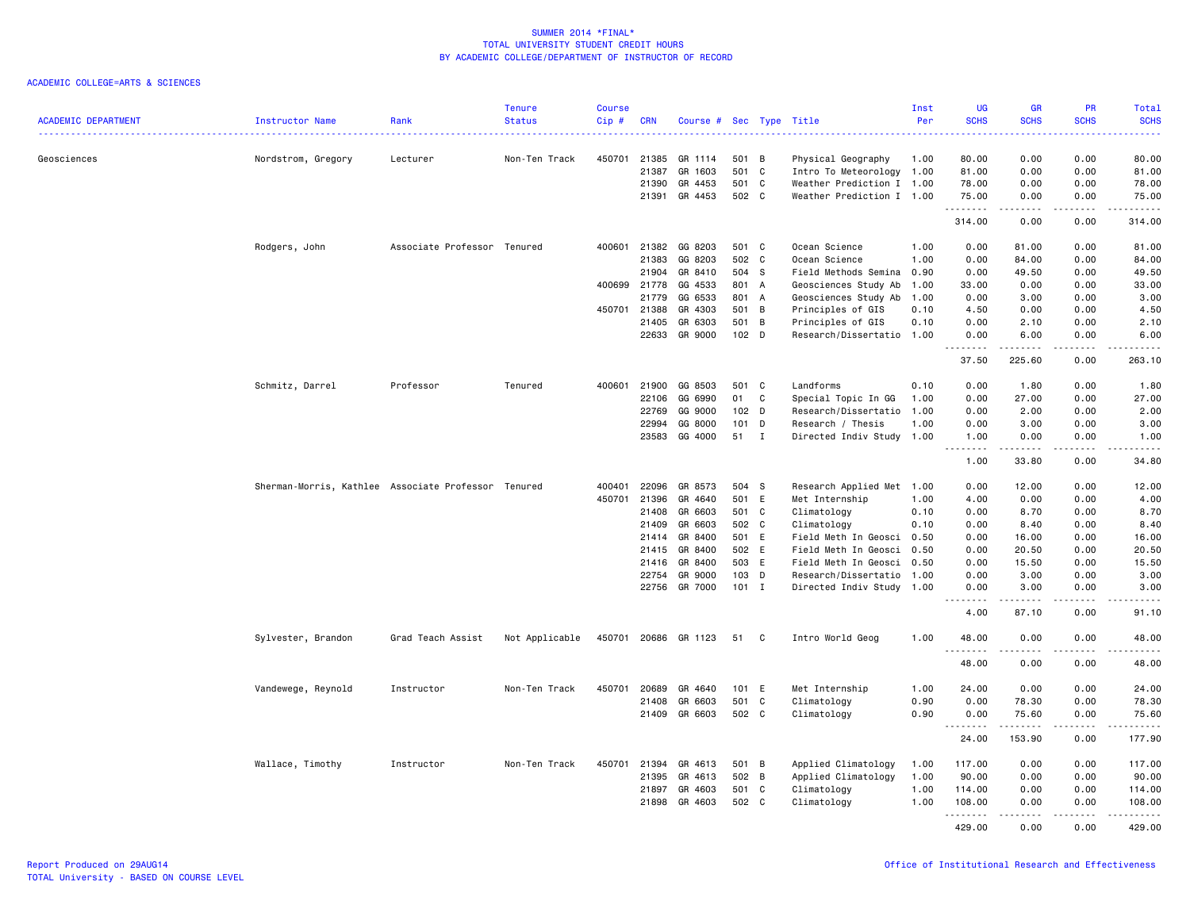SUMMER 2014 *FINAL*
TOTAL UNIVERSITY STUDENT CREDIT HOURS
BY ACADEMIC COLLEGE/DEPARTMENT OF INSTRUCTOR OF RECORD

ACADEMIC COLLEGE=ARTS & SCIENCES

| ACADEMIC DEPARTMENT | Instructor Name | Rank | Tenure Status | Course Cip # | CRN | Course # | Sec | Type | Title | Inst Per | UG SCHS | GR SCHS | PR SCHS | Total SCHS |
|---|---|---|---|---|---|---|---|---|---|---|---|---|---|---|
| Geosciences | Nordstrom, Gregory | Lecturer | Non-Ten Track | 450701 | 21385 | GR 1114 | 501 | B | Physical Geography | 1.00 | 80.00 | 0.00 | 0.00 | 80.00 |
| | | | | | 21387 | GR 1603 | 501 | C | Intro To Meteorology | 1.00 | 81.00 | 0.00 | 0.00 | 81.00 |
| | | | | | 21390 | GR 4453 | 501 | C | Weather Prediction I | 1.00 | 78.00 | 0.00 | 0.00 | 78.00 |
| | | | | | 21391 | GR 4453 | 502 | C | Weather Prediction I | 1.00 | 75.00 | 0.00 | 0.00 | 75.00 |
| | | | | | | | | | | | 314.00 | 0.00 | 0.00 | 314.00 |
| | Rodgers, John | Associate Professor | Tenured | 400601 | 21382 | GG 8203 | 501 | C | Ocean Science | 1.00 | 0.00 | 81.00 | 0.00 | 81.00 |
| | | | | | 21383 | GG 8203 | 502 | C | Ocean Science | 1.00 | 0.00 | 84.00 | 0.00 | 84.00 |
| | | | | | 21904 | GR 8410 | 504 | S | Field Methods Semina | 0.90 | 0.00 | 49.50 | 0.00 | 49.50 |
| | | | | 400699 | 21778 | GG 4533 | 801 | A | Geosciences Study Ab | 1.00 | 33.00 | 0.00 | 0.00 | 33.00 |
| | | | | | 21779 | GG 6533 | 801 | A | Geosciences Study Ab | 1.00 | 0.00 | 3.00 | 0.00 | 3.00 |
| | | | | 450701 | 21388 | GR 4303 | 501 | B | Principles of GIS | 0.10 | 4.50 | 0.00 | 0.00 | 4.50 |
| | | | | | 21405 | GR 6303 | 501 | B | Principles of GIS | 0.10 | 0.00 | 2.10 | 0.00 | 2.10 |
| | | | | | 22633 | GR 9000 | 102 | D | Research/Dissertatio | 1.00 | 0.00 | 6.00 | 0.00 | 6.00 |
| | | | | | | | | | | | 37.50 | 225.60 | 0.00 | 263.10 |
| | Schmitz, Darrel | Professor | Tenured | 400601 | 21900 | GG 8503 | 501 | C | Landforms | 0.10 | 0.00 | 1.80 | 0.00 | 1.80 |
| | | | | | 22106 | GG 6990 | 01 | C | Special Topic In GG | 1.00 | 0.00 | 27.00 | 0.00 | 27.00 |
| | | | | | 22769 | GG 9000 | 102 | D | Research/Dissertatio | 1.00 | 0.00 | 2.00 | 0.00 | 2.00 |
| | | | | | 22994 | GG 8000 | 101 | D | Research / Thesis | 1.00 | 0.00 | 3.00 | 0.00 | 3.00 |
| | | | | | 23583 | GG 4000 | 51 | I | Directed Indiv Study | 1.00 | 1.00 | 0.00 | 0.00 | 1.00 |
| | | | | | | | | | | | 1.00 | 33.80 | 0.00 | 34.80 |
| | Sherman-Morris, Kathlee | Associate Professor | Tenured | 400401 | 22096 | GR 8573 | 504 | S | Research Applied Met | 1.00 | 0.00 | 12.00 | 0.00 | 12.00 |
| | | | | 450701 | 21396 | GR 4640 | 501 | E | Met Internship | 1.00 | 4.00 | 0.00 | 0.00 | 4.00 |
| | | | | | 21408 | GR 6603 | 501 | C | Climatology | 0.10 | 0.00 | 8.70 | 0.00 | 8.70 |
| | | | | | 21409 | GR 6603 | 502 | C | Climatology | 0.10 | 0.00 | 8.40 | 0.00 | 8.40 |
| | | | | | 21414 | GR 8400 | 501 | E | Field Meth In Geosci | 0.50 | 0.00 | 16.00 | 0.00 | 16.00 |
| | | | | | 21415 | GR 8400 | 502 | E | Field Meth In Geosci | 0.50 | 0.00 | 20.50 | 0.00 | 20.50 |
| | | | | | 21416 | GR 8400 | 503 | E | Field Meth In Geosci | 0.50 | 0.00 | 15.50 | 0.00 | 15.50 |
| | | | | | 22754 | GR 9000 | 103 | D | Research/Dissertatio | 1.00 | 0.00 | 3.00 | 0.00 | 3.00 |
| | | | | | 22756 | GR 7000 | 101 | I | Directed Indiv Study | 1.00 | 0.00 | 3.00 | 0.00 | 3.00 |
| | | | | | | | | | | | 4.00 | 87.10 | 0.00 | 91.10 |
| | Sylvester, Brandon | Grad Teach Assist | Not Applicable | 450701 | 20686 | GR 1123 | 51 | C | Intro World Geog | 1.00 | 48.00 | 0.00 | 0.00 | 48.00 |
| | | | | | | | | | | | 48.00 | 0.00 | 0.00 | 48.00 |
| | Vandewege, Reynold | Instructor | Non-Ten Track | 450701 | 20689 | GR 4640 | 101 | E | Met Internship | 1.00 | 24.00 | 0.00 | 0.00 | 24.00 |
| | | | | | 21408 | GR 6603 | 501 | C | Climatology | 0.90 | 0.00 | 78.30 | 0.00 | 78.30 |
| | | | | | 21409 | GR 6603 | 502 | C | Climatology | 0.90 | 0.00 | 75.60 | 0.00 | 75.60 |
| | | | | | | | | | | | 24.00 | 153.90 | 0.00 | 177.90 |
| | Wallace, Timothy | Instructor | Non-Ten Track | 450701 | 21394 | GR 4613 | 501 | B | Applied Climatology | 1.00 | 117.00 | 0.00 | 0.00 | 117.00 |
| | | | | | 21395 | GR 4613 | 502 | B | Applied Climatology | 1.00 | 90.00 | 0.00 | 0.00 | 90.00 |
| | | | | | 21897 | GR 4603 | 501 | C | Climatology | 1.00 | 114.00 | 0.00 | 0.00 | 114.00 |
| | | | | | 21898 | GR 4603 | 502 | C | Climatology | 1.00 | 108.00 | 0.00 | 0.00 | 108.00 |
| | | | | | | | | | | | 429.00 | 0.00 | 0.00 | 429.00 |

Report Produced on 29AUG14
TOTAL University - BASED ON COURSE LEVEL

Office of Institutional Research and Effectiveness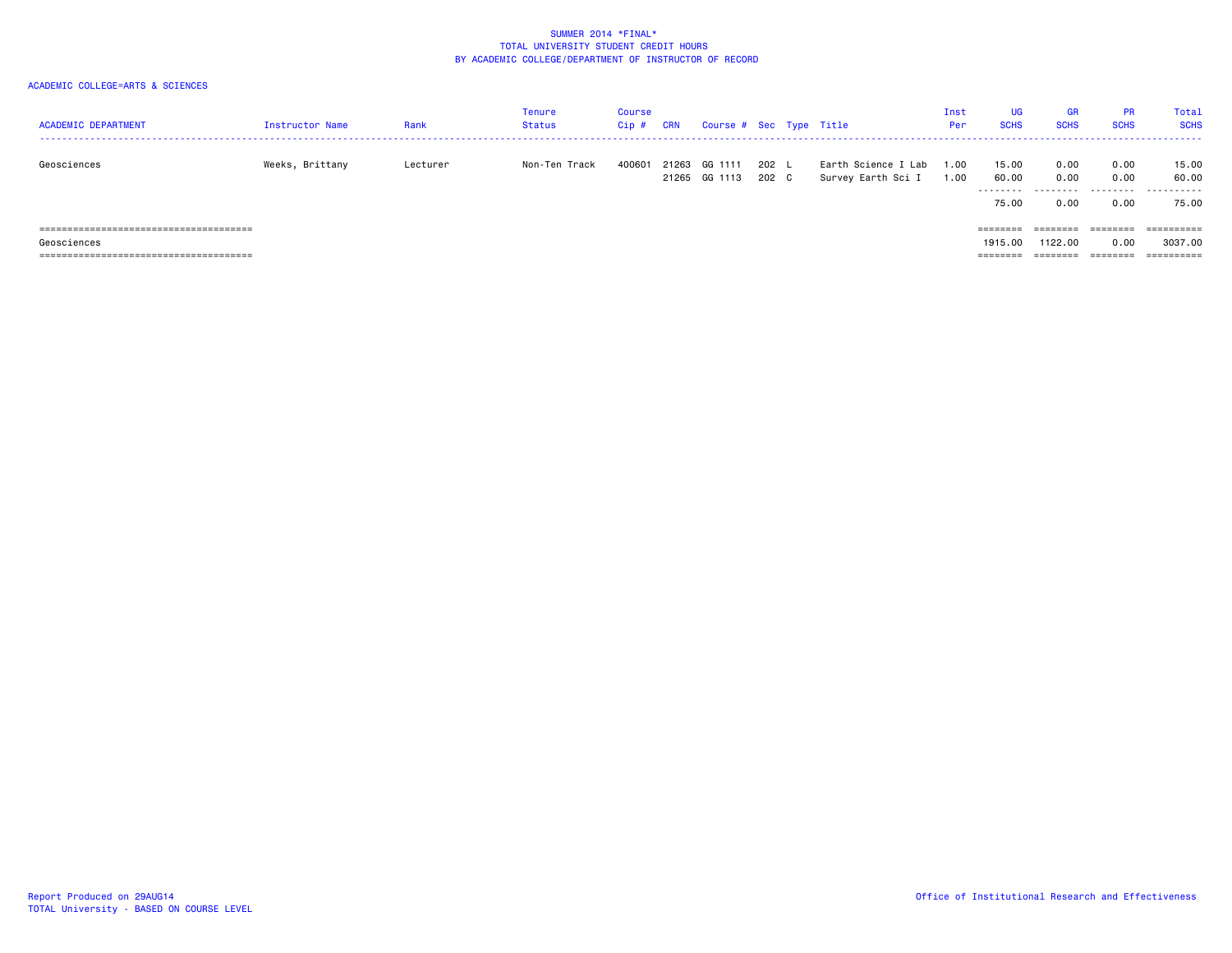SUMMER 2014 *FINAL*
TOTAL UNIVERSITY STUDENT CREDIT HOURS
BY ACADEMIC COLLEGE/DEPARTMENT OF INSTRUCTOR OF RECORD

ACADEMIC COLLEGE=ARTS & SCIENCES

| ACADEMIC DEPARTMENT | Instructor Name | Rank | Tenure Status | Course Cip # | CRN | Course # | Sec | Type | Title | Inst Per | UG SCHS | GR SCHS | PR SCHS | Total SCHS |
|---|---|---|---|---|---|---|---|---|---|---|---|---|---|---|
| Geosciences | Weeks, Brittany | Lecturer | Non-Ten Track | 400601 | 21263 | GG 1111 | 202 | L | Earth Science I Lab | 1.00 | 15.00 | 0.00 | 0.00 | 15.00 |
| | | | | | 21265 | GG 1113 | 202 | C | Survey Earth Sci I | 1.00 | 60.00 | 0.00 | 0.00 | 60.00 |
| | | | | | | | | | | | 75.00 | 0.00 | 0.00 | 75.00 |
| Geosciences | | | | | | | | | | | 1915.00 | 1122.00 | 0.00 | 3037.00 |

Report Produced on 29AUG14
TOTAL University - BASED ON COURSE LEVEL

Office of Institutional Research and Effectiveness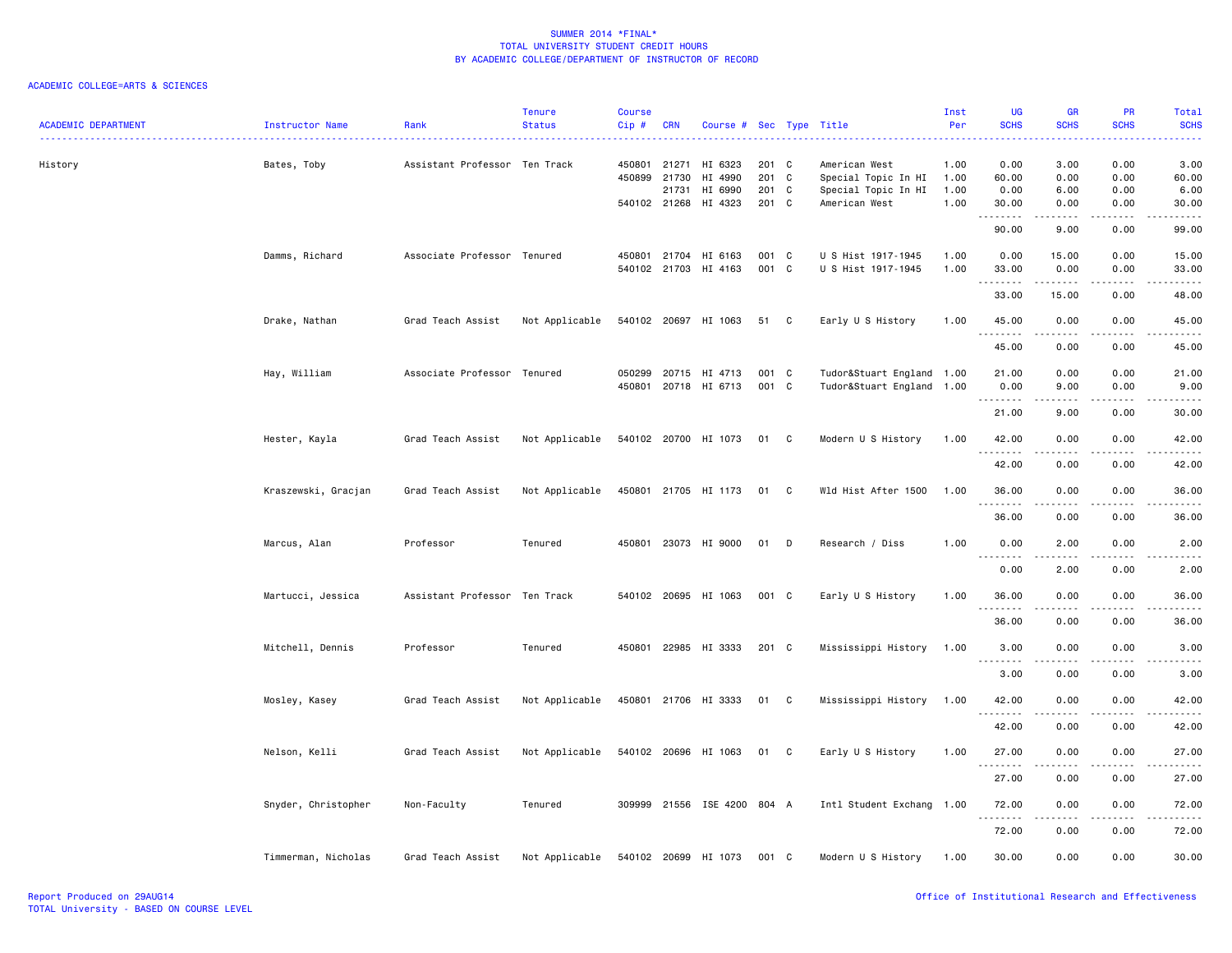SUMMER 2014 *FINAL*
TOTAL UNIVERSITY STUDENT CREDIT HOURS
BY ACADEMIC COLLEGE/DEPARTMENT OF INSTRUCTOR OF RECORD

ACADEMIC COLLEGE=ARTS & SCIENCES

| ACADEMIC DEPARTMENT | Instructor Name | Rank | Tenure Status | Course Cip # | CRN | Course # | Sec | Type | Title | Inst Per | UG SCHS | GR SCHS | PR SCHS | Total SCHS |
|---|---|---|---|---|---|---|---|---|---|---|---|---|---|---|
| History | Bates, Toby | Assistant Professor | Ten Track | 450801 | 21271 | HI 6323 | 201 | C | American West | 1.00 | 0.00 | 3.00 | 0.00 | 3.00 |
| | | | | 450899 | 21730 | HI 4990 | 201 | C | Special Topic In HI | 1.00 | 60.00 | 0.00 | 0.00 | 60.00 |
| | | | | | 21731 | HI 6990 | 201 | C | Special Topic In HI | 1.00 | 0.00 | 6.00 | 0.00 | 6.00 |
| | | | | 540102 | 21268 | HI 4323 | 201 | C | American West | 1.00 | 30.00 | 0.00 | 0.00 | 30.00 |
| | | | | | | | | | | | 90.00 | 9.00 | 0.00 | 99.00 |
| | Damms, Richard | Associate Professor | Tenured | 450801 | 21704 | HI 6163 | 001 | C | U S Hist 1917-1945 | 1.00 | 0.00 | 15.00 | 0.00 | 15.00 |
| | | | | 540102 | 21703 | HI 4163 | 001 | C | U S Hist 1917-1945 | 1.00 | 33.00 | 0.00 | 0.00 | 33.00 |
| | | | | | | | | | | | 33.00 | 15.00 | 0.00 | 48.00 |
| | Drake, Nathan | Grad Teach Assist | Not Applicable | 540102 | 20697 | HI 1063 | 51 | C | Early U S History | 1.00 | 45.00 | 0.00 | 0.00 | 45.00 |
| | | | | | | | | | | | 45.00 | 0.00 | 0.00 | 45.00 |
| | Hay, William | Associate Professor | Tenured | 050299 | 20715 | HI 4713 | 001 | C | Tudor&Stuart England | 1.00 | 21.00 | 0.00 | 0.00 | 21.00 |
| | | | | 450801 | 20718 | HI 6713 | 001 | C | Tudor&Stuart England | 1.00 | 0.00 | 9.00 | 0.00 | 9.00 |
| | | | | | | | | | | | 21.00 | 9.00 | 0.00 | 30.00 |
| | Hester, Kayla | Grad Teach Assist | Not Applicable | 540102 | 20700 | HI 1073 | 01 | C | Modern U S History | 1.00 | 42.00 | 0.00 | 0.00 | 42.00 |
| | | | | | | | | | | | 42.00 | 0.00 | 0.00 | 42.00 |
| | Kraszewski, Gracjan | Grad Teach Assist | Not Applicable | 450801 | 21705 | HI 1173 | 01 | C | Wld Hist After 1500 | 1.00 | 36.00 | 0.00 | 0.00 | 36.00 |
| | | | | | | | | | | | 36.00 | 0.00 | 0.00 | 36.00 |
| | Marcus, Alan | Professor | Tenured | 450801 | 23073 | HI 9000 | 01 | D | Research / Diss | 1.00 | 0.00 | 2.00 | 0.00 | 2.00 |
| | | | | | | | | | | | 0.00 | 2.00 | 0.00 | 2.00 |
| | Martucci, Jessica | Assistant Professor | Ten Track | 540102 | 20695 | HI 1063 | 001 | C | Early U S History | 1.00 | 36.00 | 0.00 | 0.00 | 36.00 |
| | | | | | | | | | | | 36.00 | 0.00 | 0.00 | 36.00 |
| | Mitchell, Dennis | Professor | Tenured | 450801 | 22985 | HI 3333 | 201 | C | Mississippi History | 1.00 | 3.00 | 0.00 | 0.00 | 3.00 |
| | | | | | | | | | | | 3.00 | 0.00 | 0.00 | 3.00 |
| | Mosley, Kasey | Grad Teach Assist | Not Applicable | 450801 | 21706 | HI 3333 | 01 | C | Mississippi History | 1.00 | 42.00 | 0.00 | 0.00 | 42.00 |
| | | | | | | | | | | | 42.00 | 0.00 | 0.00 | 42.00 |
| | Nelson, Kelli | Grad Teach Assist | Not Applicable | 540102 | 20696 | HI 1063 | 01 | C | Early U S History | 1.00 | 27.00 | 0.00 | 0.00 | 27.00 |
| | | | | | | | | | | | 27.00 | 0.00 | 0.00 | 27.00 |
| | Snyder, Christopher | Non-Faculty | Tenured | 309999 | 21556 | ISE 4200 | 804 | A | Intl Student Exchang | 1.00 | 72.00 | 0.00 | 0.00 | 72.00 |
| | | | | | | | | | | | 72.00 | 0.00 | 0.00 | 72.00 |
| | Timmerman, Nicholas | Grad Teach Assist | Not Applicable | 540102 | 20699 | HI 1073 | 001 | C | Modern U S History | 1.00 | 30.00 | 0.00 | 0.00 | 30.00 |

Report Produced on 29AUG14
TOTAL University - BASED ON COURSE LEVEL
Office of Institutional Research and Effectiveness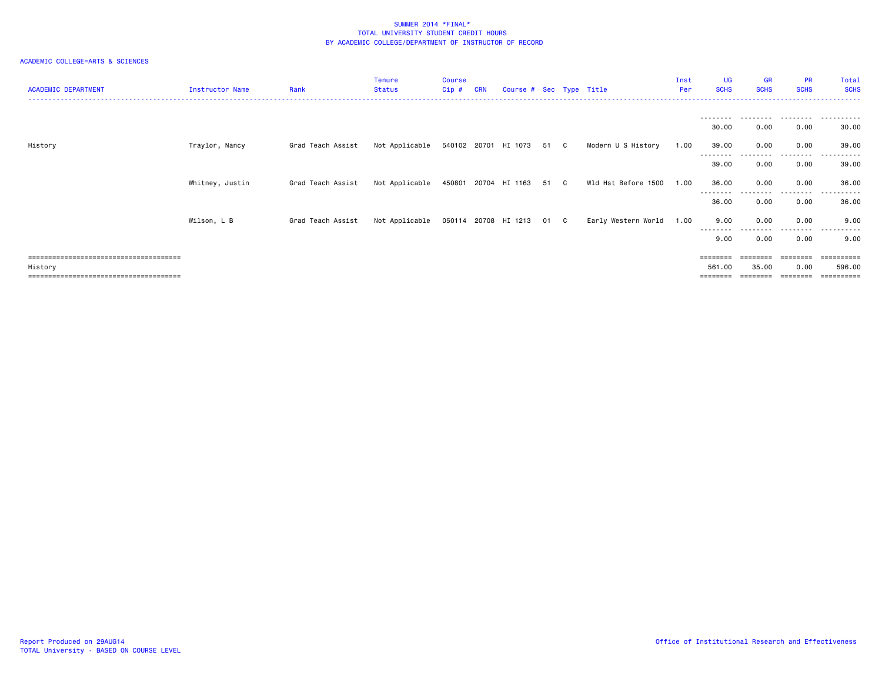SUMMER 2014 *FINAL*
TOTAL UNIVERSITY STUDENT CREDIT HOURS
BY ACADEMIC COLLEGE/DEPARTMENT OF INSTRUCTOR OF RECORD

ACADEMIC COLLEGE=ARTS & SCIENCES

| ACADEMIC DEPARTMENT | Instructor Name | Rank | Tenure Status | Course Cip # | CRN | Course # | Sec | Type | Title | Inst Per | UG SCHS | GR SCHS | PR SCHS | Total SCHS |
|---|---|---|---|---|---|---|---|---|---|---|---|---|---|---|
| | | | | | | | | | | | 30.00 | 0.00 | 0.00 | 30.00 |
| History | Traylor, Nancy | Grad Teach Assist | Not Applicable | 540102 | 20701 | HI 1073 | 51 | C | Modern U S History | 1.00 | 39.00 | 0.00 | 0.00 | 39.00 |
| | | | | | | | | | | | 39.00 | 0.00 | 0.00 | 39.00 |
| | Whitney, Justin | Grad Teach Assist | Not Applicable | 450801 | 20704 | HI 1163 | 51 | C | Wld Hst Before 1500 | 1.00 | 36.00 | 0.00 | 0.00 | 36.00 |
| | | | | | | | | | | | 36.00 | 0.00 | 0.00 | 36.00 |
| | Wilson, L B | Grad Teach Assist | Not Applicable | 050114 | 20708 | HI 1213 | 01 | C | Early Western World | 1.00 | 9.00 | 0.00 | 0.00 | 9.00 |
| | | | | | | | | | | | 9.00 | 0.00 | 0.00 | 9.00 |
| History | | | | | | | | | | | 561.00 | 35.00 | 0.00 | 596.00 |

Report Produced on 29AUG14
TOTAL University - BASED ON COURSE LEVEL

Office of Institutional Research and Effectiveness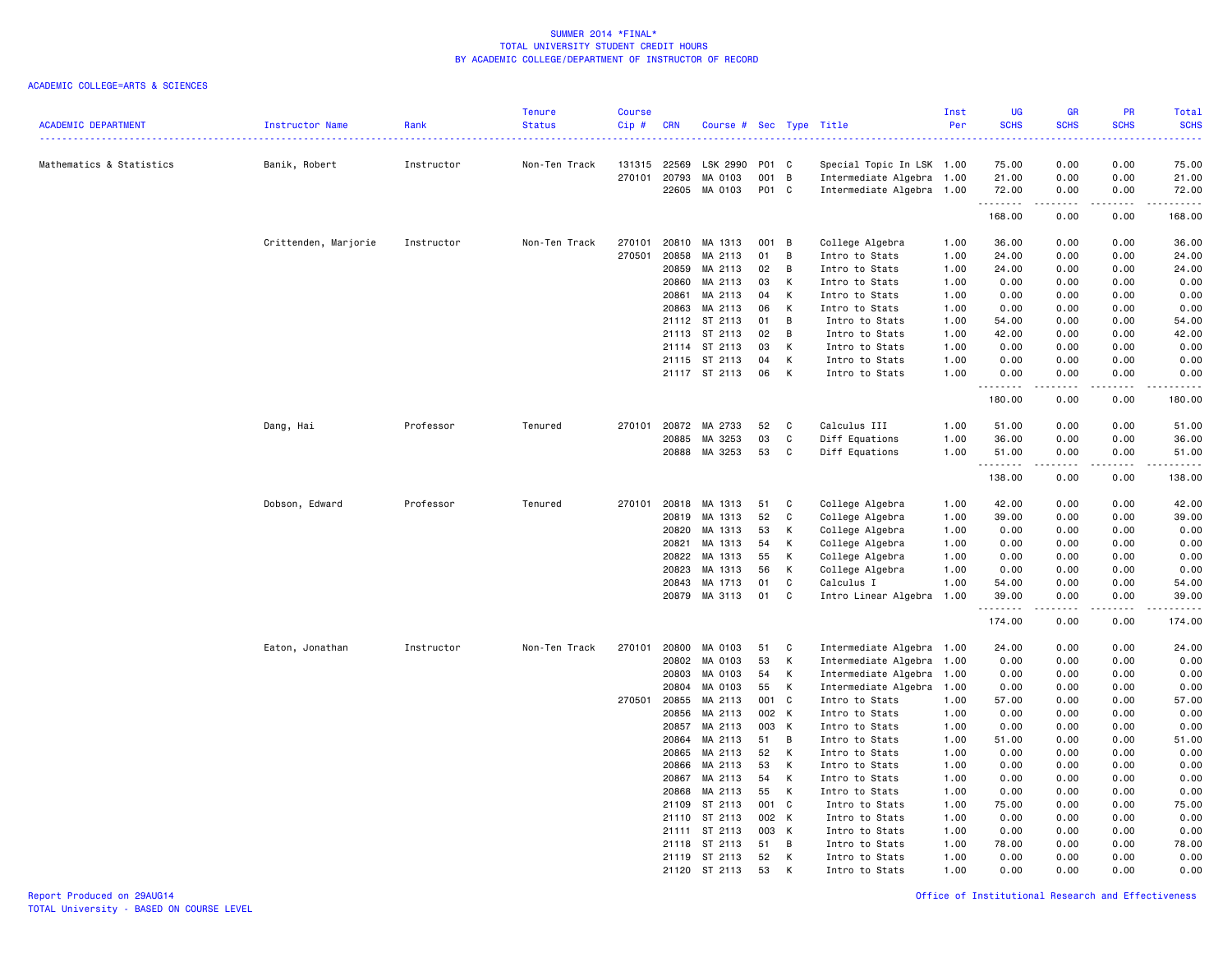SUMMER 2014 *FINAL*
TOTAL UNIVERSITY STUDENT CREDIT HOURS
BY ACADEMIC COLLEGE/DEPARTMENT OF INSTRUCTOR OF RECORD

ACADEMIC COLLEGE=ARTS & SCIENCES

| ACADEMIC DEPARTMENT | Instructor Name | Rank | Tenure Status | Course Cip # | CRN | Course # | Sec | Type | Title | Inst Per | UG SCHS | GR SCHS | PR SCHS | Total SCHS |
|---|---|---|---|---|---|---|---|---|---|---|---|---|---|---|
| Mathematics & Statistics | Banik, Robert | Instructor | Non-Ten Track | 131315 | 22569 | LSK 2990 | P01 | C | Special Topic In LSK | 1.00 | 75.00 | 0.00 | 0.00 | 75.00 |
| | | | | 270101 | 20793 | MA 0103 | 001 | B | Intermediate Algebra | 1.00 | 21.00 | 0.00 | 0.00 | 21.00 |
| | | | | | 22605 | MA 0103 | P01 | C | Intermediate Algebra | 1.00 | 72.00 | 0.00 | 0.00 | 72.00 |
| | | | | | | | | | | | 168.00 | 0.00 | 0.00 | 168.00 |
| | Crittenden, Marjorie | Instructor | Non-Ten Track | 270101 | 20810 | MA 1313 | 001 | B | College Algebra | 1.00 | 36.00 | 0.00 | 0.00 | 36.00 |
| | | | | 270501 | 20858 | MA 2113 | 01 | B | Intro to Stats | 1.00 | 24.00 | 0.00 | 0.00 | 24.00 |
| | | | | | 20859 | MA 2113 | 02 | B | Intro to Stats | 1.00 | 24.00 | 0.00 | 0.00 | 24.00 |
| | | | | | 20860 | MA 2113 | 03 | K | Intro to Stats | 1.00 | 0.00 | 0.00 | 0.00 | 0.00 |
| | | | | | 20861 | MA 2113 | 04 | K | Intro to Stats | 1.00 | 0.00 | 0.00 | 0.00 | 0.00 |
| | | | | | 20863 | MA 2113 | 06 | K | Intro to Stats | 1.00 | 0.00 | 0.00 | 0.00 | 0.00 |
| | | | | | 21112 | ST 2113 | 01 | B | Intro to Stats | 1.00 | 54.00 | 0.00 | 0.00 | 54.00 |
| | | | | | 21113 | ST 2113 | 02 | B | Intro to Stats | 1.00 | 42.00 | 0.00 | 0.00 | 42.00 |
| | | | | | 21114 | ST 2113 | 03 | K | Intro to Stats | 1.00 | 0.00 | 0.00 | 0.00 | 0.00 |
| | | | | | 21115 | ST 2113 | 04 | K | Intro to Stats | 1.00 | 0.00 | 0.00 | 0.00 | 0.00 |
| | | | | | 21117 | ST 2113 | 06 | K | Intro to Stats | 1.00 | 0.00 | 0.00 | 0.00 | 0.00 |
| | | | | | | | | | | | 180.00 | 0.00 | 0.00 | 180.00 |
| | Dang, Hai | Professor | Tenured | 270101 | 20872 | MA 2733 | 52 | C | Calculus III | 1.00 | 51.00 | 0.00 | 0.00 | 51.00 |
| | | | | | 20885 | MA 3253 | 03 | C | Diff Equations | 1.00 | 36.00 | 0.00 | 0.00 | 36.00 |
| | | | | | 20888 | MA 3253 | 53 | C | Diff Equations | 1.00 | 51.00 | 0.00 | 0.00 | 51.00 |
| | | | | | | | | | | | 138.00 | 0.00 | 0.00 | 138.00 |
| | Dobson, Edward | Professor | Tenured | 270101 | 20818 | MA 1313 | 51 | C | College Algebra | 1.00 | 42.00 | 0.00 | 0.00 | 42.00 |
| | | | | | 20819 | MA 1313 | 52 | C | College Algebra | 1.00 | 39.00 | 0.00 | 0.00 | 39.00 |
| | | | | | 20820 | MA 1313 | 53 | K | College Algebra | 1.00 | 0.00 | 0.00 | 0.00 | 0.00 |
| | | | | | 20821 | MA 1313 | 54 | K | College Algebra | 1.00 | 0.00 | 0.00 | 0.00 | 0.00 |
| | | | | | 20822 | MA 1313 | 55 | K | College Algebra | 1.00 | 0.00 | 0.00 | 0.00 | 0.00 |
| | | | | | 20823 | MA 1313 | 56 | K | College Algebra | 1.00 | 0.00 | 0.00 | 0.00 | 0.00 |
| | | | | | 20843 | MA 1713 | 01 | C | Calculus I | 1.00 | 54.00 | 0.00 | 0.00 | 54.00 |
| | | | | | 20879 | MA 3113 | 01 | C | Intro Linear Algebra | 1.00 | 39.00 | 0.00 | 0.00 | 39.00 |
| | | | | | | | | | | | 174.00 | 0.00 | 0.00 | 174.00 |
| | Eaton, Jonathan | Instructor | Non-Ten Track | 270101 | 20800 | MA 0103 | 51 | C | Intermediate Algebra | 1.00 | 24.00 | 0.00 | 0.00 | 24.00 |
| | | | | | 20802 | MA 0103 | 53 | K | Intermediate Algebra | 1.00 | 0.00 | 0.00 | 0.00 | 0.00 |
| | | | | | 20803 | MA 0103 | 54 | K | Intermediate Algebra | 1.00 | 0.00 | 0.00 | 0.00 | 0.00 |
| | | | | | 20804 | MA 0103 | 55 | K | Intermediate Algebra | 1.00 | 0.00 | 0.00 | 0.00 | 0.00 |
| | | | | 270501 | 20855 | MA 2113 | 001 | C | Intro to Stats | 1.00 | 57.00 | 0.00 | 0.00 | 57.00 |
| | | | | | 20856 | MA 2113 | 002 | K | Intro to Stats | 1.00 | 0.00 | 0.00 | 0.00 | 0.00 |
| | | | | | 20857 | MA 2113 | 003 | K | Intro to Stats | 1.00 | 0.00 | 0.00 | 0.00 | 0.00 |
| | | | | | 20864 | MA 2113 | 51 | B | Intro to Stats | 1.00 | 51.00 | 0.00 | 0.00 | 51.00 |
| | | | | | 20865 | MA 2113 | 52 | K | Intro to Stats | 1.00 | 0.00 | 0.00 | 0.00 | 0.00 |
| | | | | | 20866 | MA 2113 | 53 | K | Intro to Stats | 1.00 | 0.00 | 0.00 | 0.00 | 0.00 |
| | | | | | 20867 | MA 2113 | 54 | K | Intro to Stats | 1.00 | 0.00 | 0.00 | 0.00 | 0.00 |
| | | | | | 20868 | MA 2113 | 55 | K | Intro to Stats | 1.00 | 0.00 | 0.00 | 0.00 | 0.00 |
| | | | | | 21109 | ST 2113 | 001 | C | Intro to Stats | 1.00 | 75.00 | 0.00 | 0.00 | 75.00 |
| | | | | | 21110 | ST 2113 | 002 | K | Intro to Stats | 1.00 | 0.00 | 0.00 | 0.00 | 0.00 |
| | | | | | 21111 | ST 2113 | 003 | K | Intro to Stats | 1.00 | 0.00 | 0.00 | 0.00 | 0.00 |
| | | | | | 21118 | ST 2113 | 51 | B | Intro to Stats | 1.00 | 78.00 | 0.00 | 0.00 | 78.00 |
| | | | | | 21119 | ST 2113 | 52 | K | Intro to Stats | 1.00 | 0.00 | 0.00 | 0.00 | 0.00 |
| | | | | | 21120 | ST 2113 | 53 | K | Intro to Stats | 1.00 | 0.00 | 0.00 | 0.00 | 0.00 |

Report Produced on 29AUG14
TOTAL University - BASED ON COURSE LEVEL
Office of Institutional Research and Effectiveness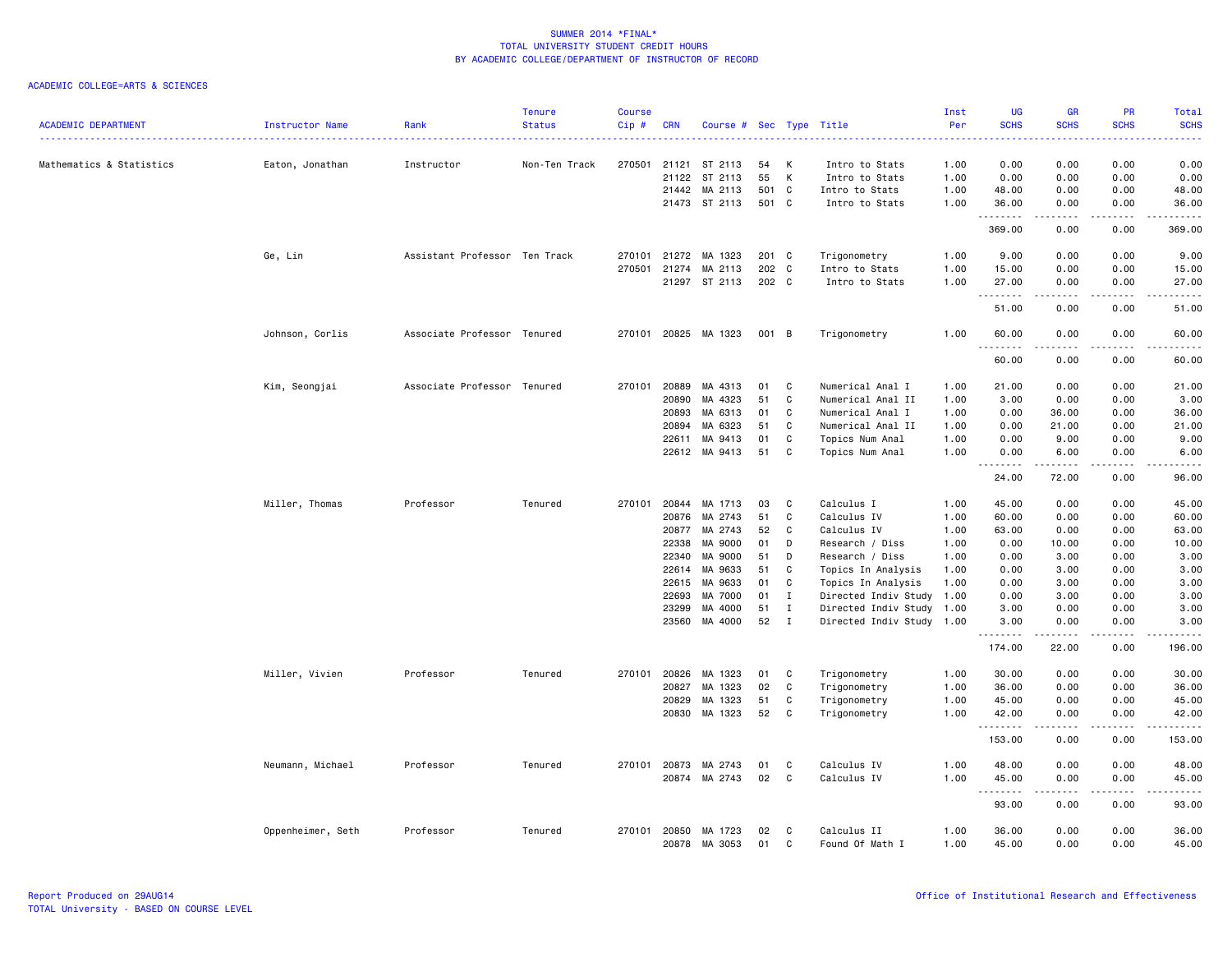SUMMER 2014 *FINAL*
TOTAL UNIVERSITY STUDENT CREDIT HOURS
BY ACADEMIC COLLEGE/DEPARTMENT OF INSTRUCTOR OF RECORD

ACADEMIC COLLEGE=ARTS & SCIENCES

| ACADEMIC DEPARTMENT | Instructor Name | Rank | Tenure Status | Course Cip # | CRN | Course # | Sec | Type | Title | Inst Per | UG SCHS | GR SCHS | PR SCHS | Total SCHS |
|---|---|---|---|---|---|---|---|---|---|---|---|---|---|---|
| Mathematics & Statistics | Eaton, Jonathan | Instructor | Non-Ten Track | 270501 | 21121 | ST 2113 | 54 | K | Intro to Stats | 1.00 | 0.00 | 0.00 | 0.00 | 0.00 |
| | | | | | 21122 | ST 2113 | 55 | K | Intro to Stats | 1.00 | 0.00 | 0.00 | 0.00 | 0.00 |
| | | | | | 21442 | MA 2113 | 501 | C | Intro to Stats | 1.00 | 48.00 | 0.00 | 0.00 | 48.00 |
| | | | | | 21473 | ST 2113 | 501 | C | Intro to Stats | 1.00 | 36.00 | 0.00 | 0.00 | 36.00 |
| | | | | | | | | | | | 369.00 | 0.00 | 0.00 | 369.00 |
| | Ge, Lin | Assistant Professor | Ten Track | 270101 | 21272 | MA 1323 | 201 | C | Trigonometry | 1.00 | 9.00 | 0.00 | 0.00 | 9.00 |
| | | | | 270501 | 21274 | MA 2113 | 202 | C | Intro to Stats | 1.00 | 15.00 | 0.00 | 0.00 | 15.00 |
| | | | | | 21297 | ST 2113 | 202 | C | Intro to Stats | 1.00 | 27.00 | 0.00 | 0.00 | 27.00 |
| | | | | | | | | | | | 51.00 | 0.00 | 0.00 | 51.00 |
| | Johnson, Corlis | Associate Professor | Tenured | 270101 | 20825 | MA 1323 | 001 | B | Trigonometry | 1.00 | 60.00 | 0.00 | 0.00 | 60.00 |
| | | | | | | | | | | | 60.00 | 0.00 | 0.00 | 60.00 |
| | Kim, Seongjai | Associate Professor | Tenured | 270101 | 20889 | MA 4313 | 01 | C | Numerical Anal I | 1.00 | 21.00 | 0.00 | 0.00 | 21.00 |
| | | | | | 20890 | MA 4323 | 51 | C | Numerical Anal II | 1.00 | 3.00 | 0.00 | 0.00 | 3.00 |
| | | | | | 20893 | MA 6313 | 01 | C | Numerical Anal I | 1.00 | 0.00 | 36.00 | 0.00 | 36.00 |
| | | | | | 20894 | MA 6323 | 51 | C | Numerical Anal II | 1.00 | 0.00 | 21.00 | 0.00 | 21.00 |
| | | | | | 22611 | MA 9413 | 01 | C | Topics Num Anal | 1.00 | 0.00 | 9.00 | 0.00 | 9.00 |
| | | | | | 22612 | MA 9413 | 51 | C | Topics Num Anal | 1.00 | 0.00 | 6.00 | 0.00 | 6.00 |
| | | | | | | | | | | | 24.00 | 72.00 | 0.00 | 96.00 |
| | Miller, Thomas | Professor | Tenured | 270101 | 20844 | MA 1713 | 03 | C | Calculus I | 1.00 | 45.00 | 0.00 | 0.00 | 45.00 |
| | | | | | 20876 | MA 2743 | 51 | C | Calculus IV | 1.00 | 60.00 | 0.00 | 0.00 | 60.00 |
| | | | | | 20877 | MA 2743 | 52 | C | Calculus IV | 1.00 | 63.00 | 0.00 | 0.00 | 63.00 |
| | | | | | 22338 | MA 9000 | 01 | D | Research / Diss | 1.00 | 0.00 | 10.00 | 0.00 | 10.00 |
| | | | | | 22340 | MA 9000 | 51 | D | Research / Diss | 1.00 | 0.00 | 3.00 | 0.00 | 3.00 |
| | | | | | 22614 | MA 9633 | 51 | C | Topics In Analysis | 1.00 | 0.00 | 3.00 | 0.00 | 3.00 |
| | | | | | 22615 | MA 9633 | 01 | C | Topics In Analysis | 1.00 | 0.00 | 3.00 | 0.00 | 3.00 |
| | | | | | 22693 | MA 7000 | 01 | I | Directed Indiv Study | 1.00 | 0.00 | 3.00 | 0.00 | 3.00 |
| | | | | | 23299 | MA 4000 | 51 | I | Directed Indiv Study | 1.00 | 3.00 | 0.00 | 0.00 | 3.00 |
| | | | | | 23560 | MA 4000 | 52 | I | Directed Indiv Study | 1.00 | 3.00 | 0.00 | 0.00 | 3.00 |
| | | | | | | | | | | | 174.00 | 22.00 | 0.00 | 196.00 |
| | Miller, Vivien | Professor | Tenured | 270101 | 20826 | MA 1323 | 01 | C | Trigonometry | 1.00 | 30.00 | 0.00 | 0.00 | 30.00 |
| | | | | | 20827 | MA 1323 | 02 | C | Trigonometry | 1.00 | 36.00 | 0.00 | 0.00 | 36.00 |
| | | | | | 20829 | MA 1323 | 51 | C | Trigonometry | 1.00 | 45.00 | 0.00 | 0.00 | 45.00 |
| | | | | | 20830 | MA 1323 | 52 | C | Trigonometry | 1.00 | 42.00 | 0.00 | 0.00 | 42.00 |
| | | | | | | | | | | | 153.00 | 0.00 | 0.00 | 153.00 |
| | Neumann, Michael | Professor | Tenured | 270101 | 20873 | MA 2743 | 01 | C | Calculus IV | 1.00 | 48.00 | 0.00 | 0.00 | 48.00 |
| | | | | | 20874 | MA 2743 | 02 | C | Calculus IV | 1.00 | 45.00 | 0.00 | 0.00 | 45.00 |
| | | | | | | | | | | | 93.00 | 0.00 | 0.00 | 93.00 |
| | Oppenheimer, Seth | Professor | Tenured | 270101 | 20850 | MA 1723 | 02 | C | Calculus II | 1.00 | 36.00 | 0.00 | 0.00 | 36.00 |
| | | | | | 20878 | MA 3053 | 01 | C | Found Of Math I | 1.00 | 45.00 | 0.00 | 0.00 | 45.00 |

Report Produced on 29AUG14
TOTAL University - BASED ON COURSE LEVEL

Office of Institutional Research and Effectiveness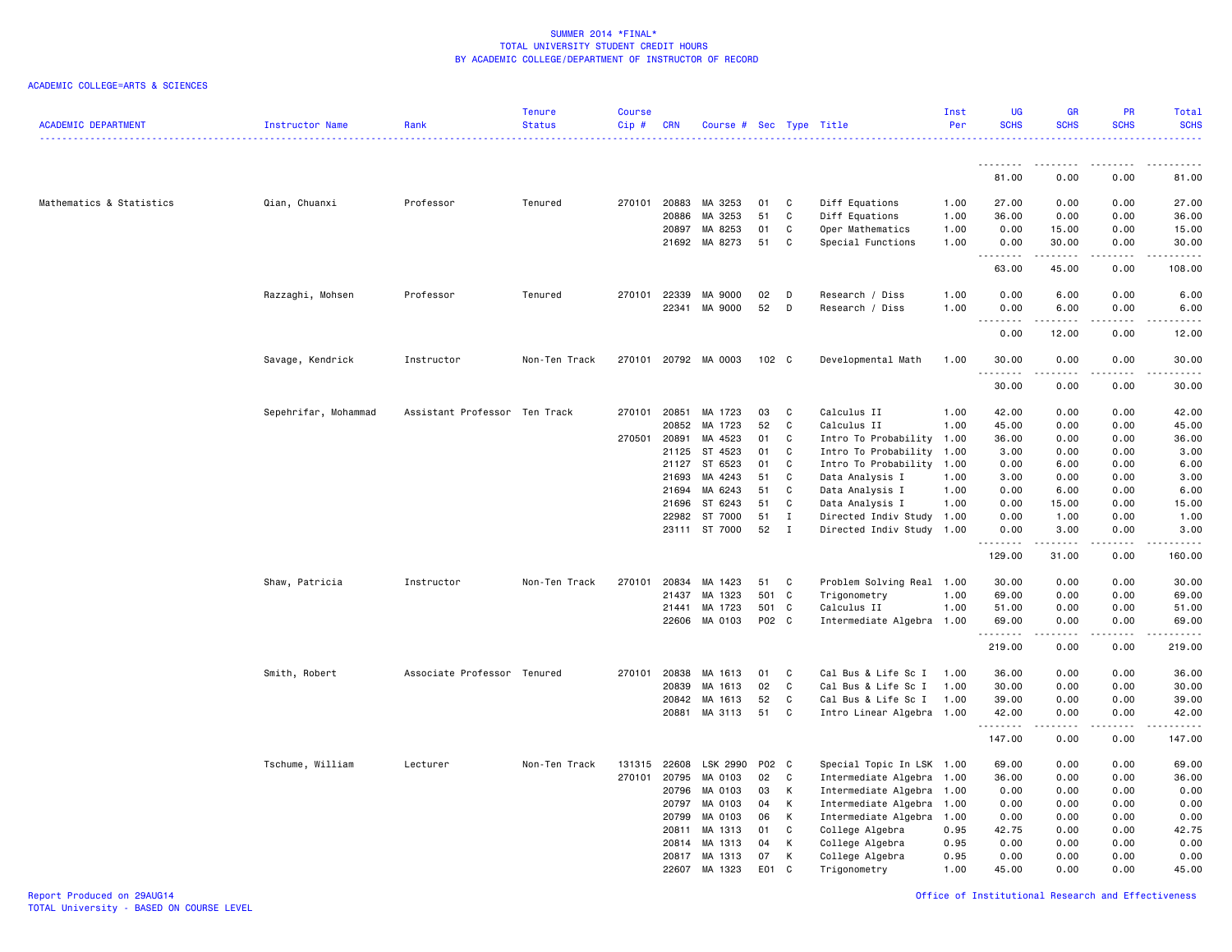SUMMER 2014 *FINAL*
TOTAL UNIVERSITY STUDENT CREDIT HOURS
BY ACADEMIC COLLEGE/DEPARTMENT OF INSTRUCTOR OF RECORD

ACADEMIC COLLEGE=ARTS & SCIENCES

| ACADEMIC DEPARTMENT | Instructor Name | Rank | Tenure Status | Course Cip # | CRN | Course # | Sec | Type | Title | Inst Per | UG SCHS | GR SCHS | PR SCHS | Total SCHS |
|---|---|---|---|---|---|---|---|---|---|---|---|---|---|---|
| | | | | | | | | | | | 81.00 | 0.00 | 0.00 | 81.00 |
| Mathematics & Statistics | Qian, Chuanxi | Professor | Tenured | 270101 | 20883 | MA 3253 | 01 | C | Diff Equations | 1.00 | 27.00 | 0.00 | 0.00 | 27.00 |
| | | | | | 20886 | MA 3253 | 51 | C | Diff Equations | 1.00 | 36.00 | 0.00 | 0.00 | 36.00 |
| | | | | | 20897 | MA 8253 | 01 | C | Oper Mathematics | 1.00 | 0.00 | 15.00 | 0.00 | 15.00 |
| | | | | | 21692 | MA 8273 | 51 | C | Special Functions | 1.00 | 0.00 | 30.00 | 0.00 | 30.00 |
| | | | | | | | | | | | 63.00 | 45.00 | 0.00 | 108.00 |
| | Razzaghi, Mohsen | Professor | Tenured | 270101 | 22339 | MA 9000 | 02 | D | Research / Diss | 1.00 | 0.00 | 6.00 | 0.00 | 6.00 |
| | | | | | 22341 | MA 9000 | 52 | D | Research / Diss | 1.00 | 0.00 | 6.00 | 0.00 | 6.00 |
| | | | | | | | | | | | 0.00 | 12.00 | 0.00 | 12.00 |
| | Savage, Kendrick | Instructor | Non-Ten Track | 270101 | 20792 | MA 0003 | 102 | C | Developmental Math | 1.00 | 30.00 | 0.00 | 0.00 | 30.00 |
| | | | | | | | | | | | 30.00 | 0.00 | 0.00 | 30.00 |
| | Sepehrifar, Mohammad | Assistant Professor | Ten Track | 270101 | 20851 | MA 1723 | 03 | C | Calculus II | 1.00 | 42.00 | 0.00 | 0.00 | 42.00 |
| | | | | | 20852 | MA 1723 | 52 | C | Calculus II | 1.00 | 45.00 | 0.00 | 0.00 | 45.00 |
| | | | | 270501 | 20891 | MA 4523 | 01 | C | Intro To Probability | 1.00 | 36.00 | 0.00 | 0.00 | 36.00 |
| | | | | | 21125 | ST 4523 | 01 | C | Intro To Probability | 1.00 | 3.00 | 0.00 | 0.00 | 3.00 |
| | | | | | 21127 | ST 6523 | 01 | C | Intro To Probability | 1.00 | 0.00 | 6.00 | 0.00 | 6.00 |
| | | | | | 21693 | MA 4243 | 51 | C | Data Analysis I | 1.00 | 3.00 | 0.00 | 0.00 | 3.00 |
| | | | | | 21694 | MA 6243 | 51 | C | Data Analysis I | 1.00 | 0.00 | 6.00 | 0.00 | 6.00 |
| | | | | | 21696 | ST 6243 | 51 | C | Data Analysis I | 1.00 | 0.00 | 15.00 | 0.00 | 15.00 |
| | | | | | 22982 | ST 7000 | 51 | I | Directed Indiv Study | 1.00 | 0.00 | 1.00 | 0.00 | 1.00 |
| | | | | | 23111 | ST 7000 | 52 | I | Directed Indiv Study | 1.00 | 0.00 | 3.00 | 0.00 | 3.00 |
| | | | | | | | | | | | 129.00 | 31.00 | 0.00 | 160.00 |
| | Shaw, Patricia | Instructor | Non-Ten Track | 270101 | 20834 | MA 1423 | 51 | C | Problem Solving Real | 1.00 | 30.00 | 0.00 | 0.00 | 30.00 |
| | | | | | 21437 | MA 1323 | 501 | C | Trigonometry | 1.00 | 69.00 | 0.00 | 0.00 | 69.00 |
| | | | | | 21441 | MA 1723 | 501 | C | Calculus II | 1.00 | 51.00 | 0.00 | 0.00 | 51.00 |
| | | | | | 22606 | MA 0103 | P02 | C | Intermediate Algebra | 1.00 | 69.00 | 0.00 | 0.00 | 69.00 |
| | | | | | | | | | | | 219.00 | 0.00 | 0.00 | 219.00 |
| | Smith, Robert | Associate Professor | Tenured | 270101 | 20838 | MA 1613 | 01 | C | Cal Bus & Life Sc I | 1.00 | 36.00 | 0.00 | 0.00 | 36.00 |
| | | | | | 20839 | MA 1613 | 02 | C | Cal Bus & Life Sc I | 1.00 | 30.00 | 0.00 | 0.00 | 30.00 |
| | | | | | 20842 | MA 1613 | 52 | C | Cal Bus & Life Sc I | 1.00 | 39.00 | 0.00 | 0.00 | 39.00 |
| | | | | | 20881 | MA 3113 | 51 | C | Intro Linear Algebra | 1.00 | 42.00 | 0.00 | 0.00 | 42.00 |
| | | | | | | | | | | | 147.00 | 0.00 | 0.00 | 147.00 |
| | Tschume, William | Lecturer | Non-Ten Track | 131315 | 22608 | LSK 2990 | P02 | C | Special Topic In LSK | 1.00 | 69.00 | 0.00 | 0.00 | 69.00 |
| | | | | 270101 | 20795 | MA 0103 | 02 | C | Intermediate Algebra | 1.00 | 36.00 | 0.00 | 0.00 | 36.00 |
| | | | | | 20796 | MA 0103 | 03 | K | Intermediate Algebra | 1.00 | 0.00 | 0.00 | 0.00 | 0.00 |
| | | | | | 20797 | MA 0103 | 04 | K | Intermediate Algebra | 1.00 | 0.00 | 0.00 | 0.00 | 0.00 |
| | | | | | 20799 | MA 0103 | 06 | K | Intermediate Algebra | 1.00 | 0.00 | 0.00 | 0.00 | 0.00 |
| | | | | | 20811 | MA 1313 | 01 | C | College Algebra | 0.95 | 42.75 | 0.00 | 0.00 | 42.75 |
| | | | | | 20814 | MA 1313 | 04 | K | College Algebra | 0.95 | 0.00 | 0.00 | 0.00 | 0.00 |
| | | | | | 20817 | MA 1313 | 07 | K | College Algebra | 0.95 | 0.00 | 0.00 | 0.00 | 0.00 |
| | | | | | 22607 | MA 1323 | E01 | C | Trigonometry | 1.00 | 45.00 | 0.00 | 0.00 | 45.00 |

Report Produced on 29AUG14
TOTAL University - BASED ON COURSE LEVEL

Office of Institutional Research and Effectiveness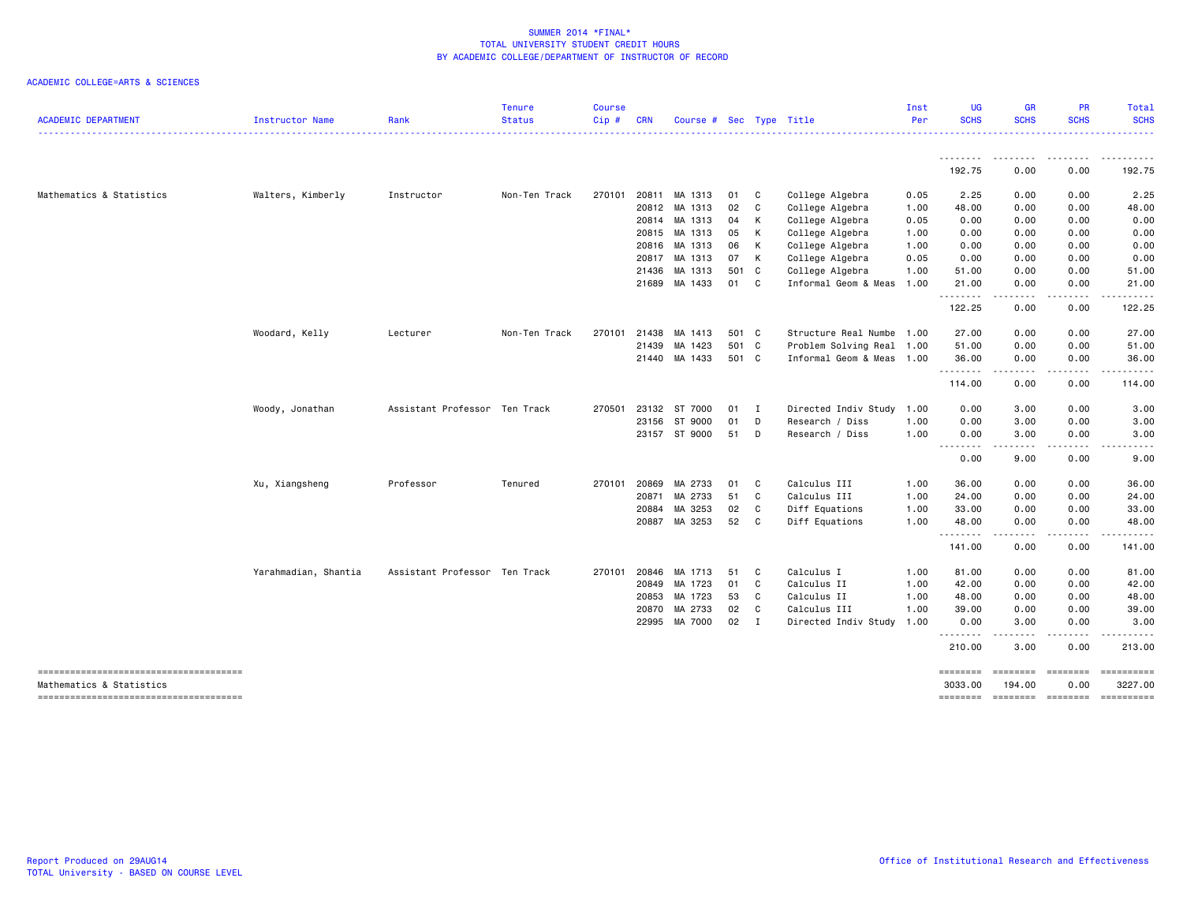SUMMER 2014 *FINAL*
TOTAL UNIVERSITY STUDENT CREDIT HOURS
BY ACADEMIC COLLEGE/DEPARTMENT OF INSTRUCTOR OF RECORD

ACADEMIC COLLEGE=ARTS & SCIENCES

| ACADEMIC DEPARTMENT | Instructor Name | Rank | Tenure Status | Course Cip # | CRN | Course # | Sec | Type | Title | Inst Per | UG SCHS | GR SCHS | PR SCHS | Total SCHS |
|---|---|---|---|---|---|---|---|---|---|---|---|---|---|---|
| | | | | | | | | | | | 192.75 | 0.00 | 0.00 | 192.75 |
| Mathematics & Statistics | Walters, Kimberly | Instructor | Non-Ten Track | 270101 | 20811 | MA 1313 | 01 | C | College Algebra | 0.05 | 2.25 | 0.00 | 0.00 | 2.25 |
| | | | | | 20812 | MA 1313 | 02 | C | College Algebra | 1.00 | 48.00 | 0.00 | 0.00 | 48.00 |
| | | | | | 20814 | MA 1313 | 04 | K | College Algebra | 0.05 | 0.00 | 0.00 | 0.00 | 0.00 |
| | | | | | 20815 | MA 1313 | 05 | K | College Algebra | 1.00 | 0.00 | 0.00 | 0.00 | 0.00 |
| | | | | | 20816 | MA 1313 | 06 | K | College Algebra | 1.00 | 0.00 | 0.00 | 0.00 | 0.00 |
| | | | | | 20817 | MA 1313 | 07 | K | College Algebra | 0.05 | 0.00 | 0.00 | 0.00 | 0.00 |
| | | | | | 21436 | MA 1313 | 501 | C | College Algebra | 1.00 | 51.00 | 0.00 | 0.00 | 51.00 |
| | | | | | 21689 | MA 1433 | 01 | C | Informal Geom & Meas | 1.00 | 21.00 | 0.00 | 0.00 | 21.00 |
| | | | | | | | | | | | 122.25 | 0.00 | 0.00 | 122.25 |
| | Woodard, Kelly | Lecturer | Non-Ten Track | 270101 | 21438 | MA 1413 | 501 | C | Structure Real Numbe | 1.00 | 27.00 | 0.00 | 0.00 | 27.00 |
| | | | | | 21439 | MA 1423 | 501 | C | Problem Solving Real | 1.00 | 51.00 | 0.00 | 0.00 | 51.00 |
| | | | | | 21440 | MA 1433 | 501 | C | Informal Geom & Meas | 1.00 | 36.00 | 0.00 | 0.00 | 36.00 |
| | | | | | | | | | | | 114.00 | 0.00 | 0.00 | 114.00 |
| | Woody, Jonathan | Assistant Professor | Ten Track | 270501 | 23132 | ST 7000 | 01 | I | Directed Indiv Study | 1.00 | 0.00 | 3.00 | 0.00 | 3.00 |
| | | | | | 23156 | ST 9000 | 01 | D | Research / Diss | 1.00 | 0.00 | 3.00 | 0.00 | 3.00 |
| | | | | | 23157 | ST 9000 | 51 | D | Research / Diss | 1.00 | 0.00 | 3.00 | 0.00 | 3.00 |
| | | | | | | | | | | | 0.00 | 9.00 | 0.00 | 9.00 |
| | Xu, Xiangsheng | Professor | Tenured | 270101 | 20869 | MA 2733 | 01 | C | Calculus III | 1.00 | 36.00 | 0.00 | 0.00 | 36.00 |
| | | | | | 20871 | MA 2733 | 51 | C | Calculus III | 1.00 | 24.00 | 0.00 | 0.00 | 24.00 |
| | | | | | 20884 | MA 3253 | 02 | C | Diff Equations | 1.00 | 33.00 | 0.00 | 0.00 | 33.00 |
| | | | | | 20887 | MA 3253 | 52 | C | Diff Equations | 1.00 | 48.00 | 0.00 | 0.00 | 48.00 |
| | | | | | | | | | | | 141.00 | 0.00 | 0.00 | 141.00 |
| | Yarahmadian, Shantia | Assistant Professor | Ten Track | 270101 | 20846 | MA 1713 | 51 | C | Calculus I | 1.00 | 81.00 | 0.00 | 0.00 | 81.00 |
| | | | | | 20849 | MA 1723 | 01 | C | Calculus II | 1.00 | 42.00 | 0.00 | 0.00 | 42.00 |
| | | | | | 20853 | MA 1723 | 53 | C | Calculus II | 1.00 | 48.00 | 0.00 | 0.00 | 48.00 |
| | | | | | 20870 | MA 2733 | 02 | C | Calculus III | 1.00 | 39.00 | 0.00 | 0.00 | 39.00 |
| | | | | | 22995 | MA 7000 | 02 | I | Directed Indiv Study | 1.00 | 0.00 | 3.00 | 0.00 | 3.00 |
| | | | | | | | | | | | 210.00 | 3.00 | 0.00 | 213.00 |
| Mathematics & Statistics | | | | | | | | | | | 3033.00 | 194.00 | 0.00 | 3227.00 |

Report Produced on 29AUG14
TOTAL University - BASED ON COURSE LEVEL

Office of Institutional Research and Effectiveness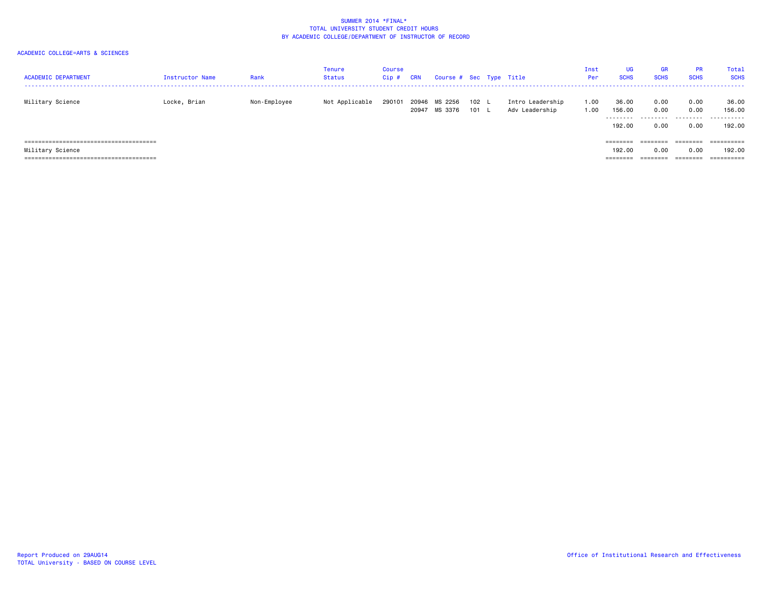SUMMER 2014 *FINAL*
TOTAL UNIVERSITY STUDENT CREDIT HOURS
BY ACADEMIC COLLEGE/DEPARTMENT OF INSTRUCTOR OF RECORD

ACADEMIC COLLEGE=ARTS & SCIENCES

| ACADEMIC DEPARTMENT | Instructor Name | Rank | Tenure Status | Course Cip # | CRN | Course # | Sec | Type | Title | Inst Per | UG SCHS | GR SCHS | PR SCHS | Total SCHS |
|---|---|---|---|---|---|---|---|---|---|---|---|---|---|---|
| Military Science | Locke, Brian | Non-Employee | Not Applicable | 290101 | 20946 | MS 2256 | 102 | L | Intro Leadership | 1.00 | 36.00 | 0.00 | 0.00 | 36.00 |
| | | | | | 20947 | MS 3376 | 101 | L | Adv Leadership | 1.00 | 156.00 | 0.00 | 0.00 | 156.00 |
| | | | | | | | | | | | 192.00 | 0.00 | 0.00 | 192.00 |
| Military Science | | | | | | | | | | | 192.00 | 0.00 | 0.00 | 192.00 |

Report Produced on 29AUG14
TOTAL University - BASED ON COURSE LEVEL

Office of Institutional Research and Effectiveness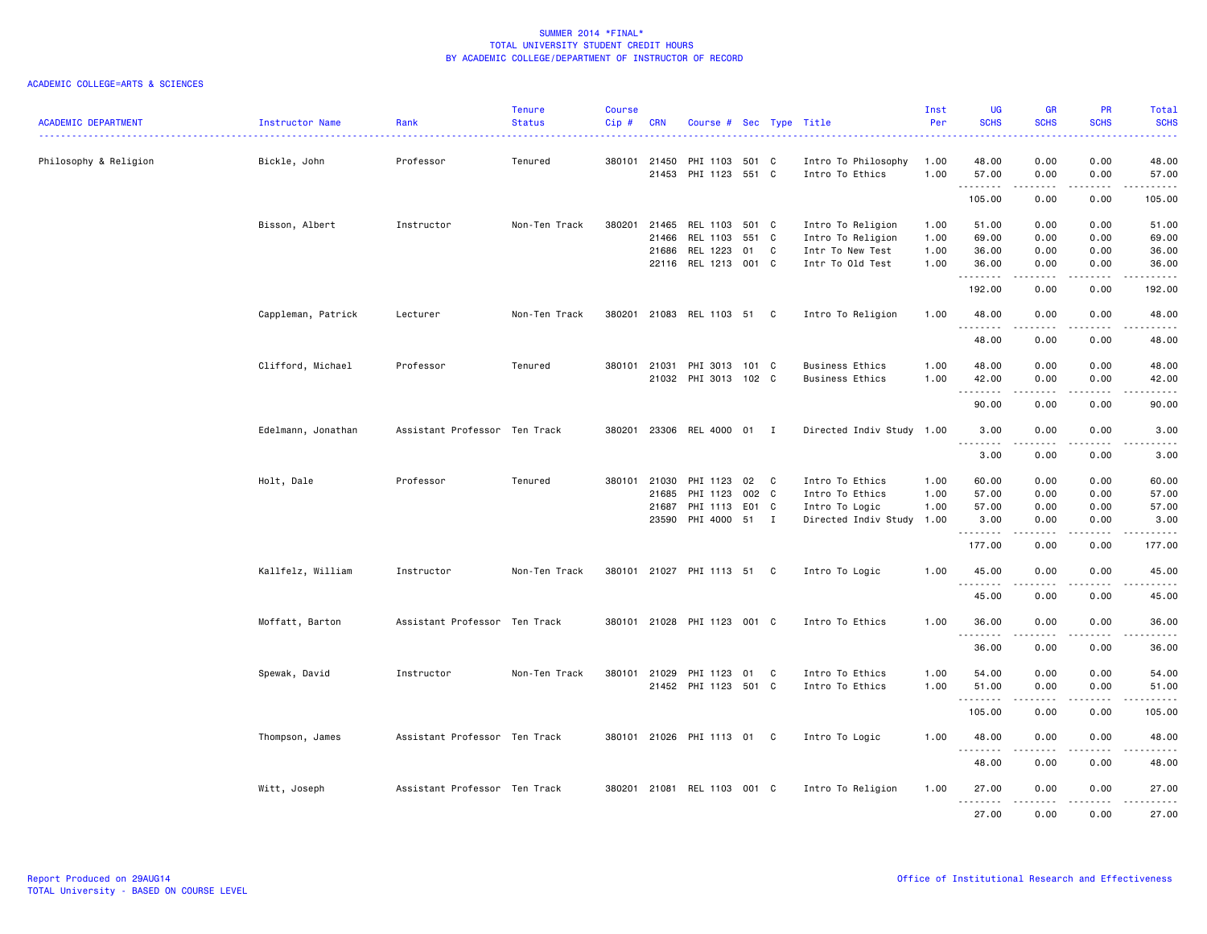SUMMER 2014 *FINAL*
TOTAL UNIVERSITY STUDENT CREDIT HOURS
BY ACADEMIC COLLEGE/DEPARTMENT OF INSTRUCTOR OF RECORD

ACADEMIC COLLEGE=ARTS & SCIENCES

| ACADEMIC DEPARTMENT | Instructor Name | Rank | Tenure Status | Course Cip # | CRN | Course # | Sec | Type | Title | Inst Per | UG SCHS | GR SCHS | PR SCHS | Total SCHS |
|---|---|---|---|---|---|---|---|---|---|---|---|---|---|---|
| Philosophy & Religion | Bickle, John | Professor | Tenured | 380101 | 21450 | PHI 1103 | 501 | C | Intro To Philosophy | 1.00 | 48.00 | 0.00 | 0.00 | 48.00 |
| | | | | | 21453 | PHI 1123 | 551 | C | Intro To Ethics | 1.00 | 57.00 | 0.00 | 0.00 | 57.00 |
| | | | | | | | | | | | 105.00 | 0.00 | 0.00 | 105.00 |
| | Bisson, Albert | Instructor | Non-Ten Track | 380201 | 21465 | REL 1103 | 501 | C | Intro To Religion | 1.00 | 51.00 | 0.00 | 0.00 | 51.00 |
| | | | | | 21466 | REL 1103 | 551 | C | Intro To Religion | 1.00 | 69.00 | 0.00 | 0.00 | 69.00 |
| | | | | | 21686 | REL 1223 | 01 | C | Intr To New Test | 1.00 | 36.00 | 0.00 | 0.00 | 36.00 |
| | | | | | 22116 | REL 1213 | 001 | C | Intr To Old Test | 1.00 | 36.00 | 0.00 | 0.00 | 36.00 |
| | | | | | | | | | | | 192.00 | 0.00 | 0.00 | 192.00 |
| | Cappleman, Patrick | Lecturer | Non-Ten Track | 380201 | 21083 | REL 1103 | 51 | C | Intro To Religion | 1.00 | 48.00 | 0.00 | 0.00 | 48.00 |
| | | | | | | | | | | | 48.00 | 0.00 | 0.00 | 48.00 |
| | Clifford, Michael | Professor | Tenured | 380101 | 21031 | PHI 3013 | 101 | C | Business Ethics | 1.00 | 48.00 | 0.00 | 0.00 | 48.00 |
| | | | | | 21032 | PHI 3013 | 102 | C | Business Ethics | 1.00 | 42.00 | 0.00 | 0.00 | 42.00 |
| | | | | | | | | | | | 90.00 | 0.00 | 0.00 | 90.00 |
| | Edelmann, Jonathan | Assistant Professor | Ten Track | 380201 | 23306 | REL 4000 | 01 | I | Directed Indiv Study | 1.00 | 3.00 | 0.00 | 0.00 | 3.00 |
| | | | | | | | | | | | 3.00 | 0.00 | 0.00 | 3.00 |
| | Holt, Dale | Professor | Tenured | 380101 | 21030 | PHI 1123 | 02 | C | Intro To Ethics | 1.00 | 60.00 | 0.00 | 0.00 | 60.00 |
| | | | | | 21685 | PHI 1123 | 002 | C | Intro To Ethics | 1.00 | 57.00 | 0.00 | 0.00 | 57.00 |
| | | | | | 21687 | PHI 1113 | E01 | C | Intro To Logic | 1.00 | 57.00 | 0.00 | 0.00 | 57.00 |
| | | | | | 23590 | PHI 4000 | 51 | I | Directed Indiv Study | 1.00 | 3.00 | 0.00 | 0.00 | 3.00 |
| | | | | | | | | | | | 177.00 | 0.00 | 0.00 | 177.00 |
| | Kallfelz, William | Instructor | Non-Ten Track | 380101 | 21027 | PHI 1113 | 51 | C | Intro To Logic | 1.00 | 45.00 | 0.00 | 0.00 | 45.00 |
| | | | | | | | | | | | 45.00 | 0.00 | 0.00 | 45.00 |
| | Moffatt, Barton | Assistant Professor | Ten Track | 380101 | 21028 | PHI 1123 | 001 | C | Intro To Ethics | 1.00 | 36.00 | 0.00 | 0.00 | 36.00 |
| | | | | | | | | | | | 36.00 | 0.00 | 0.00 | 36.00 |
| | Spewak, David | Instructor | Non-Ten Track | 380101 | 21029 | PHI 1123 | 01 | C | Intro To Ethics | 1.00 | 54.00 | 0.00 | 0.00 | 54.00 |
| | | | | | 21452 | PHI 1123 | 501 | C | Intro To Ethics | 1.00 | 51.00 | 0.00 | 0.00 | 51.00 |
| | | | | | | | | | | | 105.00 | 0.00 | 0.00 | 105.00 |
| | Thompson, James | Assistant Professor | Ten Track | 380101 | 21026 | PHI 1113 | 01 | C | Intro To Logic | 1.00 | 48.00 | 0.00 | 0.00 | 48.00 |
| | | | | | | | | | | | 48.00 | 0.00 | 0.00 | 48.00 |
| | Witt, Joseph | Assistant Professor | Ten Track | 380201 | 21081 | REL 1103 | 001 | C | Intro To Religion | 1.00 | 27.00 | 0.00 | 0.00 | 27.00 |
| | | | | | | | | | | | 27.00 | 0.00 | 0.00 | 27.00 |

Report Produced on 29AUG14
TOTAL University - BASED ON COURSE LEVEL

Office of Institutional Research and Effectiveness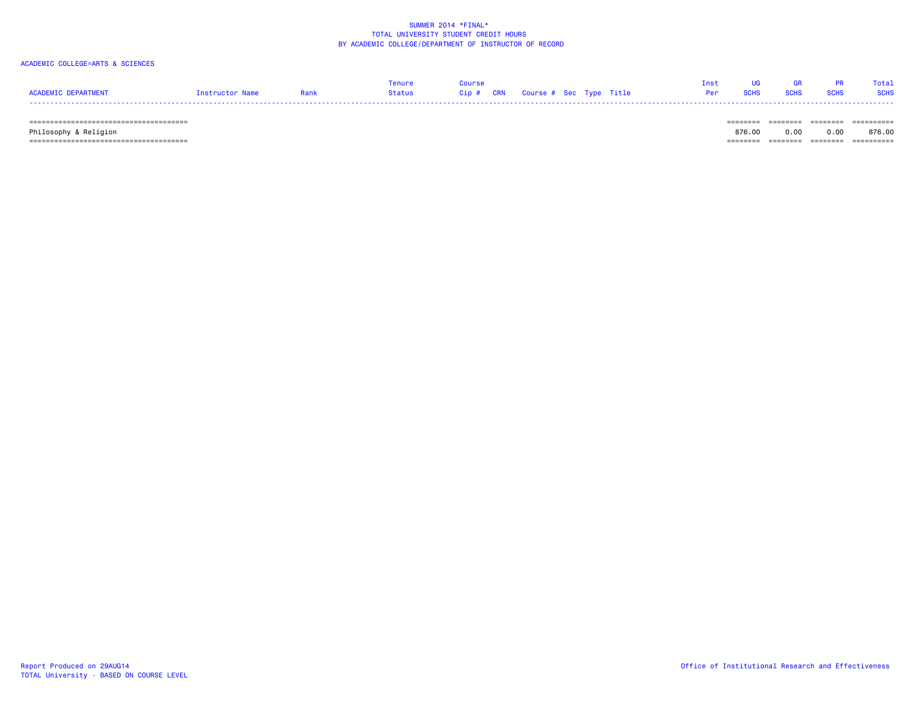SUMMER 2014 *FINAL*
TOTAL UNIVERSITY STUDENT CREDIT HOURS
BY ACADEMIC COLLEGE/DEPARTMENT OF INSTRUCTOR OF RECORD

ACADEMIC COLLEGE=ARTS & SCIENCES

| ACADEMIC DEPARTMENT | Instructor Name | Rank | Tenure Status | Course Cip # | CRN | Course # | Sec | Type | Title | Inst Per | UG SCHS | GR SCHS | PR SCHS | Total SCHS |
|---|---|---|---|---|---|---|---|---|---|---|---|---|---|---|
| Philosophy & Religion | | | | | | | | | | | 876.00 | 0.00 | 0.00 | 876.00 |

Report Produced on 29AUG14
TOTAL University - BASED ON COURSE LEVEL

Office of Institutional Research and Effectiveness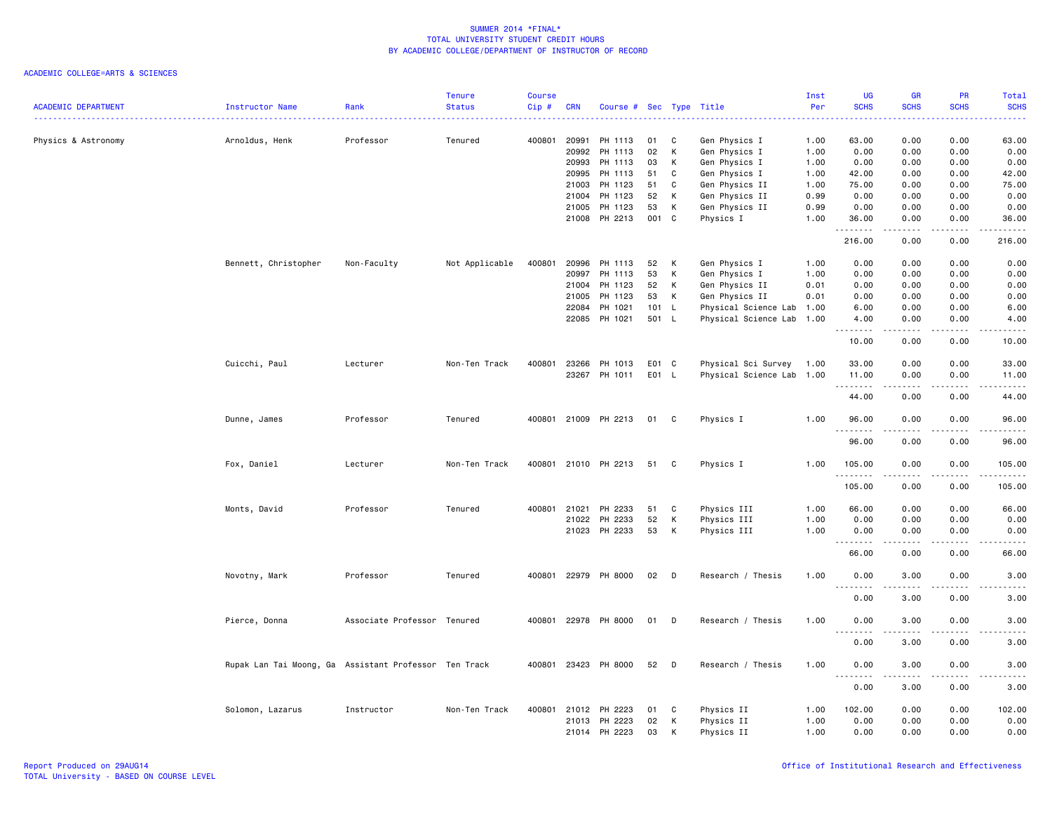SUMMER 2014 *FINAL*
TOTAL UNIVERSITY STUDENT CREDIT HOURS
BY ACADEMIC COLLEGE/DEPARTMENT OF INSTRUCTOR OF RECORD

ACADEMIC COLLEGE=ARTS & SCIENCES

| ACADEMIC DEPARTMENT | Instructor Name | Rank | Tenure Status | Course Cip # | CRN | Course # | Sec | Type | Title | Inst Per | UG SCHS | GR SCHS | PR SCHS | Total SCHS |
|---|---|---|---|---|---|---|---|---|---|---|---|---|---|---|
| Physics & Astronomy | Arnoldus, Henk | Professor | Tenured | 400801 | 20991 | PH 1113 | 01 | C | Gen Physics I | 1.00 | 63.00 | 0.00 | 0.00 | 63.00 |
| | | | | | 20992 | PH 1113 | 02 | K | Gen Physics I | 1.00 | 0.00 | 0.00 | 0.00 | 0.00 |
| | | | | | 20993 | PH 1113 | 03 | K | Gen Physics I | 1.00 | 0.00 | 0.00 | 0.00 | 0.00 |
| | | | | | 20995 | PH 1113 | 51 | C | Gen Physics I | 1.00 | 42.00 | 0.00 | 0.00 | 42.00 |
| | | | | | 21003 | PH 1123 | 51 | C | Gen Physics II | 1.00 | 75.00 | 0.00 | 0.00 | 75.00 |
| | | | | | 21004 | PH 1123 | 52 | K | Gen Physics II | 0.99 | 0.00 | 0.00 | 0.00 | 0.00 |
| | | | | | 21005 | PH 1123 | 53 | K | Gen Physics II | 0.99 | 0.00 | 0.00 | 0.00 | 0.00 |
| | | | | | 21008 | PH 2213 | 001 | C | Physics I | 1.00 | 36.00 | 0.00 | 0.00 | 36.00 |
| | | | | | | | | | | | 216.00 | 0.00 | 0.00 | 216.00 |
| | Bennett, Christopher | Non-Faculty | Not Applicable | 400801 | 20996 | PH 1113 | 52 | K | Gen Physics I | 1.00 | 0.00 | 0.00 | 0.00 | 0.00 |
| | | | | | 20997 | PH 1113 | 53 | K | Gen Physics I | 1.00 | 0.00 | 0.00 | 0.00 | 0.00 |
| | | | | | 21004 | PH 1123 | 52 | K | Gen Physics II | 0.01 | 0.00 | 0.00 | 0.00 | 0.00 |
| | | | | | 21005 | PH 1123 | 53 | K | Gen Physics II | 0.01 | 0.00 | 0.00 | 0.00 | 0.00 |
| | | | | | 22084 | PH 1021 | 101 | L | Physical Science Lab | 1.00 | 6.00 | 0.00 | 0.00 | 6.00 |
| | | | | | 22085 | PH 1021 | 501 | L | Physical Science Lab | 1.00 | 4.00 | 0.00 | 0.00 | 4.00 |
| | | | | | | | | | | | 10.00 | 0.00 | 0.00 | 10.00 |
| | Cuicchi, Paul | Lecturer | Non-Ten Track | 400801 | 23266 | PH 1013 | E01 | C | Physical Sci Survey | 1.00 | 33.00 | 0.00 | 0.00 | 33.00 |
| | | | | | 23267 | PH 1011 | E01 | L | Physical Science Lab | 1.00 | 11.00 | 0.00 | 0.00 | 11.00 |
| | | | | | | | | | | | 44.00 | 0.00 | 0.00 | 44.00 |
| | Dunne, James | Professor | Tenured | 400801 | 21009 | PH 2213 | 01 | C | Physics I | 1.00 | 96.00 | 0.00 | 0.00 | 96.00 |
| | | | | | | | | | | | 96.00 | 0.00 | 0.00 | 96.00 |
| | Fox, Daniel | Lecturer | Non-Ten Track | 400801 | 21010 | PH 2213 | 51 | C | Physics I | 1.00 | 105.00 | 0.00 | 0.00 | 105.00 |
| | | | | | | | | | | | 105.00 | 0.00 | 0.00 | 105.00 |
| | Monts, David | Professor | Tenured | 400801 | 21021 | PH 2233 | 51 | C | Physics III | 1.00 | 66.00 | 0.00 | 0.00 | 66.00 |
| | | | | | 21022 | PH 2233 | 52 | K | Physics III | 1.00 | 0.00 | 0.00 | 0.00 | 0.00 |
| | | | | | 21023 | PH 2233 | 53 | K | Physics III | 1.00 | 0.00 | 0.00 | 0.00 | 0.00 |
| | | | | | | | | | | | 66.00 | 0.00 | 0.00 | 66.00 |
| | Novotny, Mark | Professor | Tenured | 400801 | 22979 | PH 8000 | 02 | D | Research / Thesis | 1.00 | 0.00 | 3.00 | 0.00 | 3.00 |
| | | | | | | | | | | | 0.00 | 3.00 | 0.00 | 3.00 |
| | Pierce, Donna | Associate Professor | Tenured | 400801 | 22978 | PH 8000 | 01 | D | Research / Thesis | 1.00 | 0.00 | 3.00 | 0.00 | 3.00 |
| | | | | | | | | | | | 0.00 | 3.00 | 0.00 | 3.00 |
| | Rupak Lan Tai Moong, Ga | Assistant Professor | Ten Track | 400801 | 23423 | PH 8000 | 52 | D | Research / Thesis | 1.00 | 0.00 | 3.00 | 0.00 | 3.00 |
| | | | | | | | | | | | 0.00 | 3.00 | 0.00 | 3.00 |
| | Solomon, Lazarus | Instructor | Non-Ten Track | 400801 | 21012 | PH 2223 | 01 | C | Physics II | 1.00 | 102.00 | 0.00 | 0.00 | 102.00 |
| | | | | | 21013 | PH 2223 | 02 | K | Physics II | 1.00 | 0.00 | 0.00 | 0.00 | 0.00 |
| | | | | | 21014 | PH 2223 | 03 | K | Physics II | 1.00 | 0.00 | 0.00 | 0.00 | 0.00 |

Report Produced on 29AUG14
TOTAL University - BASED ON COURSE LEVEL
Office of Institutional Research and Effectiveness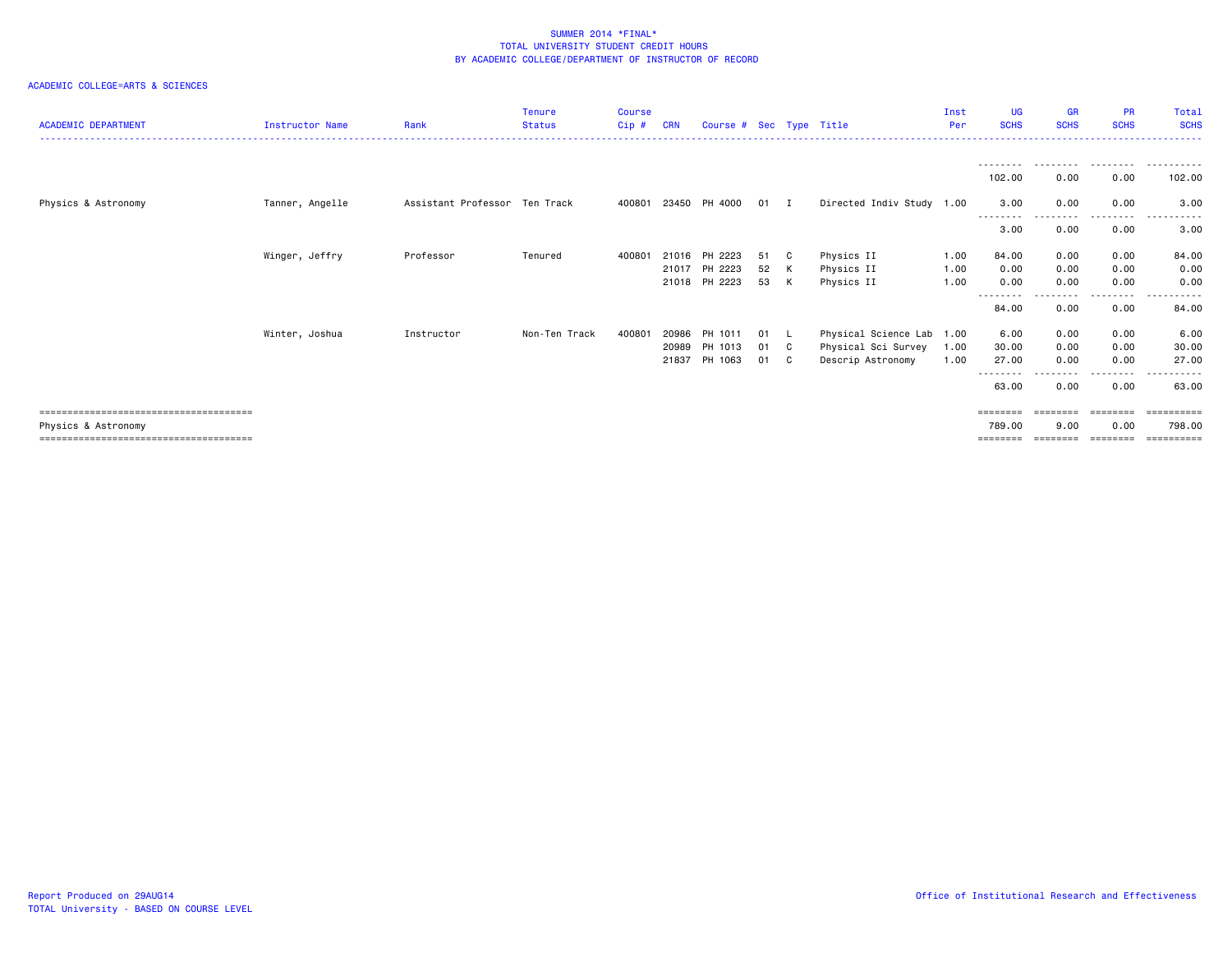SUMMER 2014 *FINAL*
TOTAL UNIVERSITY STUDENT CREDIT HOURS
BY ACADEMIC COLLEGE/DEPARTMENT OF INSTRUCTOR OF RECORD

ACADEMIC COLLEGE=ARTS & SCIENCES

| ACADEMIC DEPARTMENT | Instructor Name | Rank | Tenure Status | Course Cip # | CRN | Course # | Sec | Type | Title | Inst Per | UG SCHS | GR SCHS | PR SCHS | Total SCHS |
|---|---|---|---|---|---|---|---|---|---|---|---|---|---|---|
| | | | | | | | | | | | 102.00 | 0.00 | 0.00 | 102.00 |
| Physics & Astronomy | Tanner, Angelle | Assistant Professor | Ten Track | 400801 | 23450 | PH 4000 | 01 | I | Directed Indiv Study | 1.00 | 3.00 | 0.00 | 0.00 | 3.00 |
| | | | | | | | | | | | 3.00 | 0.00 | 0.00 | 3.00 |
| | Winger, Jeffry | Professor | Tenured | 400801 | 21016 | PH 2223 | 51 | C | Physics II | 1.00 | 84.00 | 0.00 | 0.00 | 84.00 |
| | | | | | 21017 | PH 2223 | 52 | K | Physics II | 1.00 | 0.00 | 0.00 | 0.00 | 0.00 |
| | | | | | 21018 | PH 2223 | 53 | K | Physics II | 1.00 | 0.00 | 0.00 | 0.00 | 0.00 |
| | | | | | | | | | | | 84.00 | 0.00 | 0.00 | 84.00 |
| | Winter, Joshua | Instructor | Non-Ten Track | 400801 | 20986 | PH 1011 | 01 | L | Physical Science Lab | 1.00 | 6.00 | 0.00 | 0.00 | 6.00 |
| | | | | | 20989 | PH 1013 | 01 | C | Physical Sci Survey | 1.00 | 30.00 | 0.00 | 0.00 | 30.00 |
| | | | | | 21837 | PH 1063 | 01 | C | Descrip Astronomy | 1.00 | 27.00 | 0.00 | 0.00 | 27.00 |
| | | | | | | | | | | | 63.00 | 0.00 | 0.00 | 63.00 |
| Physics & Astronomy | | | | | | | | | | | 789.00 | 9.00 | 0.00 | 798.00 |

Report Produced on 29AUG14
TOTAL University - BASED ON COURSE LEVEL

Office of Institutional Research and Effectiveness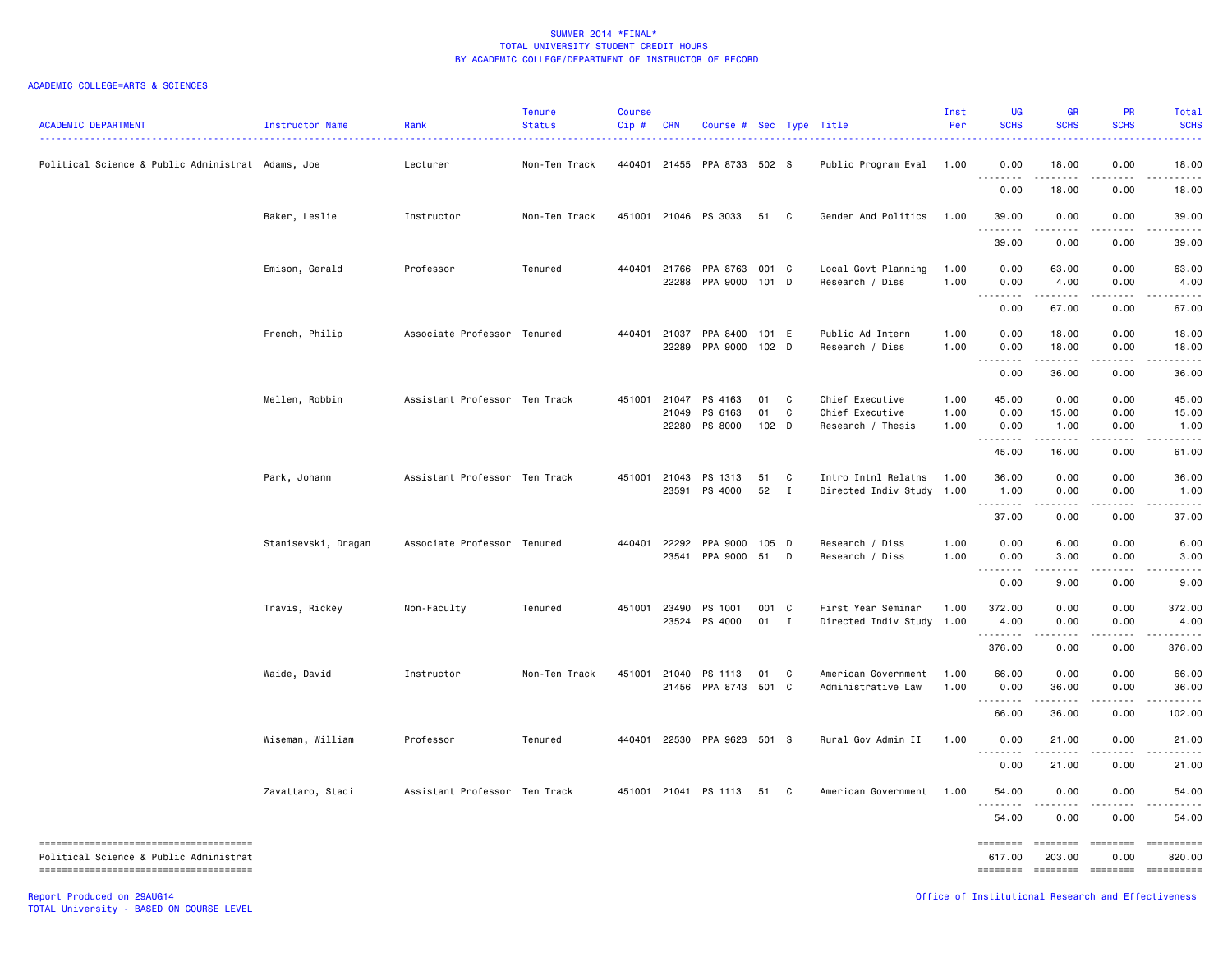SUMMER 2014 *FINAL*
TOTAL UNIVERSITY STUDENT CREDIT HOURS
BY ACADEMIC COLLEGE/DEPARTMENT OF INSTRUCTOR OF RECORD

ACADEMIC COLLEGE=ARTS & SCIENCES

| ACADEMIC DEPARTMENT | Instructor Name | Rank | Tenure Status | Course Cip # | CRN | Course # | Sec | Type | Title | Inst Per | UG SCHS | GR SCHS | PR SCHS | Total SCHS |
|---|---|---|---|---|---|---|---|---|---|---|---|---|---|---|
| Political Science & Public Administrat | Adams, Joe | Lecturer | Non-Ten Track | 440401 | 21455 | PPA 8733 | 502 | S | Public Program Eval | 1.00 | 0.00 | 18.00 | 0.00 | 18.00 |
| | | | | | | | | | | | 0.00 | 18.00 | 0.00 | 18.00 |
| | Baker, Leslie | Instructor | Non-Ten Track | 451001 | 21046 | PS 3033 | 51 | C | Gender And Politics | 1.00 | 39.00 | 0.00 | 0.00 | 39.00 |
| | | | | | | | | | | | 39.00 | 0.00 | 0.00 | 39.00 |
| | Emison, Gerald | Professor | Tenured | 440401 | 21766 | PPA 8763 | 001 | C | Local Govt Planning | 1.00 | 0.00 | 63.00 | 0.00 | 63.00 |
| | | | | | 22288 | PPA 9000 | 101 | D | Research / Diss | 1.00 | 0.00 | 4.00 | 0.00 | 4.00 |
| | | | | | | | | | | | 0.00 | 67.00 | 0.00 | 67.00 |
| | French, Philip | Associate Professor | Tenured | 440401 | 21037 | PPA 8400 | 101 | E | Public Ad Intern | 1.00 | 0.00 | 18.00 | 0.00 | 18.00 |
| | | | | | 22289 | PPA 9000 | 102 | D | Research / Diss | 1.00 | 0.00 | 18.00 | 0.00 | 18.00 |
| | | | | | | | | | | | 0.00 | 36.00 | 0.00 | 36.00 |
| | Mellen, Robbin | Assistant Professor | Ten Track | 451001 | 21047 | PS 4163 | 01 | C | Chief Executive | 1.00 | 45.00 | 0.00 | 0.00 | 45.00 |
| | | | | | 21049 | PS 6163 | 01 | C | Chief Executive | 1.00 | 0.00 | 15.00 | 0.00 | 15.00 |
| | | | | | 22280 | PS 8000 | 102 | D | Research / Thesis | 1.00 | 0.00 | 1.00 | 0.00 | 1.00 |
| | | | | | | | | | | | 45.00 | 16.00 | 0.00 | 61.00 |
| | Park, Johann | Assistant Professor | Ten Track | 451001 | 21043 | PS 1313 | 51 | C | Intro Intnl Relatns | 1.00 | 36.00 | 0.00 | 0.00 | 36.00 |
| | | | | | 23591 | PS 4000 | 52 | I | Directed Indiv Study | 1.00 | 1.00 | 0.00 | 0.00 | 1.00 |
| | | | | | | | | | | | 37.00 | 0.00 | 0.00 | 37.00 |
| | Stanisevski, Dragan | Associate Professor | Tenured | 440401 | 22292 | PPA 9000 | 105 | D | Research / Diss | 1.00 | 0.00 | 6.00 | 0.00 | 6.00 |
| | | | | | 23541 | PPA 9000 | 51 | D | Research / Diss | 1.00 | 0.00 | 3.00 | 0.00 | 3.00 |
| | | | | | | | | | | | 0.00 | 9.00 | 0.00 | 9.00 |
| | Travis, Rickey | Non-Faculty | Tenured | 451001 | 23490 | PS 1001 | 001 | C | First Year Seminar | 1.00 | 372.00 | 0.00 | 0.00 | 372.00 |
| | | | | | 23524 | PS 4000 | 01 | I | Directed Indiv Study | 1.00 | 4.00 | 0.00 | 0.00 | 4.00 |
| | | | | | | | | | | | 376.00 | 0.00 | 0.00 | 376.00 |
| | Waide, David | Instructor | Non-Ten Track | 451001 | 21040 | PS 1113 | 01 | C | American Government | 1.00 | 66.00 | 0.00 | 0.00 | 66.00 |
| | | | | | 21456 | PPA 8743 | 501 | C | Administrative Law | 1.00 | 0.00 | 36.00 | 0.00 | 36.00 |
| | | | | | | | | | | | 66.00 | 36.00 | 0.00 | 102.00 |
| | Wiseman, William | Professor | Tenured | 440401 | 22530 | PPA 9623 | 501 | S | Rural Gov Admin II | 1.00 | 0.00 | 21.00 | 0.00 | 21.00 |
| | | | | | | | | | | | 0.00 | 21.00 | 0.00 | 21.00 |
| | Zavattaro, Staci | Assistant Professor | Ten Track | 451001 | 21041 | PS 1113 | 51 | C | American Government | 1.00 | 54.00 | 0.00 | 0.00 | 54.00 |
| | | | | | | | | | | | 54.00 | 0.00 | 0.00 | 54.00 |
| Political Science & Public Administrat | | | | | | | | | | | 617.00 | 203.00 | 0.00 | 820.00 |

Report Produced on 29AUG14
TOTAL University - BASED ON COURSE LEVEL

Office of Institutional Research and Effectiveness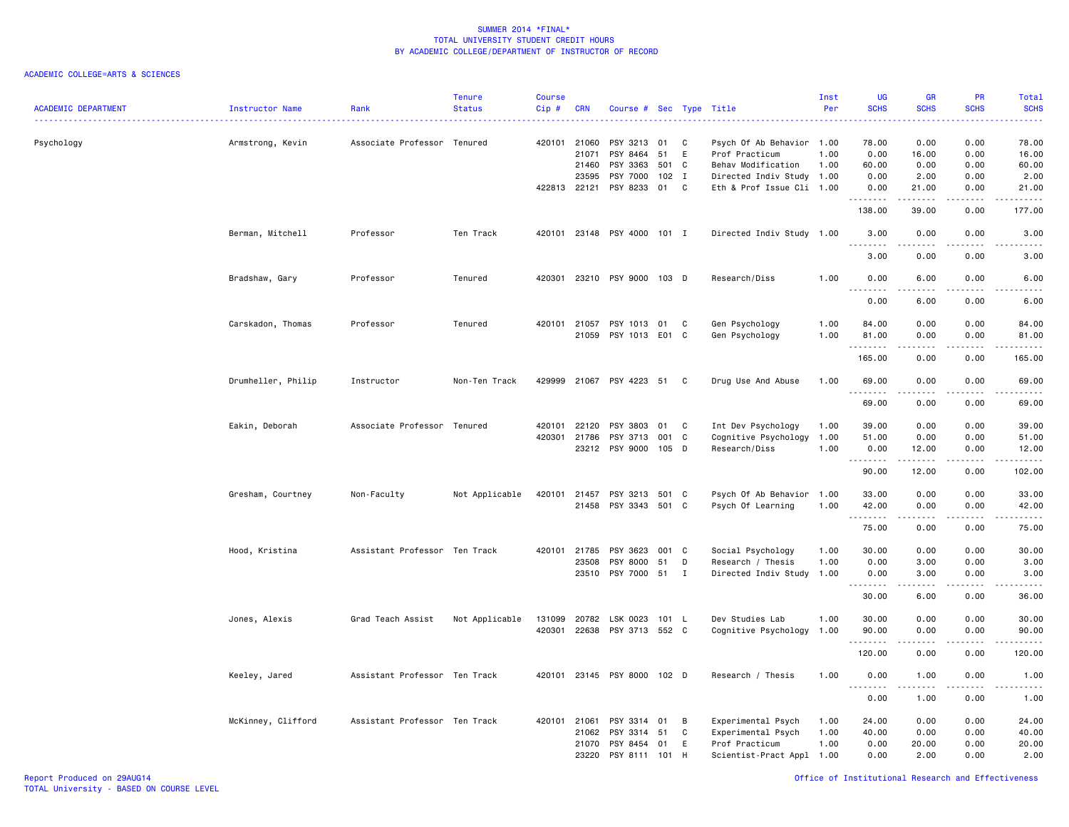# SUMMER 2014 *FINAL*
## TOTAL UNIVERSITY STUDENT CREDIT HOURS
## BY ACADEMIC COLLEGE/DEPARTMENT OF INSTRUCTOR OF RECORD

ACADEMIC COLLEGE=ARTS & SCIENCES

| ACADEMIC DEPARTMENT | Instructor Name | Rank | Tenure Status | Course Cip # | CRN | Course # | Sec | Type | Title | Inst Per | UG SCHS | GR SCHS | PR SCHS | Total SCHS |
|---|---|---|---|---|---|---|---|---|---|---|---|---|---|---|
| Psychology | Armstrong, Kevin | Associate Professor | Tenured | 420101 | 21060 | PSY 3213 | 01 | C | Psych Of Ab Behavior | 1.00 | 78.00 | 0.00 | 0.00 | 78.00 |
| | | | | | 21071 | PSY 8464 | 51 | E | Prof Practicum | 1.00 | 0.00 | 16.00 | 0.00 | 16.00 |
| | | | | | 21460 | PSY 3363 | 501 | C | Behav Modification | 1.00 | 60.00 | 0.00 | 0.00 | 60.00 |
| | | | | | 23595 | PSY 7000 | 102 | I | Directed Indiv Study | 1.00 | 0.00 | 2.00 | 0.00 | 2.00 |
| | | | | 422813 | 22121 | PSY 8233 | 01 | C | Eth & Prof Issue Cli | 1.00 | 0.00 | 21.00 | 0.00 | 21.00 |
| | | | | | | | | | | | 138.00 | 39.00 | 0.00 | 177.00 |
| | Berman, Mitchell | Professor | Ten Track | 420101 | 23148 | PSY 4000 | 101 | I | Directed Indiv Study | 1.00 | 3.00 | 0.00 | 0.00 | 3.00 |
| | | | | | | | | | | | 3.00 | 0.00 | 0.00 | 3.00 |
| | Bradshaw, Gary | Professor | Tenured | 420301 | 23210 | PSY 9000 | 103 | D | Research/Diss | 1.00 | 0.00 | 6.00 | 0.00 | 6.00 |
| | | | | | | | | | | | 0.00 | 6.00 | 0.00 | 6.00 |
| | Carskadon, Thomas | Professor | Tenured | 420101 | 21057 | PSY 1013 | 01 | C | Gen Psychology | 1.00 | 84.00 | 0.00 | 0.00 | 84.00 |
| | | | | | 21059 | PSY 1013 | E01 | C | Gen Psychology | 1.00 | 81.00 | 0.00 | 0.00 | 81.00 |
| | | | | | | | | | | | 165.00 | 0.00 | 0.00 | 165.00 |
| | Drumheller, Philip | Instructor | Non-Ten Track | 429999 | 21067 | PSY 4223 | 51 | C | Drug Use And Abuse | 1.00 | 69.00 | 0.00 | 0.00 | 69.00 |
| | | | | | | | | | | | 69.00 | 0.00 | 0.00 | 69.00 |
| | Eakin, Deborah | Associate Professor | Tenured | 420101 | 22120 | PSY 3803 | 01 | C | Int Dev Psychology | 1.00 | 39.00 | 0.00 | 0.00 | 39.00 |
| | | | | 420301 | 21786 | PSY 3713 | 001 | C | Cognitive Psychology | 1.00 | 51.00 | 0.00 | 0.00 | 51.00 |
| | | | | | 23212 | PSY 9000 | 105 | D | Research/Diss | 1.00 | 0.00 | 12.00 | 0.00 | 12.00 |
| | | | | | | | | | | | 90.00 | 12.00 | 0.00 | 102.00 |
| | Gresham, Courtney | Non-Faculty | Not Applicable | 420101 | 21457 | PSY 3213 | 501 | C | Psych Of Ab Behavior | 1.00 | 33.00 | 0.00 | 0.00 | 33.00 |
| | | | | | 21458 | PSY 3343 | 501 | C | Psych Of Learning | 1.00 | 42.00 | 0.00 | 0.00 | 42.00 |
| | | | | | | | | | | | 75.00 | 0.00 | 0.00 | 75.00 |
| | Hood, Kristina | Assistant Professor | Ten Track | 420101 | 21785 | PSY 3623 | 001 | C | Social Psychology | 1.00 | 30.00 | 0.00 | 0.00 | 30.00 |
| | | | | | 23508 | PSY 8000 | 51 | D | Research / Thesis | 1.00 | 0.00 | 3.00 | 0.00 | 3.00 |
| | | | | | 23510 | PSY 7000 | 51 | I | Directed Indiv Study | 1.00 | 0.00 | 3.00 | 0.00 | 3.00 |
| | | | | | | | | | | | 30.00 | 6.00 | 0.00 | 36.00 |
| | Jones, Alexis | Grad Teach Assist | Not Applicable | 131099 | 20782 | LSK 0023 | 101 | L | Dev Studies Lab | 1.00 | 30.00 | 0.00 | 0.00 | 30.00 |
| | | | | 420301 | 22638 | PSY 3713 | 552 | C | Cognitive Psychology | 1.00 | 90.00 | 0.00 | 0.00 | 90.00 |
| | | | | | | | | | | | 120.00 | 0.00 | 0.00 | 120.00 |
| | Keeley, Jared | Assistant Professor | Ten Track | 420101 | 23145 | PSY 8000 | 102 | D | Research / Thesis | 1.00 | 0.00 | 1.00 | 0.00 | 1.00 |
| | | | | | | | | | | | 0.00 | 1.00 | 0.00 | 1.00 |
| | McKinney, Clifford | Assistant Professor | Ten Track | 420101 | 21061 | PSY 3314 | 01 | B | Experimental Psych | 1.00 | 24.00 | 0.00 | 0.00 | 24.00 |
| | | | | | 21062 | PSY 3314 | 51 | C | Experimental Psych | 1.00 | 40.00 | 0.00 | 0.00 | 40.00 |
| | | | | | 21070 | PSY 8454 | 01 | E | Prof Practicum | 1.00 | 0.00 | 20.00 | 0.00 | 20.00 |
| | | | | | 23220 | PSY 8111 | 101 | H | Scientist-Pract Appl | 1.00 | 0.00 | 2.00 | 0.00 | 2.00 |

Report Produced on 29AUG14
TOTAL University - BASED ON COURSE LEVEL

Office of Institutional Research and Effectiveness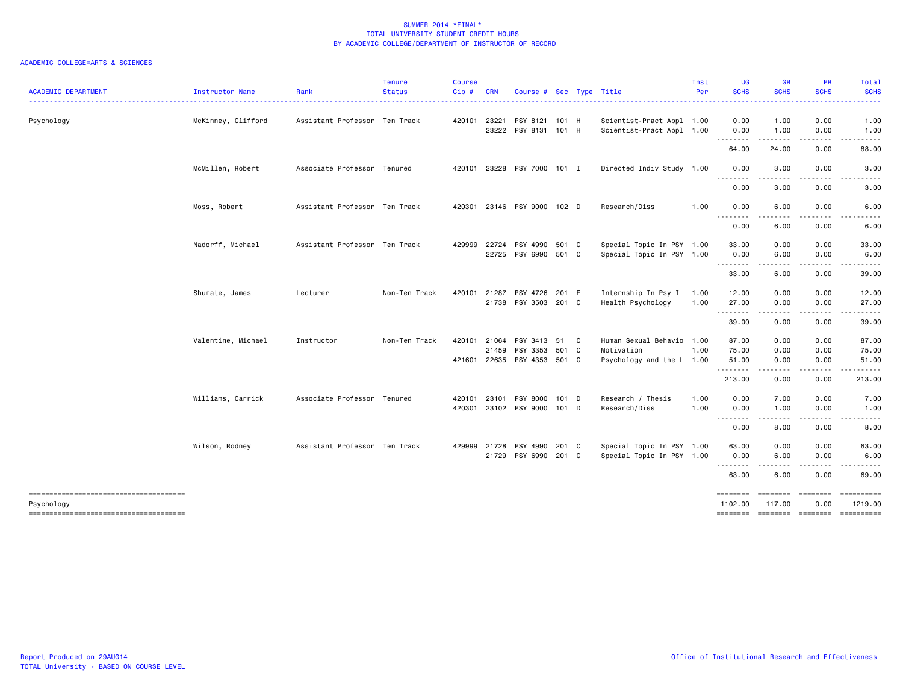SUMMER 2014 *FINAL*
TOTAL UNIVERSITY STUDENT CREDIT HOURS
BY ACADEMIC COLLEGE/DEPARTMENT OF INSTRUCTOR OF RECORD

ACADEMIC COLLEGE=ARTS & SCIENCES

| ACADEMIC DEPARTMENT | Instructor Name | Rank | Tenure Status | Course Cip # | CRN | Course # | Sec | Type | Title | Inst Per | UG SCHS | GR SCHS | PR SCHS | Total SCHS |
|---|---|---|---|---|---|---|---|---|---|---|---|---|---|---|
| Psychology | McKinney, Clifford | Assistant Professor | Ten Track | 420101 | 23221 | PSY 8121 | 101 | H | Scientist-Pract Appl | 1.00 | 0.00 | 1.00 | 0.00 | 1.00 |
| | | | | | 23222 | PSY 8131 | 101 | H | Scientist-Pract Appl | 1.00 | 0.00 | 1.00 | 0.00 | 1.00 |
| | | | | | | | | | | | 64.00 | 24.00 | 0.00 | 88.00 |
| | McMillen, Robert | Associate Professor | Tenured | 420101 | 23228 | PSY 7000 | 101 | I | Directed Indiv Study | 1.00 | 0.00 | 3.00 | 0.00 | 3.00 |
| | | | | | | | | | | | 0.00 | 3.00 | 0.00 | 3.00 |
| | Moss, Robert | Assistant Professor | Ten Track | 420301 | 23146 | PSY 9000 | 102 | D | Research/Diss | 1.00 | 0.00 | 6.00 | 0.00 | 6.00 |
| | | | | | | | | | | | 0.00 | 6.00 | 0.00 | 6.00 |
| | Nadorff, Michael | Assistant Professor | Ten Track | 429999 | 22724 | PSY 4990 | 501 | C | Special Topic In PSY | 1.00 | 33.00 | 0.00 | 0.00 | 33.00 |
| | | | | | 22725 | PSY 6990 | 501 | C | Special Topic In PSY | 1.00 | 0.00 | 6.00 | 0.00 | 6.00 |
| | | | | | | | | | | | 33.00 | 6.00 | 0.00 | 39.00 |
| | Shumate, James | Lecturer | Non-Ten Track | 420101 | 21287 | PSY 4726 | 201 | E | Internship In Psy I | 1.00 | 12.00 | 0.00 | 0.00 | 12.00 |
| | | | | | 21738 | PSY 3503 | 201 | C | Health Psychology | 1.00 | 27.00 | 0.00 | 0.00 | 27.00 |
| | | | | | | | | | | | 39.00 | 0.00 | 0.00 | 39.00 |
| | Valentine, Michael | Instructor | Non-Ten Track | 420101 | 21064 | PSY 3413 | 51 | C | Human Sexual Behavio | 1.00 | 87.00 | 0.00 | 0.00 | 87.00 |
| | | | | | 21459 | PSY 3353 | 501 | C | Motivation | 1.00 | 75.00 | 0.00 | 0.00 | 75.00 |
| | | | | 421601 | 22635 | PSY 4353 | 501 | C | Psychology and the L | 1.00 | 51.00 | 0.00 | 0.00 | 51.00 |
| | | | | | | | | | | | 213.00 | 0.00 | 0.00 | 213.00 |
| | Williams, Carrick | Associate Professor | Tenured | 420101 | 23101 | PSY 8000 | 101 | D | Research / Thesis | 1.00 | 0.00 | 7.00 | 0.00 | 7.00 |
| | | | | 420301 | 23102 | PSY 9000 | 101 | D | Research/Diss | 1.00 | 0.00 | 1.00 | 0.00 | 1.00 |
| | | | | | | | | | | | 0.00 | 8.00 | 0.00 | 8.00 |
| | Wilson, Rodney | Assistant Professor | Ten Track | 429999 | 21728 | PSY 4990 | 201 | C | Special Topic In PSY | 1.00 | 63.00 | 0.00 | 0.00 | 63.00 |
| | | | | | 21729 | PSY 6990 | 201 | C | Special Topic In PSY | 1.00 | 0.00 | 6.00 | 0.00 | 6.00 |
| | | | | | | | | | | | 63.00 | 6.00 | 0.00 | 69.00 |
| Psychology | | | | | | | | | | | 1102.00 | 117.00 | 0.00 | 1219.00 |

Report Produced on 29AUG14
TOTAL University - BASED ON COURSE LEVEL

Office of Institutional Research and Effectiveness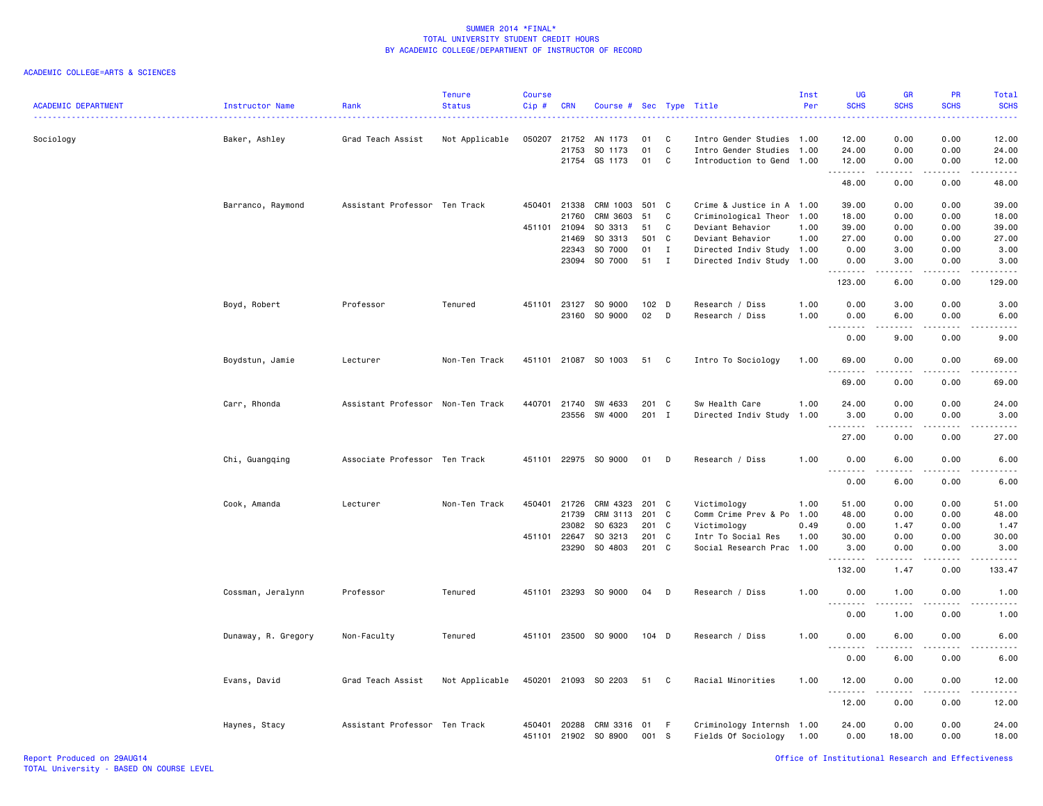SUMMER 2014 *FINAL*
TOTAL UNIVERSITY STUDENT CREDIT HOURS
BY ACADEMIC COLLEGE/DEPARTMENT OF INSTRUCTOR OF RECORD

ACADEMIC COLLEGE=ARTS & SCIENCES

| ACADEMIC DEPARTMENT | Instructor Name | Rank | Tenure Status | Course Cip # | CRN | Course # | Sec | Type | Title | Inst Per | UG SCHS | GR SCHS | PR SCHS | Total SCHS |
|---|---|---|---|---|---|---|---|---|---|---|---|---|---|---|
| Sociology | Baker, Ashley | Grad Teach Assist | Not Applicable | 050207 | 21752 | AN 1173 | 01 | C | Intro Gender Studies | 1.00 | 12.00 | 0.00 | 0.00 | 12.00 |
| | | | | | 21753 | SO 1173 | 01 | C | Intro Gender Studies | 1.00 | 24.00 | 0.00 | 0.00 | 24.00 |
| | | | | | 21754 | GS 1173 | 01 | C | Introduction to Gend | 1.00 | 12.00 | 0.00 | 0.00 | 12.00 |
| | | | | | | | | | | | 48.00 | 0.00 | 0.00 | 48.00 |
| | Barranco, Raymond | Assistant Professor | Ten Track | 450401 | 21338 | CRM 1003 | 501 | C | Crime & Justice in A | 1.00 | 39.00 | 0.00 | 0.00 | 39.00 |
| | | | | | 21760 | CRM 3603 | 51 | C | Criminological Theor | 1.00 | 18.00 | 0.00 | 0.00 | 18.00 |
| | | | | 451101 | 21094 | SO 3313 | 51 | C | Deviant Behavior | 1.00 | 39.00 | 0.00 | 0.00 | 39.00 |
| | | | | | 21469 | SO 3313 | 501 | C | Deviant Behavior | 1.00 | 27.00 | 0.00 | 0.00 | 27.00 |
| | | | | | 22343 | SO 7000 | 01 | I | Directed Indiv Study | 1.00 | 0.00 | 3.00 | 0.00 | 3.00 |
| | | | | | 23094 | SO 7000 | 51 | I | Directed Indiv Study | 1.00 | 0.00 | 3.00 | 0.00 | 3.00 |
| | | | | | | | | | | | 123.00 | 6.00 | 0.00 | 129.00 |
| | Boyd, Robert | Professor | Tenured | 451101 | 23127 | SO 9000 | 102 | D | Research / Diss | 1.00 | 0.00 | 3.00 | 0.00 | 3.00 |
| | | | | | 23160 | SO 9000 | 02 | D | Research / Diss | 1.00 | 0.00 | 6.00 | 0.00 | 6.00 |
| | | | | | | | | | | | 0.00 | 9.00 | 0.00 | 9.00 |
| | Boydstun, Jamie | Lecturer | Non-Ten Track | 451101 | 21087 | SO 1003 | 51 | C | Intro To Sociology | 1.00 | 69.00 | 0.00 | 0.00 | 69.00 |
| | | | | | | | | | | | 69.00 | 0.00 | 0.00 | 69.00 |
| | Carr, Rhonda | Assistant Professor | Non-Ten Track | 440701 | 21740 | SW 4633 | 201 | C | Sw Health Care | 1.00 | 24.00 | 0.00 | 0.00 | 24.00 |
| | | | | | 23556 | SW 4000 | 201 | I | Directed Indiv Study | 1.00 | 3.00 | 0.00 | 0.00 | 3.00 |
| | | | | | | | | | | | 27.00 | 0.00 | 0.00 | 27.00 |
| | Chi, Guangqing | Associate Professor | Ten Track | 451101 | 22975 | SO 9000 | 01 | D | Research / Diss | 1.00 | 0.00 | 6.00 | 0.00 | 6.00 |
| | | | | | | | | | | | 0.00 | 6.00 | 0.00 | 6.00 |
| | Cook, Amanda | Lecturer | Non-Ten Track | 450401 | 21726 | CRM 4323 | 201 | C | Victimology | 1.00 | 51.00 | 0.00 | 0.00 | 51.00 |
| | | | | | 21739 | CRM 3113 | 201 | C | Comm Crime Prev & Po | 1.00 | 48.00 | 0.00 | 0.00 | 48.00 |
| | | | | | 23082 | SO 6323 | 201 | C | Victimology | 0.49 | 0.00 | 1.47 | 0.00 | 1.47 |
| | | | | 451101 | 22647 | SO 3213 | 201 | C | Intr To Social Res | 1.00 | 30.00 | 0.00 | 0.00 | 30.00 |
| | | | | | 23290 | SO 4803 | 201 | C | Social Research Prac | 1.00 | 3.00 | 0.00 | 0.00 | 3.00 |
| | | | | | | | | | | | 132.00 | 1.47 | 0.00 | 133.47 |
| | Cossman, Jeralynn | Professor | Tenured | 451101 | 23293 | SO 9000 | 04 | D | Research / Diss | 1.00 | 0.00 | 1.00 | 0.00 | 1.00 |
| | | | | | | | | | | | 0.00 | 1.00 | 0.00 | 1.00 |
| | Dunaway, R. Gregory | Non-Faculty | Tenured | 451101 | 23500 | SO 9000 | 104 | D | Research / Diss | 1.00 | 0.00 | 6.00 | 0.00 | 6.00 |
| | | | | | | | | | | | 0.00 | 6.00 | 0.00 | 6.00 |
| | Evans, David | Grad Teach Assist | Not Applicable | 450201 | 21093 | SO 2203 | 51 | C | Racial Minorities | 1.00 | 12.00 | 0.00 | 0.00 | 12.00 |
| | | | | | | | | | | | 12.00 | 0.00 | 0.00 | 12.00 |
| | Haynes, Stacy | Assistant Professor | Ten Track | 450401 | 20288 | CRM 3316 | 01 | F | Criminology Internsh | 1.00 | 24.00 | 0.00 | 0.00 | 24.00 |
| | | | | 451101 | 21902 | SO 8900 | 001 | S | Fields Of Sociology | 1.00 | 0.00 | 18.00 | 0.00 | 18.00 |

Report Produced on 29AUG14
TOTAL University - BASED ON COURSE LEVEL

Office of Institutional Research and Effectiveness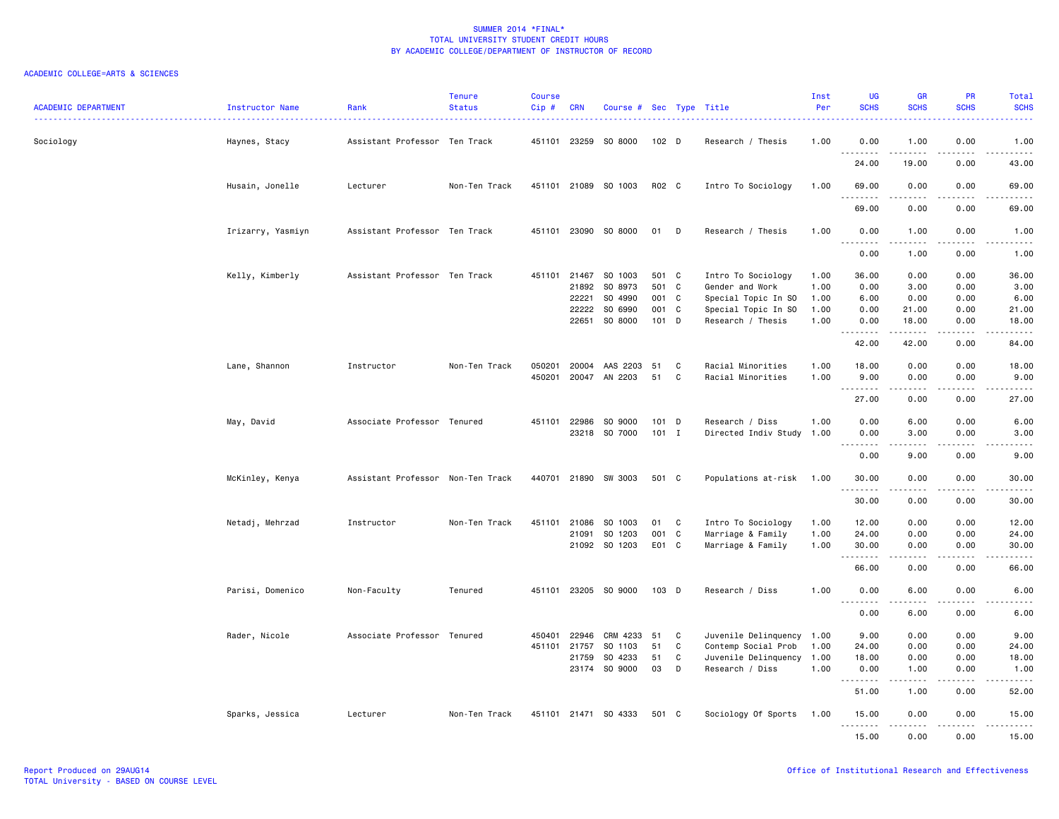SUMMER 2014 *FINAL*
TOTAL UNIVERSITY STUDENT CREDIT HOURS
BY ACADEMIC COLLEGE/DEPARTMENT OF INSTRUCTOR OF RECORD

ACADEMIC COLLEGE=ARTS & SCIENCES

| ACADEMIC DEPARTMENT | Instructor Name | Rank | Tenure Status | Course Cip # | CRN | Course # | Sec | Type | Title | Inst Per | UG SCHS | GR SCHS | PR SCHS | Total SCHS |
|---|---|---|---|---|---|---|---|---|---|---|---|---|---|---|
| Sociology | Haynes, Stacy | Assistant Professor | Ten Track | 451101 | 23259 | SO 8000 | 102 | D | Research / Thesis | 1.00 | 0.00 | 1.00 | 0.00 | 1.00 |
| | | | | | | | | | | | 24.00 | 19.00 | 0.00 | 43.00 |
| | Husain, Jonelle | Lecturer | Non-Ten Track | 451101 | 21089 | SO 1003 | R02 | C | Intro To Sociology | 1.00 | 69.00 | 0.00 | 0.00 | 69.00 |
| | | | | | | | | | | | 69.00 | 0.00 | 0.00 | 69.00 |
| | Irizarry, Yasmiyn | Assistant Professor | Ten Track | 451101 | 23090 | SO 8000 | 01 | D | Research / Thesis | 1.00 | 0.00 | 1.00 | 0.00 | 1.00 |
| | | | | | | | | | | | 0.00 | 1.00 | 0.00 | 1.00 |
| | Kelly, Kimberly | Assistant Professor | Ten Track | 451101 | 21467 | SO 1003 | 501 | C | Intro To Sociology | 1.00 | 36.00 | 0.00 | 0.00 | 36.00 |
| | | | | | 21892 | SO 8973 | 501 | C | Gender and Work | 1.00 | 0.00 | 3.00 | 0.00 | 3.00 |
| | | | | | 22221 | SO 4990 | 001 | C | Special Topic In SO | 1.00 | 6.00 | 0.00 | 0.00 | 6.00 |
| | | | | | 22222 | SO 6990 | 001 | C | Special Topic In SO | 1.00 | 0.00 | 21.00 | 0.00 | 21.00 |
| | | | | | 22651 | SO 8000 | 101 | D | Research / Thesis | 1.00 | 0.00 | 18.00 | 0.00 | 18.00 |
| | | | | | | | | | | | 42.00 | 42.00 | 0.00 | 84.00 |
| | Lane, Shannon | Instructor | Non-Ten Track | 050201 | 20004 | AAS 2203 | 51 | C | Racial Minorities | 1.00 | 18.00 | 0.00 | 0.00 | 18.00 |
| | | | | 450201 | 20047 | AN 2203 | 51 | C | Racial Minorities | 1.00 | 9.00 | 0.00 | 0.00 | 9.00 |
| | | | | | | | | | | | 27.00 | 0.00 | 0.00 | 27.00 |
| | May, David | Associate Professor | Tenured | 451101 | 22986 | SO 9000 | 101 | D | Research / Diss | 1.00 | 0.00 | 6.00 | 0.00 | 6.00 |
| | | | | | 23218 | SO 7000 | 101 | I | Directed Indiv Study | 1.00 | 0.00 | 3.00 | 0.00 | 3.00 |
| | | | | | | | | | | | 0.00 | 9.00 | 0.00 | 9.00 |
| | McKinley, Kenya | Assistant Professor | Non-Ten Track | 440701 | 21890 | SW 3003 | 501 | C | Populations at-risk | 1.00 | 30.00 | 0.00 | 0.00 | 30.00 |
| | | | | | | | | | | | 30.00 | 0.00 | 0.00 | 30.00 |
| | Netadj, Mehrzad | Instructor | Non-Ten Track | 451101 | 21086 | SO 1003 | 01 | C | Intro To Sociology | 1.00 | 12.00 | 0.00 | 0.00 | 12.00 |
| | | | | | 21091 | SO 1203 | 001 | C | Marriage & Family | 1.00 | 24.00 | 0.00 | 0.00 | 24.00 |
| | | | | | 21092 | SO 1203 | E01 | C | Marriage & Family | 1.00 | 30.00 | 0.00 | 0.00 | 30.00 |
| | | | | | | | | | | | 66.00 | 0.00 | 0.00 | 66.00 |
| | Parisi, Domenico | Non-Faculty | Tenured | 451101 | 23205 | SO 9000 | 103 | D | Research / Diss | 1.00 | 0.00 | 6.00 | 0.00 | 6.00 |
| | | | | | | | | | | | 0.00 | 6.00 | 0.00 | 6.00 |
| | Rader, Nicole | Associate Professor | Tenured | 450401 | 22946 | CRM 4233 | 51 | C | Juvenile Delinquency | 1.00 | 9.00 | 0.00 | 0.00 | 9.00 |
| | | | | 451101 | 21757 | SO 1103 | 51 | C | Contemp Social Prob | 1.00 | 24.00 | 0.00 | 0.00 | 24.00 |
| | | | | | 21759 | SO 4233 | 51 | C | Juvenile Delinquency | 1.00 | 18.00 | 0.00 | 0.00 | 18.00 |
| | | | | | 23174 | SO 9000 | 03 | D | Research / Diss | 1.00 | 0.00 | 1.00 | 0.00 | 1.00 |
| | | | | | | | | | | | 51.00 | 1.00 | 0.00 | 52.00 |
| | Sparks, Jessica | Lecturer | Non-Ten Track | 451101 | 21471 | SO 4333 | 501 | C | Sociology Of Sports | 1.00 | 15.00 | 0.00 | 0.00 | 15.00 |
| | | | | | | | | | | | 15.00 | 0.00 | 0.00 | 15.00 |

Report Produced on 29AUG14
TOTAL University - BASED ON COURSE LEVEL

Office of Institutional Research and Effectiveness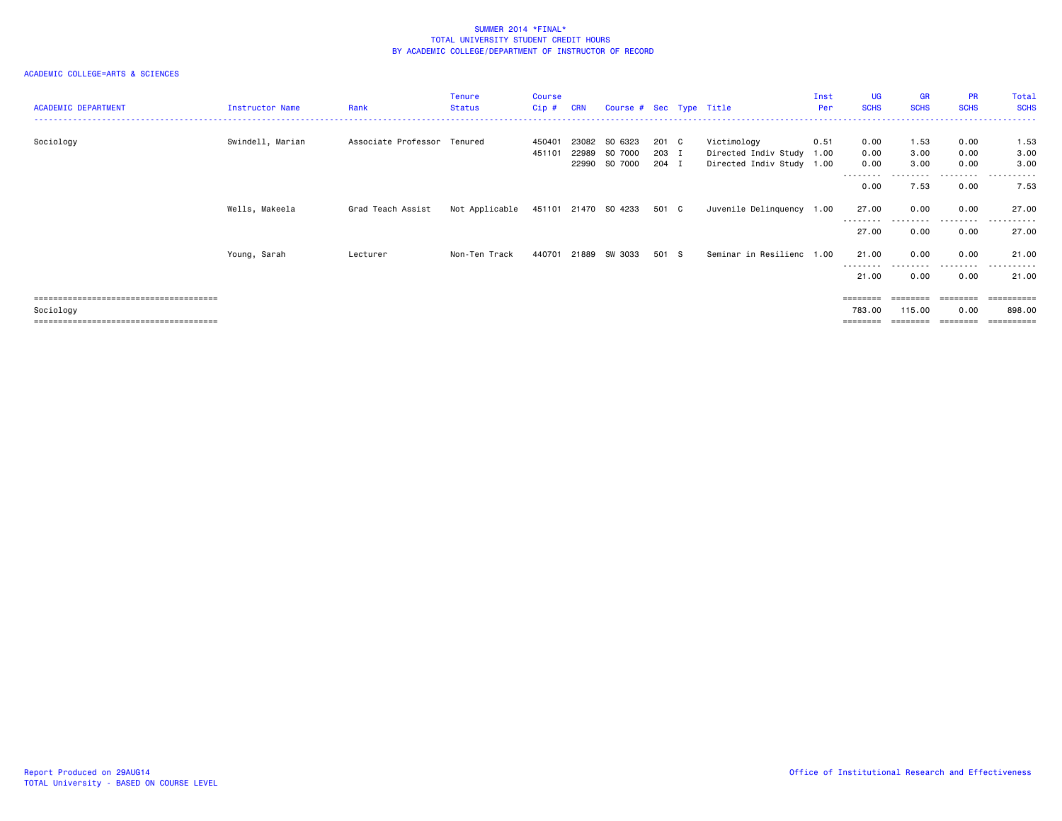SUMMER 2014 *FINAL*
TOTAL UNIVERSITY STUDENT CREDIT HOURS
BY ACADEMIC COLLEGE/DEPARTMENT OF INSTRUCTOR OF RECORD

ACADEMIC COLLEGE=ARTS & SCIENCES

| ACADEMIC DEPARTMENT | Instructor Name | Rank | Tenure Status | Course Cip # | CRN | Course # | Sec | Type | Title | Inst Per | UG SCHS | GR SCHS | PR SCHS | Total SCHS |
|---|---|---|---|---|---|---|---|---|---|---|---|---|---|---|
| Sociology | Swindell, Marian | Associate Professor | Tenured | 450401 | 23082 | SO 6323 | 201 | C | Victimology | 0.51 | 0.00 | 1.53 | 0.00 | 1.53 |
| | | | | 451101 | 22989 | SO 7000 | 203 | I | Directed Indiv Study | 1.00 | 0.00 | 3.00 | 0.00 | 3.00 |
| | | | | | 22990 | SO 7000 | 204 | I | Directed Indiv Study | 1.00 | 0.00 | 3.00 | 0.00 | 3.00 |
| | | | | | | | | | | | 0.00 | 7.53 | 0.00 | 7.53 |
| | Wells, Makeela | Grad Teach Assist | Not Applicable | 451101 | 21470 | SO 4233 | 501 | C | Juvenile Delinquency | 1.00 | 27.00 | 0.00 | 0.00 | 27.00 |
| | | | | | | | | | | | 27.00 | 0.00 | 0.00 | 27.00 |
| | Young, Sarah | Lecturer | Non-Ten Track | 440701 | 21889 | SW 3033 | 501 | S | Seminar in Resilienc | 1.00 | 21.00 | 0.00 | 0.00 | 21.00 |
| | | | | | | | | | | | 21.00 | 0.00 | 0.00 | 21.00 |
| Sociology | | | | | | | | | | | 783.00 | 115.00 | 0.00 | 898.00 |

Report Produced on 29AUG14
TOTAL University - BASED ON COURSE LEVEL

Office of Institutional Research and Effectiveness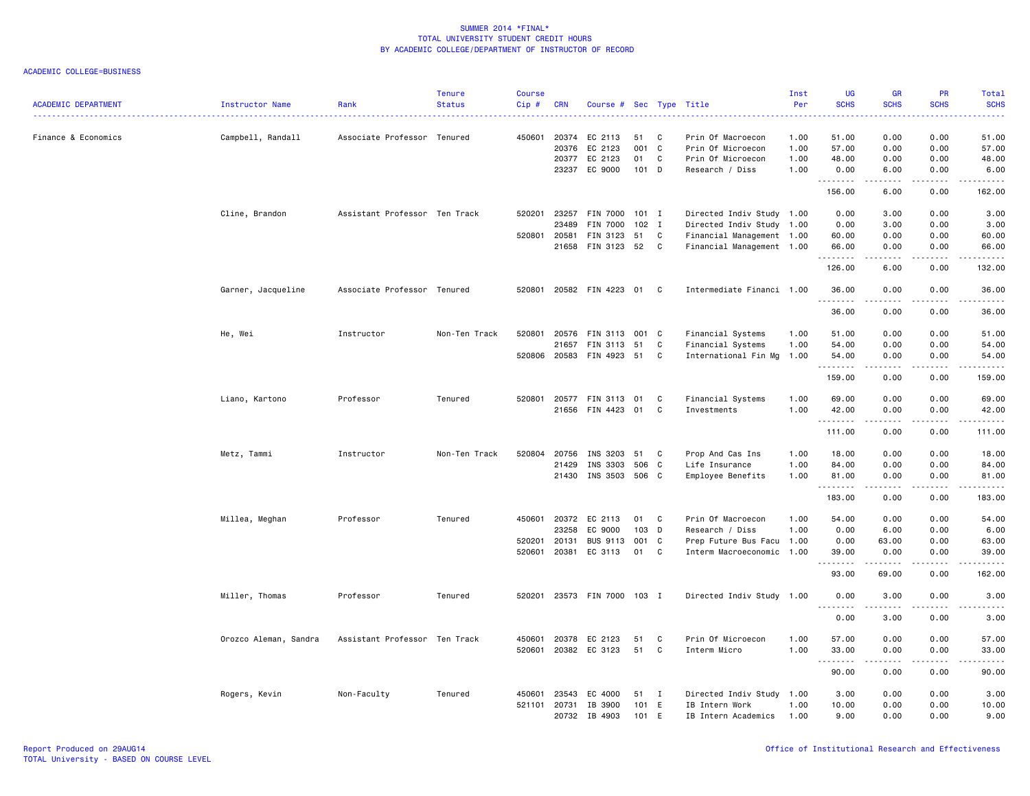SUMMER 2014 *FINAL*
TOTAL UNIVERSITY STUDENT CREDIT HOURS
BY ACADEMIC COLLEGE/DEPARTMENT OF INSTRUCTOR OF RECORD

ACADEMIC COLLEGE=BUSINESS

| ACADEMIC DEPARTMENT | Instructor Name | Rank | Tenure Status | Course Cip # | CRN | Course # | Sec | Type | Title | Inst Per | UG SCHS | GR SCHS | PR SCHS | Total SCHS |
|---|---|---|---|---|---|---|---|---|---|---|---|---|---|---|
| Finance & Economics | Campbell, Randall | Associate Professor | Tenured | 450601 | 20374 | EC 2113 | 51 | C | Prin Of Macroecon | 1.00 | 51.00 | 0.00 | 0.00 | 51.00 |
| | | | | | 20376 | EC 2123 | 001 | C | Prin Of Microecon | 1.00 | 57.00 | 0.00 | 0.00 | 57.00 |
| | | | | | 20377 | EC 2123 | 01 | C | Prin Of Microecon | 1.00 | 48.00 | 0.00 | 0.00 | 48.00 |
| | | | | | 23237 | EC 9000 | 101 | D | Research / Diss | 1.00 | 0.00 | 6.00 | 0.00 | 6.00 |
| | | | | | | | | | | | 156.00 | 6.00 | 0.00 | 162.00 |
| | Cline, Brandon | Assistant Professor | Ten Track | 520201 | 23257 | FIN 7000 | 101 | I | Directed Indiv Study | 1.00 | 0.00 | 3.00 | 0.00 | 3.00 |
| | | | | | 23489 | FIN 7000 | 102 | I | Directed Indiv Study | 1.00 | 0.00 | 3.00 | 0.00 | 3.00 |
| | | | | 520801 | 20581 | FIN 3123 | 51 | C | Financial Management | 1.00 | 60.00 | 0.00 | 0.00 | 60.00 |
| | | | | | 21658 | FIN 3123 | 52 | C | Financial Management | 1.00 | 66.00 | 0.00 | 0.00 | 66.00 |
| | | | | | | | | | | | 126.00 | 6.00 | 0.00 | 132.00 |
| | Garner, Jacqueline | Associate Professor | Tenured | 520801 | 20582 | FIN 4223 | 01 | C | Intermediate Financi | 1.00 | 36.00 | 0.00 | 0.00 | 36.00 |
| | | | | | | | | | | | 36.00 | 0.00 | 0.00 | 36.00 |
| | He, Wei | Instructor | Non-Ten Track | 520801 | 20576 | FIN 3113 | 001 | C | Financial Systems | 1.00 | 51.00 | 0.00 | 0.00 | 51.00 |
| | | | | | 21657 | FIN 3113 | 51 | C | Financial Systems | 1.00 | 54.00 | 0.00 | 0.00 | 54.00 |
| | | | | 520806 | 20583 | FIN 4923 | 51 | C | International Fin Mg | 1.00 | 54.00 | 0.00 | 0.00 | 54.00 |
| | | | | | | | | | | | 159.00 | 0.00 | 0.00 | 159.00 |
| | Liano, Kartono | Professor | Tenured | 520801 | 20577 | FIN 3113 | 01 | C | Financial Systems | 1.00 | 69.00 | 0.00 | 0.00 | 69.00 |
| | | | | | 21656 | FIN 4423 | 01 | C | Investments | 1.00 | 42.00 | 0.00 | 0.00 | 42.00 |
| | | | | | | | | | | | 111.00 | 0.00 | 0.00 | 111.00 |
| | Metz, Tammi | Instructor | Non-Ten Track | 520804 | 20756 | INS 3203 | 51 | C | Prop And Cas Ins | 1.00 | 18.00 | 0.00 | 0.00 | 18.00 |
| | | | | | 21429 | INS 3303 | 506 | C | Life Insurance | 1.00 | 84.00 | 0.00 | 0.00 | 84.00 |
| | | | | | 21430 | INS 3503 | 506 | C | Employee Benefits | 1.00 | 81.00 | 0.00 | 0.00 | 81.00 |
| | | | | | | | | | | | 183.00 | 0.00 | 0.00 | 183.00 |
| | Millea, Meghan | Professor | Tenured | 450601 | 20372 | EC 2113 | 01 | C | Prin Of Macroecon | 1.00 | 54.00 | 0.00 | 0.00 | 54.00 |
| | | | | | 23258 | EC 9000 | 103 | D | Research / Diss | 1.00 | 0.00 | 6.00 | 0.00 | 6.00 |
| | | | | 520201 | 20131 | BUS 9113 | 001 | C | Prep Future Bus Facu | 1.00 | 0.00 | 63.00 | 0.00 | 63.00 |
| | | | | 520601 | 20381 | EC 3113 | 01 | C | Interm Macroeconomic | 1.00 | 39.00 | 0.00 | 0.00 | 39.00 |
| | | | | | | | | | | | 93.00 | 69.00 | 0.00 | 162.00 |
| | Miller, Thomas | Professor | Tenured | 520201 | 23573 | FIN 7000 | 103 | I | Directed Indiv Study | 1.00 | 0.00 | 3.00 | 0.00 | 3.00 |
| | | | | | | | | | | | 0.00 | 3.00 | 0.00 | 3.00 |
| | Orozco Aleman, Sandra | Assistant Professor | Ten Track | 450601 | 20378 | EC 2123 | 51 | C | Prin Of Microecon | 1.00 | 57.00 | 0.00 | 0.00 | 57.00 |
| | | | | 520601 | 20382 | EC 3123 | 51 | C | Interm Micro | 1.00 | 33.00 | 0.00 | 0.00 | 33.00 |
| | | | | | | | | | | | 90.00 | 0.00 | 0.00 | 90.00 |
| | Rogers, Kevin | Non-Faculty | Tenured | 450601 | 23543 | EC 4000 | 51 | I | Directed Indiv Study | 1.00 | 3.00 | 0.00 | 0.00 | 3.00 |
| | | | | 521101 | 20731 | IB 3900 | 101 | E | IB Intern Work | 1.00 | 10.00 | 0.00 | 0.00 | 10.00 |
| | | | | | 20732 | IB 4903 | 101 | E | IB Intern Academics | 1.00 | 9.00 | 0.00 | 0.00 | 9.00 |

Report Produced on 29AUG14
TOTAL University - BASED ON COURSE LEVEL

Office of Institutional Research and Effectiveness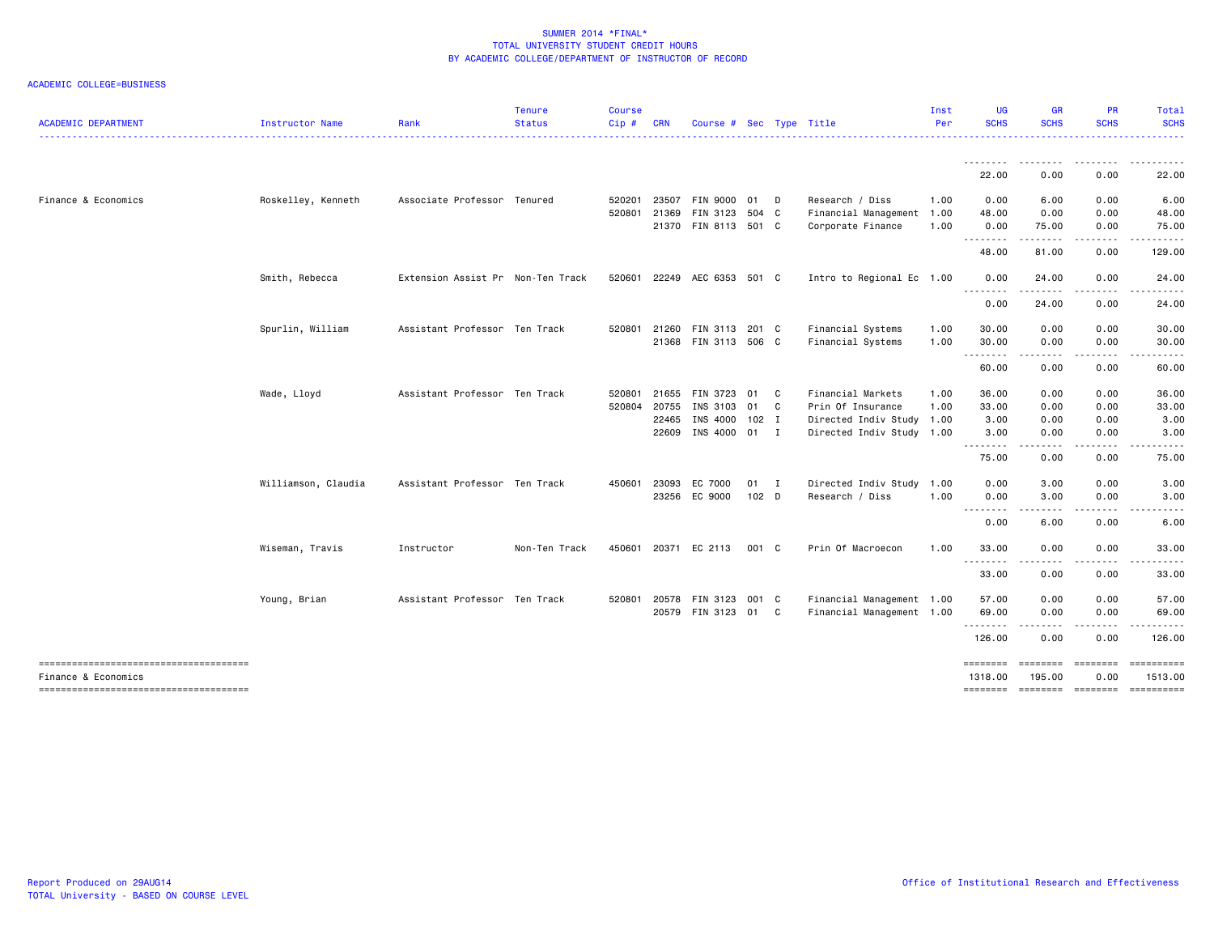# SUMMER 2014 *FINAL*
## TOTAL UNIVERSITY STUDENT CREDIT HOURS
## BY ACADEMIC COLLEGE/DEPARTMENT OF INSTRUCTOR OF RECORD

ACADEMIC COLLEGE=BUSINESS

| ACADEMIC DEPARTMENT | Instructor Name | Rank | Tenure Status | Course Cip # | CRN | Course # | Sec | Type | Title | Inst Per | UG SCHS | GR SCHS | PR SCHS | Total SCHS |
|---|---|---|---|---|---|---|---|---|---|---|---|---|---|---|
| | | | | | | | | | | | 22.00 | 0.00 | 0.00 | 22.00 |
| Finance & Economics | Roskelley, Kenneth | Associate Professor | Tenured | 520201 | 23507 | FIN 9000 | 01 | D | Research / Diss | 1.00 | 0.00 | 6.00 | 0.00 | 6.00 |
| | | | | 520801 | 21369 | FIN 3123 | 504 | C | Financial Management | 1.00 | 48.00 | 0.00 | 0.00 | 48.00 |
| | | | | | 21370 | FIN 8113 | 501 | C | Corporate Finance | 1.00 | 0.00 | 75.00 | 0.00 | 75.00 |
| | | | | | | | | | | | 48.00 | 81.00 | 0.00 | 129.00 |
| | Smith, Rebecca | Extension Assist Pr | Non-Ten Track | 520601 | 22249 | AEC 6353 | 501 | C | Intro to Regional Ec | 1.00 | 0.00 | 24.00 | 0.00 | 24.00 |
| | | | | | | | | | | | 0.00 | 24.00 | 0.00 | 24.00 |
| | Spurlin, William | Assistant Professor | Ten Track | 520801 | 21260 | FIN 3113 | 201 | C | Financial Systems | 1.00 | 30.00 | 0.00 | 0.00 | 30.00 |
| | | | | | 21368 | FIN 3113 | 506 | C | Financial Systems | 1.00 | 30.00 | 0.00 | 0.00 | 30.00 |
| | | | | | | | | | | | 60.00 | 0.00 | 0.00 | 60.00 |
| | Wade, Lloyd | Assistant Professor | Ten Track | 520801 | 21655 | FIN 3723 | 01 | C | Financial Markets | 1.00 | 36.00 | 0.00 | 0.00 | 36.00 |
| | | | | 520804 | 20755 | INS 3103 | 01 | C | Prin Of Insurance | 1.00 | 33.00 | 0.00 | 0.00 | 33.00 |
| | | | | | 22465 | INS 4000 | 102 | I | Directed Indiv Study | 1.00 | 3.00 | 0.00 | 0.00 | 3.00 |
| | | | | | 22609 | INS 4000 | 01 | I | Directed Indiv Study | 1.00 | 3.00 | 0.00 | 0.00 | 3.00 |
| | | | | | | | | | | | 75.00 | 0.00 | 0.00 | 75.00 |
| | Williamson, Claudia | Assistant Professor | Ten Track | 450601 | 23093 | EC 7000 | 01 | I | Directed Indiv Study | 1.00 | 0.00 | 3.00 | 0.00 | 3.00 |
| | | | | | 23256 | EC 9000 | 102 | D | Research / Diss | 1.00 | 0.00 | 3.00 | 0.00 | 3.00 |
| | | | | | | | | | | | 0.00 | 6.00 | 0.00 | 6.00 |
| | Wiseman, Travis | Instructor | Non-Ten Track | 450601 | 20371 | EC 2113 | 001 | C | Prin Of Macroecon | 1.00 | 33.00 | 0.00 | 0.00 | 33.00 |
| | | | | | | | | | | | 33.00 | 0.00 | 0.00 | 33.00 |
| | Young, Brian | Assistant Professor | Ten Track | 520801 | 20578 | FIN 3123 | 001 | C | Financial Management | 1.00 | 57.00 | 0.00 | 0.00 | 57.00 |
| | | | | | 20579 | FIN 3123 | 01 | C | Financial Management | 1.00 | 69.00 | 0.00 | 0.00 | 69.00 |
| | | | | | | | | | | | 126.00 | 0.00 | 0.00 | 126.00 |
| Finance & Economics | | | | | | | | | | | 1318.00 | 195.00 | 0.00 | 1513.00 |

Report Produced on 29AUG14
TOTAL University - BASED ON COURSE LEVEL

Office of Institutional Research and Effectiveness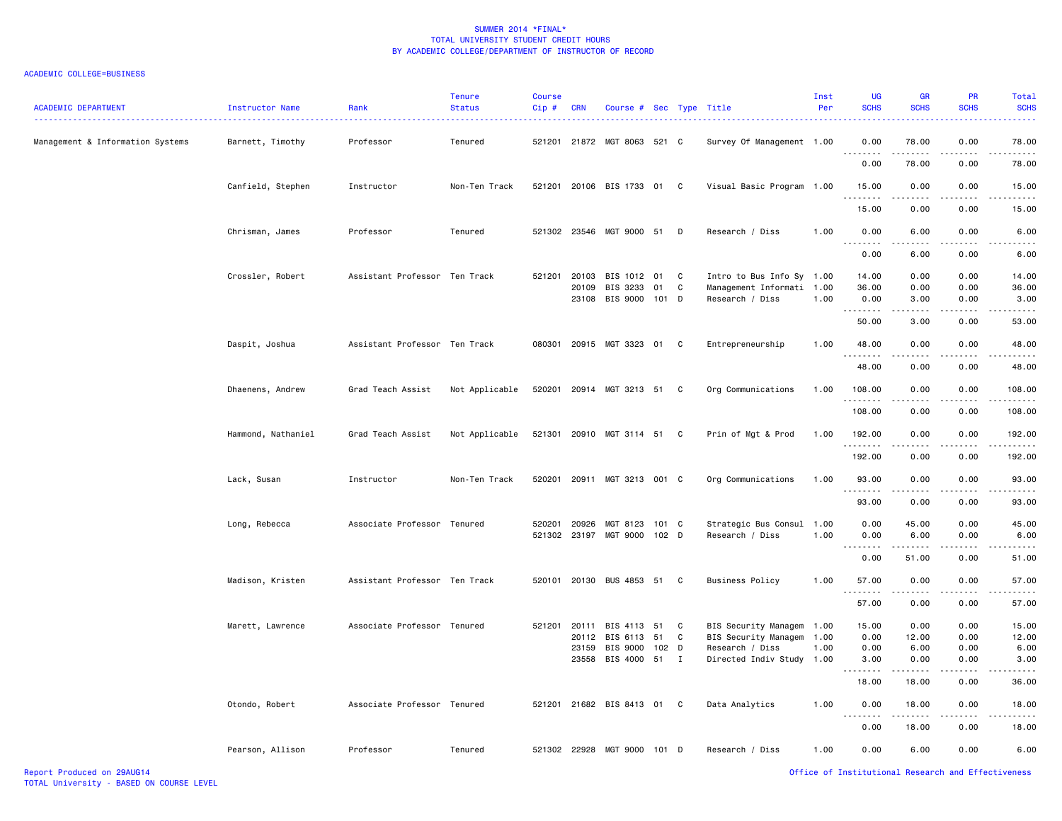SUMMER 2014 *FINAL*
TOTAL UNIVERSITY STUDENT CREDIT HOURS
BY ACADEMIC COLLEGE/DEPARTMENT OF INSTRUCTOR OF RECORD

ACADEMIC COLLEGE=BUSINESS

| ACADEMIC DEPARTMENT | Instructor Name | Rank | Tenure Status | Course Cip # | CRN | Course # | Sec | Type | Title | Inst Per | UG SCHS | GR SCHS | PR SCHS | Total SCHS |
|---|---|---|---|---|---|---|---|---|---|---|---|---|---|---|
| Management & Information Systems | Barnett, Timothy | Professor | Tenured | 521201 | 21872 | MGT 8063 | 521 | C | Survey Of Management | 1.00 | 0.00 | 78.00 | 0.00 | 78.00 |
| | | | | | | | | | | | 0.00 | 78.00 | 0.00 | 78.00 |
| | Canfield, Stephen | Instructor | Non-Ten Track | 521201 | 20106 | BIS 1733 | 01 | C | Visual Basic Program | 1.00 | 15.00 | 0.00 | 0.00 | 15.00 |
| | | | | | | | | | | | 15.00 | 0.00 | 0.00 | 15.00 |
| | Chrisman, James | Professor | Tenured | 521302 | 23546 | MGT 9000 | 51 | D | Research / Diss | 1.00 | 0.00 | 6.00 | 0.00 | 6.00 |
| | | | | | | | | | | | 0.00 | 6.00 | 0.00 | 6.00 |
| | Crossler, Robert | Assistant Professor | Ten Track | 521201 | 20103 | BIS 1012 | 01 | C | Intro to Bus Info Sy | 1.00 | 14.00 | 0.00 | 0.00 | 14.00 |
| | | | | | 20109 | BIS 3233 | 01 | C | Management Informati | 1.00 | 36.00 | 0.00 | 0.00 | 36.00 |
| | | | | | 23108 | BIS 9000 | 101 | D | Research / Diss | 1.00 | 0.00 | 3.00 | 0.00 | 3.00 |
| | | | | | | | | | | | 50.00 | 3.00 | 0.00 | 53.00 |
| | Daspit, Joshua | Assistant Professor | Ten Track | 080301 | 20915 | MGT 3323 | 01 | C | Entrepreneurship | 1.00 | 48.00 | 0.00 | 0.00 | 48.00 |
| | | | | | | | | | | | 48.00 | 0.00 | 0.00 | 48.00 |
| | Dhaenens, Andrew | Grad Teach Assist | Not Applicable | 520201 | 20914 | MGT 3213 | 51 | C | Org Communications | 1.00 | 108.00 | 0.00 | 0.00 | 108.00 |
| | | | | | | | | | | | 108.00 | 0.00 | 0.00 | 108.00 |
| | Hammond, Nathaniel | Grad Teach Assist | Not Applicable | 521301 | 20910 | MGT 3114 | 51 | C | Prin of Mgt & Prod | 1.00 | 192.00 | 0.00 | 0.00 | 192.00 |
| | | | | | | | | | | | 192.00 | 0.00 | 0.00 | 192.00 |
| | Lack, Susan | Instructor | Non-Ten Track | 520201 | 20911 | MGT 3213 | 001 | C | Org Communications | 1.00 | 93.00 | 0.00 | 0.00 | 93.00 |
| | | | | | | | | | | | 93.00 | 0.00 | 0.00 | 93.00 |
| | Long, Rebecca | Associate Professor | Tenured | 520201 | 20926 | MGT 8123 | 101 | C | Strategic Bus Consul | 1.00 | 0.00 | 45.00 | 0.00 | 45.00 |
| | | | | 521302 | 23197 | MGT 9000 | 102 | D | Research / Diss | 1.00 | 0.00 | 6.00 | 0.00 | 6.00 |
| | | | | | | | | | | | 0.00 | 51.00 | 0.00 | 51.00 |
| | Madison, Kristen | Assistant Professor | Ten Track | 520101 | 20130 | BUS 4853 | 51 | C | Business Policy | 1.00 | 57.00 | 0.00 | 0.00 | 57.00 |
| | | | | | | | | | | | 57.00 | 0.00 | 0.00 | 57.00 |
| | Marett, Lawrence | Associate Professor | Tenured | 521201 | 20111 | BIS 4113 | 51 | C | BIS Security Managem | 1.00 | 15.00 | 0.00 | 0.00 | 15.00 |
| | | | | | 20112 | BIS 6113 | 51 | C | BIS Security Managem | 1.00 | 0.00 | 12.00 | 0.00 | 12.00 |
| | | | | | 23159 | BIS 9000 | 102 | D | Research / Diss | 1.00 | 0.00 | 6.00 | 0.00 | 6.00 |
| | | | | | 23558 | BIS 4000 | 51 | I | Directed Indiv Study | 1.00 | 3.00 | 0.00 | 0.00 | 3.00 |
| | | | | | | | | | | | 18.00 | 18.00 | 0.00 | 36.00 |
| | Otondo, Robert | Associate Professor | Tenured | 521201 | 21682 | BIS 8413 | 01 | C | Data Analytics | 1.00 | 0.00 | 18.00 | 0.00 | 18.00 |
| | | | | | | | | | | | 0.00 | 18.00 | 0.00 | 18.00 |
| | Pearson, Allison | Professor | Tenured | 521302 | 22928 | MGT 9000 | 101 | D | Research / Diss | 1.00 | 0.00 | 6.00 | 0.00 | 6.00 |

Report Produced on 29AUG14
TOTAL University - BASED ON COURSE LEVEL

Office of Institutional Research and Effectiveness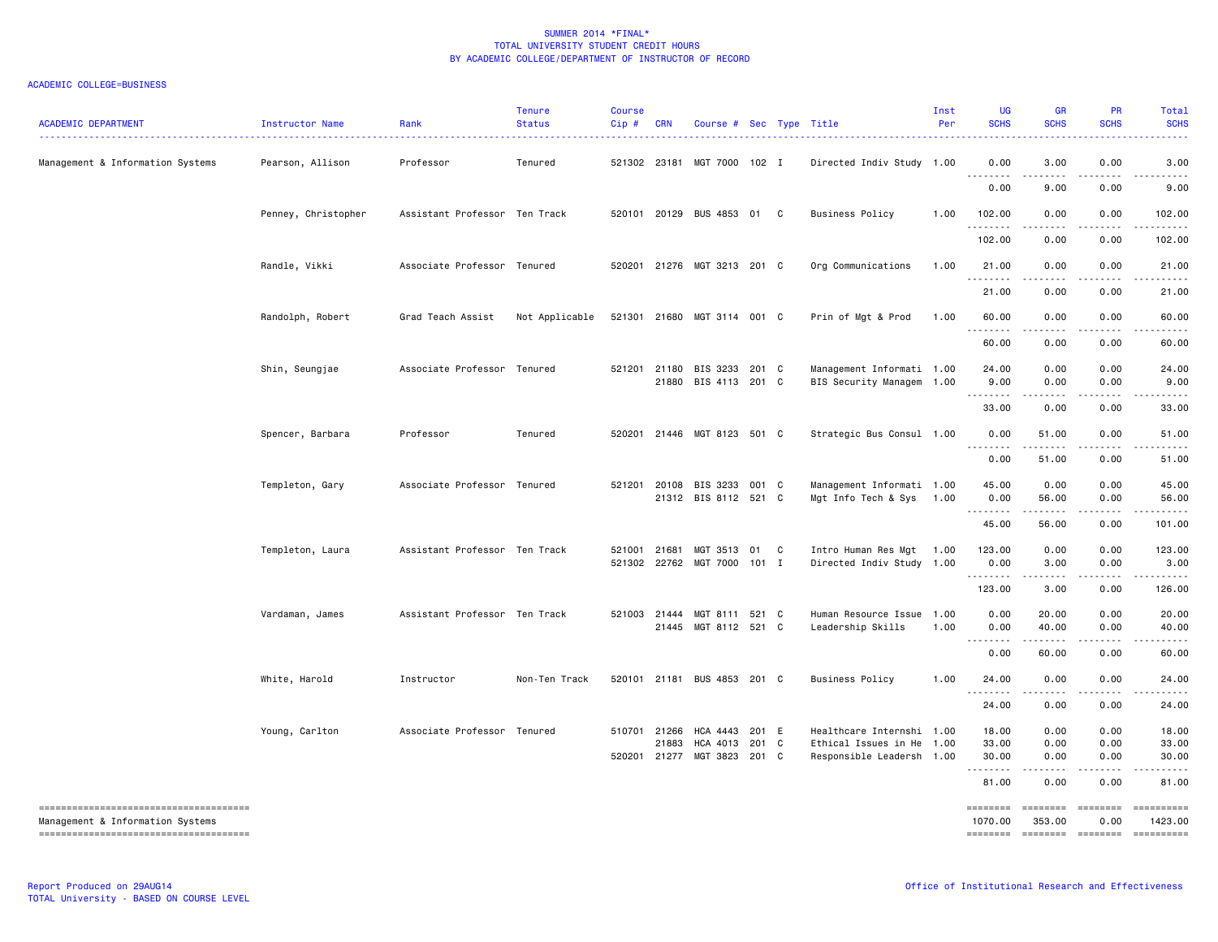SUMMER 2014 *FINAL*
TOTAL UNIVERSITY STUDENT CREDIT HOURS
BY ACADEMIC COLLEGE/DEPARTMENT OF INSTRUCTOR OF RECORD

ACADEMIC COLLEGE=BUSINESS

| ACADEMIC DEPARTMENT | Instructor Name | Rank | Tenure Status | Course Cip # | CRN | Course # | Sec | Type | Title | Inst Per | UG SCHS | GR SCHS | PR SCHS | Total SCHS |
|---|---|---|---|---|---|---|---|---|---|---|---|---|---|---|
| Management & Information Systems | Pearson, Allison | Professor | Tenured | 521302 | 23181 | MGT 7000 | 102 | I | Directed Indiv Study | 1.00 | 0.00 | 3.00 | 0.00 | 3.00 |
| | | | | | | | | | | | 0.00 | 9.00 | 0.00 | 9.00 |
| | Penney, Christopher | Assistant Professor | Ten Track | 520101 | 20129 | BUS 4853 | 01 | C | Business Policy | 1.00 | 102.00 | 0.00 | 0.00 | 102.00 |
| | | | | | | | | | | | 102.00 | 0.00 | 0.00 | 102.00 |
| | Randle, Vikki | Associate Professor | Tenured | 520201 | 21276 | MGT 3213 | 201 | C | Org Communications | 1.00 | 21.00 | 0.00 | 0.00 | 21.00 |
| | | | | | | | | | | | 21.00 | 0.00 | 0.00 | 21.00 |
| | Randolph, Robert | Grad Teach Assist | Not Applicable | 521301 | 21680 | MGT 3114 | 001 | C | Prin of Mgt & Prod | 1.00 | 60.00 | 0.00 | 0.00 | 60.00 |
| | | | | | | | | | | | 60.00 | 0.00 | 0.00 | 60.00 |
| | Shin, Seungjae | Associate Professor | Tenured | 521201 | 21180 | BIS 3233 | 201 | C | Management Informati | 1.00 | 24.00 | 0.00 | 0.00 | 24.00 |
| | | | | | 21880 | BIS 4113 | 201 | C | BIS Security Managem | 1.00 | 9.00 | 0.00 | 0.00 | 9.00 |
| | | | | | | | | | | | 33.00 | 0.00 | 0.00 | 33.00 |
| | Spencer, Barbara | Professor | Tenured | 520201 | 21446 | MGT 8123 | 501 | C | Strategic Bus Consul | 1.00 | 0.00 | 51.00 | 0.00 | 51.00 |
| | | | | | | | | | | | 0.00 | 51.00 | 0.00 | 51.00 |
| | Templeton, Gary | Associate Professor | Tenured | 521201 | 20108 | BIS 3233 | 001 | C | Management Informati | 1.00 | 45.00 | 0.00 | 0.00 | 45.00 |
| | | | | | 21312 | BIS 8112 | 521 | C | Mgt Info Tech & Sys | 1.00 | 0.00 | 56.00 | 0.00 | 56.00 |
| | | | | | | | | | | | 45.00 | 56.00 | 0.00 | 101.00 |
| | Templeton, Laura | Assistant Professor | Ten Track | 521001 | 21681 | MGT 3513 | 01 | C | Intro Human Res Mgt | 1.00 | 123.00 | 0.00 | 0.00 | 123.00 |
| | | | | 521302 | 22762 | MGT 7000 | 101 | I | Directed Indiv Study | 1.00 | 0.00 | 3.00 | 0.00 | 3.00 |
| | | | | | | | | | | | 123.00 | 3.00 | 0.00 | 126.00 |
| | Vardaman, James | Assistant Professor | Ten Track | 521003 | 21444 | MGT 8111 | 521 | C | Human Resource Issue | 1.00 | 0.00 | 20.00 | 0.00 | 20.00 |
| | | | | | 21445 | MGT 8112 | 521 | C | Leadership Skills | 1.00 | 0.00 | 40.00 | 0.00 | 40.00 |
| | | | | | | | | | | | 0.00 | 60.00 | 0.00 | 60.00 |
| | White, Harold | Instructor | Non-Ten Track | 520101 | 21181 | BUS 4853 | 201 | C | Business Policy | 1.00 | 24.00 | 0.00 | 0.00 | 24.00 |
| | | | | | | | | | | | 24.00 | 0.00 | 0.00 | 24.00 |
| | Young, Carlton | Associate Professor | Tenured | 510701 | 21266 | HCA 4443 | 201 | E | Healthcare Internshi | 1.00 | 18.00 | 0.00 | 0.00 | 18.00 |
| | | | | | 21883 | HCA 4013 | 201 | C | Ethical Issues in He | 1.00 | 33.00 | 0.00 | 0.00 | 33.00 |
| | | | | 520201 | 21277 | MGT 3823 | 201 | C | Responsible Leadersh | 1.00 | 30.00 | 0.00 | 0.00 | 30.00 |
| | | | | | | | | | | | 81.00 | 0.00 | 0.00 | 81.00 |
| Management & Information Systems | | | | | | | | | | | 1070.00 | 353.00 | 0.00 | 1423.00 |

Report Produced on 29AUG14
TOTAL University - BASED ON COURSE LEVEL

Office of Institutional Research and Effectiveness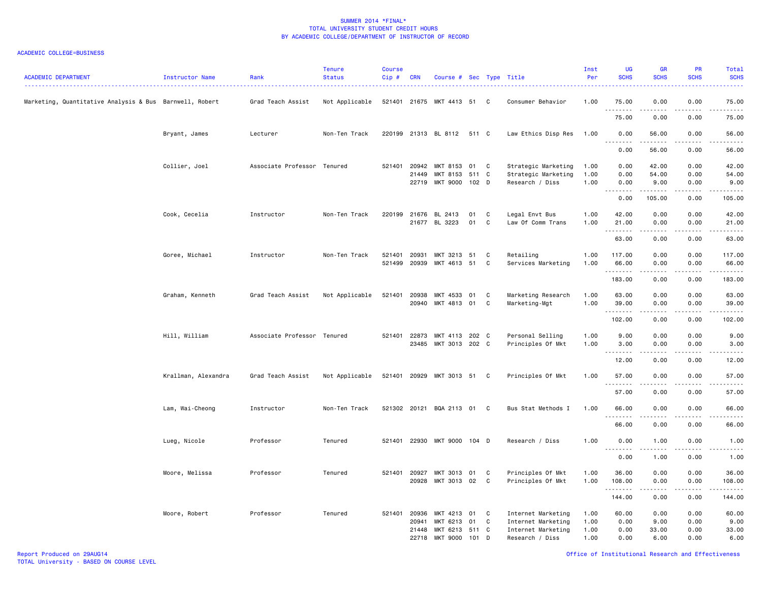SUMMER 2014 *FINAL*
TOTAL UNIVERSITY STUDENT CREDIT HOURS
BY ACADEMIC COLLEGE/DEPARTMENT OF INSTRUCTOR OF RECORD

ACADEMIC COLLEGE=BUSINESS

| ACADEMIC DEPARTMENT | Instructor Name | Rank | Tenure Status | Course Cip # | CRN | Course # | Sec | Type | Title | Inst Per | UG SCHS | GR SCHS | PR SCHS | Total SCHS |
|---|---|---|---|---|---|---|---|---|---|---|---|---|---|---|
| Marketing, Quantitative Analysis & Bus | Barnwell, Robert | Grad Teach Assist | Not Applicable | 521401 | 21675 | MKT 4413 | 51 | C | Consumer Behavior | 1.00 | 75.00 | 0.00 | 0.00 | 75.00 |
| | | | | | | | | | | | 75.00 | 0.00 | 0.00 | 75.00 |
| | Bryant, James | Lecturer | Non-Ten Track | 220199 | 21313 | BL 8112 | 511 | C | Law Ethics Disp Res | 1.00 | 0.00 | 56.00 | 0.00 | 56.00 |
| | | | | | | | | | | | 0.00 | 56.00 | 0.00 | 56.00 |
| | Collier, Joel | Associate Professor | Tenured | 521401 | 20942 | MKT 8153 | 01 | C | Strategic Marketing | 1.00 | 0.00 | 42.00 | 0.00 | 42.00 |
| | | | | | 21449 | MKT 8153 | 511 | C | Strategic Marketing | 1.00 | 0.00 | 54.00 | 0.00 | 54.00 |
| | | | | | 22719 | MKT 9000 | 102 | D | Research / Diss | 1.00 | 0.00 | 9.00 | 0.00 | 9.00 |
| | | | | | | | | | | | 0.00 | 105.00 | 0.00 | 105.00 |
| | Cook, Cecelia | Instructor | Non-Ten Track | 220199 | 21676 | BL 2413 | 01 | C | Legal Envt Bus | 1.00 | 42.00 | 0.00 | 0.00 | 42.00 |
| | | | | | 21677 | BL 3223 | 01 | C | Law Of Comm Trans | 1.00 | 21.00 | 0.00 | 0.00 | 21.00 |
| | | | | | | | | | | | 63.00 | 0.00 | 0.00 | 63.00 |
| | Goree, Michael | Instructor | Non-Ten Track | 521401 | 20931 | MKT 3213 | 51 | C | Retailing | 1.00 | 117.00 | 0.00 | 0.00 | 117.00 |
| | | | | 521499 | 20939 | MKT 4613 | 51 | C | Services Marketing | 1.00 | 66.00 | 0.00 | 0.00 | 66.00 |
| | | | | | | | | | | | 183.00 | 0.00 | 0.00 | 183.00 |
| | Graham, Kenneth | Grad Teach Assist | Not Applicable | 521401 | 20938 | MKT 4533 | 01 | C | Marketing Research | 1.00 | 63.00 | 0.00 | 0.00 | 63.00 |
| | | | | | 20940 | MKT 4813 | 01 | C | Marketing-Mgt | 1.00 | 39.00 | 0.00 | 0.00 | 39.00 |
| | | | | | | | | | | | 102.00 | 0.00 | 0.00 | 102.00 |
| | Hill, William | Associate Professor | Tenured | 521401 | 22873 | MKT 4113 | 202 | C | Personal Selling | 1.00 | 9.00 | 0.00 | 0.00 | 9.00 |
| | | | | | 23485 | MKT 3013 | 202 | C | Principles Of Mkt | 1.00 | 3.00 | 0.00 | 0.00 | 3.00 |
| | | | | | | | | | | | 12.00 | 0.00 | 0.00 | 12.00 |
| | Krallman, Alexandra | Grad Teach Assist | Not Applicable | 521401 | 20929 | MKT 3013 | 51 | C | Principles Of Mkt | 1.00 | 57.00 | 0.00 | 0.00 | 57.00 |
| | | | | | | | | | | | 57.00 | 0.00 | 0.00 | 57.00 |
| | Lam, Wai-Cheong | Instructor | Non-Ten Track | 521302 | 20121 | BQA 2113 | 01 | C | Bus Stat Methods I | 1.00 | 66.00 | 0.00 | 0.00 | 66.00 |
| | | | | | | | | | | | 66.00 | 0.00 | 0.00 | 66.00 |
| | Lueg, Nicole | Professor | Tenured | 521401 | 22930 | MKT 9000 | 104 | D | Research / Diss | 1.00 | 0.00 | 1.00 | 0.00 | 1.00 |
| | | | | | | | | | | | 0.00 | 1.00 | 0.00 | 1.00 |
| | Moore, Melissa | Professor | Tenured | 521401 | 20927 | MKT 3013 | 01 | C | Principles Of Mkt | 1.00 | 36.00 | 0.00 | 0.00 | 36.00 |
| | | | | | 20928 | MKT 3013 | 02 | C | Principles Of Mkt | 1.00 | 108.00 | 0.00 | 0.00 | 108.00 |
| | | | | | | | | | | | 144.00 | 0.00 | 0.00 | 144.00 |
| | Moore, Robert | Professor | Tenured | 521401 | 20936 | MKT 4213 | 01 | C | Internet Marketing | 1.00 | 60.00 | 0.00 | 0.00 | 60.00 |
| | | | | | 20941 | MKT 6213 | 01 | C | Internet Marketing | 1.00 | 0.00 | 9.00 | 0.00 | 9.00 |
| | | | | | 21448 | MKT 6213 | 511 | C | Internet Marketing | 1.00 | 0.00 | 33.00 | 0.00 | 33.00 |
| | | | | | 22718 | MKT 9000 | 101 | D | Research / Diss | 1.00 | 0.00 | 6.00 | 0.00 | 6.00 |

Report Produced on 29AUG14
TOTAL University - BASED ON COURSE LEVEL

Office of Institutional Research and Effectiveness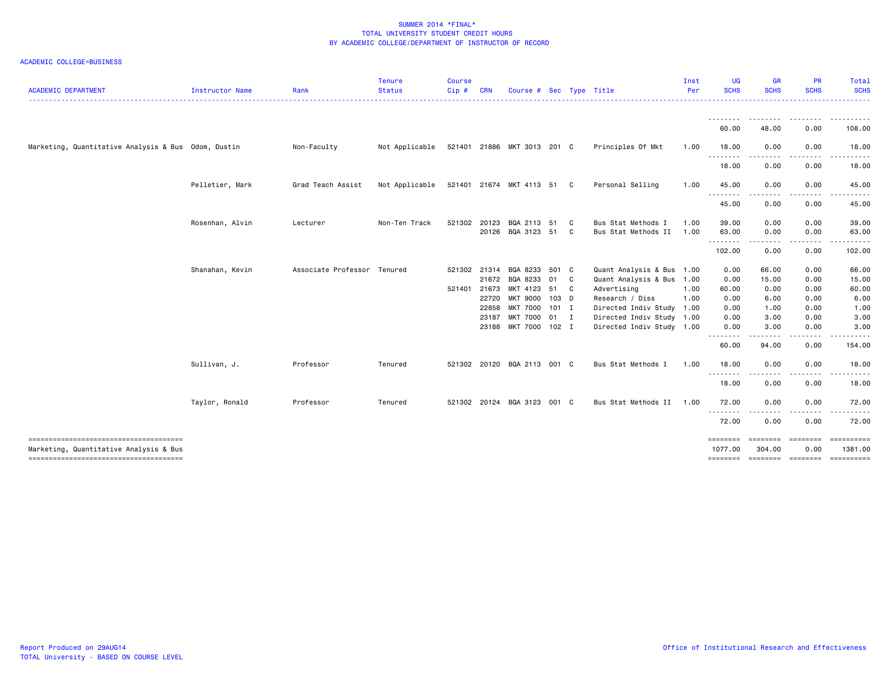# SUMMER 2014 *FINAL*
## TOTAL UNIVERSITY STUDENT CREDIT HOURS
## BY ACADEMIC COLLEGE/DEPARTMENT OF INSTRUCTOR OF RECORD

ACADEMIC COLLEGE=BUSINESS

| ACADEMIC DEPARTMENT | Instructor Name | Rank | Tenure Status | Course Cip # | CRN | Course # | Sec | Type | Title | Inst Per | UG SCHS | GR SCHS | PR SCHS | Total SCHS |
|---|---|---|---|---|---|---|---|---|---|---|---|---|---|---|
| | | | | | | | | | | | 60.00 | 48.00 | 0.00 | 108.00 |
| Marketing, Quantitative Analysis & Bus | Odom, Dustin | Non-Faculty | Not Applicable | 521401 | 21886 | MKT 3013 | 201 | C | Principles Of Mkt | 1.00 | 18.00 | 0.00 | 0.00 | 18.00 |
| | | | | | | | | | | | 18.00 | 0.00 | 0.00 | 18.00 |
| | Pelletier, Mark | Grad Teach Assist | Not Applicable | 521401 | 21674 | MKT 4113 | 51 | C | Personal Selling | 1.00 | 45.00 | 0.00 | 0.00 | 45.00 |
| | | | | | | | | | | | 45.00 | 0.00 | 0.00 | 45.00 |
| | Rosenhan, Alvin | Lecturer | Non-Ten Track | 521302 | 20123 | BQA 2113 | 51 | C | Bus Stat Methods I | 1.00 | 39.00 | 0.00 | 0.00 | 39.00 |
| | | | | | 20126 | BQA 3123 | 51 | C | Bus Stat Methods II | 1.00 | 63.00 | 0.00 | 0.00 | 63.00 |
| | | | | | | | | | | | 102.00 | 0.00 | 0.00 | 102.00 |
| | Shanahan, Kevin | Associate Professor | Tenured | 521302 | 21314 | BQA 8233 | 501 | C | Quant Analysis & Bus | 1.00 | 0.00 | 66.00 | 0.00 | 66.00 |
| | | | | | 21672 | BQA 8233 | 01 | C | Quant Analysis & Bus | 1.00 | 0.00 | 15.00 | 0.00 | 15.00 |
| | | | | 521401 | 21673 | MKT 4123 | 51 | C | Advertising | 1.00 | 60.00 | 0.00 | 0.00 | 60.00 |
| | | | | | 22720 | MKT 9000 | 103 | D | Research / Diss | 1.00 | 0.00 | 6.00 | 0.00 | 6.00 |
| | | | | | 22858 | MKT 7000 | 101 | I | Directed Indiv Study | 1.00 | 0.00 | 1.00 | 0.00 | 1.00 |
| | | | | | 23187 | MKT 7000 | 01 | I | Directed Indiv Study | 1.00 | 0.00 | 3.00 | 0.00 | 3.00 |
| | | | | | 23188 | MKT 7000 | 102 | I | Directed Indiv Study | 1.00 | 0.00 | 3.00 | 0.00 | 3.00 |
| | | | | | | | | | | | 60.00 | 94.00 | 0.00 | 154.00 |
| | Sullivan, J. | Professor | Tenured | 521302 | 20120 | BQA 2113 | 001 | C | Bus Stat Methods I | 1.00 | 18.00 | 0.00 | 0.00 | 18.00 |
| | | | | | | | | | | | 18.00 | 0.00 | 0.00 | 18.00 |
| | Taylor, Ronald | Professor | Tenured | 521302 | 20124 | BQA 3123 | 001 | C | Bus Stat Methods II | 1.00 | 72.00 | 0.00 | 0.00 | 72.00 |
| | | | | | | | | | | | 72.00 | 0.00 | 0.00 | 72.00 |
| Marketing, Quantitative Analysis & Bus | | | | | | | | | | | 1077.00 | 304.00 | 0.00 | 1381.00 |

Report Produced on 29AUG14
TOTAL University - BASED ON COURSE LEVEL

Office of Institutional Research and Effectiveness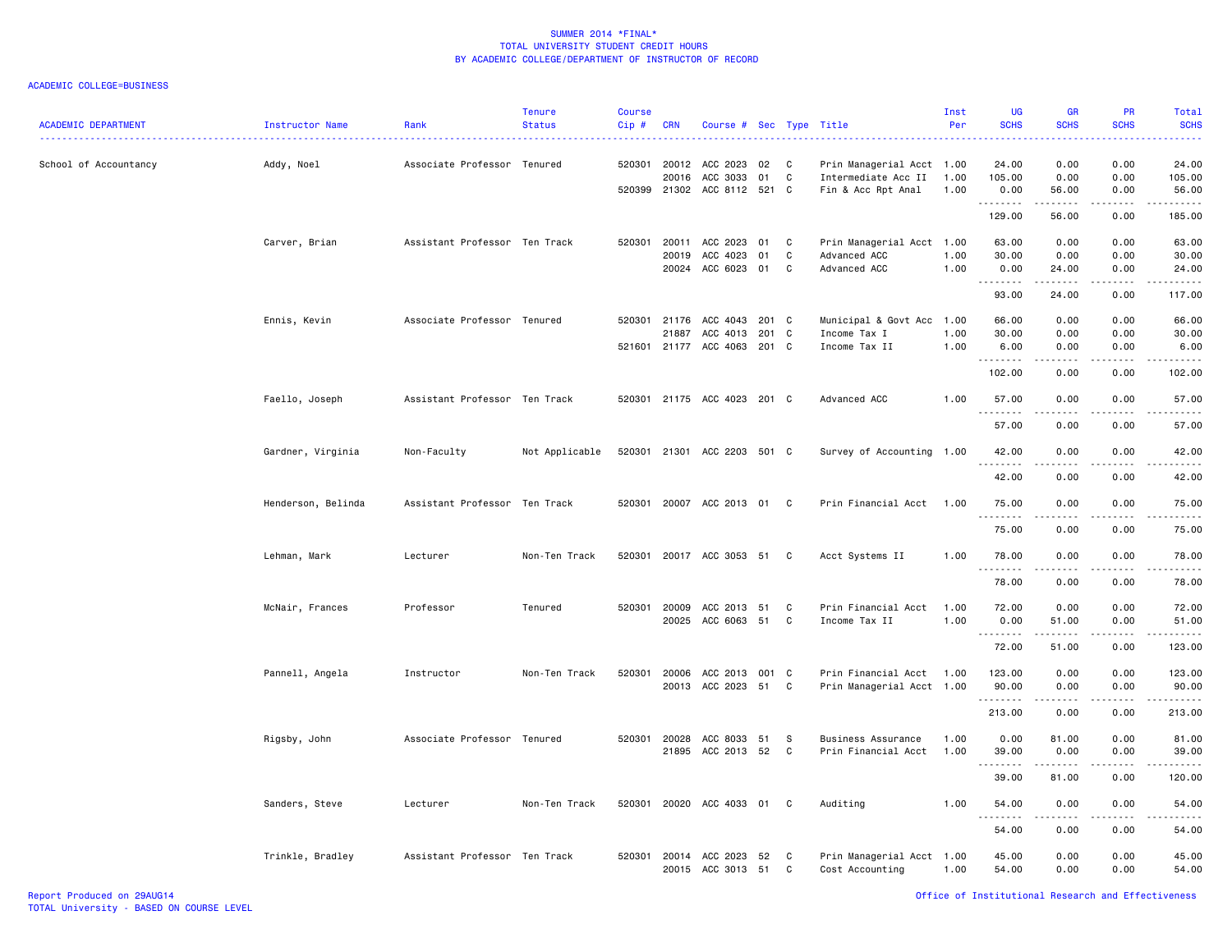SUMMER 2014 *FINAL*
TOTAL UNIVERSITY STUDENT CREDIT HOURS
BY ACADEMIC COLLEGE/DEPARTMENT OF INSTRUCTOR OF RECORD

ACADEMIC COLLEGE=BUSINESS

| ACADEMIC DEPARTMENT | Instructor Name | Rank | Tenure Status | Course Cip # | CRN | Course # | Sec | Type | Title | Inst Per | UG SCHS | GR SCHS | PR SCHS | Total SCHS |
|---|---|---|---|---|---|---|---|---|---|---|---|---|---|---|
| School of Accountancy | Addy, Noel | Associate Professor | Tenured | 520301 | 20012 | ACC 2023 | 02 | C | Prin Managerial Acct | 1.00 | 24.00 | 0.00 | 0.00 | 24.00 |
| | | | | | 20016 | ACC 3033 | 01 | C | Intermediate Acc II | 1.00 | 105.00 | 0.00 | 0.00 | 105.00 |
| | | | | 520399 | 21302 | ACC 8112 | 521 | C | Fin & Acc Rpt Anal | 1.00 | 0.00 | 56.00 | 0.00 | 56.00 |
| | | | | | | | | | | | 129.00 | 56.00 | 0.00 | 185.00 |
| | Carver, Brian | Assistant Professor | Ten Track | 520301 | 20011 | ACC 2023 | 01 | C | Prin Managerial Acct | 1.00 | 63.00 | 0.00 | 0.00 | 63.00 |
| | | | | | 20019 | ACC 4023 | 01 | C | Advanced ACC | 1.00 | 30.00 | 0.00 | 0.00 | 30.00 |
| | | | | | 20024 | ACC 6023 | 01 | C | Advanced ACC | 1.00 | 0.00 | 24.00 | 0.00 | 24.00 |
| | | | | | | | | | | | 93.00 | 24.00 | 0.00 | 117.00 |
| | Ennis, Kevin | Associate Professor | Tenured | 520301 | 21176 | ACC 4043 | 201 | C | Municipal & Govt Acc | 1.00 | 66.00 | 0.00 | 0.00 | 66.00 |
| | | | | | 21887 | ACC 4013 | 201 | C | Income Tax I | 1.00 | 30.00 | 0.00 | 0.00 | 30.00 |
| | | | | 521601 | 21177 | ACC 4063 | 201 | C | Income Tax II | 1.00 | 6.00 | 0.00 | 0.00 | 6.00 |
| | | | | | | | | | | | 102.00 | 0.00 | 0.00 | 102.00 |
| | Faello, Joseph | Assistant Professor | Ten Track | 520301 | 21175 | ACC 4023 | 201 | C | Advanced ACC | 1.00 | 57.00 | 0.00 | 0.00 | 57.00 |
| | | | | | | | | | | | 57.00 | 0.00 | 0.00 | 57.00 |
| | Gardner, Virginia | Non-Faculty | Not Applicable | 520301 | 21301 | ACC 2203 | 501 | C | Survey of Accounting | 1.00 | 42.00 | 0.00 | 0.00 | 42.00 |
| | | | | | | | | | | | 42.00 | 0.00 | 0.00 | 42.00 |
| | Henderson, Belinda | Assistant Professor | Ten Track | 520301 | 20007 | ACC 2013 | 01 | C | Prin Financial Acct | 1.00 | 75.00 | 0.00 | 0.00 | 75.00 |
| | | | | | | | | | | | 75.00 | 0.00 | 0.00 | 75.00 |
| | Lehman, Mark | Lecturer | Non-Ten Track | 520301 | 20017 | ACC 3053 | 51 | C | Acct Systems II | 1.00 | 78.00 | 0.00 | 0.00 | 78.00 |
| | | | | | | | | | | | 78.00 | 0.00 | 0.00 | 78.00 |
| | McNair, Frances | Professor | Tenured | 520301 | 20009 | ACC 2013 | 51 | C | Prin Financial Acct | 1.00 | 72.00 | 0.00 | 0.00 | 72.00 |
| | | | | | 20025 | ACC 6063 | 51 | C | Income Tax II | 1.00 | 0.00 | 51.00 | 0.00 | 51.00 |
| | | | | | | | | | | | 72.00 | 51.00 | 0.00 | 123.00 |
| | Pannell, Angela | Instructor | Non-Ten Track | 520301 | 20006 | ACC 2013 | 001 | C | Prin Financial Acct | 1.00 | 123.00 | 0.00 | 0.00 | 123.00 |
| | | | | | 20013 | ACC 2023 | 51 | C | Prin Managerial Acct | 1.00 | 90.00 | 0.00 | 0.00 | 90.00 |
| | | | | | | | | | | | 213.00 | 0.00 | 0.00 | 213.00 |
| | Rigsby, John | Associate Professor | Tenured | 520301 | 20028 | ACC 8033 | 51 | S | Business Assurance | 1.00 | 0.00 | 81.00 | 0.00 | 81.00 |
| | | | | | 21895 | ACC 2013 | 52 | C | Prin Financial Acct | 1.00 | 39.00 | 0.00 | 0.00 | 39.00 |
| | | | | | | | | | | | 39.00 | 81.00 | 0.00 | 120.00 |
| | Sanders, Steve | Lecturer | Non-Ten Track | 520301 | 20020 | ACC 4033 | 01 | C | Auditing | 1.00 | 54.00 | 0.00 | 0.00 | 54.00 |
| | | | | | | | | | | | 54.00 | 0.00 | 0.00 | 54.00 |
| | Trinkle, Bradley | Assistant Professor | Ten Track | 520301 | 20014 | ACC 2023 | 52 | C | Prin Managerial Acct | 1.00 | 45.00 | 0.00 | 0.00 | 45.00 |
| | | | | | 20015 | ACC 3013 | 51 | C | Cost Accounting | 1.00 | 54.00 | 0.00 | 0.00 | 54.00 |

Report Produced on 29AUG14
TOTAL University - BASED ON COURSE LEVEL

Office of Institutional Research and Effectiveness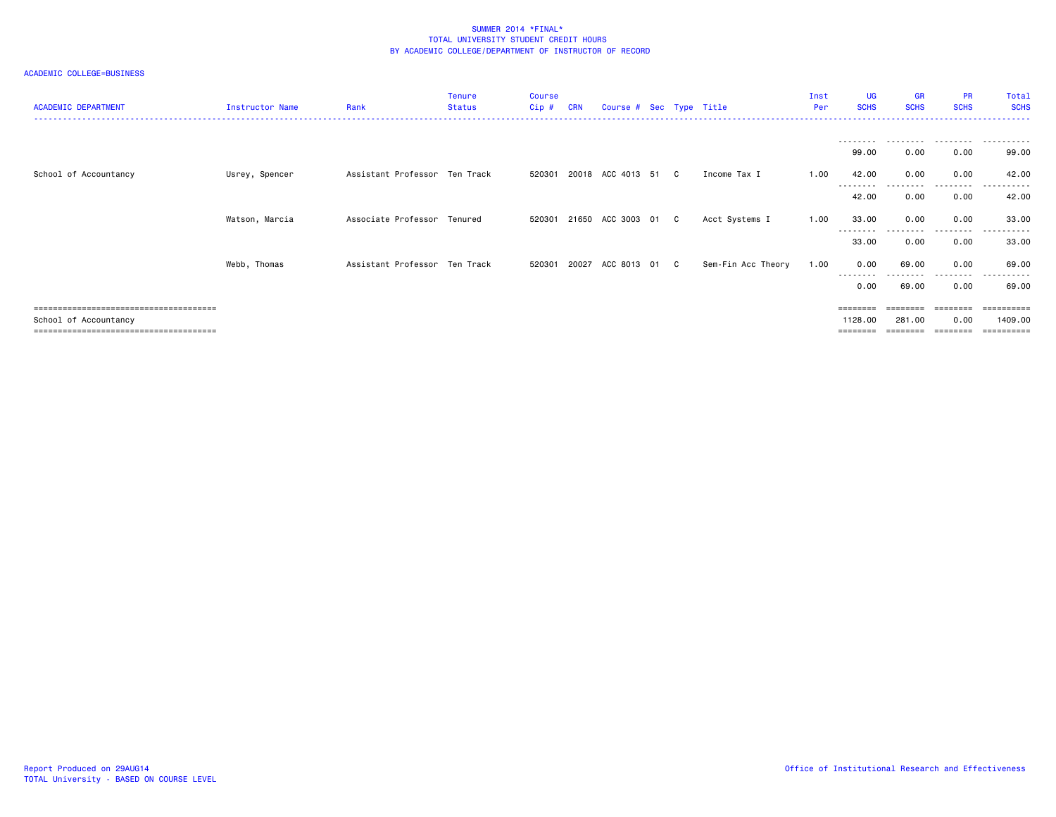SUMMER 2014 *FINAL*
TOTAL UNIVERSITY STUDENT CREDIT HOURS
BY ACADEMIC COLLEGE/DEPARTMENT OF INSTRUCTOR OF RECORD

ACADEMIC COLLEGE=BUSINESS

| ACADEMIC DEPARTMENT | Instructor Name | Rank | Tenure Status | Course Cip # | CRN | Course # | Sec | Type | Title | Inst Per | UG SCHS | GR SCHS | PR SCHS | Total SCHS |
|---|---|---|---|---|---|---|---|---|---|---|---|---|---|---|
| | | | | | | | | | | | 99.00 | 0.00 | 0.00 | 99.00 |
| School of Accountancy | Usrey, Spencer | Assistant Professor | Ten Track | 520301 | 20018 | ACC 4013 | 51 | C | Income Tax I | 1.00 | 42.00 | 0.00 | 0.00 | 42.00 |
| | | | | | | | | | | | 42.00 | 0.00 | 0.00 | 42.00 |
| | Watson, Marcia | Associate Professor | Tenured | 520301 | 21650 | ACC 3003 | 01 | C | Acct Systems I | 1.00 | 33.00 | 0.00 | 0.00 | 33.00 |
| | | | | | | | | | | | 33.00 | 0.00 | 0.00 | 33.00 |
| | Webb, Thomas | Assistant Professor | Ten Track | 520301 | 20027 | ACC 8013 | 01 | C | Sem-Fin Acc Theory | 1.00 | 0.00 | 69.00 | 0.00 | 69.00 |
| | | | | | | | | | | | 0.00 | 69.00 | 0.00 | 69.00 |
| School of Accountancy | | | | | | | | | | | 1128.00 | 281.00 | 0.00 | 1409.00 |

Report Produced on 29AUG14
TOTAL University - BASED ON COURSE LEVEL

Office of Institutional Research and Effectiveness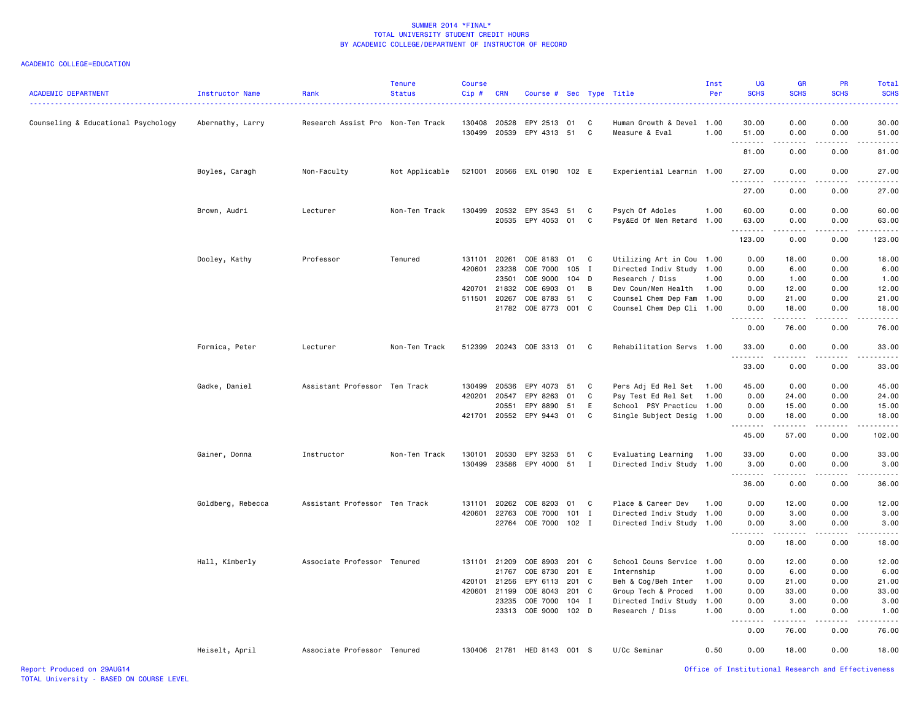SUMMER 2014 *FINAL*
TOTAL UNIVERSITY STUDENT CREDIT HOURS
BY ACADEMIC COLLEGE/DEPARTMENT OF INSTRUCTOR OF RECORD

ACADEMIC COLLEGE=EDUCATION

| ACADEMIC DEPARTMENT | Instructor Name | Rank | Tenure Status | Course Cip # | CRN | Course # | Sec | Type | Title | Inst Per | UG SCHS | GR SCHS | PR SCHS | Total SCHS |
|---|---|---|---|---|---|---|---|---|---|---|---|---|---|---|
| Counseling & Educational Psychology | Abernathy, Larry | Research Assist Pro | Non-Ten Track | 130408 | 20528 | EPY 2513 | 01 | C | Human Growth & Devel | 1.00 | 30.00 | 0.00 | 0.00 | 30.00 |
| | | | | 130499 | 20539 | EPY 4313 | 51 | C | Measure & Eval | 1.00 | 51.00 | 0.00 | 0.00 | 51.00 |
| | | | | | | | | | | | 81.00 | 0.00 | 0.00 | 81.00 |
| | Boyles, Caragh | Non-Faculty | Not Applicable | 521001 | 20566 | EXL 0190 | 102 | E | Experiential Learnin | 1.00 | 27.00 | 0.00 | 0.00 | 27.00 |
| | | | | | | | | | | | 27.00 | 0.00 | 0.00 | 27.00 |
| | Brown, Audri | Lecturer | Non-Ten Track | 130499 | 20532 | EPY 3543 | 51 | C | Psych Of Adoles | 1.00 | 60.00 | 0.00 | 0.00 | 60.00 |
| | | | | | 20535 | EPY 4053 | 01 | C | Psy&Ed Of Men Retard | 1.00 | 63.00 | 0.00 | 0.00 | 63.00 |
| | | | | | | | | | | | 123.00 | 0.00 | 0.00 | 123.00 |
| | Dooley, Kathy | Professor | Tenured | 131101 | 20261 | COE 8183 | 01 | C | Utilizing Art in Cou | 1.00 | 0.00 | 18.00 | 0.00 | 18.00 |
| | | | | 420601 | 23238 | COE 7000 | 105 | I | Directed Indiv Study | 1.00 | 0.00 | 6.00 | 0.00 | 6.00 |
| | | | | | 23501 | COE 9000 | 104 | D | Research / Diss | 1.00 | 0.00 | 1.00 | 0.00 | 1.00 |
| | | | | 420701 | 21832 | COE 6903 | 01 | B | Dev Coun/Men Health | 1.00 | 0.00 | 12.00 | 0.00 | 12.00 |
| | | | | 511501 | 20267 | COE 8783 | 51 | C | Counsel Chem Dep Fam | 1.00 | 0.00 | 21.00 | 0.00 | 21.00 |
| | | | | | 21782 | COE 8773 | 001 | C | Counsel Chem Dep Cli | 1.00 | 0.00 | 18.00 | 0.00 | 18.00 |
| | | | | | | | | | | | 0.00 | 76.00 | 0.00 | 76.00 |
| | Formica, Peter | Lecturer | Non-Ten Track | 512399 | 20243 | COE 3313 | 01 | C | Rehabilitation Servs | 1.00 | 33.00 | 0.00 | 0.00 | 33.00 |
| | | | | | | | | | | | 33.00 | 0.00 | 0.00 | 33.00 |
| | Gadke, Daniel | Assistant Professor | Ten Track | 130499 | 20536 | EPY 4073 | 51 | C | Pers Adj Ed Rel Set | 1.00 | 45.00 | 0.00 | 0.00 | 45.00 |
| | | | | 420201 | 20547 | EPY 8263 | 01 | C | Psy Test Ed Rel Set | 1.00 | 0.00 | 24.00 | 0.00 | 24.00 |
| | | | | | 20551 | EPY 8890 | 51 | E | School PSY Practicu | 1.00 | 0.00 | 15.00 | 0.00 | 15.00 |
| | | | | 421701 | 20552 | EPY 9443 | 01 | C | Single Subject Desig | 1.00 | 0.00 | 18.00 | 0.00 | 18.00 |
| | | | | | | | | | | | 45.00 | 57.00 | 0.00 | 102.00 |
| | Gainer, Donna | Instructor | Non-Ten Track | 130101 | 20530 | EPY 3253 | 51 | C | Evaluating Learning | 1.00 | 33.00 | 0.00 | 0.00 | 33.00 |
| | | | | 130499 | 23586 | EPY 4000 | 51 | I | Directed Indiv Study | 1.00 | 3.00 | 0.00 | 0.00 | 3.00 |
| | | | | | | | | | | | 36.00 | 0.00 | 0.00 | 36.00 |
| | Goldberg, Rebecca | Assistant Professor | Ten Track | 131101 | 20262 | COE 8203 | 01 | C | Place & Career Dev | 1.00 | 0.00 | 12.00 | 0.00 | 12.00 |
| | | | | 420601 | 22763 | COE 7000 | 101 | I | Directed Indiv Study | 1.00 | 0.00 | 3.00 | 0.00 | 3.00 |
| | | | | | 22764 | COE 7000 | 102 | I | Directed Indiv Study | 1.00 | 0.00 | 3.00 | 0.00 | 3.00 |
| | | | | | | | | | | | 0.00 | 18.00 | 0.00 | 18.00 |
| | Hall, Kimberly | Associate Professor | Tenured | 131101 | 21209 | COE 8903 | 201 | C | School Couns Service | 1.00 | 0.00 | 12.00 | 0.00 | 12.00 |
| | | | | | 21767 | COE 8730 | 201 | E | Internship | 1.00 | 0.00 | 6.00 | 0.00 | 6.00 |
| | | | | 420101 | 21256 | EPY 6113 | 201 | C | Beh & Cog/Beh Inter | 1.00 | 0.00 | 21.00 | 0.00 | 21.00 |
| | | | | 420601 | 21199 | COE 8043 | 201 | C | Group Tech & Proced | 1.00 | 0.00 | 33.00 | 0.00 | 33.00 |
| | | | | | 23235 | COE 7000 | 104 | I | Directed Indiv Study | 1.00 | 0.00 | 3.00 | 0.00 | 3.00 |
| | | | | | 23313 | COE 9000 | 102 | D | Research / Diss | 1.00 | 0.00 | 1.00 | 0.00 | 1.00 |
| | | | | | | | | | | | 0.00 | 76.00 | 0.00 | 76.00 |
| | Heiselt, April | Associate Professor | Tenured | 130406 | 21781 | HED 8143 | 001 | S | U/Cc Seminar | 0.50 | 0.00 | 18.00 | 0.00 | 18.00 |

Report Produced on 29AUG14
TOTAL University - BASED ON COURSE LEVEL

Office of Institutional Research and Effectiveness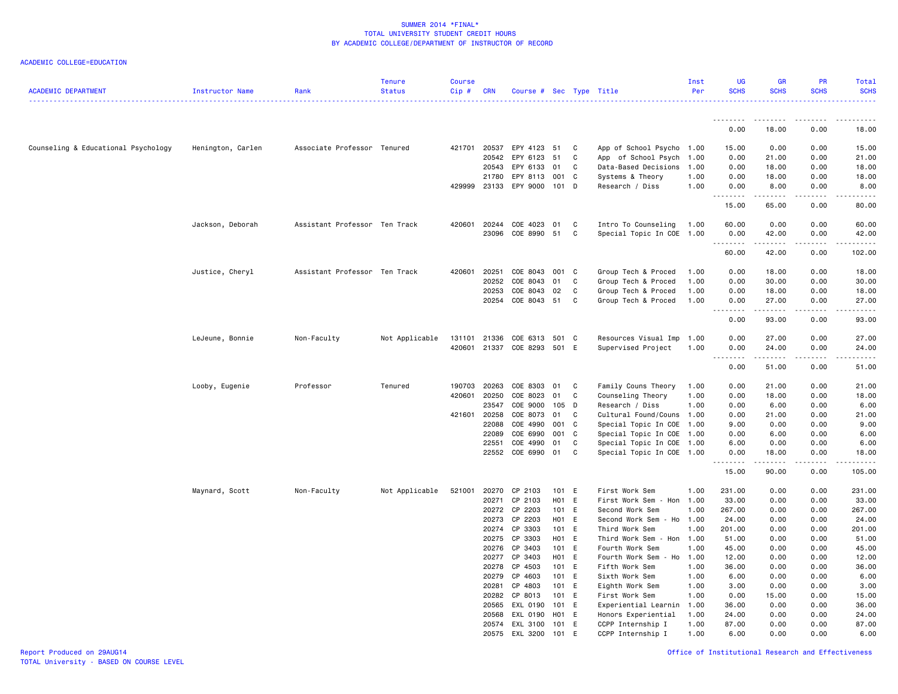SUMMER 2014 *FINAL*
TOTAL UNIVERSITY STUDENT CREDIT HOURS
BY ACADEMIC COLLEGE/DEPARTMENT OF INSTRUCTOR OF RECORD

ACADEMIC COLLEGE=EDUCATION

| ACADEMIC DEPARTMENT | Instructor Name | Rank | Tenure Status | Course Cip # | CRN | Course # | Sec | Type | Title | Inst Per | UG SCHS | GR SCHS | PR SCHS | Total SCHS |
|---|---|---|---|---|---|---|---|---|---|---|---|---|---|---|
| | | | | | | | | | | | 0.00 | 18.00 | 0.00 | 18.00 |
| Counseling & Educational Psychology | Henington, Carlen | Associate Professor | Tenured | 421701 | 20537 | EPY 4123 | 51 | C | App of School Psycho | 1.00 | 15.00 | 0.00 | 0.00 | 15.00 |
| | | | | | 20542 | EPY 6123 | 51 | C | App of School Psych | 1.00 | 0.00 | 21.00 | 0.00 | 21.00 |
| | | | | | 20543 | EPY 6133 | 01 | C | Data-Based Decisions | 1.00 | 0.00 | 18.00 | 0.00 | 18.00 |
| | | | | | 21780 | EPY 8113 | 001 | C | Systems & Theory | 1.00 | 0.00 | 18.00 | 0.00 | 18.00 |
| | | | | 429999 | 23133 | EPY 9000 | 101 | D | Research / Diss | 1.00 | 0.00 | 8.00 | 0.00 | 8.00 |
| | | | | | | | | | | | 15.00 | 65.00 | 0.00 | 80.00 |
| | Jackson, Deborah | Assistant Professor | Ten Track | 420601 | 20244 | COE 4023 | 01 | C | Intro To Counseling | 1.00 | 60.00 | 0.00 | 0.00 | 60.00 |
| | | | | | 23096 | COE 8990 | 51 | C | Special Topic In COE | 1.00 | 0.00 | 42.00 | 0.00 | 42.00 |
| | | | | | | | | | | | 60.00 | 42.00 | 0.00 | 102.00 |
| | Justice, Cheryl | Assistant Professor | Ten Track | 420601 | 20251 | COE 8043 | 001 | C | Group Tech & Proced | 1.00 | 0.00 | 18.00 | 0.00 | 18.00 |
| | | | | | 20252 | COE 8043 | 01 | C | Group Tech & Proced | 1.00 | 0.00 | 30.00 | 0.00 | 30.00 |
| | | | | | 20253 | COE 8043 | 02 | C | Group Tech & Proced | 1.00 | 0.00 | 18.00 | 0.00 | 18.00 |
| | | | | | 20254 | COE 8043 | 51 | C | Group Tech & Proced | 1.00 | 0.00 | 27.00 | 0.00 | 27.00 |
| | | | | | | | | | | | 0.00 | 93.00 | 0.00 | 93.00 |
| | LeJeune, Bonnie | Non-Faculty | Not Applicable | 131101 | 21336 | COE 6313 | 501 | C | Resources Visual Imp | 1.00 | 0.00 | 27.00 | 0.00 | 27.00 |
| | | | | 420601 | 21337 | COE 8293 | 501 | E | Supervised Project | 1.00 | 0.00 | 24.00 | 0.00 | 24.00 |
| | | | | | | | | | | | 0.00 | 51.00 | 0.00 | 51.00 |
| | Looby, Eugenie | Professor | Tenured | 190703 | 20263 | COE 8303 | 01 | C | Family Couns Theory | 1.00 | 0.00 | 21.00 | 0.00 | 21.00 |
| | | | | 420601 | 20250 | COE 8023 | 01 | C | Counseling Theory | 1.00 | 0.00 | 18.00 | 0.00 | 18.00 |
| | | | | | 23547 | COE 9000 | 105 | D | Research / Diss | 1.00 | 0.00 | 6.00 | 0.00 | 6.00 |
| | | | | 421601 | 20258 | COE 8073 | 01 | C | Cultural Found/Couns | 1.00 | 0.00 | 21.00 | 0.00 | 21.00 |
| | | | | | 22088 | COE 4990 | 001 | C | Special Topic In COE | 1.00 | 9.00 | 0.00 | 0.00 | 9.00 |
| | | | | | 22089 | COE 6990 | 001 | C | Special Topic In COE | 1.00 | 0.00 | 6.00 | 0.00 | 6.00 |
| | | | | | 22551 | COE 4990 | 01 | C | Special Topic In COE | 1.00 | 6.00 | 0.00 | 0.00 | 6.00 |
| | | | | | 22552 | COE 6990 | 01 | C | Special Topic In COE | 1.00 | 0.00 | 18.00 | 0.00 | 18.00 |
| | | | | | | | | | | | 15.00 | 90.00 | 0.00 | 105.00 |
| | Maynard, Scott | Non-Faculty | Not Applicable | 521001 | 20270 | CP 2103 | 101 | E | First Work Sem | 1.00 | 231.00 | 0.00 | 0.00 | 231.00 |
| | | | | | 20271 | CP 2103 | H01 | E | First Work Sem - Hon | 1.00 | 33.00 | 0.00 | 0.00 | 33.00 |
| | | | | | 20272 | CP 2203 | 101 | E | Second Work Sem | 1.00 | 267.00 | 0.00 | 0.00 | 267.00 |
| | | | | | 20273 | CP 2203 | H01 | E | Second Work Sem - Ho | 1.00 | 24.00 | 0.00 | 0.00 | 24.00 |
| | | | | | 20274 | CP 3303 | 101 | E | Third Work Sem | 1.00 | 201.00 | 0.00 | 0.00 | 201.00 |
| | | | | | 20275 | CP 3303 | H01 | E | Third Work Sem - Hon | 1.00 | 51.00 | 0.00 | 0.00 | 51.00 |
| | | | | | 20276 | CP 3403 | 101 | E | Fourth Work Sem | 1.00 | 45.00 | 0.00 | 0.00 | 45.00 |
| | | | | | 20277 | CP 3403 | H01 | E | Fourth Work Sem - Ho | 1.00 | 12.00 | 0.00 | 0.00 | 12.00 |
| | | | | | 20278 | CP 4503 | 101 | E | Fifth Work Sem | 1.00 | 36.00 | 0.00 | 0.00 | 36.00 |
| | | | | | 20279 | CP 4603 | 101 | E | Sixth Work Sem | 1.00 | 6.00 | 0.00 | 0.00 | 6.00 |
| | | | | | 20281 | CP 4803 | 101 | E | Eighth Work Sem | 1.00 | 3.00 | 0.00 | 0.00 | 3.00 |
| | | | | | 20282 | CP 8013 | 101 | E | First Work Sem | 1.00 | 0.00 | 15.00 | 0.00 | 15.00 |
| | | | | | 20565 | EXL 0190 | 101 | E | Experiential Learnin | 1.00 | 36.00 | 0.00 | 0.00 | 36.00 |
| | | | | | 20568 | EXL 0190 | H01 | E | Honors Experiential | 1.00 | 24.00 | 0.00 | 0.00 | 24.00 |
| | | | | | 20574 | EXL 3100 | 101 | E | CCPP Internship I | 1.00 | 87.00 | 0.00 | 0.00 | 87.00 |
| | | | | | 20575 | EXL 3200 | 101 | E | CCPP Internship I | 1.00 | 6.00 | 0.00 | 0.00 | 6.00 |

Report Produced on 29AUG14 | Office of Institutional Research and Effectiveness
TOTAL University - BASED ON COURSE LEVEL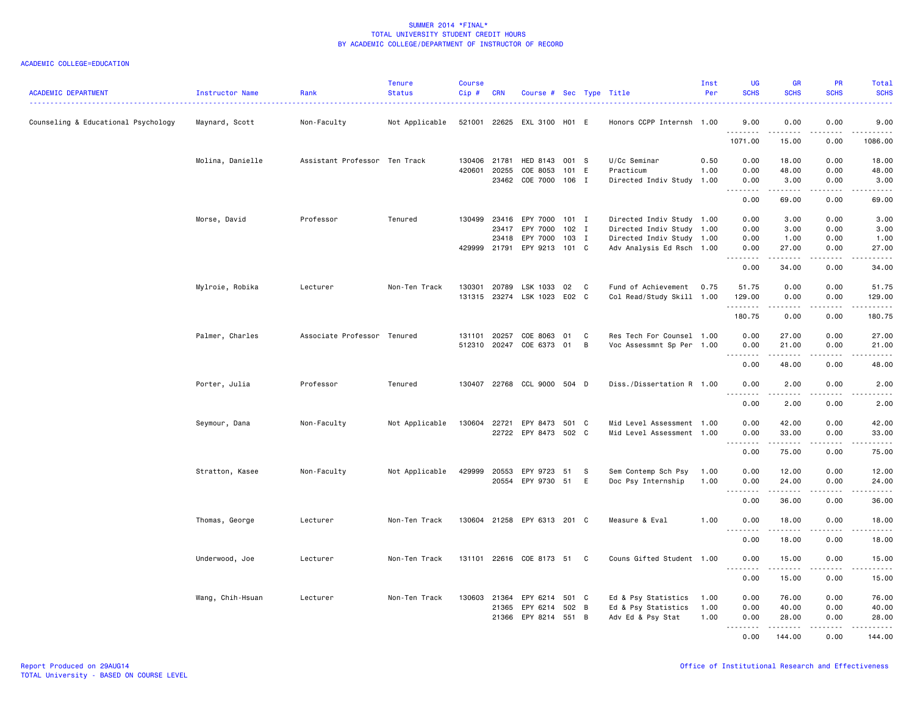SUMMER 2014 *FINAL*
TOTAL UNIVERSITY STUDENT CREDIT HOURS
BY ACADEMIC COLLEGE/DEPARTMENT OF INSTRUCTOR OF RECORD

ACADEMIC COLLEGE=EDUCATION

| ACADEMIC DEPARTMENT | Instructor Name | Rank | Tenure Status | Course Cip # | CRN | Course # | Sec | Type | Title | Inst Per | UG SCHS | GR SCHS | PR SCHS | Total SCHS |
|---|---|---|---|---|---|---|---|---|---|---|---|---|---|---|
| Counseling & Educational Psychology | Maynard, Scott | Non-Faculty | Not Applicable | 521001 | 22625 | EXL 3100 | H01 | E | Honors CCPP Internsh | 1.00 | 9.00 | 0.00 | 0.00 | 9.00 |
| | | | | | | | | | | | 1071.00 | 15.00 | 0.00 | 1086.00 |
| | Molina, Danielle | Assistant Professor | Ten Track | 130406 | 21781 | HED 8143 | 001 | S | U/Cc Seminar | 0.50 | 0.00 | 18.00 | 0.00 | 18.00 |
| | | | | 420601 | 20255 | COE 8053 | 101 | E | Practicum | 1.00 | 0.00 | 48.00 | 0.00 | 48.00 |
| | | | | | 23462 | COE 7000 | 106 | I | Directed Indiv Study | 1.00 | 0.00 | 3.00 | 0.00 | 3.00 |
| | | | | | | | | | | | 0.00 | 69.00 | 0.00 | 69.00 |
| | Morse, David | Professor | Tenured | 130499 | 23416 | EPY 7000 | 101 | I | Directed Indiv Study | 1.00 | 0.00 | 3.00 | 0.00 | 3.00 |
| | | | | | 23417 | EPY 7000 | 102 | I | Directed Indiv Study | 1.00 | 0.00 | 3.00 | 0.00 | 3.00 |
| | | | | | 23418 | EPY 7000 | 103 | I | Directed Indiv Study | 1.00 | 0.00 | 1.00 | 0.00 | 1.00 |
| | | | | 429999 | 21791 | EPY 9213 | 101 | C | Adv Analysis Ed Rsch | 1.00 | 0.00 | 27.00 | 0.00 | 27.00 |
| | | | | | | | | | | | 0.00 | 34.00 | 0.00 | 34.00 |
| | Mylroie, Robika | Lecturer | Non-Ten Track | 130301 | 20789 | LSK 1033 | 02 | C | Fund of Achievement | 0.75 | 51.75 | 0.00 | 0.00 | 51.75 |
| | | | | 131315 | 23274 | LSK 1023 | E02 | C | Col Read/Study Skill | 1.00 | 129.00 | 0.00 | 0.00 | 129.00 |
| | | | | | | | | | | | 180.75 | 0.00 | 0.00 | 180.75 |
| | Palmer, Charles | Associate Professor | Tenured | 131101 | 20257 | COE 8063 | 01 | C | Res Tech For Counsel | 1.00 | 0.00 | 27.00 | 0.00 | 27.00 |
| | | | | 512310 | 20247 | COE 6373 | 01 | B | Voc Assessmnt Sp Per | 1.00 | 0.00 | 21.00 | 0.00 | 21.00 |
| | | | | | | | | | | | 0.00 | 48.00 | 0.00 | 48.00 |
| | Porter, Julia | Professor | Tenured | 130407 | 22768 | CCL 9000 | 504 | D | Diss./Dissertation R | 1.00 | 0.00 | 2.00 | 0.00 | 2.00 |
| | | | | | | | | | | | 0.00 | 2.00 | 0.00 | 2.00 |
| | Seymour, Dana | Non-Faculty | Not Applicable | 130604 | 22721 | EPY 8473 | 501 | C | Mid Level Assessment | 1.00 | 0.00 | 42.00 | 0.00 | 42.00 |
| | | | | | 22722 | EPY 8473 | 502 | C | Mid Level Assessment | 1.00 | 0.00 | 33.00 | 0.00 | 33.00 |
| | | | | | | | | | | | 0.00 | 75.00 | 0.00 | 75.00 |
| | Stratton, Kasee | Non-Faculty | Not Applicable | 429999 | 20553 | EPY 9723 | 51 | S | Sem Contemp Sch Psy | 1.00 | 0.00 | 12.00 | 0.00 | 12.00 |
| | | | | | 20554 | EPY 9730 | 51 | E | Doc Psy Internship | 1.00 | 0.00 | 24.00 | 0.00 | 24.00 |
| | | | | | | | | | | | 0.00 | 36.00 | 0.00 | 36.00 |
| | Thomas, George | Lecturer | Non-Ten Track | 130604 | 21258 | EPY 6313 | 201 | C | Measure & Eval | 1.00 | 0.00 | 18.00 | 0.00 | 18.00 |
| | | | | | | | | | | | 0.00 | 18.00 | 0.00 | 18.00 |
| | Underwood, Joe | Lecturer | Non-Ten Track | 131101 | 22616 | COE 8173 | 51 | C | Couns Gifted Student | 1.00 | 0.00 | 15.00 | 0.00 | 15.00 |
| | | | | | | | | | | | 0.00 | 15.00 | 0.00 | 15.00 |
| | Wang, Chih-Hsuan | Lecturer | Non-Ten Track | 130603 | 21364 | EPY 6214 | 501 | C | Ed & Psy Statistics | 1.00 | 0.00 | 76.00 | 0.00 | 76.00 |
| | | | | | 21365 | EPY 6214 | 502 | B | Ed & Psy Statistics | 1.00 | 0.00 | 40.00 | 0.00 | 40.00 |
| | | | | | 21366 | EPY 8214 | 551 | B | Adv Ed & Psy Stat | 1.00 | 0.00 | 28.00 | 0.00 | 28.00 |
| | | | | | | | | | | | 0.00 | 144.00 | 0.00 | 144.00 |

Report Produced on 29AUG14
TOTAL University - BASED ON COURSE LEVEL

Office of Institutional Research and Effectiveness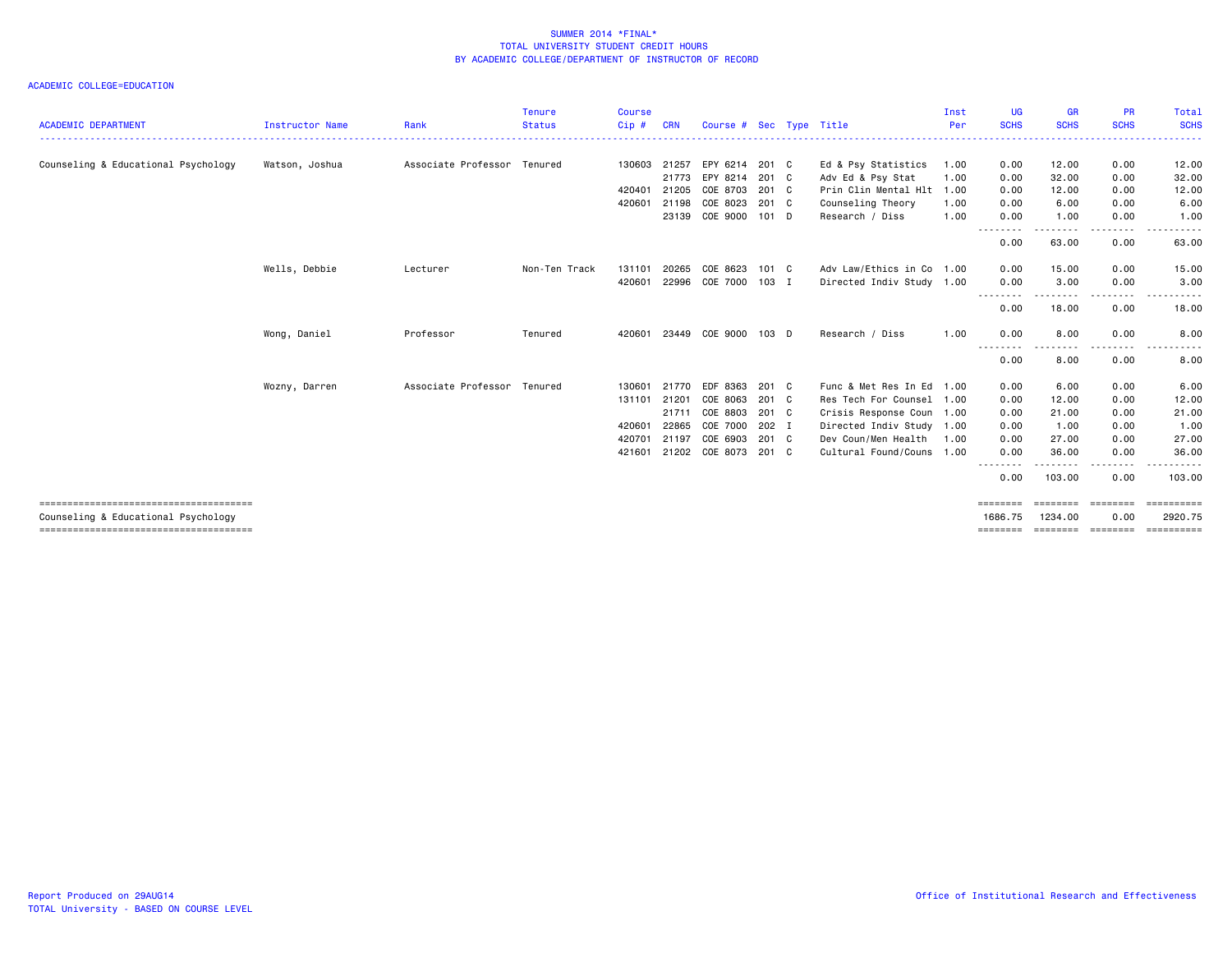SUMMER 2014 *FINAL*
TOTAL UNIVERSITY STUDENT CREDIT HOURS
BY ACADEMIC COLLEGE/DEPARTMENT OF INSTRUCTOR OF RECORD

ACADEMIC COLLEGE=EDUCATION

| ACADEMIC DEPARTMENT | Instructor Name | Rank | Tenure Status | Course Cip # | CRN | Course # | Sec | Type | Title | Inst Per | UG SCHS | GR SCHS | PR SCHS | Total SCHS |
|---|---|---|---|---|---|---|---|---|---|---|---|---|---|---|
| Counseling & Educational Psychology | Watson, Joshua | Associate Professor | Tenured | 130603 | 21257 | EPY 6214 | 201 | C | Ed & Psy Statistics | 1.00 | 0.00 | 12.00 | 0.00 | 12.00 |
| | | | | | 21773 | EPY 8214 | 201 | C | Adv Ed & Psy Stat | 1.00 | 0.00 | 32.00 | 0.00 | 32.00 |
| | | | | 420401 | 21205 | COE 8703 | 201 | C | Prin Clin Mental Hlt | 1.00 | 0.00 | 12.00 | 0.00 | 12.00 |
| | | | | 420601 | 21198 | COE 8023 | 201 | C | Counseling Theory | 1.00 | 0.00 | 6.00 | 0.00 | 6.00 |
| | | | | | 23139 | COE 9000 | 101 | D | Research / Diss | 1.00 | 0.00 | 1.00 | 0.00 | 1.00 |
| | | | | | | | | | | | 0.00 | 63.00 | 0.00 | 63.00 |
| | Wells, Debbie | Lecturer | Non-Ten Track | 131101 | 20265 | COE 8623 | 101 | C | Adv Law/Ethics in Co | 1.00 | 0.00 | 15.00 | 0.00 | 15.00 |
| | | | | 420601 | 22996 | COE 7000 | 103 | I | Directed Indiv Study | 1.00 | 0.00 | 3.00 | 0.00 | 3.00 |
| | | | | | | | | | | | 0.00 | 18.00 | 0.00 | 18.00 |
| | Wong, Daniel | Professor | Tenured | 420601 | 23449 | COE 9000 | 103 | D | Research / Diss | 1.00 | 0.00 | 8.00 | 0.00 | 8.00 |
| | | | | | | | | | | | 0.00 | 8.00 | 0.00 | 8.00 |
| | Wozny, Darren | Associate Professor | Tenured | 130601 | 21770 | EDF 8363 | 201 | C | Func & Met Res In Ed | 1.00 | 0.00 | 6.00 | 0.00 | 6.00 |
| | | | | 131101 | 21201 | COE 8063 | 201 | C | Res Tech For Counsel | 1.00 | 0.00 | 12.00 | 0.00 | 12.00 |
| | | | | | 21711 | COE 8803 | 201 | C | Crisis Response Coun | 1.00 | 0.00 | 21.00 | 0.00 | 21.00 |
| | | | | 420601 | 22865 | COE 7000 | 202 | I | Directed Indiv Study | 1.00 | 0.00 | 1.00 | 0.00 | 1.00 |
| | | | | 420701 | 21197 | COE 6903 | 201 | C | Dev Coun/Men Health | 1.00 | 0.00 | 27.00 | 0.00 | 27.00 |
| | | | | 421601 | 21202 | COE 8073 | 201 | C | Cultural Found/Couns | 1.00 | 0.00 | 36.00 | 0.00 | 36.00 |
| | | | | | | | | | | | 0.00 | 103.00 | 0.00 | 103.00 |
| Counseling & Educational Psychology | | | | | | | | | | | 1686.75 | 1234.00 | 0.00 | 2920.75 |

Report Produced on 29AUG14
TOTAL University - BASED ON COURSE LEVEL

Office of Institutional Research and Effectiveness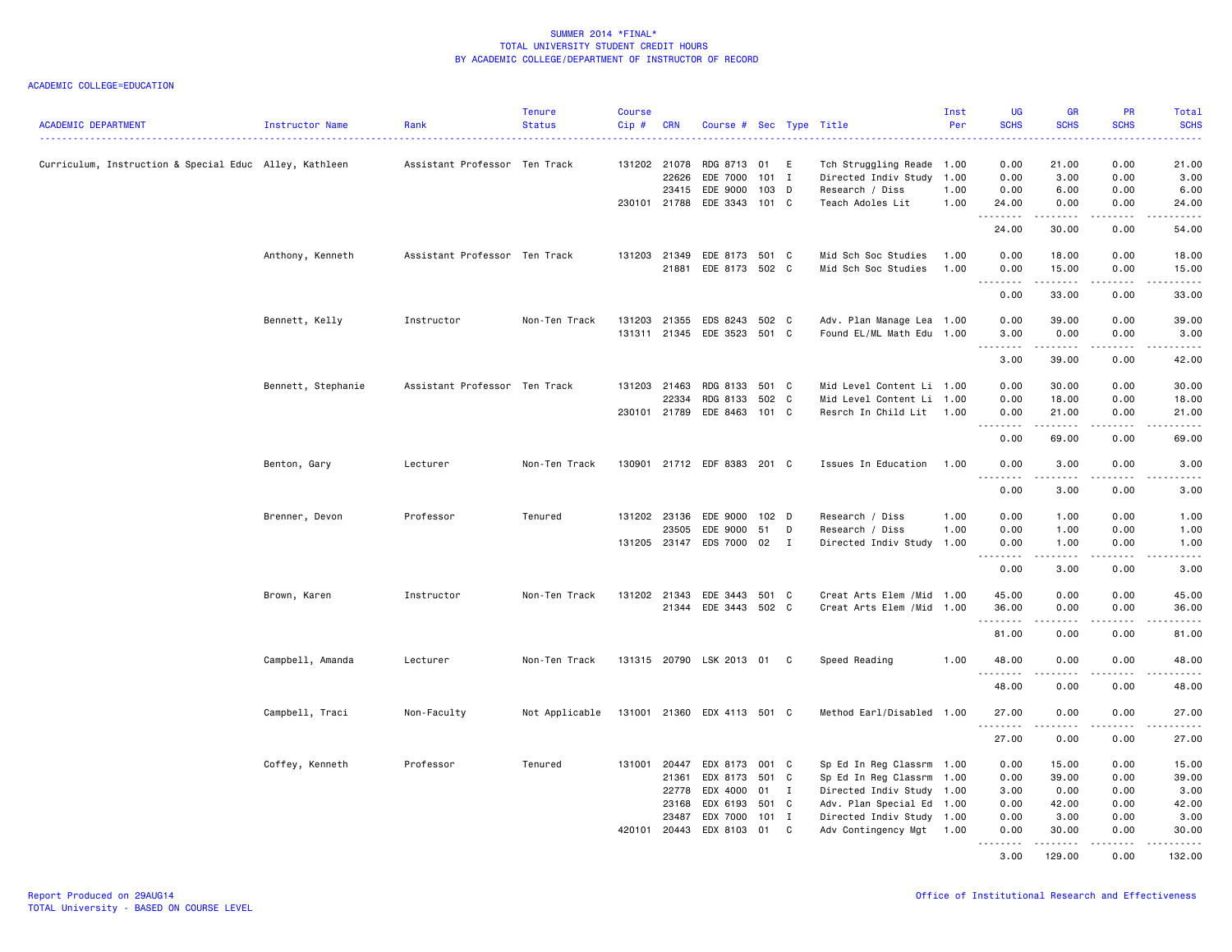# SUMMER 2014 *FINAL*
## TOTAL UNIVERSITY STUDENT CREDIT HOURS
## BY ACADEMIC COLLEGE/DEPARTMENT OF INSTRUCTOR OF RECORD

ACADEMIC COLLEGE=EDUCATION

| ACADEMIC DEPARTMENT | Instructor Name | Rank | Tenure Status | Course Cip # | CRN | Course # | Sec | Type | Title | Inst Per | UG SCHS | GR SCHS | PR SCHS | Total SCHS |
|---|---|---|---|---|---|---|---|---|---|---|---|---|---|---|
| Curriculum, Instruction & Special Educ | Alley, Kathleen | Assistant Professor | Ten Track | 131202 | 21078 | RDG 8713 | 01 | E | Tch Struggling Reade | 1.00 | 0.00 | 21.00 | 0.00 | 21.00 |
| | | | | | 22626 | EDE 7000 | 101 | I | Directed Indiv Study | 1.00 | 0.00 | 3.00 | 0.00 | 3.00 |
| | | | | | 23415 | EDE 9000 | 103 | D | Research / Diss | 1.00 | 0.00 | 6.00 | 0.00 | 6.00 |
| | | | | 230101 | 21788 | EDE 3343 | 101 | C | Teach Adoles Lit | 1.00 | 24.00 | 0.00 | 0.00 | 24.00 |
| | | | | | | | | | | | 24.00 | 30.00 | 0.00 | 54.00 |
| | Anthony, Kenneth | Assistant Professor | Ten Track | 131203 | 21349 | EDE 8173 | 501 | C | Mid Sch Soc Studies | 1.00 | 0.00 | 18.00 | 0.00 | 18.00 |
| | | | | | 21881 | EDE 8173 | 502 | C | Mid Sch Soc Studies | 1.00 | 0.00 | 15.00 | 0.00 | 15.00 |
| | | | | | | | | | | | 0.00 | 33.00 | 0.00 | 33.00 |
| | Bennett, Kelly | Instructor | Non-Ten Track | 131203 | 21355 | EDS 8243 | 502 | C | Adv. Plan Manage Lea | 1.00 | 0.00 | 39.00 | 0.00 | 39.00 |
| | | | | 131311 | 21345 | EDE 3523 | 501 | C | Found EL/ML Math Edu | 1.00 | 3.00 | 0.00 | 0.00 | 3.00 |
| | | | | | | | | | | | 3.00 | 39.00 | 0.00 | 42.00 |
| | Bennett, Stephanie | Assistant Professor | Ten Track | 131203 | 21463 | RDG 8133 | 501 | C | Mid Level Content Li | 1.00 | 0.00 | 30.00 | 0.00 | 30.00 |
| | | | | | 22334 | RDG 8133 | 502 | C | Mid Level Content Li | 1.00 | 0.00 | 18.00 | 0.00 | 18.00 |
| | | | | 230101 | 21789 | EDE 8463 | 101 | C | Resrch In Child Lit | 1.00 | 0.00 | 21.00 | 0.00 | 21.00 |
| | | | | | | | | | | | 0.00 | 69.00 | 0.00 | 69.00 |
| | Benton, Gary | Lecturer | Non-Ten Track | 130901 | 21712 | EDF 8383 | 201 | C | Issues In Education | 1.00 | 0.00 | 3.00 | 0.00 | 3.00 |
| | | | | | | | | | | | 0.00 | 3.00 | 0.00 | 3.00 |
| | Brenner, Devon | Professor | Tenured | 131202 | 23136 | EDE 9000 | 102 | D | Research / Diss | 1.00 | 0.00 | 1.00 | 0.00 | 1.00 |
| | | | | | 23505 | EDE 9000 | 51 | D | Research / Diss | 1.00 | 0.00 | 1.00 | 0.00 | 1.00 |
| | | | | 131205 | 23147 | EDS 7000 | 02 | I | Directed Indiv Study | 1.00 | 0.00 | 1.00 | 0.00 | 1.00 |
| | | | | | | | | | | | 0.00 | 3.00 | 0.00 | 3.00 |
| | Brown, Karen | Instructor | Non-Ten Track | 131202 | 21343 | EDE 3443 | 501 | C | Creat Arts Elem /Mid | 1.00 | 45.00 | 0.00 | 0.00 | 45.00 |
| | | | | | 21344 | EDE 3443 | 502 | C | Creat Arts Elem /Mid | 1.00 | 36.00 | 0.00 | 0.00 | 36.00 |
| | | | | | | | | | | | 81.00 | 0.00 | 0.00 | 81.00 |
| | Campbell, Amanda | Lecturer | Non-Ten Track | 131315 | 20790 | LSK 2013 | 01 | C | Speed Reading | 1.00 | 48.00 | 0.00 | 0.00 | 48.00 |
| | | | | | | | | | | | 48.00 | 0.00 | 0.00 | 48.00 |
| | Campbell, Traci | Non-Faculty | Not Applicable | 131001 | 21360 | EDX 4113 | 501 | C | Method Earl/Disabled | 1.00 | 27.00 | 0.00 | 0.00 | 27.00 |
| | | | | | | | | | | | 27.00 | 0.00 | 0.00 | 27.00 |
| | Coffey, Kenneth | Professor | Tenured | 131001 | 20447 | EDX 8173 | 001 | C | Sp Ed In Reg Classrm | 1.00 | 0.00 | 15.00 | 0.00 | 15.00 |
| | | | | | 21361 | EDX 8173 | 501 | C | Sp Ed In Reg Classrm | 1.00 | 0.00 | 39.00 | 0.00 | 39.00 |
| | | | | | 22778 | EDX 4000 | 01 | I | Directed Indiv Study | 1.00 | 3.00 | 0.00 | 0.00 | 3.00 |
| | | | | | 23168 | EDX 6193 | 501 | C | Adv. Plan Special Ed | 1.00 | 0.00 | 42.00 | 0.00 | 42.00 |
| | | | | | 23487 | EDX 7000 | 101 | I | Directed Indiv Study | 1.00 | 0.00 | 3.00 | 0.00 | 3.00 |
| | | | | 420101 | 20443 | EDX 8103 | 01 | C | Adv Contingency Mgt | 1.00 | 0.00 | 30.00 | 0.00 | 30.00 |
| | | | | | | | | | | | 3.00 | 129.00 | 0.00 | 132.00 |

Report Produced on 29AUG14
TOTAL University - BASED ON COURSE LEVEL

Office of Institutional Research and Effectiveness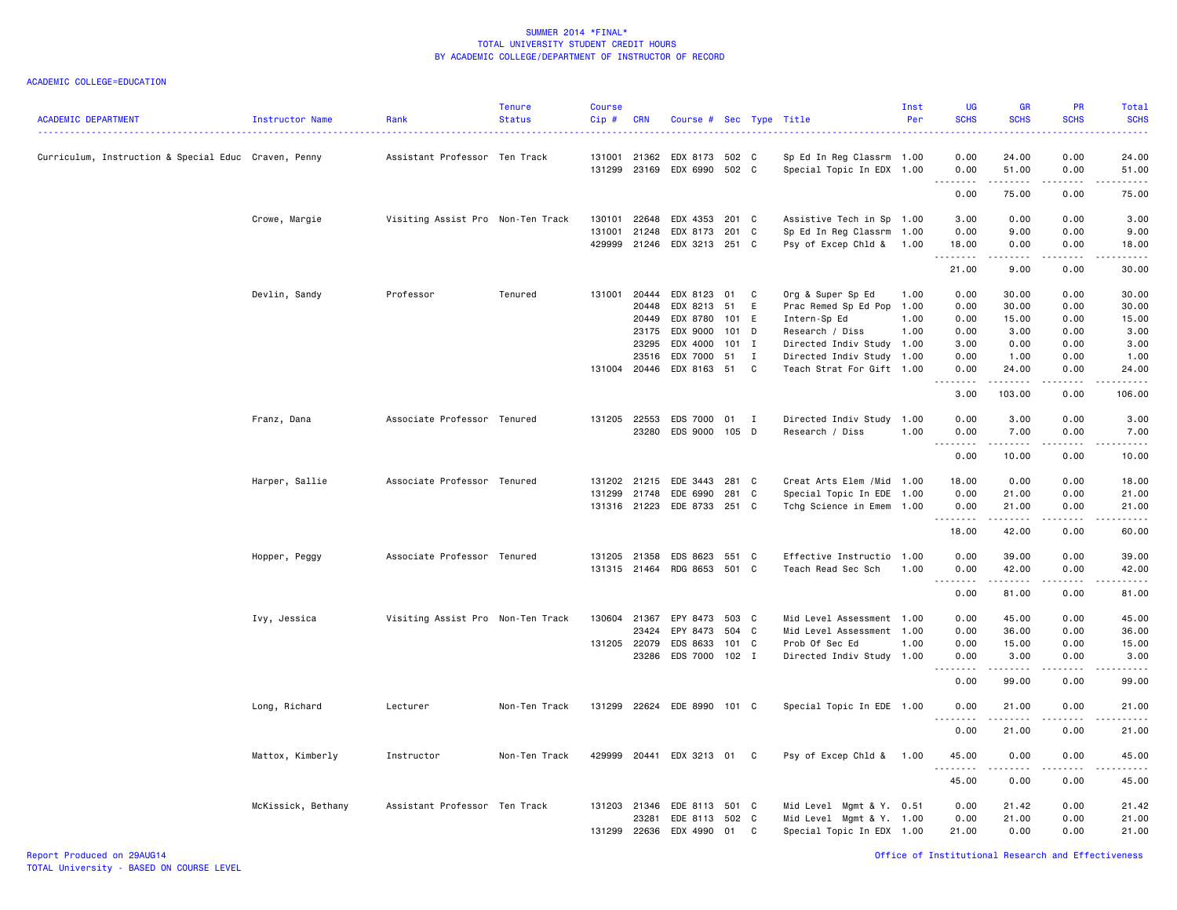# SUMMER 2014 *FINAL*
# TOTAL UNIVERSITY STUDENT CREDIT HOURS
# BY ACADEMIC COLLEGE/DEPARTMENT OF INSTRUCTOR OF RECORD

ACADEMIC COLLEGE=EDUCATION

| ACADEMIC DEPARTMENT | Instructor Name | Rank | Tenure Status | Course Cip # | CRN | Course # | Sec | Type | Title | Inst Per | UG SCHS | GR SCHS | PR SCHS | Total SCHS |
|---|---|---|---|---|---|---|---|---|---|---|---|---|---|---|
| Curriculum, Instruction & Special Educ | Craven, Penny | Assistant Professor | Ten Track | 131001 | 21362 | EDX 8173 | 502 | C | Sp Ed In Reg Classrm | 1.00 | 0.00 | 24.00 | 0.00 | 24.00 |
| | | | | 131299 | 23169 | EDX 6990 | 502 | C | Special Topic In EDX | 1.00 | 0.00 | 51.00 | 0.00 | 51.00 |
| | | | | | | | | | | | 0.00 | 75.00 | 0.00 | 75.00 |
| | Crowe, Margie | Visiting Assist Pro | Non-Ten Track | 130101 | 22648 | EDX 4353 | 201 | C | Assistive Tech in Sp | 1.00 | 3.00 | 0.00 | 0.00 | 3.00 |
| | | | | 131001 | 21248 | EDX 8173 | 201 | C | Sp Ed In Reg Classrm | 1.00 | 0.00 | 9.00 | 0.00 | 9.00 |
| | | | | 429999 | 21246 | EDX 3213 | 251 | C | Psy of Excep Chld & | 1.00 | 18.00 | 0.00 | 0.00 | 18.00 |
| | | | | | | | | | | | 21.00 | 9.00 | 0.00 | 30.00 |
| | Devlin, Sandy | Professor | Tenured | 131001 | 20444 | EDX 8123 | 01 | C | Org & Super Sp Ed | 1.00 | 0.00 | 30.00 | 0.00 | 30.00 |
| | | | | | 20448 | EDX 8213 | 51 | E | Prac Remed Sp Ed Pop | 1.00 | 0.00 | 30.00 | 0.00 | 30.00 |
| | | | | | 20449 | EDX 8780 | 101 | E | Intern-Sp Ed | 1.00 | 0.00 | 15.00 | 0.00 | 15.00 |
| | | | | | 23175 | EDX 9000 | 101 | D | Research / Diss | 1.00 | 0.00 | 3.00 | 0.00 | 3.00 |
| | | | | | 23295 | EDX 4000 | 101 | I | Directed Indiv Study | 1.00 | 3.00 | 0.00 | 0.00 | 3.00 |
| | | | | | 23516 | EDX 7000 | 51 | I | Directed Indiv Study | 1.00 | 0.00 | 1.00 | 0.00 | 1.00 |
| | | | | 131004 | 20446 | EDX 8163 | 51 | C | Teach Strat For Gift | 1.00 | 0.00 | 24.00 | 0.00 | 24.00 |
| | | | | | | | | | | | 3.00 | 103.00 | 0.00 | 106.00 |
| | Franz, Dana | Associate Professor | Tenured | 131205 | 22553 | EDS 7000 | 01 | I | Directed Indiv Study | 1.00 | 0.00 | 3.00 | 0.00 | 3.00 |
| | | | | | 23280 | EDS 9000 | 105 | D | Research / Diss | 1.00 | 0.00 | 7.00 | 0.00 | 7.00 |
| | | | | | | | | | | | 0.00 | 10.00 | 0.00 | 10.00 |
| | Harper, Sallie | Associate Professor | Tenured | 131202 | 21215 | EDE 3443 | 281 | C | Creat Arts Elem /Mid | 1.00 | 18.00 | 0.00 | 0.00 | 18.00 |
| | | | | 131299 | 21748 | EDE 6990 | 281 | C | Special Topic In EDE | 1.00 | 0.00 | 21.00 | 0.00 | 21.00 |
| | | | | 131316 | 21223 | EDE 8733 | 251 | C | Tchg Science in Emem | 1.00 | 0.00 | 21.00 | 0.00 | 21.00 |
| | | | | | | | | | | | 18.00 | 42.00 | 0.00 | 60.00 |
| | Hopper, Peggy | Associate Professor | Tenured | 131205 | 21358 | EDS 8623 | 551 | C | Effective Instructio | 1.00 | 0.00 | 39.00 | 0.00 | 39.00 |
| | | | | 131315 | 21464 | RDG 8653 | 501 | C | Teach Read Sec Sch | 1.00 | 0.00 | 42.00 | 0.00 | 42.00 |
| | | | | | | | | | | | 0.00 | 81.00 | 0.00 | 81.00 |
| | Ivy, Jessica | Visiting Assist Pro | Non-Ten Track | 130604 | 21367 | EPY 8473 | 503 | C | Mid Level Assessment | 1.00 | 0.00 | 45.00 | 0.00 | 45.00 |
| | | | | | 23424 | EPY 8473 | 504 | C | Mid Level Assessment | 1.00 | 0.00 | 36.00 | 0.00 | 36.00 |
| | | | | 131205 | 22079 | EDS 8633 | 101 | C | Prob Of Sec Ed | 1.00 | 0.00 | 15.00 | 0.00 | 15.00 |
| | | | | | 23286 | EDS 7000 | 102 | I | Directed Indiv Study | 1.00 | 0.00 | 3.00 | 0.00 | 3.00 |
| | | | | | | | | | | | 0.00 | 99.00 | 0.00 | 99.00 |
| | Long, Richard | Lecturer | Non-Ten Track | 131299 | 22624 | EDE 8990 | 101 | C | Special Topic In EDE | 1.00 | 0.00 | 21.00 | 0.00 | 21.00 |
| | | | | | | | | | | | 0.00 | 21.00 | 0.00 | 21.00 |
| | Mattox, Kimberly | Instructor | Non-Ten Track | 429999 | 20441 | EDX 3213 | 01 | C | Psy of Excep Chld & | 1.00 | 45.00 | 0.00 | 0.00 | 45.00 |
| | | | | | | | | | | | 45.00 | 0.00 | 0.00 | 45.00 |
| | McKissick, Bethany | Assistant Professor | Ten Track | 131203 | 21346 | EDE 8113 | 501 | C | Mid Level Mgmt & Y. | 0.51 | 0.00 | 21.42 | 0.00 | 21.42 |
| | | | | | 23281 | EDE 8113 | 502 | C | Mid Level Mgmt & Y. | 1.00 | 0.00 | 21.00 | 0.00 | 21.00 |
| | | | | 131299 | 22636 | EDX 4990 | 01 | C | Special Topic In EDX | 1.00 | 21.00 | 0.00 | 0.00 | 21.00 |

Report Produced on 29AUG14
TOTAL University - BASED ON COURSE LEVEL

Office of Institutional Research and Effectiveness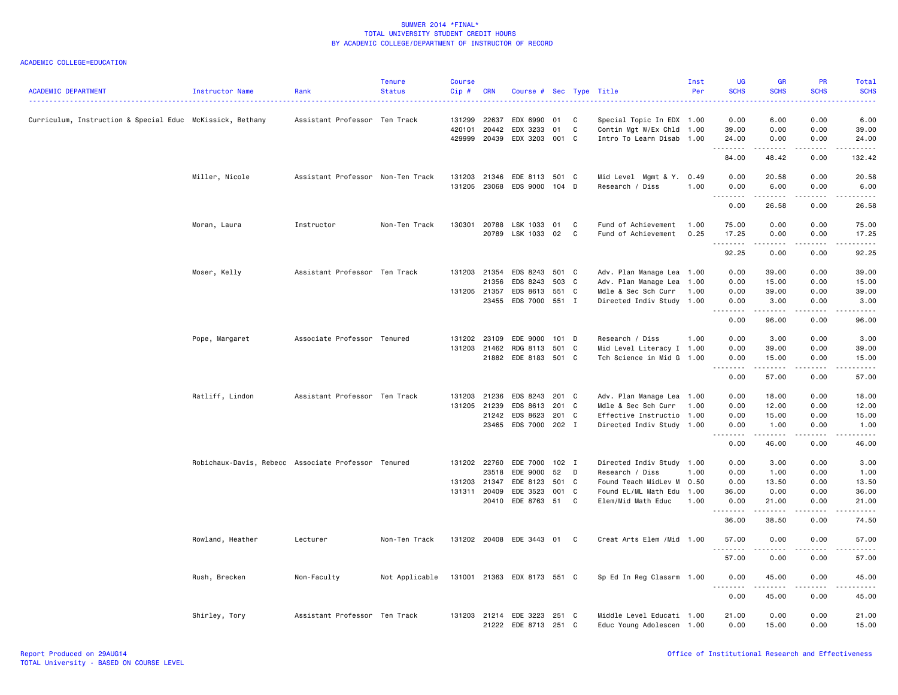SUMMER 2014 *FINAL*
TOTAL UNIVERSITY STUDENT CREDIT HOURS
BY ACADEMIC COLLEGE/DEPARTMENT OF INSTRUCTOR OF RECORD

ACADEMIC COLLEGE=EDUCATION

| ACADEMIC DEPARTMENT | Instructor Name | Rank | Tenure Status | Course Cip # | CRN | Course # | Sec | Type | Title | Inst Per | UG SCHS | GR SCHS | PR SCHS | Total SCHS |
|---|---|---|---|---|---|---|---|---|---|---|---|---|---|---|
| Curriculum, Instruction & Special Educ | McKissick, Bethany | Assistant Professor | Ten Track | 131299 | 22637 | EDX 6990 | 01 | C | Special Topic In EDX | 1.00 | 0.00 | 6.00 | 0.00 | 6.00 |
| | | | | 420101 | 20442 | EDX 3233 | 01 | C | Contin Mgt W/Ex Chld | 1.00 | 39.00 | 0.00 | 0.00 | 39.00 |
| | | | | 429999 | 20439 | EDX 3203 | 001 | C | Intro To Learn Disab | 1.00 | 24.00 | 0.00 | 0.00 | 24.00 |
| | | | | | | | | | | | 84.00 | 48.42 | 0.00 | 132.42 |
| | Miller, Nicole | Assistant Professor | Non-Ten Track | 131203 | 21346 | EDE 8113 | 501 | C | Mid Level Mgmt & Y. | 0.49 | 0.00 | 20.58 | 0.00 | 20.58 |
| | | | | 131205 | 23068 | EDS 9000 | 104 | D | Research / Diss | 1.00 | 0.00 | 6.00 | 0.00 | 6.00 |
| | | | | | | | | | | | 0.00 | 26.58 | 0.00 | 26.58 |
| | Moran, Laura | Instructor | Non-Ten Track | 130301 | 20788 | LSK 1033 | 01 | C | Fund of Achievement | 1.00 | 75.00 | 0.00 | 0.00 | 75.00 |
| | | | | | 20789 | LSK 1033 | 02 | C | Fund of Achievement | 0.25 | 17.25 | 0.00 | 0.00 | 17.25 |
| | | | | | | | | | | | 92.25 | 0.00 | 0.00 | 92.25 |
| | Moser, Kelly | Assistant Professor | Ten Track | 131203 | 21354 | EDS 8243 | 501 | C | Adv. Plan Manage Lea | 1.00 | 0.00 | 39.00 | 0.00 | 39.00 |
| | | | | | 21356 | EDS 8243 | 503 | C | Adv. Plan Manage Lea | 1.00 | 0.00 | 15.00 | 0.00 | 15.00 |
| | | | | 131205 | 21357 | EDS 8613 | 551 | C | Mdle & Sec Sch Curr | 1.00 | 0.00 | 39.00 | 0.00 | 39.00 |
| | | | | | 23455 | EDS 7000 | 551 | I | Directed Indiv Study | 1.00 | 0.00 | 3.00 | 0.00 | 3.00 |
| | | | | | | | | | | | 0.00 | 96.00 | 0.00 | 96.00 |
| | Pope, Margaret | Associate Professor | Tenured | 131202 | 23109 | EDE 9000 | 101 | D | Research / Diss | 1.00 | 0.00 | 3.00 | 0.00 | 3.00 |
| | | | | 131203 | 21462 | RDG 8113 | 501 | C | Mid Level Literacy I | 1.00 | 0.00 | 39.00 | 0.00 | 39.00 |
| | | | | | 21882 | EDE 8183 | 501 | C | Tch Science in Mid G | 1.00 | 0.00 | 15.00 | 0.00 | 15.00 |
| | | | | | | | | | | | 0.00 | 57.00 | 0.00 | 57.00 |
| | Ratliff, Lindon | Assistant Professor | Ten Track | 131203 | 21236 | EDS 8243 | 201 | C | Adv. Plan Manage Lea | 1.00 | 0.00 | 18.00 | 0.00 | 18.00 |
| | | | | 131205 | 21239 | EDS 8613 | 201 | C | Mdle & Sec Sch Curr | 1.00 | 0.00 | 12.00 | 0.00 | 12.00 |
| | | | | | 21242 | EDS 8623 | 201 | C | Effective Instructio | 1.00 | 0.00 | 15.00 | 0.00 | 15.00 |
| | | | | | 23465 | EDS 7000 | 202 | I | Directed Indiv Study | 1.00 | 0.00 | 1.00 | 0.00 | 1.00 |
| | | | | | | | | | | | 0.00 | 46.00 | 0.00 | 46.00 |
| | Robichaux-Davis, Rebecc | Associate Professor | Tenured | 131202 | 22760 | EDE 7000 | 102 | I | Directed Indiv Study | 1.00 | 0.00 | 3.00 | 0.00 | 3.00 |
| | | | | | 23518 | EDE 9000 | 52 | D | Research / Diss | 1.00 | 0.00 | 1.00 | 0.00 | 1.00 |
| | | | | 131203 | 21347 | EDE 8123 | 501 | C | Found Teach MidLev M | 0.50 | 0.00 | 13.50 | 0.00 | 13.50 |
| | | | | 131311 | 20409 | EDE 3523 | 001 | C | Found EL/ML Math Edu | 1.00 | 36.00 | 0.00 | 0.00 | 36.00 |
| | | | | | 20410 | EDE 8763 | 51 | C | Elem/Mid Math Educ | 1.00 | 0.00 | 21.00 | 0.00 | 21.00 |
| | | | | | | | | | | | 36.00 | 38.50 | 0.00 | 74.50 |
| | Rowland, Heather | Lecturer | Non-Ten Track | 131202 | 20408 | EDE 3443 | 01 | C | Creat Arts Elem /Mid | 1.00 | 57.00 | 0.00 | 0.00 | 57.00 |
| | | | | | | | | | | | 57.00 | 0.00 | 0.00 | 57.00 |
| | Rush, Brecken | Non-Faculty | Not Applicable | 131001 | 21363 | EDX 8173 | 551 | C | Sp Ed In Reg Classrm | 1.00 | 0.00 | 45.00 | 0.00 | 45.00 |
| | | | | | | | | | | | 0.00 | 45.00 | 0.00 | 45.00 |
| | Shirley, Tory | Assistant Professor | Ten Track | 131203 | 21214 | EDE 3223 | 251 | C | Middle Level Educati | 1.00 | 21.00 | 0.00 | 0.00 | 21.00 |
| | | | | | 21222 | EDE 8713 | 251 | C | Educ Young Adolescen | 1.00 | 0.00 | 15.00 | 0.00 | 15.00 |

Report Produced on 29AUG14
TOTAL University - BASED ON COURSE LEVEL

Office of Institutional Research and Effectiveness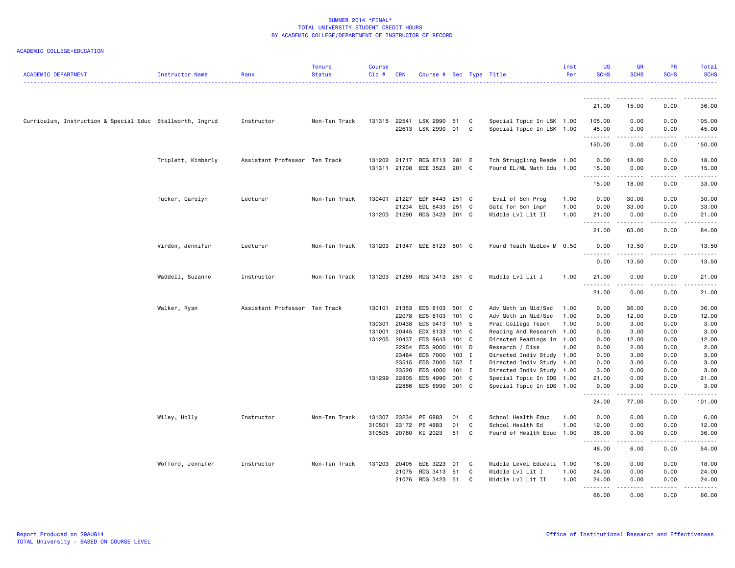SUMMER 2014 *FINAL*
TOTAL UNIVERSITY STUDENT CREDIT HOURS
BY ACADEMIC COLLEGE/DEPARTMENT OF INSTRUCTOR OF RECORD

ACADEMIC COLLEGE=EDUCATION

| ACADEMIC DEPARTMENT | Instructor Name | Rank | Tenure Status | Course Cip # | CRN | Course # | Sec | Type | Title | Inst Per | UG SCHS | GR SCHS | PR SCHS | Total SCHS |
|---|---|---|---|---|---|---|---|---|---|---|---|---|---|---|
| | | | | | | | | | | | 21.00 | 15.00 | 0.00 | 36.00 |
| Curriculum, Instruction & Special Educ | Stallworth, Ingrid | Instructor | Non-Ten Track | 131315 | 22541 | LSK 2990 | 51 | C | Special Topic In LSK | 1.00 | 105.00 | 0.00 | 0.00 | 105.00 |
| | | | | | 22613 | LSK 2990 | 01 | C | Special Topic In LSK | 1.00 | 45.00 | 0.00 | 0.00 | 45.00 |
| | | | | | | | | | | | 150.00 | 0.00 | 0.00 | 150.00 |
| | Triplett, Kimberly | Assistant Professor | Ten Track | 131202 | 21717 | RDG 8713 | 281 | E | Tch Struggling Reade | 1.00 | 0.00 | 18.00 | 0.00 | 18.00 |
| | | | | 131311 | 21708 | EDE 3523 | 201 | C | Found EL/ML Math Edu | 1.00 | 15.00 | 0.00 | 0.00 | 15.00 |
| | | | | | | | | | | | 15.00 | 18.00 | 0.00 | 33.00 |
| | Tucker, Carolyn | Lecturer | Non-Ten Track | 130401 | 21227 | EDF 8443 | 251 | C | Eval of Sch Prog | 1.00 | 0.00 | 30.00 | 0.00 | 30.00 |
| | | | | | 21234 | EDL 8433 | 251 | C | Data for Sch Impr | 1.00 | 0.00 | 33.00 | 0.00 | 33.00 |
| | | | | 131203 | 21290 | RDG 3423 | 201 | C | Middle Lvl Lit II | 1.00 | 21.00 | 0.00 | 0.00 | 21.00 |
| | | | | | | | | | | | 21.00 | 63.00 | 0.00 | 84.00 |
| | Virden, Jennifer | Lecturer | Non-Ten Track | 131203 | 21347 | EDE 8123 | 501 | C | Found Teach MidLev M | 0.50 | 0.00 | 13.50 | 0.00 | 13.50 |
| | | | | | | | | | | | 0.00 | 13.50 | 0.00 | 13.50 |
| | Waddell, Suzanne | Instructor | Non-Ten Track | 131203 | 21289 | RDG 3413 | 251 | C | Middle Lvl Lit I | 1.00 | 21.00 | 0.00 | 0.00 | 21.00 |
| | | | | | | | | | | | 21.00 | 0.00 | 0.00 | 21.00 |
| | Walker, Ryan | Assistant Professor | Ten Track | 130101 | 21353 | EDS 8103 | 501 | C | Adv Meth in Mid/Sec | 1.00 | 0.00 | 36.00 | 0.00 | 36.00 |
| | | | | | 22078 | EDS 8103 | 101 | C | Adv Meth in Mid/Sec | 1.00 | 0.00 | 12.00 | 0.00 | 12.00 |
| | | | | 130301 | 20438 | EDS 9413 | 101 | E | Prac College Teach | 1.00 | 0.00 | 3.00 | 0.00 | 3.00 |
| | | | | 131001 | 20445 | EDX 8133 | 101 | C | Reading And Research | 1.00 | 0.00 | 3.00 | 0.00 | 3.00 |
| | | | | 131205 | 20437 | EDS 8643 | 101 | C | Directed Readings in | 1.00 | 0.00 | 12.00 | 0.00 | 12.00 |
| | | | | | 22954 | EDS 9000 | 101 | D | Research / Diss | 1.00 | 0.00 | 2.00 | 0.00 | 2.00 |
| | | | | | 23484 | EDS 7000 | 103 | I | Directed Indiv Study | 1.00 | 0.00 | 3.00 | 0.00 | 3.00 |
| | | | | | 23515 | EDS 7000 | 552 | I | Directed Indiv Study | 1.00 | 0.00 | 3.00 | 0.00 | 3.00 |
| | | | | | 23520 | EDS 4000 | 101 | I | Directed Indiv Study | 1.00 | 3.00 | 0.00 | 0.00 | 3.00 |
| | | | | 131299 | 22805 | EDS 4990 | 001 | C | Special Topic In EDS | 1.00 | 21.00 | 0.00 | 0.00 | 21.00 |
| | | | | | 22866 | EDS 6990 | 001 | C | Special Topic In EDS | 1.00 | 0.00 | 3.00 | 0.00 | 3.00 |
| | | | | | | | | | | | 24.00 | 77.00 | 0.00 | 101.00 |
| | Wiley, Holly | Instructor | Non-Ten Track | 131307 | 23234 | PE 6883 | 01 | C | School Health Educ | 1.00 | 0.00 | 6.00 | 0.00 | 6.00 |
| | | | | 310501 | 23172 | PE 4883 | 01 | C | School Health Ed | 1.00 | 12.00 | 0.00 | 0.00 | 12.00 |
| | | | | 310505 | 20760 | KI 2023 | 51 | C | Found of Health Educ | 1.00 | 36.00 | 0.00 | 0.00 | 36.00 |
| | | | | | | | | | | | 48.00 | 6.00 | 0.00 | 54.00 |
| | Wofford, Jennifer | Instructor | Non-Ten Track | 131203 | 20405 | EDE 3223 | 01 | C | Middle Level Educati | 1.00 | 18.00 | 0.00 | 0.00 | 18.00 |
| | | | | | 21075 | RDG 3413 | 51 | C | Middle Lvl Lit I | 1.00 | 24.00 | 0.00 | 0.00 | 24.00 |
| | | | | | 21076 | RDG 3423 | 51 | C | Middle Lvl Lit II | 1.00 | 24.00 | 0.00 | 0.00 | 24.00 |
| | | | | | | | | | | | 66.00 | 0.00 | 0.00 | 66.00 |

Report Produced on 29AUG14
TOTAL University - BASED ON COURSE LEVEL

Office of Institutional Research and Effectiveness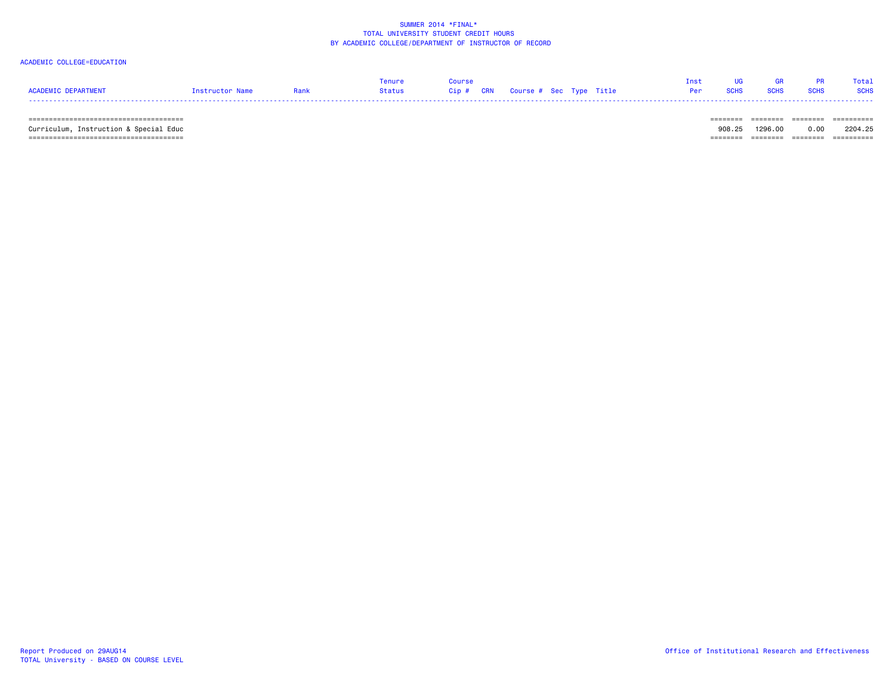SUMMER 2014 *FINAL*
TOTAL UNIVERSITY STUDENT CREDIT HOURS
BY ACADEMIC COLLEGE/DEPARTMENT OF INSTRUCTOR OF RECORD

ACADEMIC COLLEGE=EDUCATION

| ACADEMIC DEPARTMENT | Instructor Name | Rank | Tenure Status | Course Cip # | CRN | Course # | Sec | Type | Title | Inst Per | UG SCHS | GR SCHS | PR SCHS | Total SCHS |
|---|---|---|---|---|---|---|---|---|---|---|---|---|---|---|
| Curriculum, Instruction & Special Educ | | | | | | | | | | | 908.25 | 1296.00 | 0.00 | 2204.25 |

Report Produced on 29AUG14
TOTAL University - BASED ON COURSE LEVEL

Office of Institutional Research and Effectiveness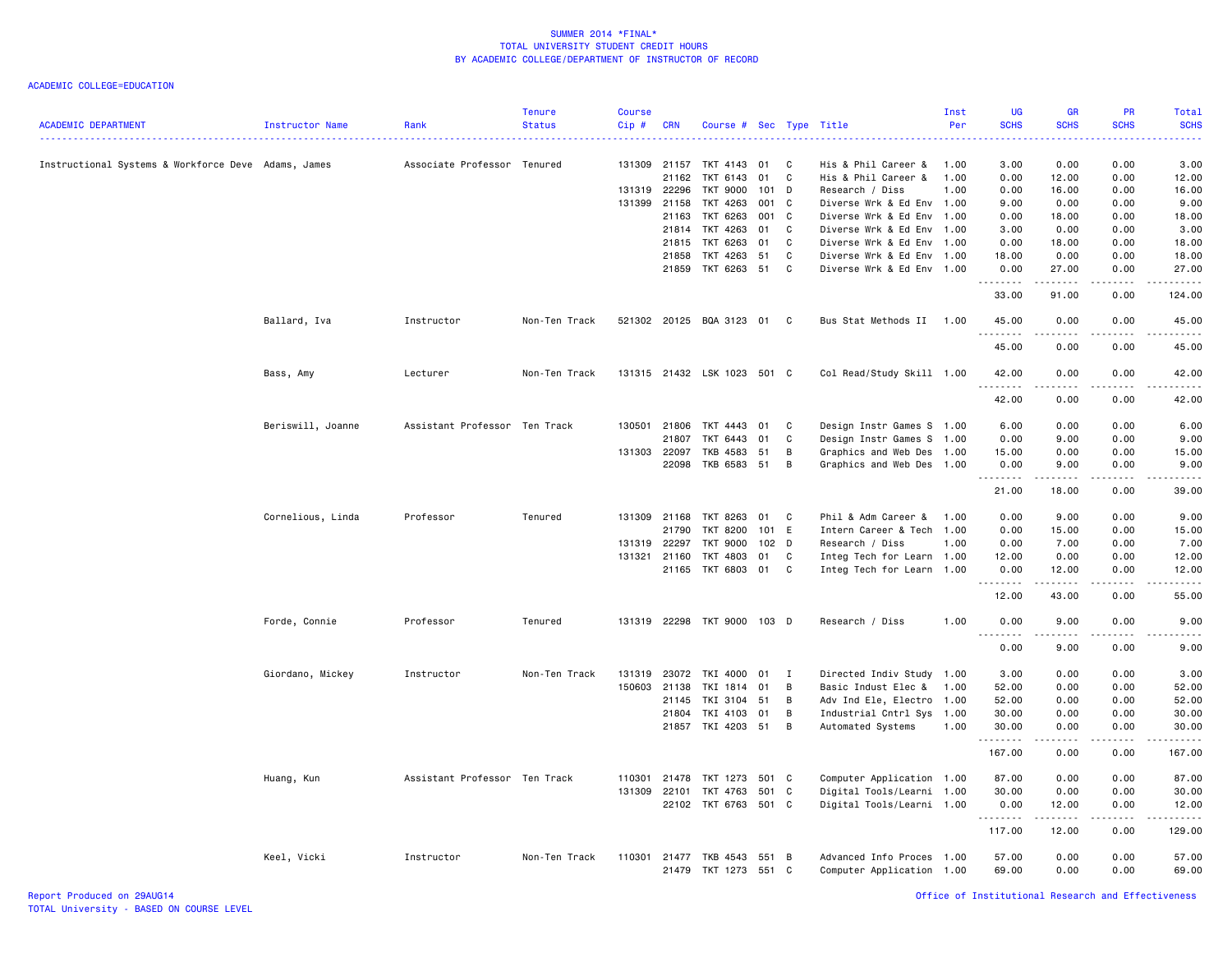SUMMER 2014 *FINAL*
TOTAL UNIVERSITY STUDENT CREDIT HOURS
BY ACADEMIC COLLEGE/DEPARTMENT OF INSTRUCTOR OF RECORD

ACADEMIC COLLEGE=EDUCATION

| ACADEMIC DEPARTMENT | Instructor Name | Rank | Tenure Status | Course Cip # | CRN | Course # | Sec | Type | Title | Inst Per | UG SCHS | GR SCHS | PR SCHS | Total SCHS |
|---|---|---|---|---|---|---|---|---|---|---|---|---|---|---|
| Instructional Systems & Workforce Deve | Adams, James | Associate Professor | Tenured | 131309 | 21157 | TKT 4143 | 01 | C | His & Phil Career & | 1.00 | 3.00 | 0.00 | 0.00 | 3.00 |
| | | | | | 21162 | TKT 6143 | 01 | C | His & Phil Career & | 1.00 | 0.00 | 12.00 | 0.00 | 12.00 |
| | | | | 131319 | 22296 | TKT 9000 | 101 | D | Research / Diss | 1.00 | 0.00 | 16.00 | 0.00 | 16.00 |
| | | | | 131399 | 21158 | TKT 4263 | 001 | C | Diverse Wrk & Ed Env | 1.00 | 9.00 | 0.00 | 0.00 | 9.00 |
| | | | | | 21163 | TKT 6263 | 001 | C | Diverse Wrk & Ed Env | 1.00 | 0.00 | 18.00 | 0.00 | 18.00 |
| | | | | | 21814 | TKT 4263 | 01 | C | Diverse Wrk & Ed Env | 1.00 | 3.00 | 0.00 | 0.00 | 3.00 |
| | | | | | 21815 | TKT 6263 | 01 | C | Diverse Wrk & Ed Env | 1.00 | 0.00 | 18.00 | 0.00 | 18.00 |
| | | | | | 21858 | TKT 4263 | 51 | C | Diverse Wrk & Ed Env | 1.00 | 18.00 | 0.00 | 0.00 | 18.00 |
| | | | | | 21859 | TKT 6263 | 51 | C | Diverse Wrk & Ed Env | 1.00 | 0.00 | 27.00 | 0.00 | 27.00 |
| | | | | | | | | | | | 33.00 | 91.00 | 0.00 | 124.00 |
| | Ballard, Iva | Instructor | Non-Ten Track | 521302 | 20125 | BQA 3123 | 01 | C | Bus Stat Methods II | 1.00 | 45.00 | 0.00 | 0.00 | 45.00 |
| | | | | | | | | | | | 45.00 | 0.00 | 0.00 | 45.00 |
| | Bass, Amy | Lecturer | Non-Ten Track | 131315 | 21432 | LSK 1023 | 501 | C | Col Read/Study Skill | 1.00 | 42.00 | 0.00 | 0.00 | 42.00 |
| | | | | | | | | | | | 42.00 | 0.00 | 0.00 | 42.00 |
| | Beriswill, Joanne | Assistant Professor | Ten Track | 130501 | 21806 | TKT 4443 | 01 | C | Design Instr Games S | 1.00 | 6.00 | 0.00 | 0.00 | 6.00 |
| | | | | | 21807 | TKT 6443 | 01 | C | Design Instr Games S | 1.00 | 0.00 | 9.00 | 0.00 | 9.00 |
| | | | | 131303 | 22097 | TKB 4583 | 51 | B | Graphics and Web Des | 1.00 | 15.00 | 0.00 | 0.00 | 15.00 |
| | | | | | 22098 | TKB 6583 | 51 | B | Graphics and Web Des | 1.00 | 0.00 | 9.00 | 0.00 | 9.00 |
| | | | | | | | | | | | 21.00 | 18.00 | 0.00 | 39.00 |
| | Cornelious, Linda | Professor | Tenured | 131309 | 21168 | TKT 8263 | 01 | C | Phil & Adm Career & | 1.00 | 0.00 | 9.00 | 0.00 | 9.00 |
| | | | | | 21790 | TKT 8200 | 101 | E | Intern Career & Tech | 1.00 | 0.00 | 15.00 | 0.00 | 15.00 |
| | | | | 131319 | 22297 | TKT 9000 | 102 | D | Research / Diss | 1.00 | 0.00 | 7.00 | 0.00 | 7.00 |
| | | | | 131321 | 21160 | TKT 4803 | 01 | C | Integ Tech for Learn | 1.00 | 12.00 | 0.00 | 0.00 | 12.00 |
| | | | | | 21165 | TKT 6803 | 01 | C | Integ Tech for Learn | 1.00 | 0.00 | 12.00 | 0.00 | 12.00 |
| | | | | | | | | | | | 12.00 | 43.00 | 0.00 | 55.00 |
| | Forde, Connie | Professor | Tenured | 131319 | 22298 | TKT 9000 | 103 | D | Research / Diss | 1.00 | 0.00 | 9.00 | 0.00 | 9.00 |
| | | | | | | | | | | | 0.00 | 9.00 | 0.00 | 9.00 |
| | Giordano, Mickey | Instructor | Non-Ten Track | 131319 | 23072 | TKI 4000 | 01 | I | Directed Indiv Study | 1.00 | 3.00 | 0.00 | 0.00 | 3.00 |
| | | | | 150603 | 21138 | TKI 1814 | 01 | B | Basic Indust Elec & | 1.00 | 52.00 | 0.00 | 0.00 | 52.00 |
| | | | | | 21145 | TKI 3104 | 51 | B | Adv Ind Ele, Electro | 1.00 | 52.00 | 0.00 | 0.00 | 52.00 |
| | | | | | 21804 | TKI 4103 | 01 | B | Industrial Cntrl Sys | 1.00 | 30.00 | 0.00 | 0.00 | 30.00 |
| | | | | | 21857 | TKI 4203 | 51 | B | Automated Systems | 1.00 | 30.00 | 0.00 | 0.00 | 30.00 |
| | | | | | | | | | | | 167.00 | 0.00 | 0.00 | 167.00 |
| | Huang, Kun | Assistant Professor | Ten Track | 110301 | 21478 | TKT 1273 | 501 | C | Computer Application | 1.00 | 87.00 | 0.00 | 0.00 | 87.00 |
| | | | | 131309 | 22101 | TKT 4763 | 501 | C | Digital Tools/Learni | 1.00 | 30.00 | 0.00 | 0.00 | 30.00 |
| | | | | | 22102 | TKT 6763 | 501 | C | Digital Tools/Learni | 1.00 | 0.00 | 12.00 | 0.00 | 12.00 |
| | | | | | | | | | | | 117.00 | 12.00 | 0.00 | 129.00 |
| | Keel, Vicki | Instructor | Non-Ten Track | 110301 | 21477 | TKB 4543 | 551 | B | Advanced Info Proces | 1.00 | 57.00 | 0.00 | 0.00 | 57.00 |
| | | | | | 21479 | TKT 1273 | 551 | C | Computer Application | 1.00 | 69.00 | 0.00 | 0.00 | 69.00 |

Report Produced on 29AUG14
TOTAL University - BASED ON COURSE LEVEL

Office of Institutional Research and Effectiveness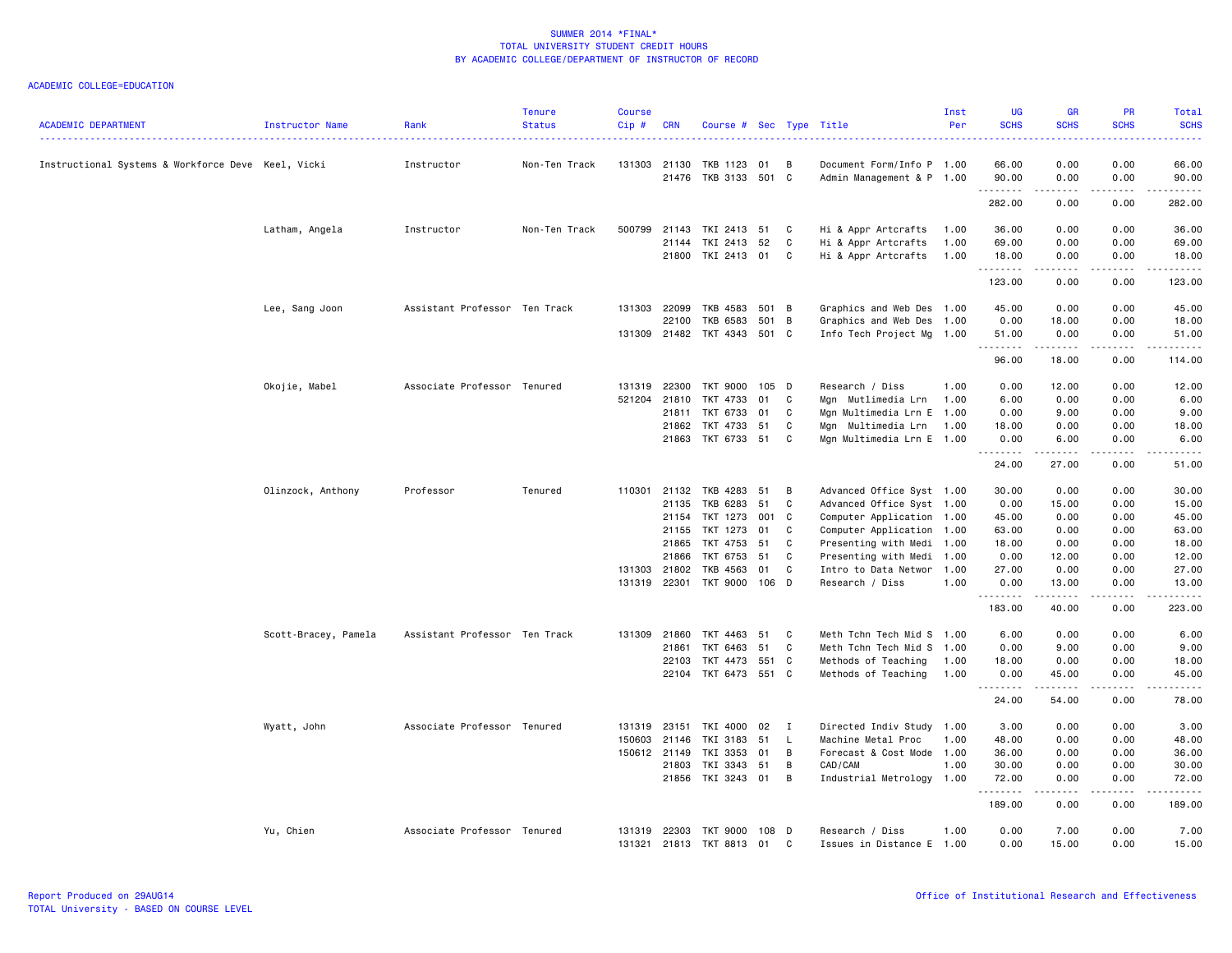SUMMER 2014 *FINAL*
TOTAL UNIVERSITY STUDENT CREDIT HOURS
BY ACADEMIC COLLEGE/DEPARTMENT OF INSTRUCTOR OF RECORD

ACADEMIC COLLEGE=EDUCATION

| ACADEMIC DEPARTMENT | Instructor Name | Rank | Tenure Status | Course Cip # | CRN | Course # | Sec | Type | Title | Inst Per | UG SCHS | GR SCHS | PR SCHS | Total SCHS |
|---|---|---|---|---|---|---|---|---|---|---|---|---|---|---|
| Instructional Systems & Workforce Deve | Keel, Vicki | Instructor | Non-Ten Track | 131303 | 21130 | TKB 1123 | 01 | B | Document Form/Info P | 1.00 | 66.00 | 0.00 | 0.00 | 66.00 |
| | | | | | 21476 | TKB 3133 | 501 | C | Admin Management & P | 1.00 | 90.00 | 0.00 | 0.00 | 90.00 |
| | | | | | | | | | | | 282.00 | 0.00 | 0.00 | 282.00 |
| | Latham, Angela | Instructor | Non-Ten Track | 500799 | 21143 | TKI 2413 | 51 | C | Hi & Appr Artcrafts | 1.00 | 36.00 | 0.00 | 0.00 | 36.00 |
| | | | | | 21144 | TKI 2413 | 52 | C | Hi & Appr Artcrafts | 1.00 | 69.00 | 0.00 | 0.00 | 69.00 |
| | | | | | 21800 | TKI 2413 | 01 | C | Hi & Appr Artcrafts | 1.00 | 18.00 | 0.00 | 0.00 | 18.00 |
| | | | | | | | | | | | 123.00 | 0.00 | 0.00 | 123.00 |
| | Lee, Sang Joon | Assistant Professor | Ten Track | 131303 | 22099 | TKB 4583 | 501 | B | Graphics and Web Des | 1.00 | 45.00 | 0.00 | 0.00 | 45.00 |
| | | | | | 22100 | TKB 6583 | 501 | B | Graphics and Web Des | 1.00 | 0.00 | 18.00 | 0.00 | 18.00 |
| | | | | 131309 | 21482 | TKT 4343 | 501 | C | Info Tech Project Mg | 1.00 | 51.00 | 0.00 | 0.00 | 51.00 |
| | | | | | | | | | | | 96.00 | 18.00 | 0.00 | 114.00 |
| | Okojie, Mabel | Associate Professor | Tenured | 131319 | 22300 | TKT 9000 | 105 | D | Research / Diss | 1.00 | 0.00 | 12.00 | 0.00 | 12.00 |
| | | | | 521204 | 21810 | TKT 4733 | 01 | C | Mgn Mutlimedia Lrn | 1.00 | 6.00 | 0.00 | 0.00 | 6.00 |
| | | | | | 21811 | TKT 6733 | 01 | C | Mgn Multimedia Lrn E | 1.00 | 0.00 | 9.00 | 0.00 | 9.00 |
| | | | | | 21862 | TKT 4733 | 51 | C | Mgn Multimedia Lrn | 1.00 | 18.00 | 0.00 | 0.00 | 18.00 |
| | | | | | 21863 | TKT 6733 | 51 | C | Mgn Multimedia Lrn E | 1.00 | 0.00 | 6.00 | 0.00 | 6.00 |
| | | | | | | | | | | | 24.00 | 27.00 | 0.00 | 51.00 |
| | Olinzock, Anthony | Professor | Tenured | 110301 | 21132 | TKB 4283 | 51 | B | Advanced Office Syst | 1.00 | 30.00 | 0.00 | 0.00 | 30.00 |
| | | | | | 21135 | TKB 6283 | 51 | C | Advanced Office Syst | 1.00 | 0.00 | 15.00 | 0.00 | 15.00 |
| | | | | | 21154 | TKT 1273 | 001 | C | Computer Application | 1.00 | 45.00 | 0.00 | 0.00 | 45.00 |
| | | | | | 21155 | TKT 1273 | 01 | C | Computer Application | 1.00 | 63.00 | 0.00 | 0.00 | 63.00 |
| | | | | | 21865 | TKT 4753 | 51 | C | Presenting with Medi | 1.00 | 18.00 | 0.00 | 0.00 | 18.00 |
| | | | | | 21866 | TKT 6753 | 51 | C | Presenting with Medi | 1.00 | 0.00 | 12.00 | 0.00 | 12.00 |
| | | | | 131303 | 21802 | TKB 4563 | 01 | C | Intro to Data Networ | 1.00 | 27.00 | 0.00 | 0.00 | 27.00 |
| | | | | 131319 | 22301 | TKT 9000 | 106 | D | Research / Diss | 1.00 | 0.00 | 13.00 | 0.00 | 13.00 |
| | | | | | | | | | | | 183.00 | 40.00 | 0.00 | 223.00 |
| | Scott-Bracey, Pamela | Assistant Professor | Ten Track | 131309 | 21860 | TKT 4463 | 51 | C | Meth Tchn Tech Mid S | 1.00 | 6.00 | 0.00 | 0.00 | 6.00 |
| | | | | | 21861 | TKT 6463 | 51 | C | Meth Tchn Tech Mid S | 1.00 | 0.00 | 9.00 | 0.00 | 9.00 |
| | | | | | 22103 | TKT 4473 | 551 | C | Methods of Teaching | 1.00 | 18.00 | 0.00 | 0.00 | 18.00 |
| | | | | | 22104 | TKT 6473 | 551 | C | Methods of Teaching | 1.00 | 0.00 | 45.00 | 0.00 | 45.00 |
| | | | | | | | | | | | 24.00 | 54.00 | 0.00 | 78.00 |
| | Wyatt, John | Associate Professor | Tenured | 131319 | 23151 | TKI 4000 | 02 | I | Directed Indiv Study | 1.00 | 3.00 | 0.00 | 0.00 | 3.00 |
| | | | | 150603 | 21146 | TKI 3183 | 51 | L | Machine Metal Proc | 1.00 | 48.00 | 0.00 | 0.00 | 48.00 |
| | | | | 150612 | 21149 | TKI 3353 | 01 | B | Forecast & Cost Mode | 1.00 | 36.00 | 0.00 | 0.00 | 36.00 |
| | | | | | 21803 | TKI 3343 | 51 | B | CAD/CAM | 1.00 | 30.00 | 0.00 | 0.00 | 30.00 |
| | | | | | 21856 | TKI 3243 | 01 | B | Industrial Metrology | 1.00 | 72.00 | 0.00 | 0.00 | 72.00 |
| | | | | | | | | | | | 189.00 | 0.00 | 0.00 | 189.00 |
| | Yu, Chien | Associate Professor | Tenured | 131319 | 22303 | TKT 9000 | 108 | D | Research / Diss | 1.00 | 0.00 | 7.00 | 0.00 | 7.00 |
| | | | | 131321 | 21813 | TKT 8813 | 01 | C | Issues in Distance E | 1.00 | 0.00 | 15.00 | 0.00 | 15.00 |

Report Produced on 29AUG14
TOTAL University - BASED ON COURSE LEVEL

Office of Institutional Research and Effectiveness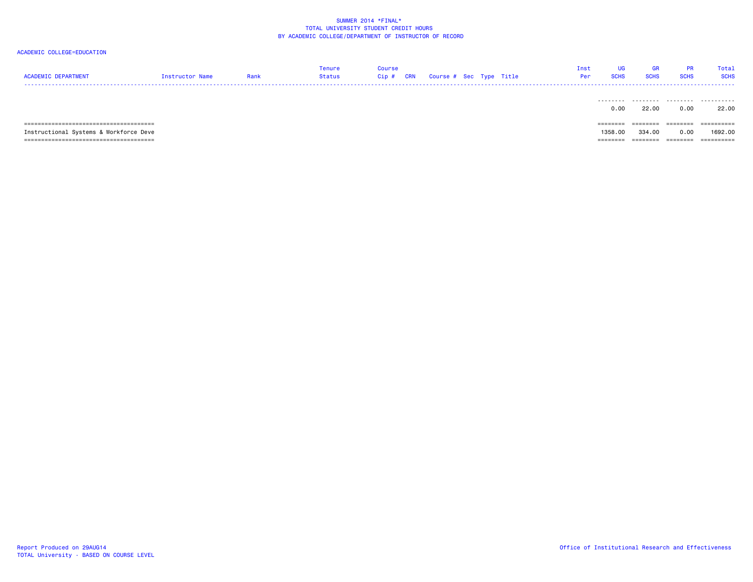SUMMER 2014 *FINAL*
TOTAL UNIVERSITY STUDENT CREDIT HOURS
BY ACADEMIC COLLEGE/DEPARTMENT OF INSTRUCTOR OF RECORD

ACADEMIC COLLEGE=EDUCATION

| ACADEMIC DEPARTMENT | Instructor Name | Rank | Tenure Status | Course Cip # | CRN | Course # | Sec | Type | Title | Inst Per | UG SCHS | GR SCHS | PR SCHS | Total SCHS |
|---|---|---|---|---|---|---|---|---|---|---|---|---|---|---|
| | | | | | | | | | | | 0.00 | 22.00 | 0.00 | 22.00 |
| Instructional Systems & Workforce Deve | | | | | | | | | | | 1358.00 | 334.00 | 0.00 | 1692.00 |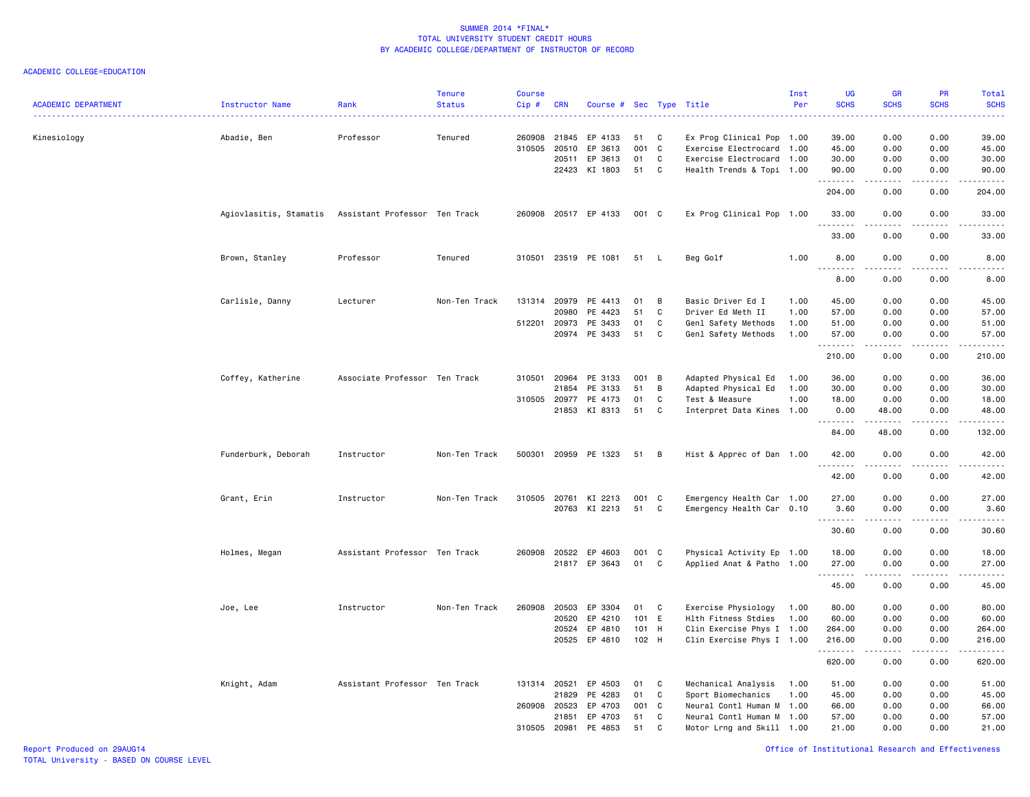SUMMER 2014 *FINAL*
TOTAL UNIVERSITY STUDENT CREDIT HOURS
BY ACADEMIC COLLEGE/DEPARTMENT OF INSTRUCTOR OF RECORD

ACADEMIC COLLEGE=EDUCATION

| ACADEMIC DEPARTMENT | Instructor Name | Rank | Tenure Status | Course Cip # | CRN | Course # | Sec | Type | Title | Inst Per | UG SCHS | GR SCHS | PR SCHS | Total SCHS |
|---|---|---|---|---|---|---|---|---|---|---|---|---|---|---|
| Kinesiology | Abadie, Ben | Professor | Tenured | 260908 | 21845 | EP 4133 | 51 | C | Ex Prog Clinical Pop | 1.00 | 39.00 | 0.00 | 0.00 | 39.00 |
| | | | | 310505 | 20510 | EP 3613 | 001 | C | Exercise Electrocard | 1.00 | 45.00 | 0.00 | 0.00 | 45.00 |
| | | | | | 20511 | EP 3613 | 01 | C | Exercise Electrocard | 1.00 | 30.00 | 0.00 | 0.00 | 30.00 |
| | | | | | 22423 | KI 1803 | 51 | C | Health Trends & Topi | 1.00 | 90.00 | 0.00 | 0.00 | 90.00 |
| | | | | | | | | | | | 204.00 | 0.00 | 0.00 | 204.00 |
| | Agiovlasitis, Stamatis | Assistant Professor | Ten Track | 260908 | 20517 | EP 4133 | 001 | C | Ex Prog Clinical Pop | 1.00 | 33.00 | 0.00 | 0.00 | 33.00 |
| | | | | | | | | | | | 33.00 | 0.00 | 0.00 | 33.00 |
| | Brown, Stanley | Professor | Tenured | 310501 | 23519 | PE 1081 | 51 | L | Beg Golf | 1.00 | 8.00 | 0.00 | 0.00 | 8.00 |
| | | | | | | | | | | | 8.00 | 0.00 | 0.00 | 8.00 |
| | Carlisle, Danny | Lecturer | Non-Ten Track | 131314 | 20979 | PE 4413 | 01 | B | Basic Driver Ed I | 1.00 | 45.00 | 0.00 | 0.00 | 45.00 |
| | | | | | 20980 | PE 4423 | 51 | C | Driver Ed Meth II | 1.00 | 57.00 | 0.00 | 0.00 | 57.00 |
| | | | | 512201 | 20973 | PE 3433 | 01 | C | Genl Safety Methods | 1.00 | 51.00 | 0.00 | 0.00 | 51.00 |
| | | | | | 20974 | PE 3433 | 51 | C | Genl Safety Methods | 1.00 | 57.00 | 0.00 | 0.00 | 57.00 |
| | | | | | | | | | | | 210.00 | 0.00 | 0.00 | 210.00 |
| | Coffey, Katherine | Associate Professor | Ten Track | 310501 | 20964 | PE 3133 | 001 | B | Adapted Physical Ed | 1.00 | 36.00 | 0.00 | 0.00 | 36.00 |
| | | | | | 21854 | PE 3133 | 51 | B | Adapted Physical Ed | 1.00 | 30.00 | 0.00 | 0.00 | 30.00 |
| | | | | 310505 | 20977 | PE 4173 | 01 | C | Test & Measure | 1.00 | 18.00 | 0.00 | 0.00 | 18.00 |
| | | | | | 21853 | KI 8313 | 51 | C | Interpret Data Kines | 1.00 | 0.00 | 48.00 | 0.00 | 48.00 |
| | | | | | | | | | | | 84.00 | 48.00 | 0.00 | 132.00 |
| | Funderburk, Deborah | Instructor | Non-Ten Track | 500301 | 20959 | PE 1323 | 51 | B | Hist & Apprec of Dan | 1.00 | 42.00 | 0.00 | 0.00 | 42.00 |
| | | | | | | | | | | | 42.00 | 0.00 | 0.00 | 42.00 |
| | Grant, Erin | Instructor | Non-Ten Track | 310505 | 20761 | KI 2213 | 001 | C | Emergency Health Car | 1.00 | 27.00 | 0.00 | 0.00 | 27.00 |
| | | | | | 20763 | KI 2213 | 51 | C | Emergency Health Car | 0.10 | 3.60 | 0.00 | 0.00 | 3.60 |
| | | | | | | | | | | | 30.60 | 0.00 | 0.00 | 30.60 |
| | Holmes, Megan | Assistant Professor | Ten Track | 260908 | 20522 | EP 4603 | 001 | C | Physical Activity Ep | 1.00 | 18.00 | 0.00 | 0.00 | 18.00 |
| | | | | | 21817 | EP 3643 | 01 | C | Applied Anat & Patho | 1.00 | 27.00 | 0.00 | 0.00 | 27.00 |
| | | | | | | | | | | | 45.00 | 0.00 | 0.00 | 45.00 |
| | Joe, Lee | Instructor | Non-Ten Track | 260908 | 20503 | EP 3304 | 01 | C | Exercise Physiology | 1.00 | 80.00 | 0.00 | 0.00 | 80.00 |
| | | | | | 20520 | EP 4210 | 101 | E | Hlth Fitness Stdies | 1.00 | 60.00 | 0.00 | 0.00 | 60.00 |
| | | | | | 20524 | EP 4810 | 101 | H | Clin Exercise Phys I | 1.00 | 264.00 | 0.00 | 0.00 | 264.00 |
| | | | | | 20525 | EP 4810 | 102 | H | Clin Exercise Phys I | 1.00 | 216.00 | 0.00 | 0.00 | 216.00 |
| | | | | | | | | | | | 620.00 | 0.00 | 0.00 | 620.00 |
| | Knight, Adam | Assistant Professor | Ten Track | 131314 | 20521 | EP 4503 | 01 | C | Mechanical Analysis | 1.00 | 51.00 | 0.00 | 0.00 | 51.00 |
| | | | | | 21829 | PE 4283 | 01 | C | Sport Biomechanics | 1.00 | 45.00 | 0.00 | 0.00 | 45.00 |
| | | | | 260908 | 20523 | EP 4703 | 001 | C | Neural Contl Human M | 1.00 | 66.00 | 0.00 | 0.00 | 66.00 |
| | | | | | 21851 | EP 4703 | 51 | C | Neural Contl Human M | 1.00 | 57.00 | 0.00 | 0.00 | 57.00 |
| | | | | 310505 | 20981 | PE 4853 | 51 | C | Motor Lrng and Skill | 1.00 | 21.00 | 0.00 | 0.00 | 21.00 |

Report Produced on 29AUG14
TOTAL University - BASED ON COURSE LEVEL
Office of Institutional Research and Effectiveness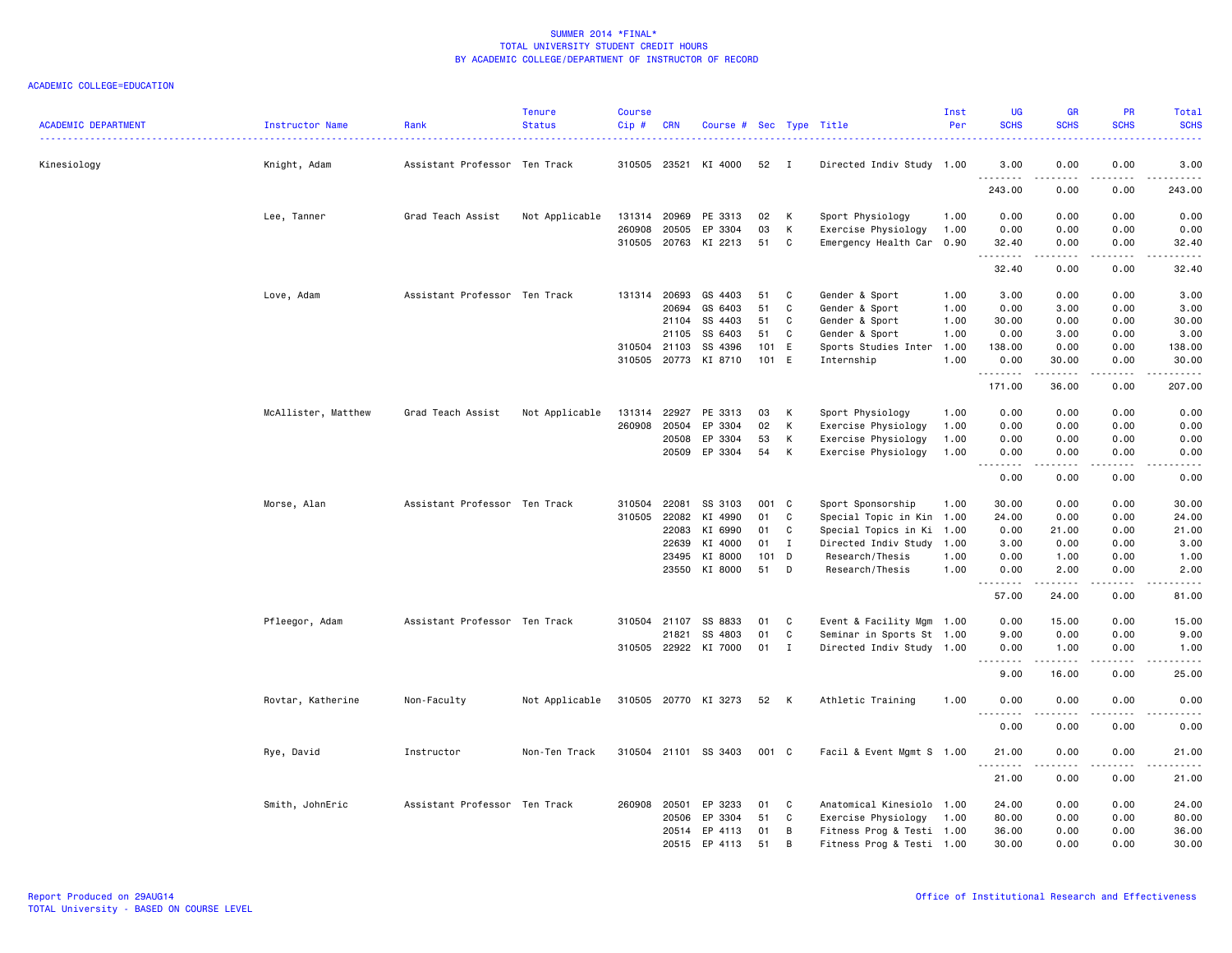SUMMER 2014 *FINAL*
TOTAL UNIVERSITY STUDENT CREDIT HOURS
BY ACADEMIC COLLEGE/DEPARTMENT OF INSTRUCTOR OF RECORD

ACADEMIC COLLEGE=EDUCATION

| ACADEMIC DEPARTMENT | Instructor Name | Rank | Tenure Status | Course Cip # | CRN | Course # | Sec | Type | Title | Inst Per | UG SCHS | GR SCHS | PR SCHS | Total SCHS |
|---|---|---|---|---|---|---|---|---|---|---|---|---|---|---|
| Kinesiology | Knight, Adam | Assistant Professor | Ten Track | 310505 | 23521 | KI 4000 | 52 | I | Directed Indiv Study | 1.00 | 3.00 | 0.00 | 0.00 | 3.00 |
| | | | | | | | | | | | 243.00 | 0.00 | 0.00 | 243.00 |
| | Lee, Tanner | Grad Teach Assist | Not Applicable | 131314 | 20969 | PE 3313 | 02 | K | Sport Physiology | 1.00 | 0.00 | 0.00 | 0.00 | 0.00 |
| | | | | 260908 | 20505 | EP 3304 | 03 | K | Exercise Physiology | 1.00 | 0.00 | 0.00 | 0.00 | 0.00 |
| | | | | 310505 | 20763 | KI 2213 | 51 | C | Emergency Health Car | 0.90 | 32.40 | 0.00 | 0.00 | 32.40 |
| | | | | | | | | | | | 32.40 | 0.00 | 0.00 | 32.40 |
| | Love, Adam | Assistant Professor | Ten Track | 131314 | 20693 | GS 4403 | 51 | C | Gender & Sport | 1.00 | 3.00 | 0.00 | 0.00 | 3.00 |
| | | | | | 20694 | GS 6403 | 51 | C | Gender & Sport | 1.00 | 0.00 | 3.00 | 0.00 | 3.00 |
| | | | | | 21104 | SS 4403 | 51 | C | Gender & Sport | 1.00 | 30.00 | 0.00 | 0.00 | 30.00 |
| | | | | | 21105 | SS 6403 | 51 | C | Gender & Sport | 1.00 | 0.00 | 3.00 | 0.00 | 3.00 |
| | | | | 310504 | 21103 | SS 4396 | 101 | E | Sports Studies Inter | 1.00 | 138.00 | 0.00 | 0.00 | 138.00 |
| | | | | 310505 | 20773 | KI 8710 | 101 | E | Internship | 1.00 | 0.00 | 30.00 | 0.00 | 30.00 |
| | | | | | | | | | | | 171.00 | 36.00 | 0.00 | 207.00 |
| | McAllister, Matthew | Grad Teach Assist | Not Applicable | 131314 | 22927 | PE 3313 | 03 | K | Sport Physiology | 1.00 | 0.00 | 0.00 | 0.00 | 0.00 |
| | | | | 260908 | 20504 | EP 3304 | 02 | K | Exercise Physiology | 1.00 | 0.00 | 0.00 | 0.00 | 0.00 |
| | | | | | 20508 | EP 3304 | 53 | K | Exercise Physiology | 1.00 | 0.00 | 0.00 | 0.00 | 0.00 |
| | | | | | 20509 | EP 3304 | 54 | K | Exercise Physiology | 1.00 | 0.00 | 0.00 | 0.00 | 0.00 |
| | | | | | | | | | | | 0.00 | 0.00 | 0.00 | 0.00 |
| | Morse, Alan | Assistant Professor | Ten Track | 310504 | 22081 | SS 3103 | 001 | C | Sport Sponsorship | 1.00 | 30.00 | 0.00 | 0.00 | 30.00 |
| | | | | 310505 | 22082 | KI 4990 | 01 | C | Special Topic in Kin | 1.00 | 24.00 | 0.00 | 0.00 | 24.00 |
| | | | | | 22083 | KI 6990 | 01 | C | Special Topics in Ki | 1.00 | 0.00 | 21.00 | 0.00 | 21.00 |
| | | | | | 22639 | KI 4000 | 01 | I | Directed Indiv Study | 1.00 | 3.00 | 0.00 | 0.00 | 3.00 |
| | | | | | 23495 | KI 8000 | 101 | D | Research/Thesis | 1.00 | 0.00 | 1.00 | 0.00 | 1.00 |
| | | | | | 23550 | KI 8000 | 51 | D | Research/Thesis | 1.00 | 0.00 | 2.00 | 0.00 | 2.00 |
| | | | | | | | | | | | 57.00 | 24.00 | 0.00 | 81.00 |
| | Pfleegor, Adam | Assistant Professor | Ten Track | 310504 | 21107 | SS 8833 | 01 | C | Event & Facility Mgm | 1.00 | 0.00 | 15.00 | 0.00 | 15.00 |
| | | | | | 21821 | SS 4803 | 01 | C | Seminar in Sports St | 1.00 | 9.00 | 0.00 | 0.00 | 9.00 |
| | | | | 310505 | 22922 | KI 7000 | 01 | I | Directed Indiv Study | 1.00 | 0.00 | 1.00 | 0.00 | 1.00 |
| | | | | | | | | | | | 9.00 | 16.00 | 0.00 | 25.00 |
| | Rovtar, Katherine | Non-Faculty | Not Applicable | 310505 | 20770 | KI 3273 | 52 | K | Athletic Training | 1.00 | 0.00 | 0.00 | 0.00 | 0.00 |
| | | | | | | | | | | | 0.00 | 0.00 | 0.00 | 0.00 |
| | Rye, David | Instructor | Non-Ten Track | 310504 | 21101 | SS 3403 | 001 | C | Facil & Event Mgmt S | 1.00 | 21.00 | 0.00 | 0.00 | 21.00 |
| | | | | | | | | | | | 21.00 | 0.00 | 0.00 | 21.00 |
| | Smith, JohnEric | Assistant Professor | Ten Track | 260908 | 20501 | EP 3233 | 01 | C | Anatomical Kinesiolo | 1.00 | 24.00 | 0.00 | 0.00 | 24.00 |
| | | | | | 20506 | EP 3304 | 51 | C | Exercise Physiology | 1.00 | 80.00 | 0.00 | 0.00 | 80.00 |
| | | | | | 20514 | EP 4113 | 01 | B | Fitness Prog & Testi | 1.00 | 36.00 | 0.00 | 0.00 | 36.00 |
| | | | | | 20515 | EP 4113 | 51 | B | Fitness Prog & Testi | 1.00 | 30.00 | 0.00 | 0.00 | 30.00 |

Report Produced on 29AUG14
TOTAL University - BASED ON COURSE LEVEL

Office of Institutional Research and Effectiveness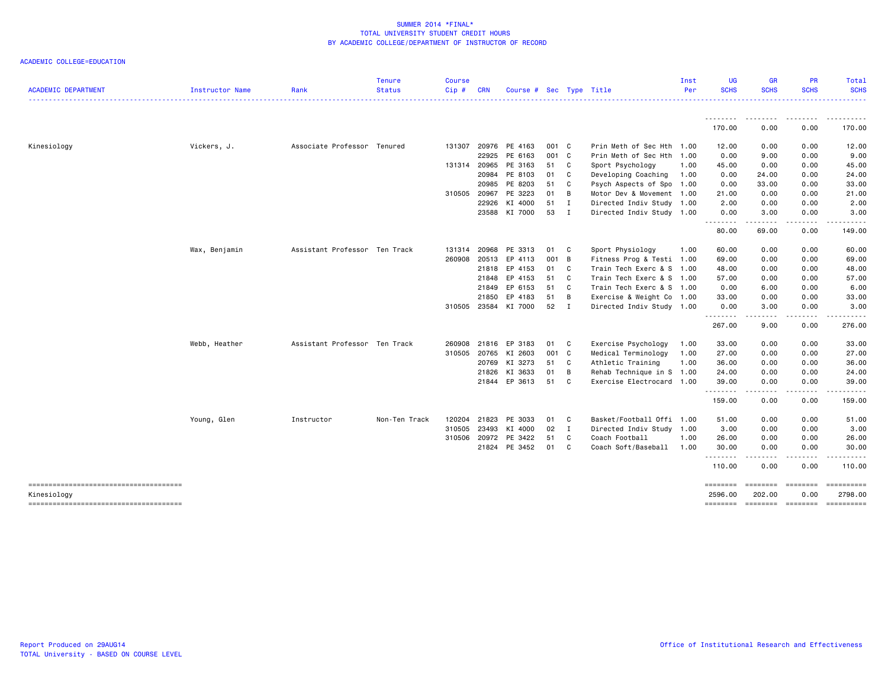SUMMER 2014 *FINAL*
TOTAL UNIVERSITY STUDENT CREDIT HOURS
BY ACADEMIC COLLEGE/DEPARTMENT OF INSTRUCTOR OF RECORD

ACADEMIC COLLEGE=EDUCATION

| ACADEMIC DEPARTMENT | Instructor Name | Rank | Tenure Status | Course Cip # | CRN | Course # | Sec | Type | Title | Inst Per | UG SCHS | GR SCHS | PR SCHS | Total SCHS |
|---|---|---|---|---|---|---|---|---|---|---|---|---|---|---|
| | | | | | | | | | | | 170.00 | 0.00 | 0.00 | 170.00 |
| Kinesiology | Vickers, J. | Associate Professor | Tenured | 131307 | 20976 | PE 4163 | 001 | C | Prin Meth of Sec Hth | 1.00 | 12.00 | 0.00 | 0.00 | 12.00 |
| | | | | | 22925 | PE 6163 | 001 | C | Prin Meth of Sec Hth | 1.00 | 0.00 | 9.00 | 0.00 | 9.00 |
| | | | | 131314 | 20965 | PE 3163 | 51 | C | Sport Psychology | 1.00 | 45.00 | 0.00 | 0.00 | 45.00 |
| | | | | | 20984 | PE 8103 | 01 | C | Developing Coaching | 1.00 | 0.00 | 24.00 | 0.00 | 24.00 |
| | | | | | 20985 | PE 8203 | 51 | C | Psych Aspects of Spo | 1.00 | 0.00 | 33.00 | 0.00 | 33.00 |
| | | | | 310505 | 20967 | PE 3223 | 01 | B | Motor Dev & Movement | 1.00 | 21.00 | 0.00 | 0.00 | 21.00 |
| | | | | | 22926 | KI 4000 | 51 | I | Directed Indiv Study | 1.00 | 2.00 | 0.00 | 0.00 | 2.00 |
| | | | | | 23588 | KI 7000 | 53 | I | Directed Indiv Study | 1.00 | 0.00 | 3.00 | 0.00 | 3.00 |
| | | | | | | | | | | | 80.00 | 69.00 | 0.00 | 149.00 |
| | Wax, Benjamin | Assistant Professor | Ten Track | 131314 | 20968 | PE 3313 | 01 | C | Sport Physiology | 1.00 | 60.00 | 0.00 | 0.00 | 60.00 |
| | | | | 260908 | 20513 | EP 4113 | 001 | B | Fitness Prog & Testi | 1.00 | 69.00 | 0.00 | 0.00 | 69.00 |
| | | | | | 21818 | EP 4153 | 01 | C | Train Tech Exerc & S | 1.00 | 48.00 | 0.00 | 0.00 | 48.00 |
| | | | | | 21848 | EP 4153 | 51 | C | Train Tech Exerc & S | 1.00 | 57.00 | 0.00 | 0.00 | 57.00 |
| | | | | | 21849 | EP 6153 | 51 | C | Train Tech Exerc & S | 1.00 | 0.00 | 6.00 | 0.00 | 6.00 |
| | | | | | 21850 | EP 4183 | 51 | B | Exercise & Weight Co | 1.00 | 33.00 | 0.00 | 0.00 | 33.00 |
| | | | | 310505 | 23584 | KI 7000 | 52 | I | Directed Indiv Study | 1.00 | 0.00 | 3.00 | 0.00 | 3.00 |
| | | | | | | | | | | | 267.00 | 9.00 | 0.00 | 276.00 |
| | Webb, Heather | Assistant Professor | Ten Track | 260908 | 21816 | EP 3183 | 01 | C | Exercise Psychology | 1.00 | 33.00 | 0.00 | 0.00 | 33.00 |
| | | | | 310505 | 20765 | KI 2603 | 001 | C | Medical Terminology | 1.00 | 27.00 | 0.00 | 0.00 | 27.00 |
| | | | | | 20769 | KI 3273 | 51 | C | Athletic Training | 1.00 | 36.00 | 0.00 | 0.00 | 36.00 |
| | | | | | 21826 | KI 3633 | 01 | B | Rehab Technique in S | 1.00 | 24.00 | 0.00 | 0.00 | 24.00 |
| | | | | | 21844 | EP 3613 | 51 | C | Exercise Electrocard | 1.00 | 39.00 | 0.00 | 0.00 | 39.00 |
| | | | | | | | | | | | 159.00 | 0.00 | 0.00 | 159.00 |
| | Young, Glen | Instructor | Non-Ten Track | 120204 | 21823 | PE 3033 | 01 | C | Basket/Football Offi | 1.00 | 51.00 | 0.00 | 0.00 | 51.00 |
| | | | | 310505 | 23493 | KI 4000 | 02 | I | Directed Indiv Study | 1.00 | 3.00 | 0.00 | 0.00 | 3.00 |
| | | | | 310506 | 20972 | PE 3422 | 51 | C | Coach Football | 1.00 | 26.00 | 0.00 | 0.00 | 26.00 |
| | | | | | 21824 | PE 3452 | 01 | C | Coach Soft/Baseball | 1.00 | 30.00 | 0.00 | 0.00 | 30.00 |
| | | | | | | | | | | | 110.00 | 0.00 | 0.00 | 110.00 |
| Kinesiology | | | | | | | | | | | 2596.00 | 202.00 | 0.00 | 2798.00 |

Report Produced on 29AUG14
TOTAL University - BASED ON COURSE LEVEL

Office of Institutional Research and Effectiveness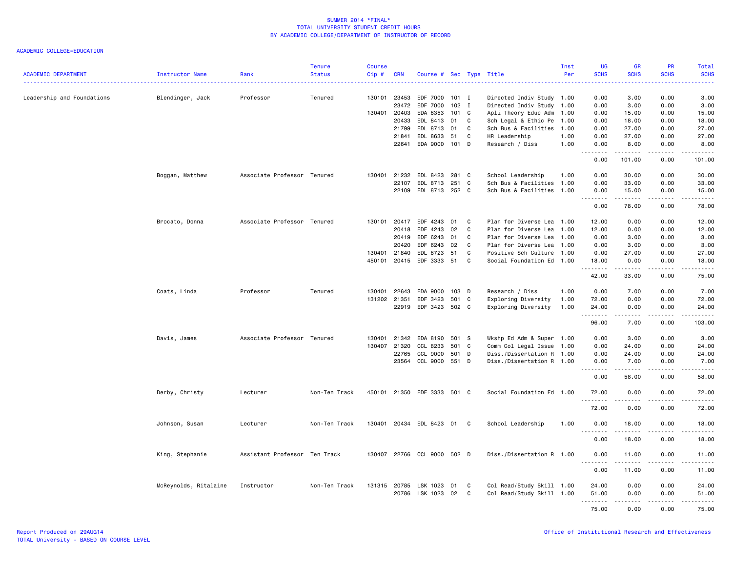# SUMMER 2014 *FINAL*
## TOTAL UNIVERSITY STUDENT CREDIT HOURS
## BY ACADEMIC COLLEGE/DEPARTMENT OF INSTRUCTOR OF RECORD

ACADEMIC COLLEGE=EDUCATION

| ACADEMIC DEPARTMENT | Instructor Name | Rank | Tenure Status | Course Cip # | CRN | Course # | Sec | Type | Title | Inst Per | UG SCHS | GR SCHS | PR SCHS | Total SCHS |
|---|---|---|---|---|---|---|---|---|---|---|---|---|---|---|
| Leadership and Foundations | Blendinger, Jack | Professor | Tenured | 130101 | 23453 | EDF 7000 | 101 | I | Directed Indiv Study | 1.00 | 0.00 | 3.00 | 0.00 | 3.00 |
| | | | | | 23472 | EDF 7000 | 102 | I | Directed Indiv Study | 1.00 | 0.00 | 3.00 | 0.00 | 3.00 |
| | | | | 130401 | 20403 | EDA 8353 | 101 | C | Apli Theory Educ Adm | 1.00 | 0.00 | 15.00 | 0.00 | 15.00 |
| | | | | | 20433 | EDL 8413 | 01 | C | Sch Legal & Ethic Pe | 1.00 | 0.00 | 18.00 | 0.00 | 18.00 |
| | | | | | 21799 | EDL 8713 | 01 | C | Sch Bus & Facilities | 1.00 | 0.00 | 27.00 | 0.00 | 27.00 |
| | | | | | 21841 | EDL 8633 | 51 | C | HR Leadership | 1.00 | 0.00 | 27.00 | 0.00 | 27.00 |
| | | | | | 22641 | EDA 9000 | 101 | D | Research / Diss | 1.00 | 0.00 | 8.00 | 0.00 | 8.00 |
| | | | | | | | | | | | 0.00 | 101.00 | 0.00 | 101.00 |
| | Boggan, Matthew | Associate Professor | Tenured | 130401 | 21232 | EDL 8423 | 281 | C | School Leadership | 1.00 | 0.00 | 30.00 | 0.00 | 30.00 |
| | | | | | 22107 | EDL 8713 | 251 | C | Sch Bus & Facilities | 1.00 | 0.00 | 33.00 | 0.00 | 33.00 |
| | | | | | 22109 | EDL 8713 | 252 | C | Sch Bus & Facilities | 1.00 | 0.00 | 15.00 | 0.00 | 15.00 |
| | | | | | | | | | | | 0.00 | 78.00 | 0.00 | 78.00 |
| | Brocato, Donna | Associate Professor | Tenured | 130101 | 20417 | EDF 4243 | 01 | C | Plan for Diverse Lea | 1.00 | 12.00 | 0.00 | 0.00 | 12.00 |
| | | | | | 20418 | EDF 4243 | 02 | C | Plan for Diverse Lea | 1.00 | 12.00 | 0.00 | 0.00 | 12.00 |
| | | | | | 20419 | EDF 6243 | 01 | C | Plan for Diverse Lea | 1.00 | 0.00 | 3.00 | 0.00 | 3.00 |
| | | | | | 20420 | EDF 6243 | 02 | C | Plan for Diverse Lea | 1.00 | 0.00 | 3.00 | 0.00 | 3.00 |
| | | | | 130401 | 21840 | EDL 8723 | 51 | C | Positive Sch Culture | 1.00 | 0.00 | 27.00 | 0.00 | 27.00 |
| | | | | 450101 | 20415 | EDF 3333 | 51 | C | Social Foundation Ed | 1.00 | 18.00 | 0.00 | 0.00 | 18.00 |
| | | | | | | | | | | | 42.00 | 33.00 | 0.00 | 75.00 |
| | Coats, Linda | Professor | Tenured | 130401 | 22643 | EDA 9000 | 103 | D | Research / Diss | 1.00 | 0.00 | 7.00 | 0.00 | 7.00 |
| | | | | 131202 | 21351 | EDF 3423 | 501 | C | Exploring Diversity | 1.00 | 72.00 | 0.00 | 0.00 | 72.00 |
| | | | | | 22919 | EDF 3423 | 502 | C | Exploring Diversity | 1.00 | 24.00 | 0.00 | 0.00 | 24.00 |
| | | | | | | | | | | | 96.00 | 7.00 | 0.00 | 103.00 |
| | Davis, James | Associate Professor | Tenured | 130401 | 21342 | EDA 8190 | 501 | S | Wkshp Ed Adm & Super | 1.00 | 0.00 | 3.00 | 0.00 | 3.00 |
| | | | | 130407 | 21320 | CCL 8233 | 501 | C | Comm Col Legal Issue | 1.00 | 0.00 | 24.00 | 0.00 | 24.00 |
| | | | | | 22765 | CCL 9000 | 501 | D | Diss./Dissertation R | 1.00 | 0.00 | 24.00 | 0.00 | 24.00 |
| | | | | | 23564 | CCL 9000 | 551 | D | Diss./Dissertation R | 1.00 | 0.00 | 7.00 | 0.00 | 7.00 |
| | | | | | | | | | | | 0.00 | 58.00 | 0.00 | 58.00 |
| | Derby, Christy | Lecturer | Non-Ten Track | 450101 | 21350 | EDF 3333 | 501 | C | Social Foundation Ed | 1.00 | 72.00 | 0.00 | 0.00 | 72.00 |
| | | | | | | | | | | | 72.00 | 0.00 | 0.00 | 72.00 |
| | Johnson, Susan | Lecturer | Non-Ten Track | 130401 | 20434 | EDL 8423 | 01 | C | School Leadership | 1.00 | 0.00 | 18.00 | 0.00 | 18.00 |
| | | | | | | | | | | | 0.00 | 18.00 | 0.00 | 18.00 |
| | King, Stephanie | Assistant Professor | Ten Track | 130407 | 22766 | CCL 9000 | 502 | D | Diss./Dissertation R | 1.00 | 0.00 | 11.00 | 0.00 | 11.00 |
| | | | | | | | | | | | 0.00 | 11.00 | 0.00 | 11.00 |
| | McReynolds, Ritalaine | Instructor | Non-Ten Track | 131315 | 20785 | LSK 1023 | 01 | C | Col Read/Study Skill | 1.00 | 24.00 | 0.00 | 0.00 | 24.00 |
| | | | | | 20786 | LSK 1023 | 02 | C | Col Read/Study Skill | 1.00 | 51.00 | 0.00 | 0.00 | 51.00 |
| | | | | | | | | | | | 75.00 | 0.00 | 0.00 | 75.00 |

Report Produced on 29AUG14
TOTAL University - BASED ON COURSE LEVEL

Office of Institutional Research and Effectiveness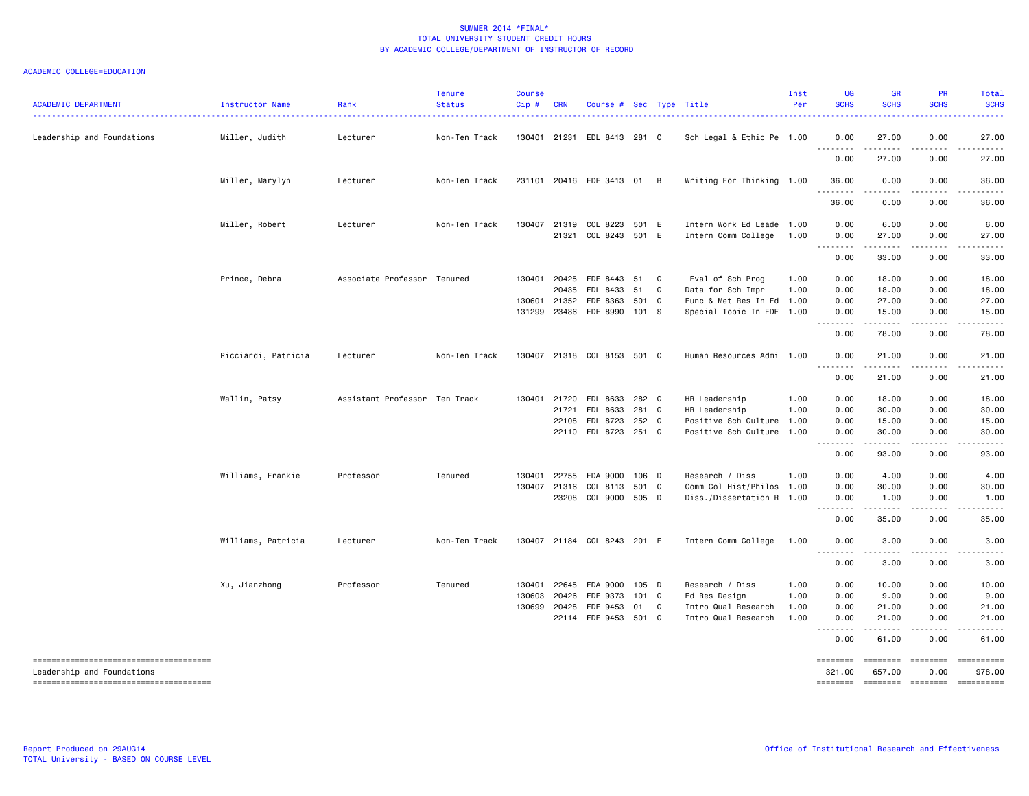SUMMER 2014 *FINAL*
TOTAL UNIVERSITY STUDENT CREDIT HOURS
BY ACADEMIC COLLEGE/DEPARTMENT OF INSTRUCTOR OF RECORD

ACADEMIC COLLEGE=EDUCATION

| ACADEMIC DEPARTMENT | Instructor Name | Rank | Tenure Status | Course Cip # | CRN | Course # | Sec | Type | Title | Inst Per | UG SCHS | GR SCHS | PR SCHS | Total SCHS |
|---|---|---|---|---|---|---|---|---|---|---|---|---|---|---|
| Leadership and Foundations | Miller, Judith | Lecturer | Non-Ten Track | 130401 | 21231 | EDL 8413 | 281 | C | Sch Legal & Ethic Pe | 1.00 | 0.00 | 27.00 | 0.00 | 27.00 |
| | | | | | | | | | | | 0.00 | 27.00 | 0.00 | 27.00 |
| | Miller, Marylyn | Lecturer | Non-Ten Track | 231101 | 20416 | EDF 3413 | 01 | B | Writing For Thinking | 1.00 | 36.00 | 0.00 | 0.00 | 36.00 |
| | | | | | | | | | | | 36.00 | 0.00 | 0.00 | 36.00 |
| | Miller, Robert | Lecturer | Non-Ten Track | 130407 | 21319 | CCL 8223 | 501 | E | Intern Work Ed Leade | 1.00 | 0.00 | 6.00 | 0.00 | 6.00 |
| | | | | | 21321 | CCL 8243 | 501 | E | Intern Comm College | 1.00 | 0.00 | 27.00 | 0.00 | 27.00 |
| | | | | | | | | | | | 0.00 | 33.00 | 0.00 | 33.00 |
| | Prince, Debra | Associate Professor | Tenured | 130401 | 20425 | EDF 8443 | 51 | C | Eval of Sch Prog | 1.00 | 0.00 | 18.00 | 0.00 | 18.00 |
| | | | | | 20435 | EDL 8433 | 51 | C | Data for Sch Impr | 1.00 | 0.00 | 18.00 | 0.00 | 18.00 |
| | | | | 130601 | 21352 | EDF 8363 | 501 | C | Func & Met Res In Ed | 1.00 | 0.00 | 27.00 | 0.00 | 27.00 |
| | | | | 131299 | 23486 | EDF 8990 | 101 | S | Special Topic In EDF | 1.00 | 0.00 | 15.00 | 0.00 | 15.00 |
| | | | | | | | | | | | 0.00 | 78.00 | 0.00 | 78.00 |
| | Ricciardi, Patricia | Lecturer | Non-Ten Track | 130407 | 21318 | CCL 8153 | 501 | C | Human Resources Admi | 1.00 | 0.00 | 21.00 | 0.00 | 21.00 |
| | | | | | | | | | | | 0.00 | 21.00 | 0.00 | 21.00 |
| | Wallin, Patsy | Assistant Professor | Ten Track | 130401 | 21720 | EDL 8633 | 282 | C | HR Leadership | 1.00 | 0.00 | 18.00 | 0.00 | 18.00 |
| | | | | | 21721 | EDL 8633 | 281 | C | HR Leadership | 1.00 | 0.00 | 30.00 | 0.00 | 30.00 |
| | | | | | 22108 | EDL 8723 | 252 | C | Positive Sch Culture | 1.00 | 0.00 | 15.00 | 0.00 | 15.00 |
| | | | | | 22110 | EDL 8723 | 251 | C | Positive Sch Culture | 1.00 | 0.00 | 30.00 | 0.00 | 30.00 |
| | | | | | | | | | | | 0.00 | 93.00 | 0.00 | 93.00 |
| | Williams, Frankie | Professor | Tenured | 130401 | 22755 | EDA 9000 | 106 | D | Research / Diss | 1.00 | 0.00 | 4.00 | 0.00 | 4.00 |
| | | | | 130407 | 21316 | CCL 8113 | 501 | C | Comm Col Hist/Philos | 1.00 | 0.00 | 30.00 | 0.00 | 30.00 |
| | | | | | 23208 | CCL 9000 | 505 | D | Diss./Dissertation R | 1.00 | 0.00 | 1.00 | 0.00 | 1.00 |
| | | | | | | | | | | | 0.00 | 35.00 | 0.00 | 35.00 |
| | Williams, Patricia | Lecturer | Non-Ten Track | 130407 | 21184 | CCL 8243 | 201 | E | Intern Comm College | 1.00 | 0.00 | 3.00 | 0.00 | 3.00 |
| | | | | | | | | | | | 0.00 | 3.00 | 0.00 | 3.00 |
| | Xu, Jianzhong | Professor | Tenured | 130401 | 22645 | EDA 9000 | 105 | D | Research / Diss | 1.00 | 0.00 | 10.00 | 0.00 | 10.00 |
| | | | | 130603 | 20426 | EDF 9373 | 101 | C | Ed Res Design | 1.00 | 0.00 | 9.00 | 0.00 | 9.00 |
| | | | | 130699 | 20428 | EDF 9453 | 01 | C | Intro Qual Research | 1.00 | 0.00 | 21.00 | 0.00 | 21.00 |
| | | | | | 22114 | EDF 9453 | 501 | C | Intro Qual Research | 1.00 | 0.00 | 21.00 | 0.00 | 21.00 |
| | | | | | | | | | | | 0.00 | 61.00 | 0.00 | 61.00 |
| Leadership and Foundations | | | | | | | | | | | 321.00 | 657.00 | 0.00 | 978.00 |

Report Produced on 29AUG14
TOTAL University - BASED ON COURSE LEVEL

Office of Institutional Research and Effectiveness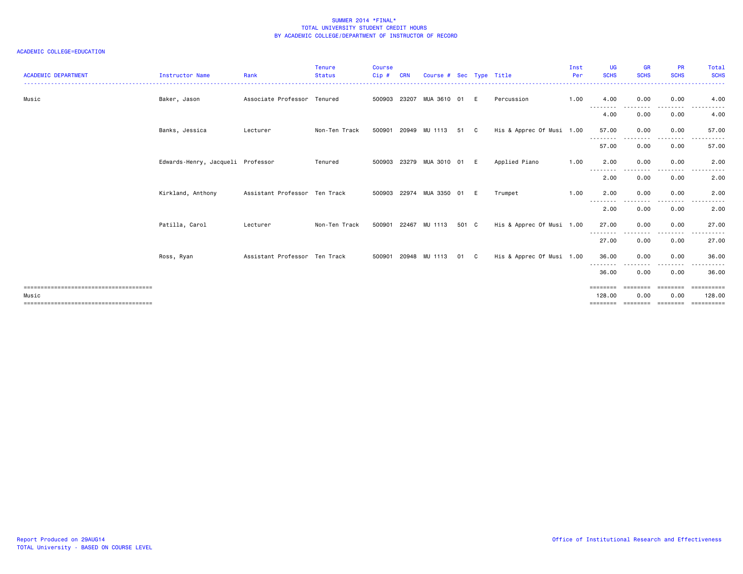SUMMER 2014 *FINAL*
TOTAL UNIVERSITY STUDENT CREDIT HOURS
BY ACADEMIC COLLEGE/DEPARTMENT OF INSTRUCTOR OF RECORD

ACADEMIC COLLEGE=EDUCATION

| ACADEMIC DEPARTMENT | Instructor Name | Rank | Tenure Status | Course Cip # | CRN | Course # | Sec | Type | Title | Inst Per | UG SCHS | GR SCHS | PR SCHS | Total SCHS |
|---|---|---|---|---|---|---|---|---|---|---|---|---|---|---|
| Music | Baker, Jason | Associate Professor | Tenured | 500903 | 23207 | MUA 3610 | 01 | E | Percussion | 1.00 | 4.00 | 0.00 | 0.00 | 4.00 |
| | | | | | | | | | | | 4.00 | 0.00 | 0.00 | 4.00 |
| | Banks, Jessica | Lecturer | Non-Ten Track | 500901 | 20949 | MU 1113 | 51 | C | His & Apprec Of Musi | 1.00 | 57.00 | 0.00 | 0.00 | 57.00 |
| | | | | | | | | | | | 57.00 | 0.00 | 0.00 | 57.00 |
| | Edwards-Henry, Jacqueli | Professor | Tenured | 500903 | 23279 | MUA 3010 | 01 | E | Applied Piano | 1.00 | 2.00 | 0.00 | 0.00 | 2.00 |
| | | | | | | | | | | | 2.00 | 0.00 | 0.00 | 2.00 |
| | Kirkland, Anthony | Assistant Professor | Ten Track | 500903 | 22974 | MUA 3350 | 01 | E | Trumpet | 1.00 | 2.00 | 0.00 | 0.00 | 2.00 |
| | | | | | | | | | | | 2.00 | 0.00 | 0.00 | 2.00 |
| | Patilla, Carol | Lecturer | Non-Ten Track | 500901 | 22467 | MU 1113 | 501 | C | His & Apprec Of Musi | 1.00 | 27.00 | 0.00 | 0.00 | 27.00 |
| | | | | | | | | | | | 27.00 | 0.00 | 0.00 | 27.00 |
| | Ross, Ryan | Assistant Professor | Ten Track | 500901 | 20948 | MU 1113 | 01 | C | His & Apprec Of Musi | 1.00 | 36.00 | 0.00 | 0.00 | 36.00 |
| | | | | | | | | | | | 36.00 | 0.00 | 0.00 | 36.00 |
| Music | | | | | | | | | | | 128.00 | 0.00 | 0.00 | 128.00 |

Report Produced on 29AUG14
TOTAL University - BASED ON COURSE LEVEL

Office of Institutional Research and Effectiveness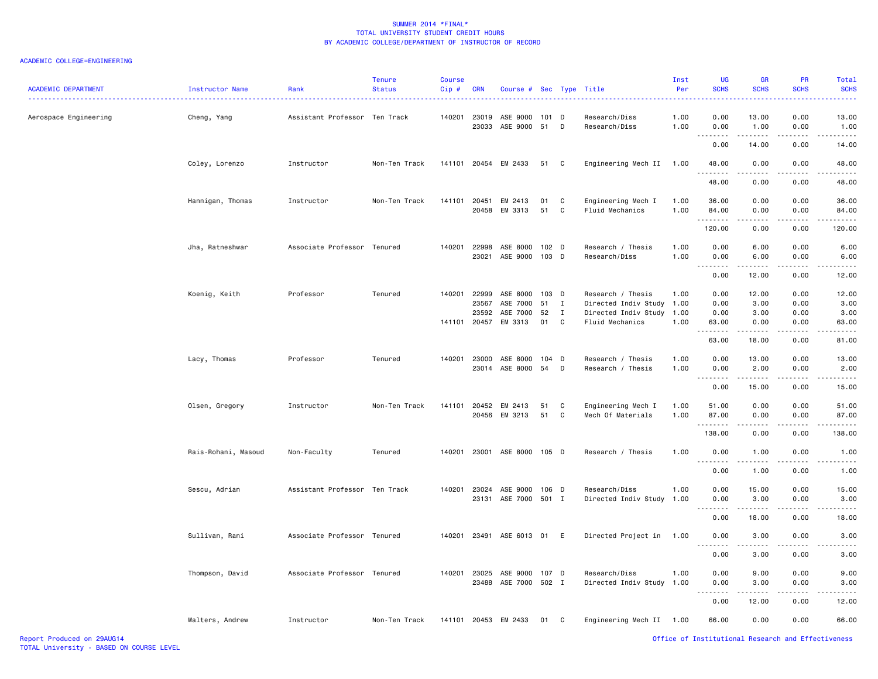SUMMER 2014 *FINAL*
TOTAL UNIVERSITY STUDENT CREDIT HOURS
BY ACADEMIC COLLEGE/DEPARTMENT OF INSTRUCTOR OF RECORD

ACADEMIC COLLEGE=ENGINEERING

| ACADEMIC DEPARTMENT | Instructor Name | Rank | Tenure Status | Course Cip # | CRN | Course # | Sec | Type | Title | Inst Per | UG SCHS | GR SCHS | PR SCHS | Total SCHS |
|---|---|---|---|---|---|---|---|---|---|---|---|---|---|---|
| Aerospace Engineering | Cheng, Yang | Assistant Professor | Ten Track | 140201 | 23019 | ASE 9000 | 101 | D | Research/Diss | 1.00 | 0.00 | 13.00 | 0.00 | 13.00 |
| | | | | | 23033 | ASE 9000 | 51 | D | Research/Diss | 1.00 | 0.00 | 1.00 | 0.00 | 1.00 |
| | | | | | | | | | | | 0.00 | 14.00 | 0.00 | 14.00 |
| | Coley, Lorenzo | Instructor | Non-Ten Track | 141101 | 20454 | EM 2433 | 51 | C | Engineering Mech II | 1.00 | 48.00 | 0.00 | 0.00 | 48.00 |
| | | | | | | | | | | | 48.00 | 0.00 | 0.00 | 48.00 |
| | Hannigan, Thomas | Instructor | Non-Ten Track | 141101 | 20451 | EM 2413 | 01 | C | Engineering Mech I | 1.00 | 36.00 | 0.00 | 0.00 | 36.00 |
| | | | | | 20458 | EM 3313 | 51 | C | Fluid Mechanics | 1.00 | 84.00 | 0.00 | 0.00 | 84.00 |
| | | | | | | | | | | | 120.00 | 0.00 | 0.00 | 120.00 |
| | Jha, Ratneshwar | Associate Professor | Tenured | 140201 | 22998 | ASE 8000 | 102 | D | Research / Thesis | 1.00 | 0.00 | 6.00 | 0.00 | 6.00 |
| | | | | | 23021 | ASE 9000 | 103 | D | Research/Diss | 1.00 | 0.00 | 6.00 | 0.00 | 6.00 |
| | | | | | | | | | | | 0.00 | 12.00 | 0.00 | 12.00 |
| | Koenig, Keith | Professor | Tenured | 140201 | 22999 | ASE 8000 | 103 | D | Research / Thesis | 1.00 | 0.00 | 12.00 | 0.00 | 12.00 |
| | | | | | 23567 | ASE 7000 | 51 | I | Directed Indiv Study | 1.00 | 0.00 | 3.00 | 0.00 | 3.00 |
| | | | | | 23592 | ASE 7000 | 52 | I | Directed Indiv Study | 1.00 | 0.00 | 3.00 | 0.00 | 3.00 |
| | | | | 141101 | 20457 | EM 3313 | 01 | C | Fluid Mechanics | 1.00 | 63.00 | 0.00 | 0.00 | 63.00 |
| | | | | | | | | | | | 63.00 | 18.00 | 0.00 | 81.00 |
| | Lacy, Thomas | Professor | Tenured | 140201 | 23000 | ASE 8000 | 104 | D | Research / Thesis | 1.00 | 0.00 | 13.00 | 0.00 | 13.00 |
| | | | | | 23014 | ASE 8000 | 54 | D | Research / Thesis | 1.00 | 0.00 | 2.00 | 0.00 | 2.00 |
| | | | | | | | | | | | 0.00 | 15.00 | 0.00 | 15.00 |
| | Olsen, Gregory | Instructor | Non-Ten Track | 141101 | 20452 | EM 2413 | 51 | C | Engineering Mech I | 1.00 | 51.00 | 0.00 | 0.00 | 51.00 |
| | | | | | 20456 | EM 3213 | 51 | C | Mech Of Materials | 1.00 | 87.00 | 0.00 | 0.00 | 87.00 |
| | | | | | | | | | | | 138.00 | 0.00 | 0.00 | 138.00 |
| | Rais-Rohani, Masoud | Non-Faculty | Tenured | 140201 | 23001 | ASE 8000 | 105 | D | Research / Thesis | 1.00 | 0.00 | 1.00 | 0.00 | 1.00 |
| | | | | | | | | | | | 0.00 | 1.00 | 0.00 | 1.00 |
| | Sescu, Adrian | Assistant Professor | Ten Track | 140201 | 23024 | ASE 9000 | 106 | D | Research/Diss | 1.00 | 0.00 | 15.00 | 0.00 | 15.00 |
| | | | | | 23131 | ASE 7000 | 501 | I | Directed Indiv Study | 1.00 | 0.00 | 3.00 | 0.00 | 3.00 |
| | | | | | | | | | | | 0.00 | 18.00 | 0.00 | 18.00 |
| | Sullivan, Rani | Associate Professor | Tenured | 140201 | 23491 | ASE 6013 | 01 | E | Directed Project in | 1.00 | 0.00 | 3.00 | 0.00 | 3.00 |
| | | | | | | | | | | | 0.00 | 3.00 | 0.00 | 3.00 |
| | Thompson, David | Associate Professor | Tenured | 140201 | 23025 | ASE 9000 | 107 | D | Research/Diss | 1.00 | 0.00 | 9.00 | 0.00 | 9.00 |
| | | | | | 23488 | ASE 7000 | 502 | I | Directed Indiv Study | 1.00 | 0.00 | 3.00 | 0.00 | 3.00 |
| | | | | | | | | | | | 0.00 | 12.00 | 0.00 | 12.00 |
| | Walters, Andrew | Instructor | Non-Ten Track | 141101 | 20453 | EM 2433 | 01 | C | Engineering Mech II | 1.00 | 66.00 | 0.00 | 0.00 | 66.00 |

Report Produced on 29AUG14
TOTAL University - BASED ON COURSE LEVEL

Office of Institutional Research and Effectiveness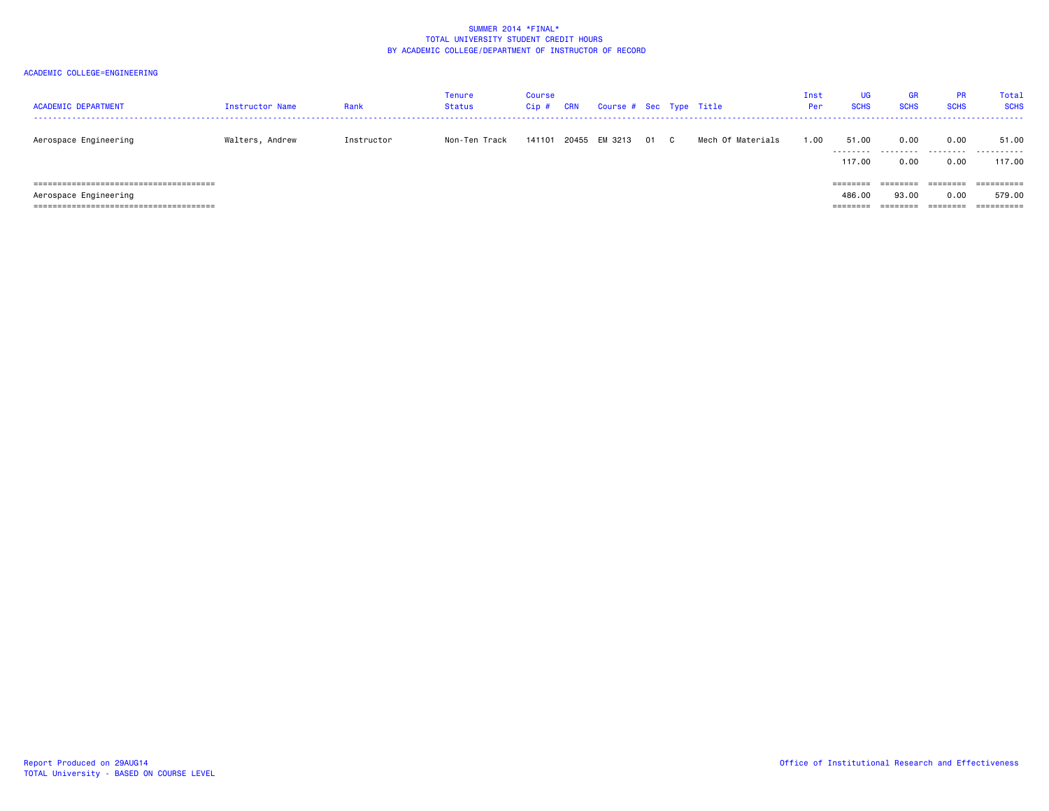SUMMER 2014 *FINAL*
TOTAL UNIVERSITY STUDENT CREDIT HOURS
BY ACADEMIC COLLEGE/DEPARTMENT OF INSTRUCTOR OF RECORD

ACADEMIC COLLEGE=ENGINEERING

| ACADEMIC DEPARTMENT | Instructor Name | Rank | Tenure Status | Course Cip # | CRN | Course # | Sec | Type | Title | Inst Per | UG SCHS | GR SCHS | PR SCHS | Total SCHS |
|---|---|---|---|---|---|---|---|---|---|---|---|---|---|---|
| Aerospace Engineering | Walters, Andrew | Instructor | Non-Ten Track | 141101 | 20455 | EM 3213 | 01 | C | Mech Of Materials | 1.00 | 51.00 | 0.00 | 0.00 | 51.00 |
| | | | | | | | | | | | 117.00 | 0.00 | 0.00 | 117.00 |
| Aerospace Engineering | | | | | | | | | | | 486.00 | 93.00 | 0.00 | 579.00 |

Report Produced on 29AUG14
TOTAL University - BASED ON COURSE LEVEL

Office of Institutional Research and Effectiveness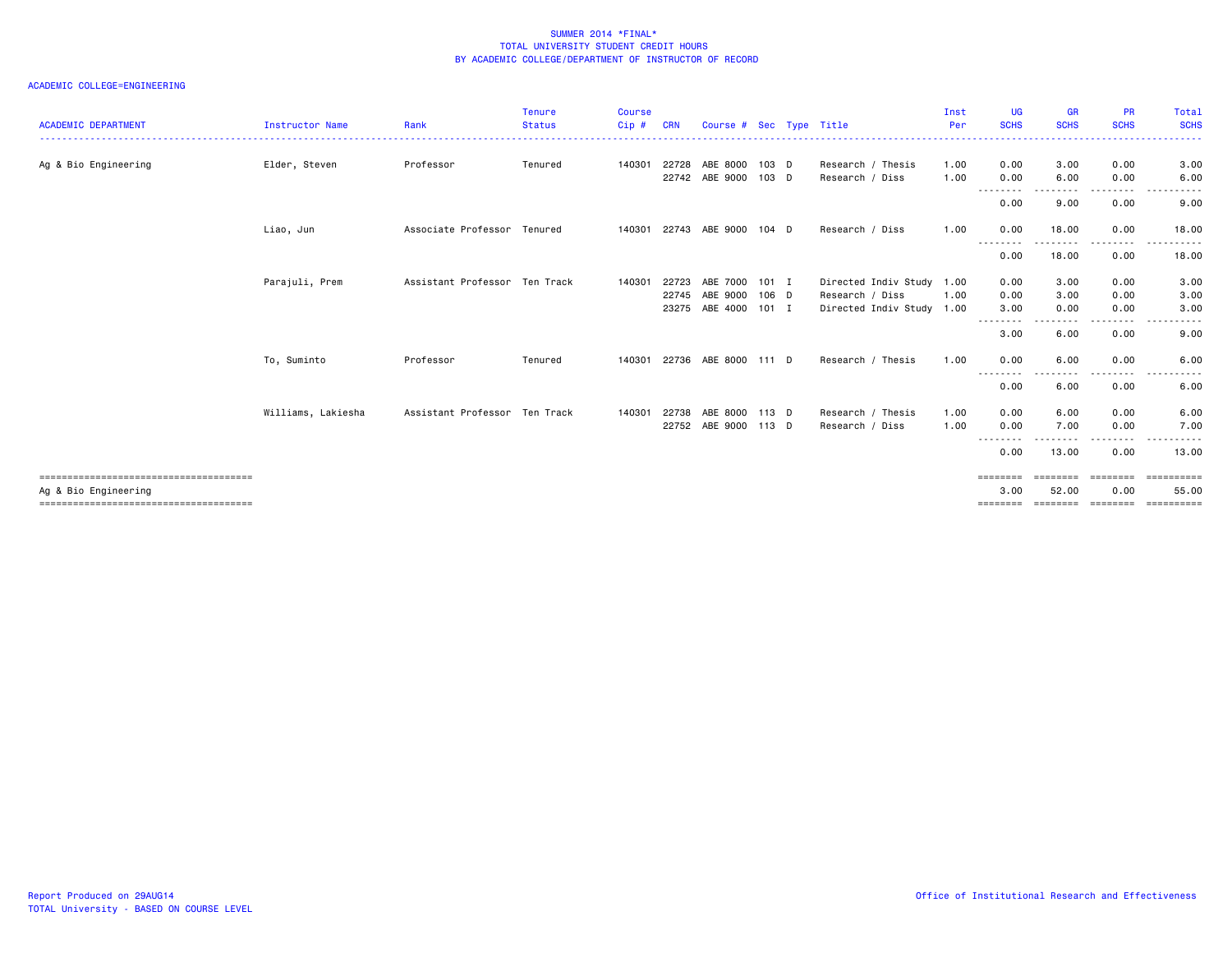SUMMER 2014 *FINAL*
TOTAL UNIVERSITY STUDENT CREDIT HOURS
BY ACADEMIC COLLEGE/DEPARTMENT OF INSTRUCTOR OF RECORD

ACADEMIC COLLEGE=ENGINEERING

| ACADEMIC DEPARTMENT | Instructor Name | Rank | Tenure Status | Course Cip # | CRN | Course # | Sec | Type | Title | Inst Per | UG SCHS | GR SCHS | PR SCHS | Total SCHS |
|---|---|---|---|---|---|---|---|---|---|---|---|---|---|---|
| Ag & Bio Engineering | Elder, Steven | Professor | Tenured | 140301 | 22728 | ABE 8000 | 103 | D | Research / Thesis | 1.00 | 0.00 | 3.00 | 0.00 | 3.00 |
| | | | | | 22742 | ABE 9000 | 103 | D | Research / Diss | 1.00 | 0.00 | 6.00 | 0.00 | 6.00 |
| | | | | | | | | | | | 0.00 | 9.00 | 0.00 | 9.00 |
| | Liao, Jun | Associate Professor | Tenured | 140301 | 22743 | ABE 9000 | 104 | D | Research / Diss | 1.00 | 0.00 | 18.00 | 0.00 | 18.00 |
| | | | | | | | | | | | 0.00 | 18.00 | 0.00 | 18.00 |
| | Parajuli, Prem | Assistant Professor | Ten Track | 140301 | 22723 | ABE 7000 | 101 | I | Directed Indiv Study | 1.00 | 0.00 | 3.00 | 0.00 | 3.00 |
| | | | | | 22745 | ABE 9000 | 106 | D | Research / Diss | 1.00 | 0.00 | 3.00 | 0.00 | 3.00 |
| | | | | | 23275 | ABE 4000 | 101 | I | Directed Indiv Study | 1.00 | 3.00 | 0.00 | 0.00 | 3.00 |
| | | | | | | | | | | | 3.00 | 6.00 | 0.00 | 9.00 |
| | To, Suminto | Professor | Tenured | 140301 | 22736 | ABE 8000 | 111 | D | Research / Thesis | 1.00 | 0.00 | 6.00 | 0.00 | 6.00 |
| | | | | | | | | | | | 0.00 | 6.00 | 0.00 | 6.00 |
| | Williams, Lakiesha | Assistant Professor | Ten Track | 140301 | 22738 | ABE 8000 | 113 | D | Research / Thesis | 1.00 | 0.00 | 6.00 | 0.00 | 6.00 |
| | | | | | 22752 | ABE 9000 | 113 | D | Research / Diss | 1.00 | 0.00 | 7.00 | 0.00 | 7.00 |
| | | | | | | | | | | | 0.00 | 13.00 | 0.00 | 13.00 |
| Ag & Bio Engineering | | | | | | | | | | | 3.00 | 52.00 | 0.00 | 55.00 |

Report Produced on 29AUG14
TOTAL University - BASED ON COURSE LEVEL

Office of Institutional Research and Effectiveness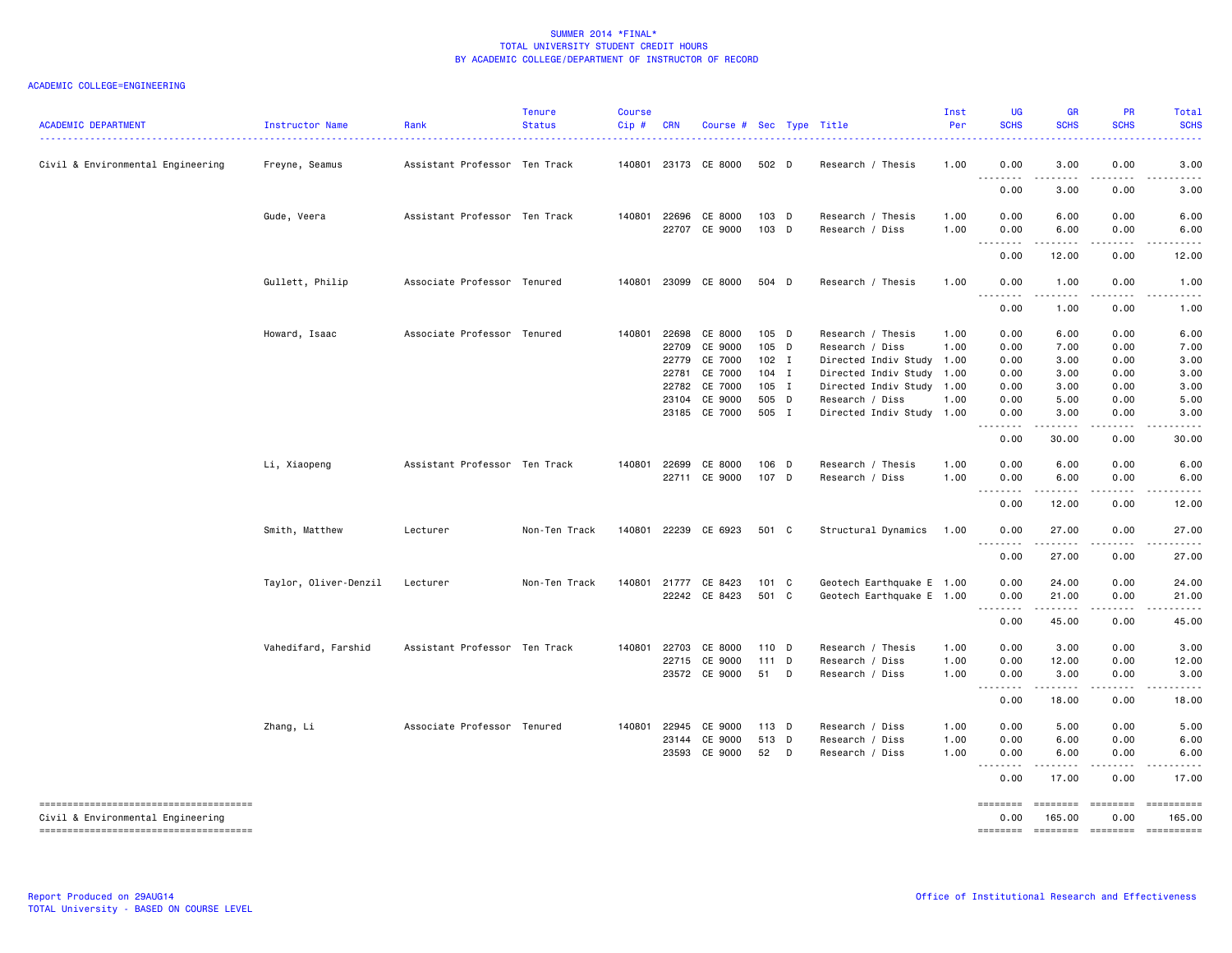SUMMER 2014 *FINAL*
TOTAL UNIVERSITY STUDENT CREDIT HOURS
BY ACADEMIC COLLEGE/DEPARTMENT OF INSTRUCTOR OF RECORD

ACADEMIC COLLEGE=ENGINEERING

| ACADEMIC DEPARTMENT | Instructor Name | Rank | Tenure Status | Course Cip # | CRN | Course # | Sec | Type | Title | Inst Per | UG SCHS | GR SCHS | PR SCHS | Total SCHS |
|---|---|---|---|---|---|---|---|---|---|---|---|---|---|---|
| Civil & Environmental Engineering | Freyne, Seamus | Assistant Professor | Ten Track | 140801 | 23173 | CE 8000 | 502 | D | Research / Thesis | 1.00 | 0.00 | 3.00 | 0.00 | 3.00 |
| | | | | | | | | | | | 0.00 | 3.00 | 0.00 | 3.00 |
| | Gude, Veera | Assistant Professor | Ten Track | 140801 | 22696 | CE 8000 | 103 | D | Research / Thesis | 1.00 | 0.00 | 6.00 | 0.00 | 6.00 |
| | | | | | 22707 | CE 9000 | 103 | D | Research / Diss | 1.00 | 0.00 | 6.00 | 0.00 | 6.00 |
| | | | | | | | | | | | 0.00 | 12.00 | 0.00 | 12.00 |
| | Gullett, Philip | Associate Professor | Tenured | 140801 | 23099 | CE 8000 | 504 | D | Research / Thesis | 1.00 | 0.00 | 1.00 | 0.00 | 1.00 |
| | | | | | | | | | | | 0.00 | 1.00 | 0.00 | 1.00 |
| | Howard, Isaac | Associate Professor | Tenured | 140801 | 22698 | CE 8000 | 105 | D | Research / Thesis | 1.00 | 0.00 | 6.00 | 0.00 | 6.00 |
| | | | | | 22709 | CE 9000 | 105 | D | Research / Diss | 1.00 | 0.00 | 7.00 | 0.00 | 7.00 |
| | | | | | 22779 | CE 7000 | 102 | I | Directed Indiv Study | 1.00 | 0.00 | 3.00 | 0.00 | 3.00 |
| | | | | | 22781 | CE 7000 | 104 | I | Directed Indiv Study | 1.00 | 0.00 | 3.00 | 0.00 | 3.00 |
| | | | | | 22782 | CE 7000 | 105 | I | Directed Indiv Study | 1.00 | 0.00 | 3.00 | 0.00 | 3.00 |
| | | | | | 23104 | CE 9000 | 505 | D | Research / Diss | 1.00 | 0.00 | 5.00 | 0.00 | 5.00 |
| | | | | | 23185 | CE 7000 | 505 | I | Directed Indiv Study | 1.00 | 0.00 | 3.00 | 0.00 | 3.00 |
| | | | | | | | | | | | 0.00 | 30.00 | 0.00 | 30.00 |
| | Li, Xiaopeng | Assistant Professor | Ten Track | 140801 | 22699 | CE 8000 | 106 | D | Research / Thesis | 1.00 | 0.00 | 6.00 | 0.00 | 6.00 |
| | | | | | 22711 | CE 9000 | 107 | D | Research / Diss | 1.00 | 0.00 | 6.00 | 0.00 | 6.00 |
| | | | | | | | | | | | 0.00 | 12.00 | 0.00 | 12.00 |
| | Smith, Matthew | Lecturer | Non-Ten Track | 140801 | 22239 | CE 6923 | 501 | C | Structural Dynamics | 1.00 | 0.00 | 27.00 | 0.00 | 27.00 |
| | | | | | | | | | | | 0.00 | 27.00 | 0.00 | 27.00 |
| | Taylor, Oliver-Denzil | Lecturer | Non-Ten Track | 140801 | 21777 | CE 8423 | 101 | C | Geotech Earthquake E | 1.00 | 0.00 | 24.00 | 0.00 | 24.00 |
| | | | | | 22242 | CE 8423 | 501 | C | Geotech Earthquake E | 1.00 | 0.00 | 21.00 | 0.00 | 21.00 |
| | | | | | | | | | | | 0.00 | 45.00 | 0.00 | 45.00 |
| | Vahedifard, Farshid | Assistant Professor | Ten Track | 140801 | 22703 | CE 8000 | 110 | D | Research / Thesis | 1.00 | 0.00 | 3.00 | 0.00 | 3.00 |
| | | | | | 22715 | CE 9000 | 111 | D | Research / Diss | 1.00 | 0.00 | 12.00 | 0.00 | 12.00 |
| | | | | | 23572 | CE 9000 | 51 | D | Research / Diss | 1.00 | 0.00 | 3.00 | 0.00 | 3.00 |
| | | | | | | | | | | | 0.00 | 18.00 | 0.00 | 18.00 |
| | Zhang, Li | Associate Professor | Tenured | 140801 | 22945 | CE 9000 | 113 | D | Research / Diss | 1.00 | 0.00 | 5.00 | 0.00 | 5.00 |
| | | | | | 23144 | CE 9000 | 513 | D | Research / Diss | 1.00 | 0.00 | 6.00 | 0.00 | 6.00 |
| | | | | | 23593 | CE 9000 | 52 | D | Research / Diss | 1.00 | 0.00 | 6.00 | 0.00 | 6.00 |
| | | | | | | | | | | | 0.00 | 17.00 | 0.00 | 17.00 |
| Civil & Environmental Engineering | | | | | | | | | | | 0.00 | 165.00 | 0.00 | 165.00 |

Report Produced on 29AUG14
TOTAL University - BASED ON COURSE LEVEL

Office of Institutional Research and Effectiveness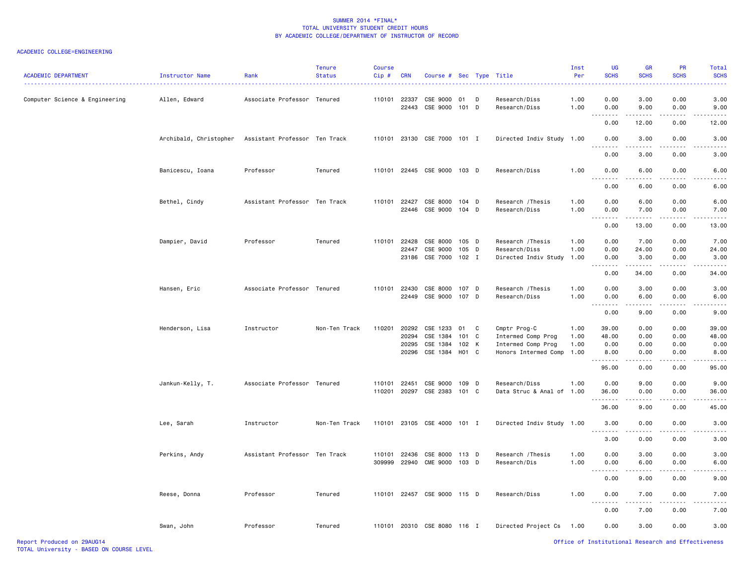SUMMER 2014 *FINAL*
TOTAL UNIVERSITY STUDENT CREDIT HOURS
BY ACADEMIC COLLEGE/DEPARTMENT OF INSTRUCTOR OF RECORD

ACADEMIC COLLEGE=ENGINEERING

| ACADEMIC DEPARTMENT | Instructor Name | Rank | Tenure Status | Course Cip # | CRN | Course # | Sec | Type | Title | Inst Per | UG SCHS | GR SCHS | PR SCHS | Total SCHS |
|---|---|---|---|---|---|---|---|---|---|---|---|---|---|---|
| Computer Science & Engineering | Allen, Edward | Associate Professor | Tenured | 110101 | 22337 | CSE 9000 | 01 | D | Research/Diss | 1.00 | 0.00 | 3.00 | 0.00 | 3.00 |
| | | | | | 22443 | CSE 9000 | 101 | D | Research/Diss | 1.00 | 0.00 | 9.00 | 0.00 | 9.00 |
| | | | | | | | | | | | 0.00 | 12.00 | 0.00 | 12.00 |
| | Archibald, Christopher | Assistant Professor | Ten Track | 110101 | 23130 | CSE 7000 | 101 | I | Directed Indiv Study | 1.00 | 0.00 | 3.00 | 0.00 | 3.00 |
| | | | | | | | | | | | 0.00 | 3.00 | 0.00 | 3.00 |
| | Banicescu, Ioana | Professor | Tenured | 110101 | 22445 | CSE 9000 | 103 | D | Research/Diss | 1.00 | 0.00 | 6.00 | 0.00 | 6.00 |
| | | | | | | | | | | | 0.00 | 6.00 | 0.00 | 6.00 |
| | Bethel, Cindy | Assistant Professor | Ten Track | 110101 | 22427 | CSE 8000 | 104 | D | Research /Thesis | 1.00 | 0.00 | 6.00 | 0.00 | 6.00 |
| | | | | | 22446 | CSE 9000 | 104 | D | Research/Diss | 1.00 | 0.00 | 7.00 | 0.00 | 7.00 |
| | | | | | | | | | | | 0.00 | 13.00 | 0.00 | 13.00 |
| | Dampier, David | Professor | Tenured | 110101 | 22428 | CSE 8000 | 105 | D | Research /Thesis | 1.00 | 0.00 | 7.00 | 0.00 | 7.00 |
| | | | | | 22447 | CSE 9000 | 105 | D | Research/Diss | 1.00 | 0.00 | 24.00 | 0.00 | 24.00 |
| | | | | | 23186 | CSE 7000 | 102 | I | Directed Indiv Study | 1.00 | 0.00 | 3.00 | 0.00 | 3.00 |
| | | | | | | | | | | | 0.00 | 34.00 | 0.00 | 34.00 |
| | Hansen, Eric | Associate Professor | Tenured | 110101 | 22430 | CSE 8000 | 107 | D | Research /Thesis | 1.00 | 0.00 | 3.00 | 0.00 | 3.00 |
| | | | | | 22449 | CSE 9000 | 107 | D | Research/Diss | 1.00 | 0.00 | 6.00 | 0.00 | 6.00 |
| | | | | | | | | | | | 0.00 | 9.00 | 0.00 | 9.00 |
| | Henderson, Lisa | Instructor | Non-Ten Track | 110201 | 20292 | CSE 1233 | 01 | C | Cmptr Prog-C | 1.00 | 39.00 | 0.00 | 0.00 | 39.00 |
| | | | | | 20294 | CSE 1384 | 101 | C | Intermed Comp Prog | 1.00 | 48.00 | 0.00 | 0.00 | 48.00 |
| | | | | | 20295 | CSE 1384 | 102 | K | Intermed Comp Prog | 1.00 | 0.00 | 0.00 | 0.00 | 0.00 |
| | | | | | 20296 | CSE 1384 | H01 | C | Honors Intermed Comp | 1.00 | 8.00 | 0.00 | 0.00 | 8.00 |
| | | | | | | | | | | | 95.00 | 0.00 | 0.00 | 95.00 |
| | Jankun-Kelly, T. | Associate Professor | Tenured | 110101 | 22451 | CSE 9000 | 109 | D | Research/Diss | 1.00 | 0.00 | 9.00 | 0.00 | 9.00 |
| | | | | 110201 | 20297 | CSE 2383 | 101 | C | Data Struc & Anal of | 1.00 | 36.00 | 0.00 | 0.00 | 36.00 |
| | | | | | | | | | | | 36.00 | 9.00 | 0.00 | 45.00 |
| | Lee, Sarah | Instructor | Non-Ten Track | 110101 | 23105 | CSE 4000 | 101 | I | Directed Indiv Study | 1.00 | 3.00 | 0.00 | 0.00 | 3.00 |
| | | | | | | | | | | | 3.00 | 0.00 | 0.00 | 3.00 |
| | Perkins, Andy | Assistant Professor | Ten Track | 110101 | 22436 | CSE 8000 | 113 | D | Research /Thesis | 1.00 | 0.00 | 3.00 | 0.00 | 3.00 |
| | | | | 309999 | 22940 | CME 9000 | 103 | D | Research/Dis | 1.00 | 0.00 | 6.00 | 0.00 | 6.00 |
| | | | | | | | | | | | 0.00 | 9.00 | 0.00 | 9.00 |
| | Reese, Donna | Professor | Tenured | 110101 | 22457 | CSE 9000 | 115 | D | Research/Diss | 1.00 | 0.00 | 7.00 | 0.00 | 7.00 |
| | | | | | | | | | | | 0.00 | 7.00 | 0.00 | 7.00 |
| | Swan, John | Professor | Tenured | 110101 | 20310 | CSE 8080 | 116 | I | Directed Project Cs | 1.00 | 0.00 | 3.00 | 0.00 | 3.00 |

Report Produced on 29AUG14
TOTAL University - BASED ON COURSE LEVEL

Office of Institutional Research and Effectiveness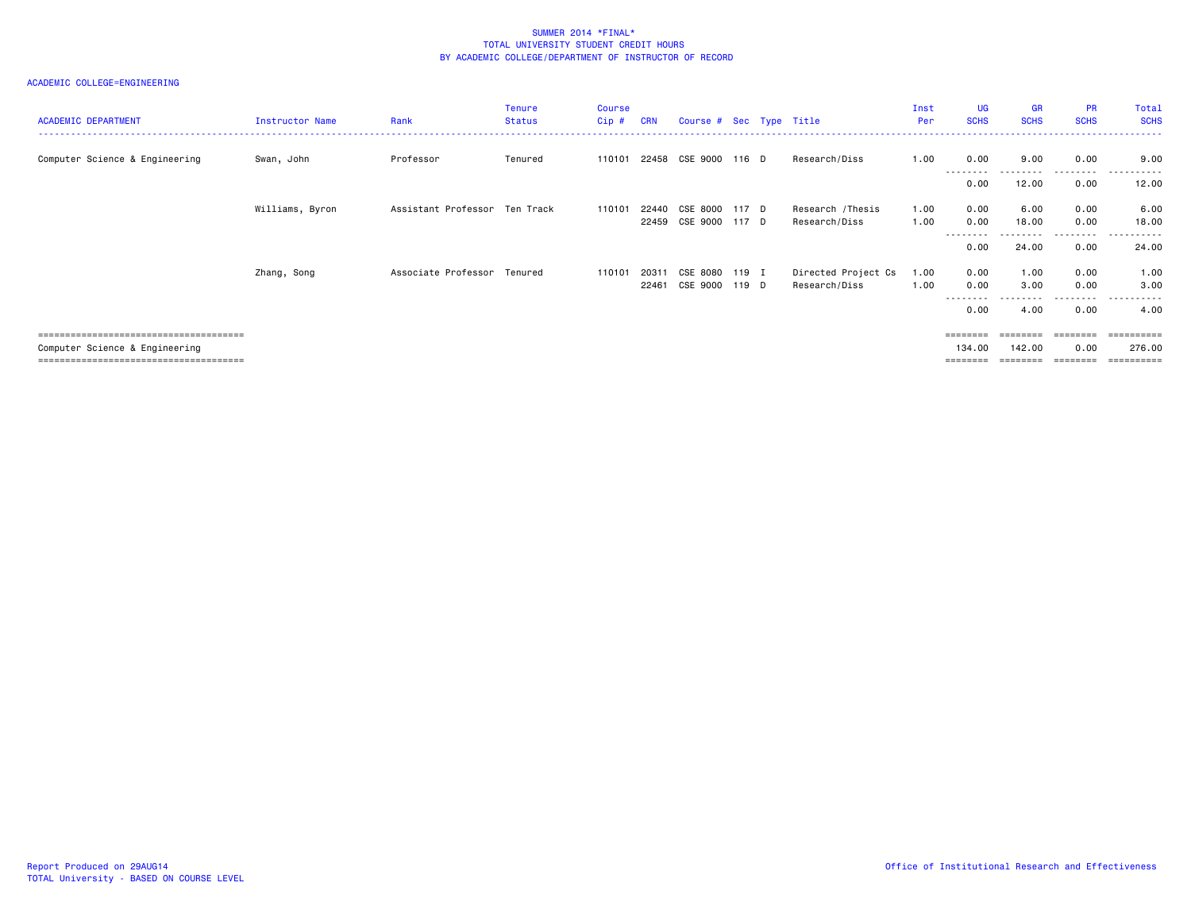SUMMER 2014 *FINAL*
TOTAL UNIVERSITY STUDENT CREDIT HOURS
BY ACADEMIC COLLEGE/DEPARTMENT OF INSTRUCTOR OF RECORD

ACADEMIC COLLEGE=ENGINEERING

| ACADEMIC DEPARTMENT | Instructor Name | Rank | Tenure Status | Course Cip # | CRN | Course # | Sec | Type | Title | Inst Per | UG SCHS | GR SCHS | PR SCHS | Total SCHS |
|---|---|---|---|---|---|---|---|---|---|---|---|---|---|---|
| Computer Science & Engineering | Swan, John | Professor | Tenured | 110101 | 22458 | CSE 9000 | 116 | D | Research/Diss | 1.00 | 0.00 | 9.00 | 0.00 | 9.00 |
| | | | | | | | | | | | 0.00 | 12.00 | 0.00 | 12.00 |
| | Williams, Byron | Assistant Professor | Ten Track | 110101 | 22440 | CSE 8000 | 117 | D | Research /Thesis | 1.00 | 0.00 | 6.00 | 0.00 | 6.00 |
| | | | | | 22459 | CSE 9000 | 117 | D | Research/Diss | 1.00 | 0.00 | 18.00 | 0.00 | 18.00 |
| | | | | | | | | | | | 0.00 | 24.00 | 0.00 | 24.00 |
| | Zhang, Song | Associate Professor | Tenured | 110101 | 20311 | CSE 8080 | 119 | I | Directed Project Cs | 1.00 | 0.00 | 1.00 | 0.00 | 1.00 |
| | | | | | 22461 | CSE 9000 | 119 | D | Research/Diss | 1.00 | 0.00 | 3.00 | 0.00 | 3.00 |
| | | | | | | | | | | | 0.00 | 4.00 | 0.00 | 4.00 |
| Computer Science & Engineering | | | | | | | | | | | 134.00 | 142.00 | 0.00 | 276.00 |

Report Produced on 29AUG14
TOTAL University - BASED ON COURSE LEVEL

Office of Institutional Research and Effectiveness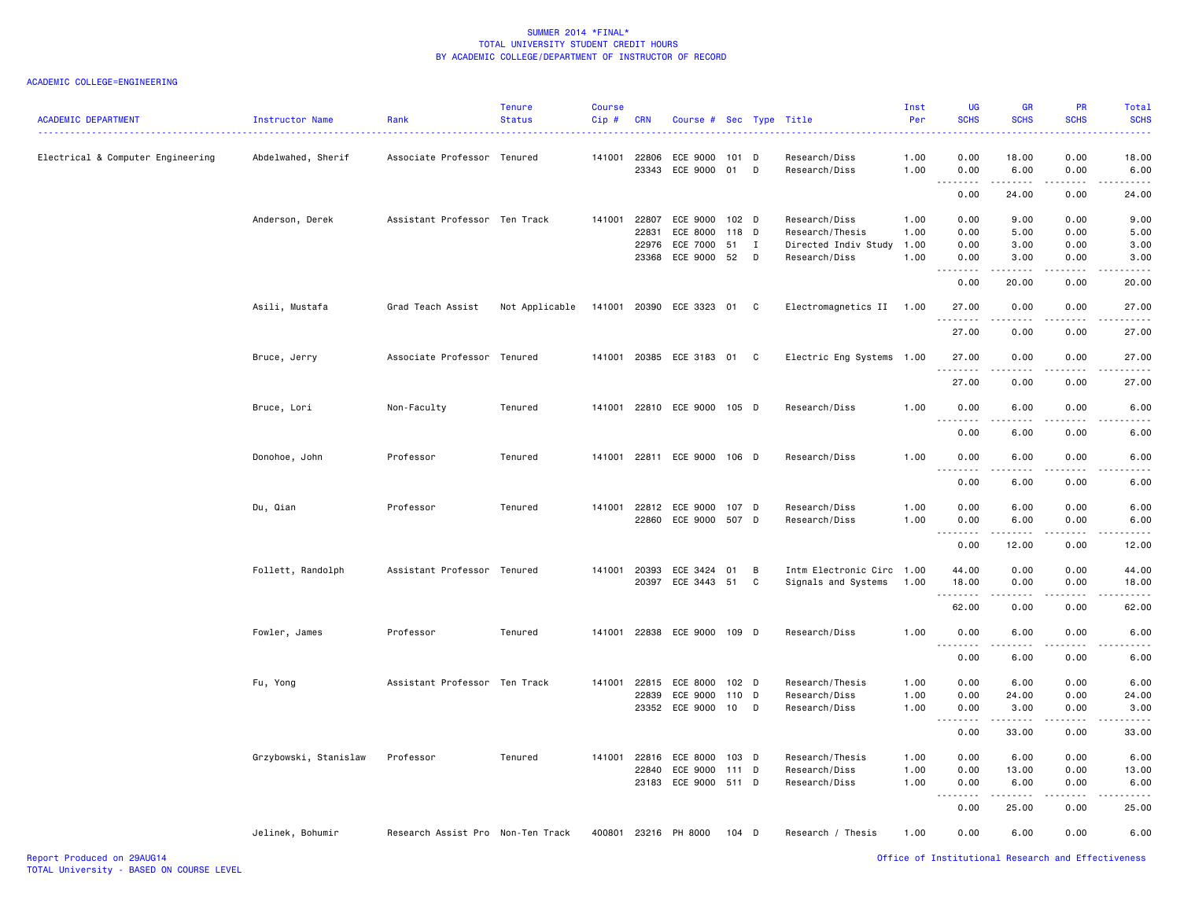SUMMER 2014 *FINAL*
TOTAL UNIVERSITY STUDENT CREDIT HOURS
BY ACADEMIC COLLEGE/DEPARTMENT OF INSTRUCTOR OF RECORD

ACADEMIC COLLEGE=ENGINEERING

| ACADEMIC DEPARTMENT | Instructor Name | Rank | Tenure Status | Course Cip # | CRN | Course # | Sec | Type | Title | Inst Per | UG SCHS | GR SCHS | PR SCHS | Total SCHS |
|---|---|---|---|---|---|---|---|---|---|---|---|---|---|---|
| Electrical & Computer Engineering | Abdelwahed, Sherif | Associate Professor | Tenured | 141001 | 22806 | ECE 9000 | 101 | D | Research/Diss | 1.00 | 0.00 | 18.00 | 0.00 | 18.00 |
| | | | | | 23343 | ECE 9000 | 01 | D | Research/Diss | 1.00 | 0.00 | 6.00 | 0.00 | 6.00 |
| | | | | | | | | | | | 0.00 | 24.00 | 0.00 | 24.00 |
| | Anderson, Derek | Assistant Professor | Ten Track | 141001 | 22807 | ECE 9000 | 102 | D | Research/Diss | 1.00 | 0.00 | 9.00 | 0.00 | 9.00 |
| | | | | | 22831 | ECE 8000 | 118 | D | Research/Thesis | 1.00 | 0.00 | 5.00 | 0.00 | 5.00 |
| | | | | | 22976 | ECE 7000 | 51 | I | Directed Indiv Study | 1.00 | 0.00 | 3.00 | 0.00 | 3.00 |
| | | | | | 23368 | ECE 9000 | 52 | D | Research/Diss | 1.00 | 0.00 | 3.00 | 0.00 | 3.00 |
| | | | | | | | | | | | 0.00 | 20.00 | 0.00 | 20.00 |
| | Asili, Mustafa | Grad Teach Assist | Not Applicable | 141001 | 20390 | ECE 3323 | 01 | C | Electromagnetics II | 1.00 | 27.00 | 0.00 | 0.00 | 27.00 |
| | | | | | | | | | | | 27.00 | 0.00 | 0.00 | 27.00 |
| | Bruce, Jerry | Associate Professor | Tenured | 141001 | 20385 | ECE 3183 | 01 | C | Electric Eng Systems | 1.00 | 27.00 | 0.00 | 0.00 | 27.00 |
| | | | | | | | | | | | 27.00 | 0.00 | 0.00 | 27.00 |
| | Bruce, Lori | Non-Faculty | Tenured | 141001 | 22810 | ECE 9000 | 105 | D | Research/Diss | 1.00 | 0.00 | 6.00 | 0.00 | 6.00 |
| | | | | | | | | | | | 0.00 | 6.00 | 0.00 | 6.00 |
| | Donohoe, John | Professor | Tenured | 141001 | 22811 | ECE 9000 | 106 | D | Research/Diss | 1.00 | 0.00 | 6.00 | 0.00 | 6.00 |
| | | | | | | | | | | | 0.00 | 6.00 | 0.00 | 6.00 |
| | Du, Qian | Professor | Tenured | 141001 | 22812 | ECE 9000 | 107 | D | Research/Diss | 1.00 | 0.00 | 6.00 | 0.00 | 6.00 |
| | | | | | 22860 | ECE 9000 | 507 | D | Research/Diss | 1.00 | 0.00 | 6.00 | 0.00 | 6.00 |
| | | | | | | | | | | | 0.00 | 12.00 | 0.00 | 12.00 |
| | Follett, Randolph | Assistant Professor | Tenured | 141001 | 20393 | ECE 3424 | 01 | B | Intm Electronic Circ | 1.00 | 44.00 | 0.00 | 0.00 | 44.00 |
| | | | | | 20397 | ECE 3443 | 51 | C | Signals and Systems | 1.00 | 18.00 | 0.00 | 0.00 | 18.00 |
| | | | | | | | | | | | 62.00 | 0.00 | 0.00 | 62.00 |
| | Fowler, James | Professor | Tenured | 141001 | 22838 | ECE 9000 | 109 | D | Research/Diss | 1.00 | 0.00 | 6.00 | 0.00 | 6.00 |
| | | | | | | | | | | | 0.00 | 6.00 | 0.00 | 6.00 |
| | Fu, Yong | Assistant Professor | Ten Track | 141001 | 22815 | ECE 8000 | 102 | D | Research/Thesis | 1.00 | 0.00 | 6.00 | 0.00 | 6.00 |
| | | | | | 22839 | ECE 9000 | 110 | D | Research/Diss | 1.00 | 0.00 | 24.00 | 0.00 | 24.00 |
| | | | | | 23352 | ECE 9000 | 10 | D | Research/Diss | 1.00 | 0.00 | 3.00 | 0.00 | 3.00 |
| | | | | | | | | | | | 0.00 | 33.00 | 0.00 | 33.00 |
| | Grzybowski, Stanislaw | Professor | Tenured | 141001 | 22816 | ECE 8000 | 103 | D | Research/Thesis | 1.00 | 0.00 | 6.00 | 0.00 | 6.00 |
| | | | | | 22840 | ECE 9000 | 111 | D | Research/Diss | 1.00 | 0.00 | 13.00 | 0.00 | 13.00 |
| | | | | | 23183 | ECE 9000 | 511 | D | Research/Diss | 1.00 | 0.00 | 6.00 | 0.00 | 6.00 |
| | | | | | | | | | | | 0.00 | 25.00 | 0.00 | 25.00 |
| | Jelinek, Bohumir | Research Assist Pro | Non-Ten Track | 400801 | 23216 | PH 8000 | 104 | D | Research / Thesis | 1.00 | 0.00 | 6.00 | 0.00 | 6.00 |

Report Produced on 29AUG14
TOTAL University - BASED ON COURSE LEVEL

Office of Institutional Research and Effectiveness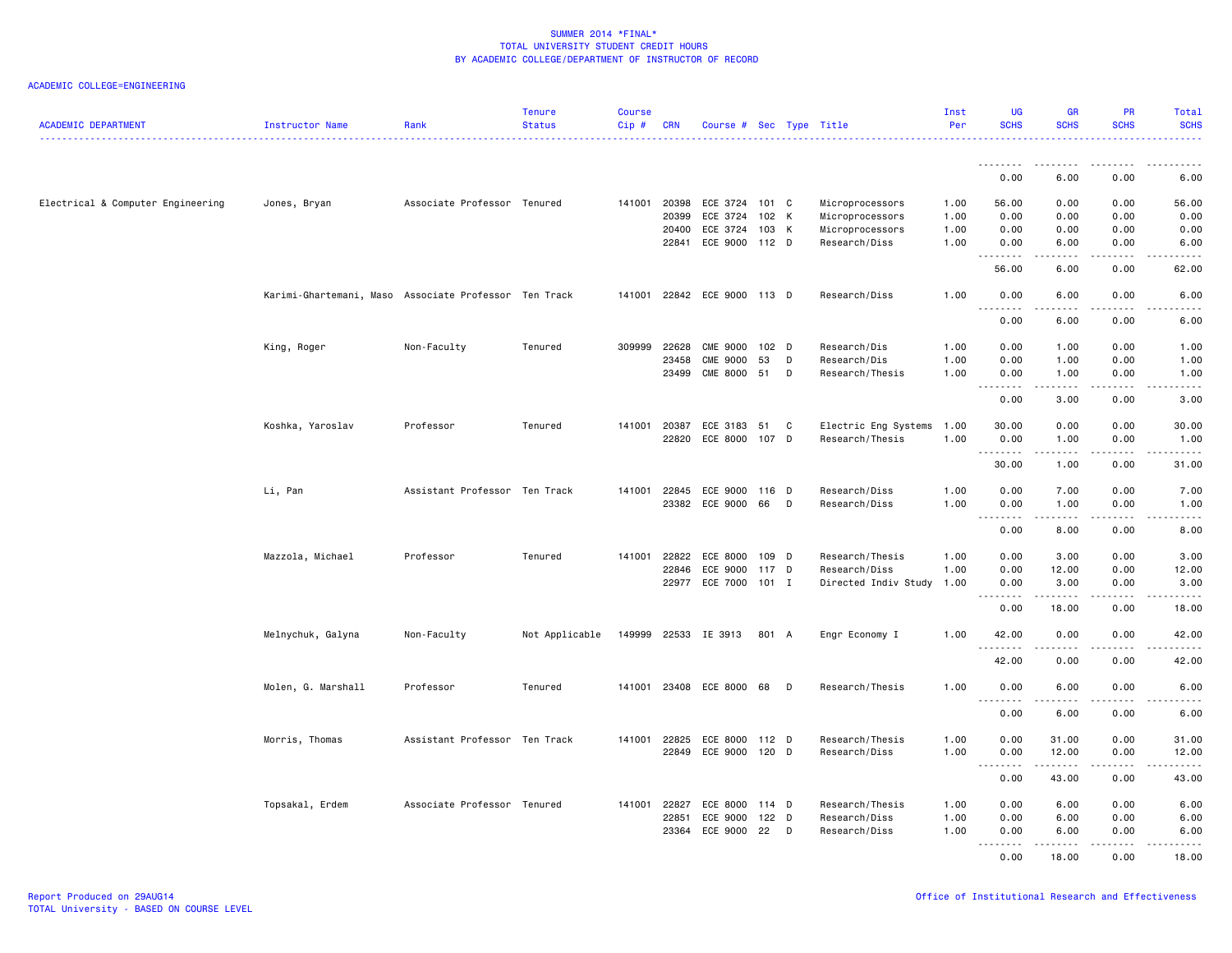SUMMER 2014 *FINAL*
TOTAL UNIVERSITY STUDENT CREDIT HOURS
BY ACADEMIC COLLEGE/DEPARTMENT OF INSTRUCTOR OF RECORD

ACADEMIC COLLEGE=ENGINEERING

| ACADEMIC DEPARTMENT | Instructor Name | Rank | Tenure Status | Course Cip # | CRN | Course # | Sec | Type | Title | Inst Per | UG SCHS | GR SCHS | PR SCHS | Total SCHS |
|---|---|---|---|---|---|---|---|---|---|---|---|---|---|---|
| | | | | | | | | | | | 0.00 | 6.00 | 0.00 | 6.00 |
| Electrical & Computer Engineering | Jones, Bryan | Associate Professor | Tenured | 141001 | 20398 | ECE 3724 | 101 | C | Microprocessors | 1.00 | 56.00 | 0.00 | 0.00 | 56.00 |
| | | | | | 20399 | ECE 3724 | 102 | K | Microprocessors | 1.00 | 0.00 | 0.00 | 0.00 | 0.00 |
| | | | | | 20400 | ECE 3724 | 103 | K | Microprocessors | 1.00 | 0.00 | 0.00 | 0.00 | 0.00 |
| | | | | | 22841 | ECE 9000 | 112 | D | Research/Diss | 1.00 | 0.00 | 6.00 | 0.00 | 6.00 |
| | | | | | | | | | | | 56.00 | 6.00 | 0.00 | 62.00 |
| | Karimi-Ghartemani, Maso | Associate Professor | Ten Track | 141001 | 22842 | ECE 9000 | 113 | D | Research/Diss | 1.00 | 0.00 | 6.00 | 0.00 | 6.00 |
| | | | | | | | | | | | 0.00 | 6.00 | 0.00 | 6.00 |
| | King, Roger | Non-Faculty | Tenured | 309999 | 22628 | CME 9000 | 102 | D | Research/Dis | 1.00 | 0.00 | 1.00 | 0.00 | 1.00 |
| | | | | | 23458 | CME 9000 | 53 | D | Research/Dis | 1.00 | 0.00 | 1.00 | 0.00 | 1.00 |
| | | | | | 23499 | CME 8000 | 51 | D | Research/Thesis | 1.00 | 0.00 | 1.00 | 0.00 | 1.00 |
| | | | | | | | | | | | 0.00 | 3.00 | 0.00 | 3.00 |
| | Koshka, Yaroslav | Professor | Tenured | 141001 | 20387 | ECE 3183 | 51 | C | Electric Eng Systems | 1.00 | 30.00 | 0.00 | 0.00 | 30.00 |
| | | | | | 22820 | ECE 8000 | 107 | D | Research/Thesis | 1.00 | 0.00 | 1.00 | 0.00 | 1.00 |
| | | | | | | | | | | | 30.00 | 1.00 | 0.00 | 31.00 |
| | Li, Pan | Assistant Professor | Ten Track | 141001 | 22845 | ECE 9000 | 116 | D | Research/Diss | 1.00 | 0.00 | 7.00 | 0.00 | 7.00 |
| | | | | | 23382 | ECE 9000 | 66 | D | Research/Diss | 1.00 | 0.00 | 1.00 | 0.00 | 1.00 |
| | | | | | | | | | | | 0.00 | 8.00 | 0.00 | 8.00 |
| | Mazzola, Michael | Professor | Tenured | 141001 | 22822 | ECE 8000 | 109 | D | Research/Thesis | 1.00 | 0.00 | 3.00 | 0.00 | 3.00 |
| | | | | | 22846 | ECE 9000 | 117 | D | Research/Diss | 1.00 | 0.00 | 12.00 | 0.00 | 12.00 |
| | | | | | 22977 | ECE 7000 | 101 | I | Directed Indiv Study | 1.00 | 0.00 | 3.00 | 0.00 | 3.00 |
| | | | | | | | | | | | 0.00 | 18.00 | 0.00 | 18.00 |
| | Melnychuk, Galyna | Non-Faculty | Not Applicable | 149999 | 22533 | IE 3913 | 801 | A | Engr Economy I | 1.00 | 42.00 | 0.00 | 0.00 | 42.00 |
| | | | | | | | | | | | 42.00 | 0.00 | 0.00 | 42.00 |
| | Molen, G. Marshall | Professor | Tenured | 141001 | 23408 | ECE 8000 | 68 | D | Research/Thesis | 1.00 | 0.00 | 6.00 | 0.00 | 6.00 |
| | | | | | | | | | | | 0.00 | 6.00 | 0.00 | 6.00 |
| | Morris, Thomas | Assistant Professor | Ten Track | 141001 | 22825 | ECE 8000 | 112 | D | Research/Thesis | 1.00 | 0.00 | 31.00 | 0.00 | 31.00 |
| | | | | | 22849 | ECE 9000 | 120 | D | Research/Diss | 1.00 | 0.00 | 12.00 | 0.00 | 12.00 |
| | | | | | | | | | | | 0.00 | 43.00 | 0.00 | 43.00 |
| | Topsakal, Erdem | Associate Professor | Tenured | 141001 | 22827 | ECE 8000 | 114 | D | Research/Thesis | 1.00 | 0.00 | 6.00 | 0.00 | 6.00 |
| | | | | | 22851 | ECE 9000 | 122 | D | Research/Diss | 1.00 | 0.00 | 6.00 | 0.00 | 6.00 |
| | | | | | 23364 | ECE 9000 | 22 | D | Research/Diss | 1.00 | 0.00 | 6.00 | 0.00 | 6.00 |
| | | | | | | | | | | | 0.00 | 18.00 | 0.00 | 18.00 |

Report Produced on 29AUG14
TOTAL University - BASED ON COURSE LEVEL

Office of Institutional Research and Effectiveness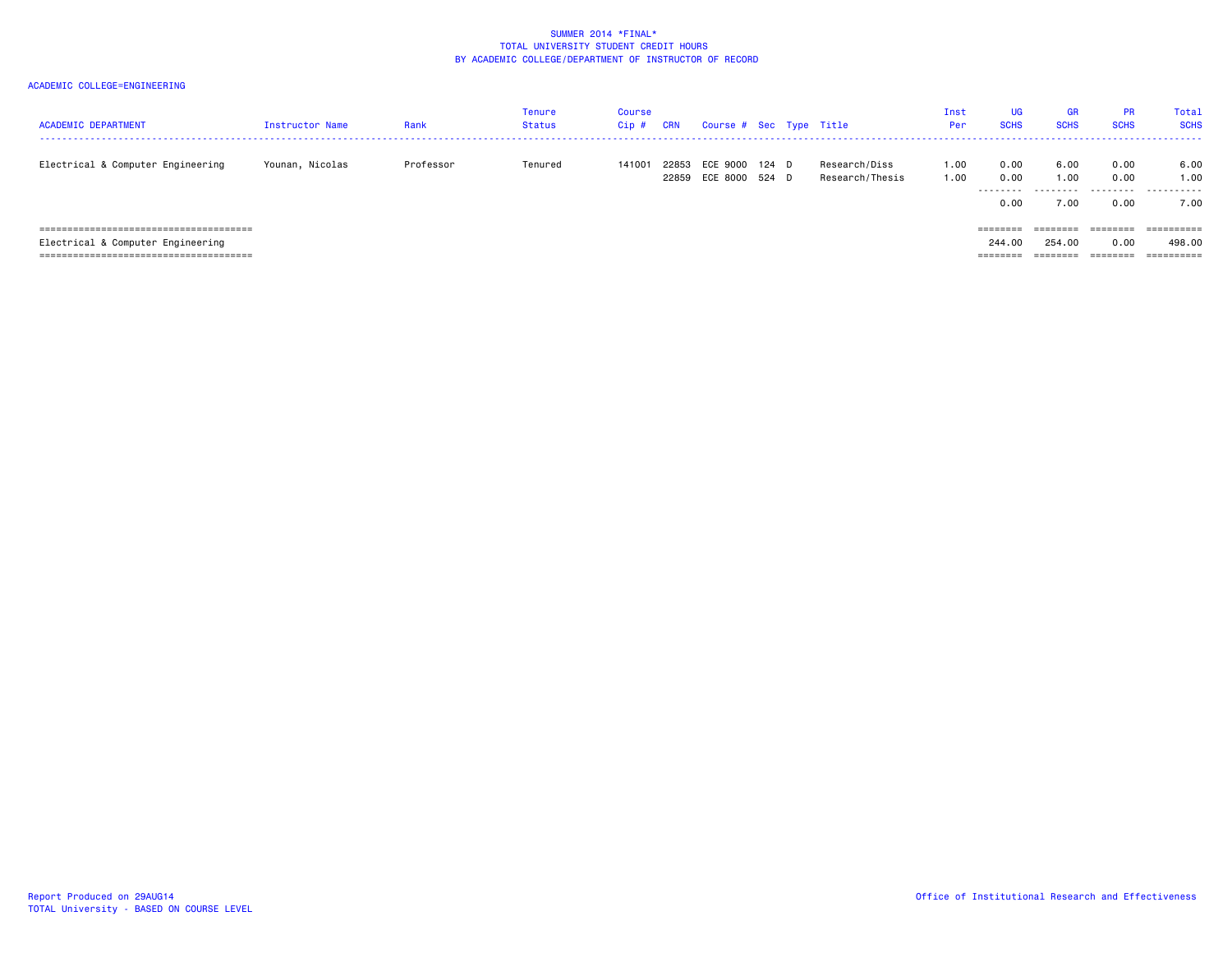SUMMER 2014 *FINAL*
TOTAL UNIVERSITY STUDENT CREDIT HOURS
BY ACADEMIC COLLEGE/DEPARTMENT OF INSTRUCTOR OF RECORD

ACADEMIC COLLEGE=ENGINEERING

| ACADEMIC DEPARTMENT | Instructor Name | Rank | Tenure Status | Course Cip # | CRN | Course # | Sec | Type | Title | Inst Per | UG SCHS | GR SCHS | PR SCHS | Total SCHS |
|---|---|---|---|---|---|---|---|---|---|---|---|---|---|---|
| Electrical & Computer Engineering | Younan, Nicolas | Professor | Tenured | 141001 | 22853 | ECE 9000 | 124 | D | Research/Diss | 1.00 | 0.00 | 6.00 | 0.00 | 6.00 |
| | | | | | 22859 | ECE 8000 | 524 | D | Research/Thesis | 1.00 | 0.00 | 1.00 | 0.00 | 1.00 |
| | | | | | | | | | | | 0.00 | 7.00 | 0.00 | 7.00 |
| Electrical & Computer Engineering | | | | | | | | | | | 244.00 | 254.00 | 0.00 | 498.00 |

Report Produced on 29AUG14
TOTAL University - BASED ON COURSE LEVEL

Office of Institutional Research and Effectiveness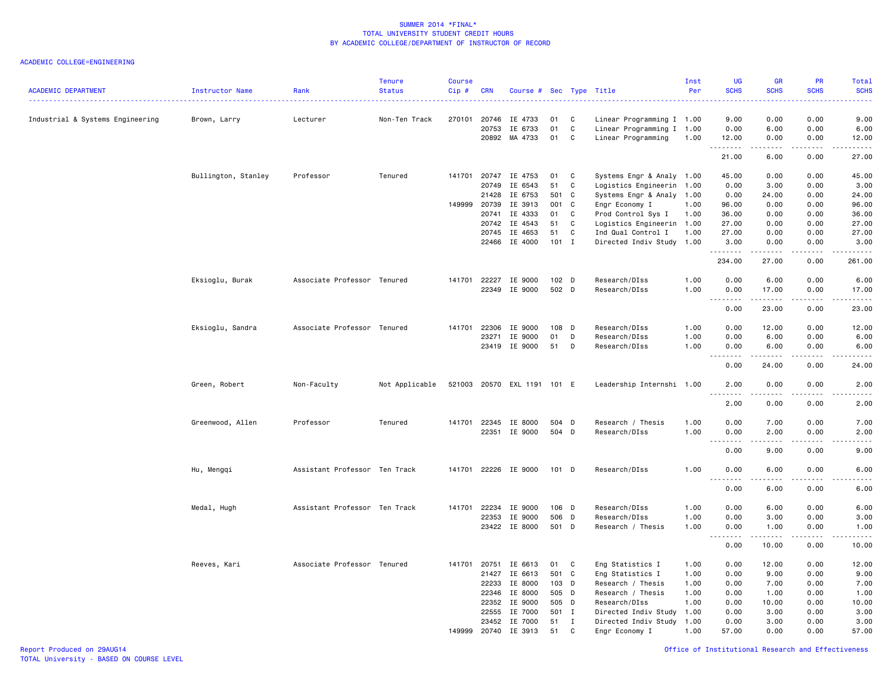SUMMER 2014 *FINAL*
TOTAL UNIVERSITY STUDENT CREDIT HOURS
BY ACADEMIC COLLEGE/DEPARTMENT OF INSTRUCTOR OF RECORD

ACADEMIC COLLEGE=ENGINEERING

| ACADEMIC DEPARTMENT | Instructor Name | Rank | Tenure Status | Course Cip # | CRN | Course # | Sec | Type | Title | Inst Per | UG SCHS | GR SCHS | PR SCHS | Total SCHS |
|---|---|---|---|---|---|---|---|---|---|---|---|---|---|---|
| Industrial & Systems Engineering | Brown, Larry | Lecturer | Non-Ten Track | 270101 | 20746 | IE 4733 | 01 | C | Linear Programming I | 1.00 | 9.00 | 0.00 | 0.00 | 9.00 |
| | | | | | 20753 | IE 6733 | 01 | C | Linear Programming I | 1.00 | 0.00 | 6.00 | 0.00 | 6.00 |
| | | | | | 20892 | MA 4733 | 01 | C | Linear Programming | 1.00 | 12.00 | 0.00 | 0.00 | 12.00 |
| | | | | | | | | | | | 21.00 | 6.00 | 0.00 | 27.00 |
| | Bullington, Stanley | Professor | Tenured | 141701 | 20747 | IE 4753 | 01 | C | Systems Engr & Analy | 1.00 | 45.00 | 0.00 | 0.00 | 45.00 |
| | | | | | 20749 | IE 6543 | 51 | C | Logistics Engineerin | 1.00 | 0.00 | 3.00 | 0.00 | 3.00 |
| | | | | | 21428 | IE 6753 | 501 | C | Systems Engr & Analy | 1.00 | 0.00 | 24.00 | 0.00 | 24.00 |
| | | | | 149999 | 20739 | IE 3913 | 001 | C | Engr Economy I | 1.00 | 96.00 | 0.00 | 0.00 | 96.00 |
| | | | | | 20741 | IE 4333 | 01 | C | Prod Control Sys I | 1.00 | 36.00 | 0.00 | 0.00 | 36.00 |
| | | | | | 20742 | IE 4543 | 51 | C | Logistics Engineerin | 1.00 | 27.00 | 0.00 | 0.00 | 27.00 |
| | | | | | 20745 | IE 4653 | 51 | C | Ind Qual Control I | 1.00 | 27.00 | 0.00 | 0.00 | 27.00 |
| | | | | | 22466 | IE 4000 | 101 | I | Directed Indiv Study | 1.00 | 3.00 | 0.00 | 0.00 | 3.00 |
| | | | | | | | | | | | 234.00 | 27.00 | 0.00 | 261.00 |
| | Eksioglu, Burak | Associate Professor | Tenured | 141701 | 22227 | IE 9000 | 102 | D | Research/DIss | 1.00 | 0.00 | 6.00 | 0.00 | 6.00 |
| | | | | | 22349 | IE 9000 | 502 | D | Research/DIss | 1.00 | 0.00 | 17.00 | 0.00 | 17.00 |
| | | | | | | | | | | | 0.00 | 23.00 | 0.00 | 23.00 |
| | Eksioglu, Sandra | Associate Professor | Tenured | 141701 | 22306 | IE 9000 | 108 | D | Research/DIss | 1.00 | 0.00 | 12.00 | 0.00 | 12.00 |
| | | | | | 23271 | IE 9000 | 01 | D | Research/DIss | 1.00 | 0.00 | 6.00 | 0.00 | 6.00 |
| | | | | | 23419 | IE 9000 | 51 | D | Research/DIss | 1.00 | 0.00 | 6.00 | 0.00 | 6.00 |
| | | | | | | | | | | | 0.00 | 24.00 | 0.00 | 24.00 |
| | Green, Robert | Non-Faculty | Not Applicable | 521003 | 20570 | EXL 1191 | 101 | E | Leadership Internshi | 1.00 | 2.00 | 0.00 | 0.00 | 2.00 |
| | | | | | | | | | | | 2.00 | 0.00 | 0.00 | 2.00 |
| | Greenwood, Allen | Professor | Tenured | 141701 | 22345 | IE 8000 | 504 | D | Research / Thesis | 1.00 | 0.00 | 7.00 | 0.00 | 7.00 |
| | | | | | 22351 | IE 9000 | 504 | D | Research/DIss | 1.00 | 0.00 | 2.00 | 0.00 | 2.00 |
| | | | | | | | | | | | 0.00 | 9.00 | 0.00 | 9.00 |
| | Hu, Mengqi | Assistant Professor | Ten Track | 141701 | 22226 | IE 9000 | 101 | D | Research/DIss | 1.00 | 0.00 | 6.00 | 0.00 | 6.00 |
| | | | | | | | | | | | 0.00 | 6.00 | 0.00 | 6.00 |
| | Medal, Hugh | Assistant Professor | Ten Track | 141701 | 22234 | IE 9000 | 106 | D | Research/DIss | 1.00 | 0.00 | 6.00 | 0.00 | 6.00 |
| | | | | | 22353 | IE 9000 | 506 | D | Research/DIss | 1.00 | 0.00 | 3.00 | 0.00 | 3.00 |
| | | | | | 23422 | IE 8000 | 501 | D | Research / Thesis | 1.00 | 0.00 | 1.00 | 0.00 | 1.00 |
| | | | | | | | | | | | 0.00 | 10.00 | 0.00 | 10.00 |
| | Reeves, Kari | Associate Professor | Tenured | 141701 | 20751 | IE 6613 | 01 | C | Eng Statistics I | 1.00 | 0.00 | 12.00 | 0.00 | 12.00 |
| | | | | | 21427 | IE 6613 | 501 | C | Eng Statistics I | 1.00 | 0.00 | 9.00 | 0.00 | 9.00 |
| | | | | | 22233 | IE 8000 | 103 | D | Research / Thesis | 1.00 | 0.00 | 7.00 | 0.00 | 7.00 |
| | | | | | 22346 | IE 8000 | 505 | D | Research / Thesis | 1.00 | 0.00 | 1.00 | 0.00 | 1.00 |
| | | | | | 22352 | IE 9000 | 505 | D | Research/DIss | 1.00 | 0.00 | 10.00 | 0.00 | 10.00 |
| | | | | | 22555 | IE 7000 | 501 | I | Directed Indiv Study | 1.00 | 0.00 | 3.00 | 0.00 | 3.00 |
| | | | | | 23452 | IE 7000 | 51 | I | Directed Indiv Study | 1.00 | 0.00 | 3.00 | 0.00 | 3.00 |
| | | | | 149999 | 20740 | IE 3913 | 51 | C | Engr Economy I | 1.00 | 57.00 | 0.00 | 0.00 | 57.00 |

Report Produced on 29AUG14
TOTAL University - BASED ON COURSE LEVEL

Office of Institutional Research and Effectiveness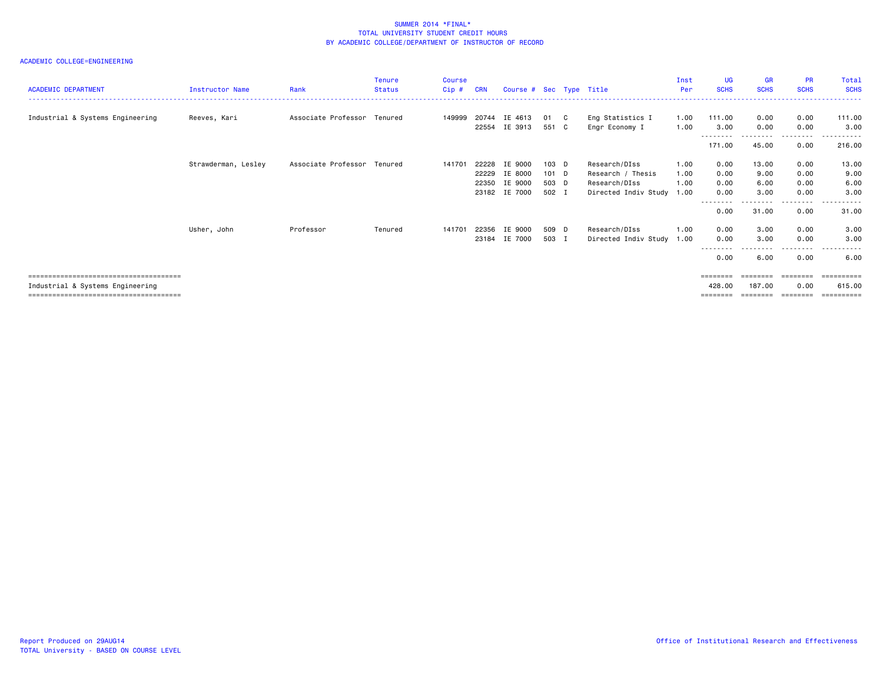# SUMMER 2014 *FINAL*
## TOTAL UNIVERSITY STUDENT CREDIT HOURS
## BY ACADEMIC COLLEGE/DEPARTMENT OF INSTRUCTOR OF RECORD

ACADEMIC COLLEGE=ENGINEERING

| ACADEMIC DEPARTMENT | Instructor Name | Rank | Tenure Status | Course Cip # | CRN | Course # | Sec | Type | Title | Inst Per | UG SCHS | GR SCHS | PR SCHS | Total SCHS |
|---|---|---|---|---|---|---|---|---|---|---|---|---|---|---|
| Industrial & Systems Engineering | Reeves, Kari | Associate Professor | Tenured | 149999 | 20744 | IE 4613 | 01 | C | Eng Statistics I | 1.00 | 111.00 | 0.00 | 0.00 | 111.00 |
| | | | | | 22554 | IE 3913 | 551 | C | Engr Economy I | 1.00 | 3.00 | 0.00 | 0.00 | 3.00 |
| | | | | | | | | | | | 171.00 | 45.00 | 0.00 | 216.00 |
| | Strawderman, Lesley | Associate Professor | Tenured | 141701 | 22228 | IE 9000 | 103 | D | Research/DIss | 1.00 | 0.00 | 13.00 | 0.00 | 13.00 |
| | | | | | 22229 | IE 8000 | 101 | D | Research / Thesis | 1.00 | 0.00 | 9.00 | 0.00 | 9.00 |
| | | | | | 22350 | IE 9000 | 503 | D | Research/DIss | 1.00 | 0.00 | 6.00 | 0.00 | 6.00 |
| | | | | | 23182 | IE 7000 | 502 | I | Directed Indiv Study | 1.00 | 0.00 | 3.00 | 0.00 | 3.00 |
| | | | | | | | | | | | 0.00 | 31.00 | 0.00 | 31.00 |
| | Usher, John | Professor | Tenured | 141701 | 22356 | IE 9000 | 509 | D | Research/DIss | 1.00 | 0.00 | 3.00 | 0.00 | 3.00 |
| | | | | | 23184 | IE 7000 | 503 | I | Directed Indiv Study | 1.00 | 0.00 | 3.00 | 0.00 | 3.00 |
| | | | | | | | | | | | 0.00 | 6.00 | 0.00 | 6.00 |
| Industrial & Systems Engineering | | | | | | | | | | | 428.00 | 187.00 | 0.00 | 615.00 |

Report Produced on 29AUG14
TOTAL University - BASED ON COURSE LEVEL

Office of Institutional Research and Effectiveness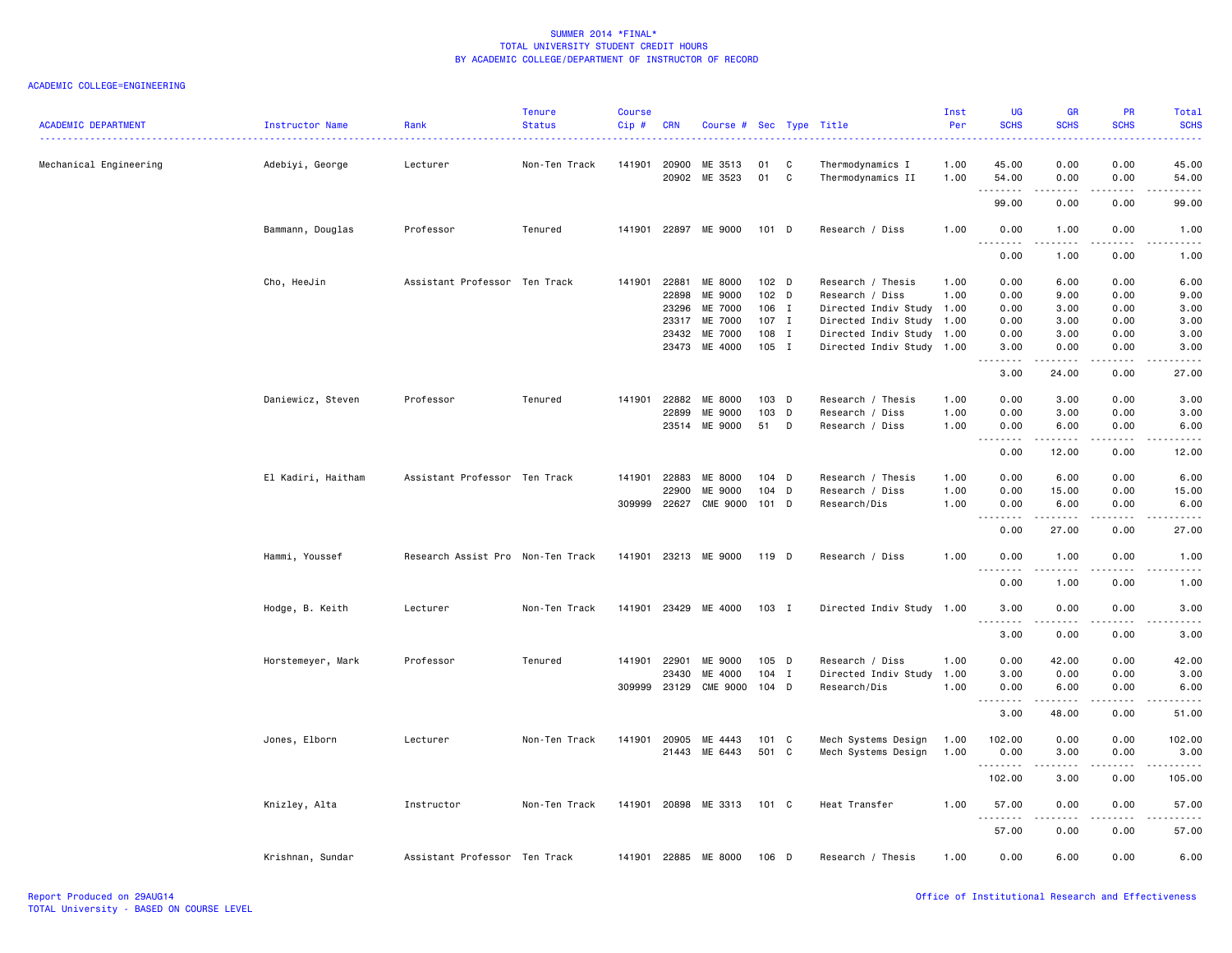SUMMER 2014 *FINAL*
TOTAL UNIVERSITY STUDENT CREDIT HOURS
BY ACADEMIC COLLEGE/DEPARTMENT OF INSTRUCTOR OF RECORD

ACADEMIC COLLEGE=ENGINEERING

| ACADEMIC DEPARTMENT | Instructor Name | Rank | Tenure Status | Course Cip # | CRN | Course # | Sec | Type | Title | Inst Per | UG SCHS | GR SCHS | PR SCHS | Total SCHS |
|---|---|---|---|---|---|---|---|---|---|---|---|---|---|---|
| Mechanical Engineering | Adebiyi, George | Lecturer | Non-Ten Track | 141901 | 20900 | ME 3513 | 01 | C | Thermodynamics I | 1.00 | 45.00 | 0.00 | 0.00 | 45.00 |
| | | | | | 20902 | ME 3523 | 01 | C | Thermodynamics II | 1.00 | 54.00 | 0.00 | 0.00 | 54.00 |
| | | | | | | | | | | | 99.00 | 0.00 | 0.00 | 99.00 |
| | Bammann, Douglas | Professor | Tenured | 141901 | 22897 | ME 9000 | 101 | D | Research / Diss | 1.00 | 0.00 | 1.00 | 0.00 | 1.00 |
| | | | | | | | | | | | 0.00 | 1.00 | 0.00 | 1.00 |
| | Cho, HeeJin | Assistant Professor | Ten Track | 141901 | 22881 | ME 8000 | 102 | D | Research / Thesis | 1.00 | 0.00 | 6.00 | 0.00 | 6.00 |
| | | | | | 22898 | ME 9000 | 102 | D | Research / Diss | 1.00 | 0.00 | 9.00 | 0.00 | 9.00 |
| | | | | | 23296 | ME 7000 | 106 | I | Directed Indiv Study | 1.00 | 0.00 | 3.00 | 0.00 | 3.00 |
| | | | | | 23317 | ME 7000 | 107 | I | Directed Indiv Study | 1.00 | 0.00 | 3.00 | 0.00 | 3.00 |
| | | | | | 23432 | ME 7000 | 108 | I | Directed Indiv Study | 1.00 | 0.00 | 3.00 | 0.00 | 3.00 |
| | | | | | 23473 | ME 4000 | 105 | I | Directed Indiv Study | 1.00 | 3.00 | 0.00 | 0.00 | 3.00 |
| | | | | | | | | | | | 3.00 | 24.00 | 0.00 | 27.00 |
| | Daniewicz, Steven | Professor | Tenured | 141901 | 22882 | ME 8000 | 103 | D | Research / Thesis | 1.00 | 0.00 | 3.00 | 0.00 | 3.00 |
| | | | | | 22899 | ME 9000 | 103 | D | Research / Diss | 1.00 | 0.00 | 3.00 | 0.00 | 3.00 |
| | | | | | 23514 | ME 9000 | 51 | D | Research / Diss | 1.00 | 0.00 | 6.00 | 0.00 | 6.00 |
| | | | | | | | | | | | 0.00 | 12.00 | 0.00 | 12.00 |
| | El Kadiri, Haitham | Assistant Professor | Ten Track | 141901 | 22883 | ME 8000 | 104 | D | Research / Thesis | 1.00 | 0.00 | 6.00 | 0.00 | 6.00 |
| | | | | | 22900 | ME 9000 | 104 | D | Research / Diss | 1.00 | 0.00 | 15.00 | 0.00 | 15.00 |
| | | | | 309999 | 22627 | CME 9000 | 101 | D | Research/Dis | 1.00 | 0.00 | 6.00 | 0.00 | 6.00 |
| | | | | | | | | | | | 0.00 | 27.00 | 0.00 | 27.00 |
| | Hammi, Youssef | Research Assist Pro | Non-Ten Track | 141901 | 23213 | ME 9000 | 119 | D | Research / Diss | 1.00 | 0.00 | 1.00 | 0.00 | 1.00 |
| | | | | | | | | | | | 0.00 | 1.00 | 0.00 | 1.00 |
| | Hodge, B. Keith | Lecturer | Non-Ten Track | 141901 | 23429 | ME 4000 | 103 | I | Directed Indiv Study | 1.00 | 3.00 | 0.00 | 0.00 | 3.00 |
| | | | | | | | | | | | 3.00 | 0.00 | 0.00 | 3.00 |
| | Horstemeyer, Mark | Professor | Tenured | 141901 | 22901 | ME 9000 | 105 | D | Research / Diss | 1.00 | 0.00 | 42.00 | 0.00 | 42.00 |
| | | | | | 23430 | ME 4000 | 104 | I | Directed Indiv Study | 1.00 | 3.00 | 0.00 | 0.00 | 3.00 |
| | | | | 309999 | 23129 | CME 9000 | 104 | D | Research/Dis | 1.00 | 0.00 | 6.00 | 0.00 | 6.00 |
| | | | | | | | | | | | 3.00 | 48.00 | 0.00 | 51.00 |
| | Jones, Elborn | Lecturer | Non-Ten Track | 141901 | 20905 | ME 4443 | 101 | C | Mech Systems Design | 1.00 | 102.00 | 0.00 | 0.00 | 102.00 |
| | | | | | 21443 | ME 6443 | 501 | C | Mech Systems Design | 1.00 | 0.00 | 3.00 | 0.00 | 3.00 |
| | | | | | | | | | | | 102.00 | 3.00 | 0.00 | 105.00 |
| | Knizley, Alta | Instructor | Non-Ten Track | 141901 | 20898 | ME 3313 | 101 | C | Heat Transfer | 1.00 | 57.00 | 0.00 | 0.00 | 57.00 |
| | | | | | | | | | | | 57.00 | 0.00 | 0.00 | 57.00 |
| | Krishnan, Sundar | Assistant Professor | Ten Track | 141901 | 22885 | ME 8000 | 106 | D | Research / Thesis | 1.00 | 0.00 | 6.00 | 0.00 | 6.00 |

Report Produced on 29AUG14
TOTAL University - BASED ON COURSE LEVEL

Office of Institutional Research and Effectiveness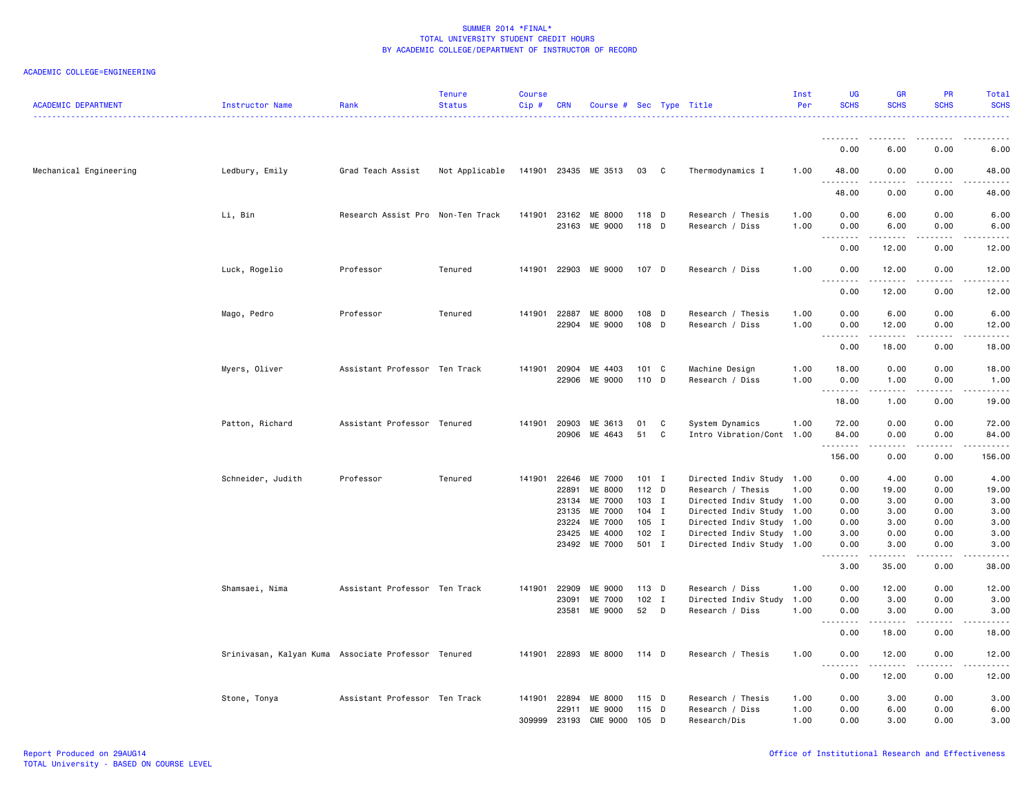SUMMER 2014 *FINAL*
TOTAL UNIVERSITY STUDENT CREDIT HOURS
BY ACADEMIC COLLEGE/DEPARTMENT OF INSTRUCTOR OF RECORD

ACADEMIC COLLEGE=ENGINEERING

| ACADEMIC DEPARTMENT | Instructor Name | Rank | Tenure Status | Course Cip # | CRN | Course # | Sec | Type | Title | Inst Per | UG SCHS | GR SCHS | PR SCHS | Total SCHS |
|---|---|---|---|---|---|---|---|---|---|---|---|---|---|---|
| | | | | | | | | | | | 0.00 | 6.00 | 0.00 | 6.00 |
| Mechanical Engineering | Ledbury, Emily | Grad Teach Assist | Not Applicable | 141901 | 23435 | ME 3513 | 03 | C | Thermodynamics I | 1.00 | 48.00 | 0.00 | 0.00 | 48.00 |
| | | | | | | | | | | | 48.00 | 0.00 | 0.00 | 48.00 |
| | Li, Bin | Research Assist Pro | Non-Ten Track | 141901 | 23162 | ME 8000 | 118 | D | Research / Thesis | 1.00 | 0.00 | 6.00 | 0.00 | 6.00 |
| | | | | | 23163 | ME 9000 | 118 | D | Research / Diss | 1.00 | 0.00 | 6.00 | 0.00 | 6.00 |
| | | | | | | | | | | | 0.00 | 12.00 | 0.00 | 12.00 |
| | Luck, Rogelio | Professor | Tenured | 141901 | 22903 | ME 9000 | 107 | D | Research / Diss | 1.00 | 0.00 | 12.00 | 0.00 | 12.00 |
| | | | | | | | | | | | 0.00 | 12.00 | 0.00 | 12.00 |
| | Mago, Pedro | Professor | Tenured | 141901 | 22887 | ME 8000 | 108 | D | Research / Thesis | 1.00 | 0.00 | 6.00 | 0.00 | 6.00 |
| | | | | | 22904 | ME 9000 | 108 | D | Research / Diss | 1.00 | 0.00 | 12.00 | 0.00 | 12.00 |
| | | | | | | | | | | | 0.00 | 18.00 | 0.00 | 18.00 |
| | Myers, Oliver | Assistant Professor | Ten Track | 141901 | 20904 | ME 4403 | 101 | C | Machine Design | 1.00 | 18.00 | 0.00 | 0.00 | 18.00 |
| | | | | | 22906 | ME 9000 | 110 | D | Research / Diss | 1.00 | 0.00 | 1.00 | 0.00 | 1.00 |
| | | | | | | | | | | | 18.00 | 1.00 | 0.00 | 19.00 |
| | Patton, Richard | Assistant Professor | Tenured | 141901 | 20903 | ME 3613 | 01 | C | System Dynamics | 1.00 | 72.00 | 0.00 | 0.00 | 72.00 |
| | | | | | 20906 | ME 4643 | 51 | C | Intro Vibration/Cont | 1.00 | 84.00 | 0.00 | 0.00 | 84.00 |
| | | | | | | | | | | | 156.00 | 0.00 | 0.00 | 156.00 |
| | Schneider, Judith | Professor | Tenured | 141901 | 22646 | ME 7000 | 101 | I | Directed Indiv Study | 1.00 | 0.00 | 4.00 | 0.00 | 4.00 |
| | | | | | 22891 | ME 8000 | 112 | D | Research / Thesis | 1.00 | 0.00 | 19.00 | 0.00 | 19.00 |
| | | | | | 23134 | ME 7000 | 103 | I | Directed Indiv Study | 1.00 | 0.00 | 3.00 | 0.00 | 3.00 |
| | | | | | 23135 | ME 7000 | 104 | I | Directed Indiv Study | 1.00 | 0.00 | 3.00 | 0.00 | 3.00 |
| | | | | | 23224 | ME 7000 | 105 | I | Directed Indiv Study | 1.00 | 0.00 | 3.00 | 0.00 | 3.00 |
| | | | | | 23425 | ME 4000 | 102 | I | Directed Indiv Study | 1.00 | 3.00 | 0.00 | 0.00 | 3.00 |
| | | | | | 23492 | ME 7000 | 501 | I | Directed Indiv Study | 1.00 | 0.00 | 3.00 | 0.00 | 3.00 |
| | | | | | | | | | | | 3.00 | 35.00 | 0.00 | 38.00 |
| | Shamsaei, Nima | Assistant Professor | Ten Track | 141901 | 22909 | ME 9000 | 113 | D | Research / Diss | 1.00 | 0.00 | 12.00 | 0.00 | 12.00 |
| | | | | | 23091 | ME 7000 | 102 | I | Directed Indiv Study | 1.00 | 0.00 | 3.00 | 0.00 | 3.00 |
| | | | | | 23581 | ME 9000 | 52 | D | Research / Diss | 1.00 | 0.00 | 3.00 | 0.00 | 3.00 |
| | | | | | | | | | | | 0.00 | 18.00 | 0.00 | 18.00 |
| | Srinivasan, Kalyan Kuma | Associate Professor | Tenured | 141901 | 22893 | ME 8000 | 114 | D | Research / Thesis | 1.00 | 0.00 | 12.00 | 0.00 | 12.00 |
| | | | | | | | | | | | 0.00 | 12.00 | 0.00 | 12.00 |
| | Stone, Tonya | Assistant Professor | Ten Track | 141901 | 22894 | ME 8000 | 115 | D | Research / Thesis | 1.00 | 0.00 | 3.00 | 0.00 | 3.00 |
| | | | | | 22911 | ME 9000 | 115 | D | Research / Diss | 1.00 | 0.00 | 6.00 | 0.00 | 6.00 |
| | | | | 309999 | 23193 | CME 9000 | 105 | D | Research/Dis | 1.00 | 0.00 | 3.00 | 0.00 | 3.00 |

Report Produced on 29AUG14
TOTAL University - BASED ON COURSE LEVEL

Office of Institutional Research and Effectiveness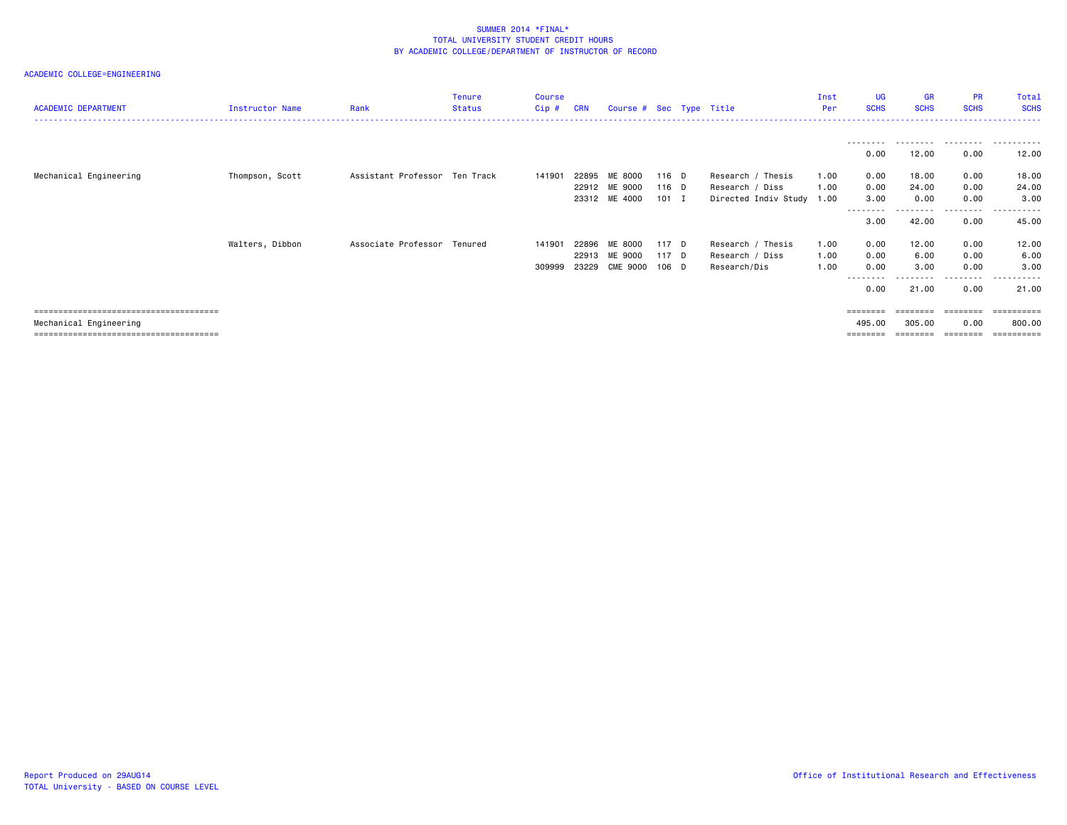SUMMER 2014 *FINAL*
TOTAL UNIVERSITY STUDENT CREDIT HOURS
BY ACADEMIC COLLEGE/DEPARTMENT OF INSTRUCTOR OF RECORD

ACADEMIC COLLEGE=ENGINEERING

| ACADEMIC DEPARTMENT | Instructor Name | Rank | Tenure Status | Course Cip # | CRN | Course # | Sec | Type | Title | Inst Per | UG SCHS | GR SCHS | PR SCHS | Total SCHS |
|---|---|---|---|---|---|---|---|---|---|---|---|---|---|---|
| | | | | | | | | | | | 0.00 | 12.00 | 0.00 | 12.00 |
| Mechanical Engineering | Thompson, Scott | Assistant Professor | Ten Track | 141901 | 22895 | ME 8000 | 116 | D | Research / Thesis | 1.00 | 0.00 | 18.00 | 0.00 | 18.00 |
| | | | | | 22912 | ME 9000 | 116 | D | Research / Diss | 1.00 | 0.00 | 24.00 | 0.00 | 24.00 |
| | | | | | 23312 | ME 4000 | 101 | I | Directed Indiv Study | 1.00 | 3.00 | 0.00 | 0.00 | 3.00 |
| | | | | | | | | | | | 3.00 | 42.00 | 0.00 | 45.00 |
| | Walters, Dibbon | Associate Professor | Tenured | 141901 | 22896 | ME 8000 | 117 | D | Research / Thesis | 1.00 | 0.00 | 12.00 | 0.00 | 12.00 |
| | | | | | 22913 | ME 9000 | 117 | D | Research / Diss | 1.00 | 0.00 | 6.00 | 0.00 | 6.00 |
| | | | | 309999 | 23229 | CME 9000 | 106 | D | Research/Dis | 1.00 | 0.00 | 3.00 | 0.00 | 3.00 |
| | | | | | | | | | | | 0.00 | 21.00 | 0.00 | 21.00 |
| Mechanical Engineering | | | | | | | | | | | 495.00 | 305.00 | 0.00 | 800.00 |

Report Produced on 29AUG14
TOTAL University - BASED ON COURSE LEVEL

Office of Institutional Research and Effectiveness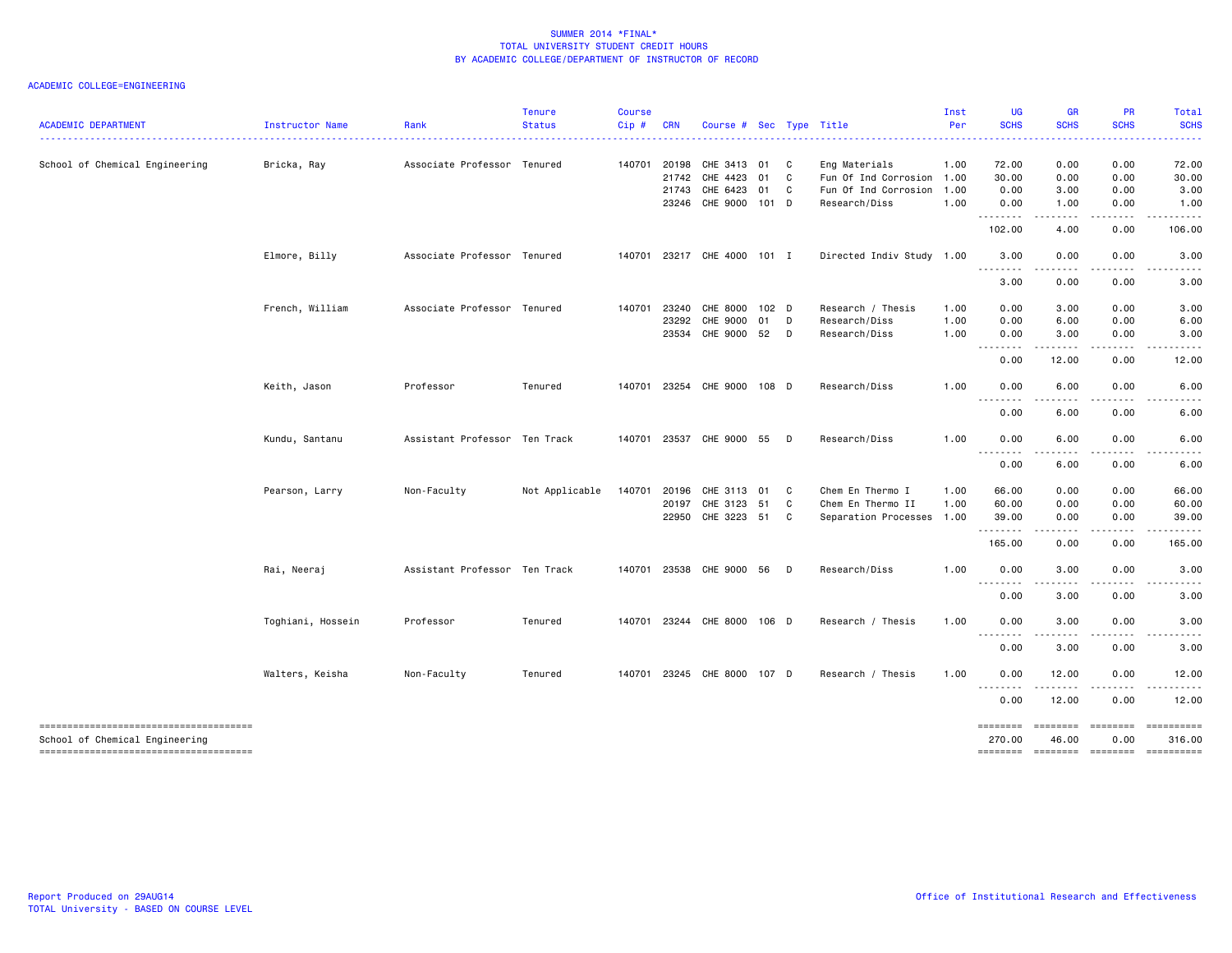SUMMER 2014 *FINAL*
TOTAL UNIVERSITY STUDENT CREDIT HOURS
BY ACADEMIC COLLEGE/DEPARTMENT OF INSTRUCTOR OF RECORD

ACADEMIC COLLEGE=ENGINEERING

| ACADEMIC DEPARTMENT | Instructor Name | Rank | Tenure Status | Course Cip # | CRN | Course # | Sec | Type | Title | Inst Per | UG SCHS | GR SCHS | PR SCHS | Total SCHS |
|---|---|---|---|---|---|---|---|---|---|---|---|---|---|---|
| School of Chemical Engineering | Bricka, Ray | Associate Professor | Tenured | 140701 | 20198 | CHE 3413 | 01 | C | Eng Materials | 1.00 | 72.00 | 0.00 | 0.00 | 72.00 |
| | | | | | 21742 | CHE 4423 | 01 | C | Fun Of Ind Corrosion | 1.00 | 30.00 | 0.00 | 0.00 | 30.00 |
| | | | | | 21743 | CHE 6423 | 01 | C | Fun Of Ind Corrosion | 1.00 | 0.00 | 3.00 | 0.00 | 3.00 |
| | | | | | 23246 | CHE 9000 | 101 | D | Research/Diss | 1.00 | 0.00 | 1.00 | 0.00 | 1.00 |
| | | | | | | | | | | | 102.00 | 4.00 | 0.00 | 106.00 |
| | Elmore, Billy | Associate Professor | Tenured | 140701 | 23217 | CHE 4000 | 101 | I | Directed Indiv Study | 1.00 | 3.00 | 0.00 | 0.00 | 3.00 |
| | | | | | | | | | | | 3.00 | 0.00 | 0.00 | 3.00 |
| | French, William | Associate Professor | Tenured | 140701 | 23240 | CHE 8000 | 102 | D | Research / Thesis | 1.00 | 0.00 | 3.00 | 0.00 | 3.00 |
| | | | | | 23292 | CHE 9000 | 01 | D | Research/Diss | 1.00 | 0.00 | 6.00 | 0.00 | 6.00 |
| | | | | | 23534 | CHE 9000 | 52 | D | Research/Diss | 1.00 | 0.00 | 3.00 | 0.00 | 3.00 |
| | | | | | | | | | | | 0.00 | 12.00 | 0.00 | 12.00 |
| | Keith, Jason | Professor | Tenured | 140701 | 23254 | CHE 9000 | 108 | D | Research/Diss | 1.00 | 0.00 | 6.00 | 0.00 | 6.00 |
| | | | | | | | | | | | 0.00 | 6.00 | 0.00 | 6.00 |
| | Kundu, Santanu | Assistant Professor | Ten Track | 140701 | 23537 | CHE 9000 | 55 | D | Research/Diss | 1.00 | 0.00 | 6.00 | 0.00 | 6.00 |
| | | | | | | | | | | | 0.00 | 6.00 | 0.00 | 6.00 |
| | Pearson, Larry | Non-Faculty | Not Applicable | 140701 | 20196 | CHE 3113 | 01 | C | Chem En Thermo I | 1.00 | 66.00 | 0.00 | 0.00 | 66.00 |
| | | | | | 20197 | CHE 3123 | 51 | C | Chem En Thermo II | 1.00 | 60.00 | 0.00 | 0.00 | 60.00 |
| | | | | | 22950 | CHE 3223 | 51 | C | Separation Processes | 1.00 | 39.00 | 0.00 | 0.00 | 39.00 |
| | | | | | | | | | | | 165.00 | 0.00 | 0.00 | 165.00 |
| | Rai, Neeraj | Assistant Professor | Ten Track | 140701 | 23538 | CHE 9000 | 56 | D | Research/Diss | 1.00 | 0.00 | 3.00 | 0.00 | 3.00 |
| | | | | | | | | | | | 0.00 | 3.00 | 0.00 | 3.00 |
| | Toghiani, Hossein | Professor | Tenured | 140701 | 23244 | CHE 8000 | 106 | D | Research / Thesis | 1.00 | 0.00 | 3.00 | 0.00 | 3.00 |
| | | | | | | | | | | | 0.00 | 3.00 | 0.00 | 3.00 |
| | Walters, Keisha | Non-Faculty | Tenured | 140701 | 23245 | CHE 8000 | 107 | D | Research / Thesis | 1.00 | 0.00 | 12.00 | 0.00 | 12.00 |
| | | | | | | | | | | | 0.00 | 12.00 | 0.00 | 12.00 |
| School of Chemical Engineering | | | | | | | | | | | 270.00 | 46.00 | 0.00 | 316.00 |

Report Produced on 29AUG14
TOTAL University - BASED ON COURSE LEVEL

Office of Institutional Research and Effectiveness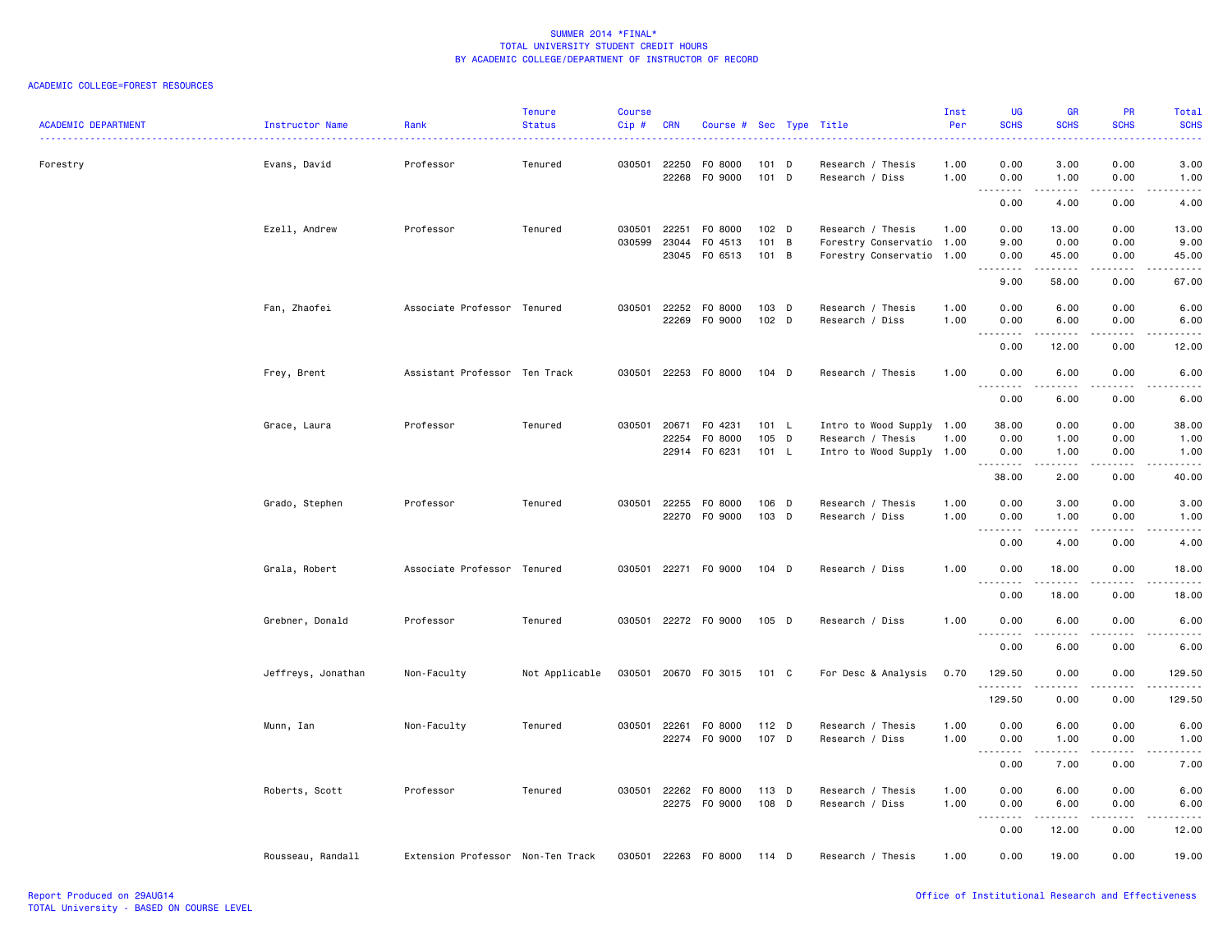SUMMER 2014 *FINAL*
TOTAL UNIVERSITY STUDENT CREDIT HOURS
BY ACADEMIC COLLEGE/DEPARTMENT OF INSTRUCTOR OF RECORD

ACADEMIC COLLEGE=FOREST RESOURCES

| ACADEMIC DEPARTMENT | Instructor Name | Rank | Tenure Status | Course Cip # | CRN | Course # | Sec | Type | Title | Inst Per | UG SCHS | GR SCHS | PR SCHS | Total SCHS |
|---|---|---|---|---|---|---|---|---|---|---|---|---|---|---|
| Forestry | Evans, David | Professor | Tenured | 030501 | 22250 | FO 8000 | 101 | D | Research / Thesis | 1.00 | 0.00 | 3.00 | 0.00 | 3.00 |
| | | | | | 22268 | FO 9000 | 101 | D | Research / Diss | 1.00 | 0.00 | 1.00 | 0.00 | 1.00 |
| | | | | | | | | | | | 0.00 | 4.00 | 0.00 | 4.00 |
| | Ezell, Andrew | Professor | Tenured | 030501 | 22251 | FO 8000 | 102 | D | Research / Thesis | 1.00 | 0.00 | 13.00 | 0.00 | 13.00 |
| | | | | 030599 | 23044 | FO 4513 | 101 | B | Forestry Conservatio | 1.00 | 9.00 | 0.00 | 0.00 | 9.00 |
| | | | | | 23045 | FO 6513 | 101 | B | Forestry Conservatio | 1.00 | 0.00 | 45.00 | 0.00 | 45.00 |
| | | | | | | | | | | | 9.00 | 58.00 | 0.00 | 67.00 |
| | Fan, Zhaofei | Associate Professor | Tenured | 030501 | 22252 | FO 8000 | 103 | D | Research / Thesis | 1.00 | 0.00 | 6.00 | 0.00 | 6.00 |
| | | | | | 22269 | FO 9000 | 102 | D | Research / Diss | 1.00 | 0.00 | 6.00 | 0.00 | 6.00 |
| | | | | | | | | | | | 0.00 | 12.00 | 0.00 | 12.00 |
| | Frey, Brent | Assistant Professor | Ten Track | 030501 | 22253 | FO 8000 | 104 | D | Research / Thesis | 1.00 | 0.00 | 6.00 | 0.00 | 6.00 |
| | | | | | | | | | | | 0.00 | 6.00 | 0.00 | 6.00 |
| | Grace, Laura | Professor | Tenured | 030501 | 20671 | FO 4231 | 101 | L | Intro to Wood Supply | 1.00 | 38.00 | 0.00 | 0.00 | 38.00 |
| | | | | | 22254 | FO 8000 | 105 | D | Research / Thesis | 1.00 | 0.00 | 1.00 | 0.00 | 1.00 |
| | | | | | 22914 | FO 6231 | 101 | L | Intro to Wood Supply | 1.00 | 0.00 | 1.00 | 0.00 | 1.00 |
| | | | | | | | | | | | 38.00 | 2.00 | 0.00 | 40.00 |
| | Grado, Stephen | Professor | Tenured | 030501 | 22255 | FO 8000 | 106 | D | Research / Thesis | 1.00 | 0.00 | 3.00 | 0.00 | 3.00 |
| | | | | | 22270 | FO 9000 | 103 | D | Research / Diss | 1.00 | 0.00 | 1.00 | 0.00 | 1.00 |
| | | | | | | | | | | | 0.00 | 4.00 | 0.00 | 4.00 |
| | Grala, Robert | Associate Professor | Tenured | 030501 | 22271 | FO 9000 | 104 | D | Research / Diss | 1.00 | 0.00 | 18.00 | 0.00 | 18.00 |
| | | | | | | | | | | | 0.00 | 18.00 | 0.00 | 18.00 |
| | Grebner, Donald | Professor | Tenured | 030501 | 22272 | FO 9000 | 105 | D | Research / Diss | 1.00 | 0.00 | 6.00 | 0.00 | 6.00 |
| | | | | | | | | | | | 0.00 | 6.00 | 0.00 | 6.00 |
| | Jeffreys, Jonathan | Non-Faculty | Not Applicable | 030501 | 20670 | FO 3015 | 101 | C | For Desc & Analysis | 0.70 | 129.50 | 0.00 | 0.00 | 129.50 |
| | | | | | | | | | | | 129.50 | 0.00 | 0.00 | 129.50 |
| | Munn, Ian | Non-Faculty | Tenured | 030501 | 22261 | FO 8000 | 112 | D | Research / Thesis | 1.00 | 0.00 | 6.00 | 0.00 | 6.00 |
| | | | | | 22274 | FO 9000 | 107 | D | Research / Diss | 1.00 | 0.00 | 1.00 | 0.00 | 1.00 |
| | | | | | | | | | | | 0.00 | 7.00 | 0.00 | 7.00 |
| | Roberts, Scott | Professor | Tenured | 030501 | 22262 | FO 8000 | 113 | D | Research / Thesis | 1.00 | 0.00 | 6.00 | 0.00 | 6.00 |
| | | | | | 22275 | FO 9000 | 108 | D | Research / Diss | 1.00 | 0.00 | 6.00 | 0.00 | 6.00 |
| | | | | | | | | | | | 0.00 | 12.00 | 0.00 | 12.00 |
| | Rousseau, Randall | Extension Professor | Non-Ten Track | 030501 | 22263 | FO 8000 | 114 | D | Research / Thesis | 1.00 | 0.00 | 19.00 | 0.00 | 19.00 |

Report Produced on 29AUG14
TOTAL University - BASED ON COURSE LEVEL
Office of Institutional Research and Effectiveness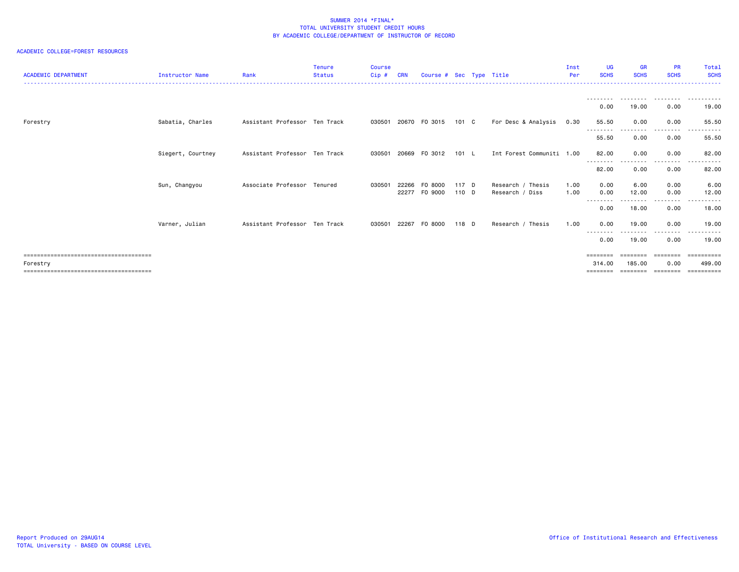SUMMER 2014 *FINAL*
TOTAL UNIVERSITY STUDENT CREDIT HOURS
BY ACADEMIC COLLEGE/DEPARTMENT OF INSTRUCTOR OF RECORD

ACADEMIC COLLEGE=FOREST RESOURCES

| ACADEMIC DEPARTMENT | Instructor Name | Rank | Tenure Status | Course Cip # | CRN | Course # | Sec | Type | Title | Inst Per | UG SCHS | GR SCHS | PR SCHS | Total SCHS |
|---|---|---|---|---|---|---|---|---|---|---|---|---|---|---|
| | | | | | | | | | | | 0.00 | 19.00 | 0.00 | 19.00 |
| Forestry | Sabatia, Charles | Assistant Professor | Ten Track | 030501 | 20670 | FO 3015 | 101 | C | For Desc & Analysis | 0.30 | 55.50 | 0.00 | 0.00 | 55.50 |
| | | | | | | | | | | | 55.50 | 0.00 | 0.00 | 55.50 |
| | Siegert, Courtney | Assistant Professor | Ten Track | 030501 | 20669 | FO 3012 | 101 | L | Int Forest Communiti | 1.00 | 82.00 | 0.00 | 0.00 | 82.00 |
| | | | | | | | | | | | 82.00 | 0.00 | 0.00 | 82.00 |
| | Sun, Changyou | Associate Professor | Tenured | 030501 | 22266 | FO 8000 | 117 | D | Research / Thesis | 1.00 | 0.00 | 6.00 | 0.00 | 6.00 |
| | | | | | 22277 | FO 9000 | 110 | D | Research / Diss | 1.00 | 0.00 | 12.00 | 0.00 | 12.00 |
| | | | | | | | | | | | 0.00 | 18.00 | 0.00 | 18.00 |
| | Varner, Julian | Assistant Professor | Ten Track | 030501 | 22267 | FO 8000 | 118 | D | Research / Thesis | 1.00 | 0.00 | 19.00 | 0.00 | 19.00 |
| | | | | | | | | | | | 0.00 | 19.00 | 0.00 | 19.00 |
| Forestry | | | | | | | | | | | 314.00 | 185.00 | 0.00 | 499.00 |

Report Produced on 29AUG14
TOTAL University - BASED ON COURSE LEVEL

Office of Institutional Research and Effectiveness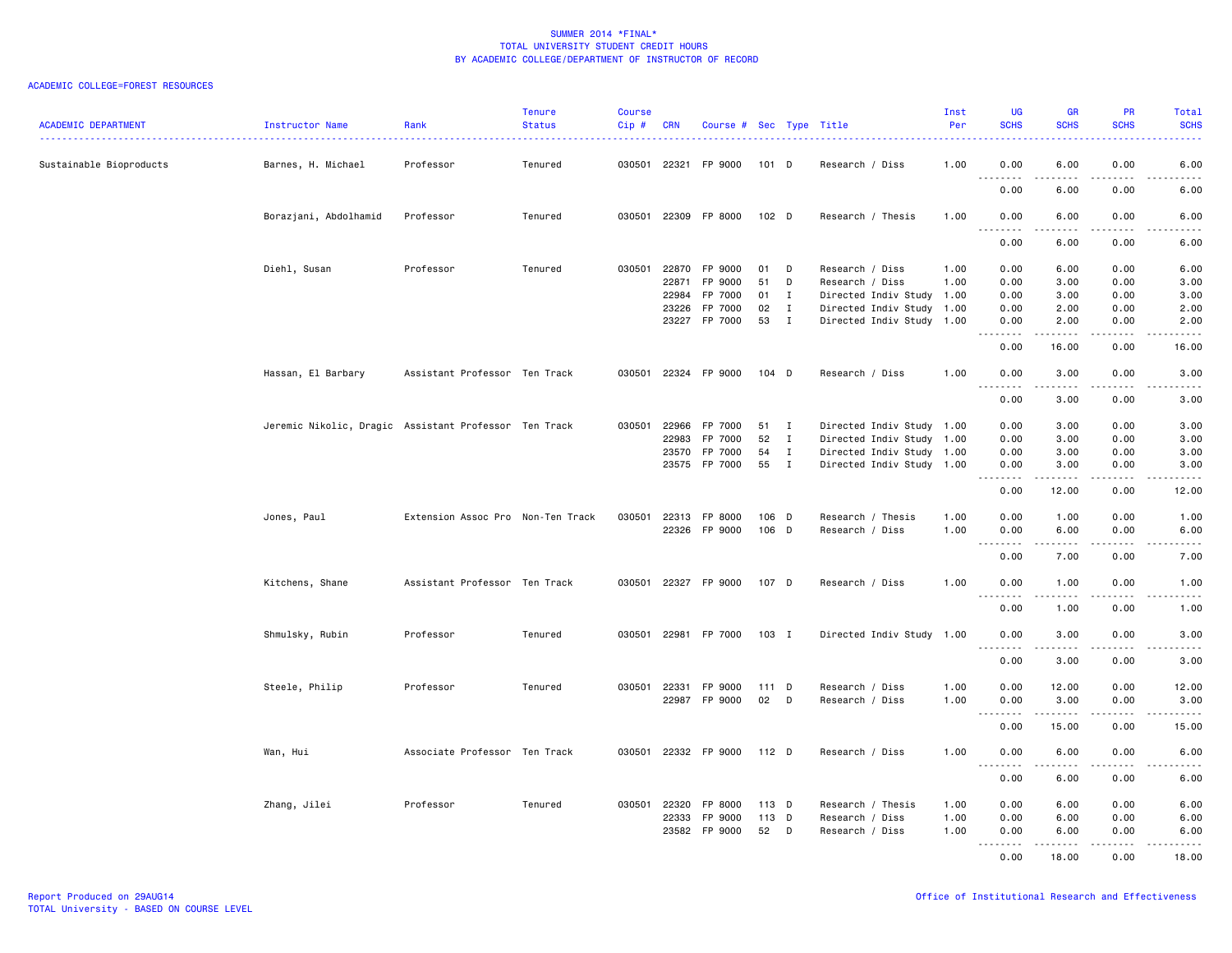SUMMER 2014 *FINAL*
TOTAL UNIVERSITY STUDENT CREDIT HOURS
BY ACADEMIC COLLEGE/DEPARTMENT OF INSTRUCTOR OF RECORD

ACADEMIC COLLEGE=FOREST RESOURCES

| ACADEMIC DEPARTMENT | Instructor Name | Rank | Tenure Status | Course Cip # | CRN | Course # | Sec | Type | Title | Inst Per | UG SCHS | GR SCHS | PR SCHS | Total SCHS |
|---|---|---|---|---|---|---|---|---|---|---|---|---|---|---|
| Sustainable Bioproducts | Barnes, H. Michael | Professor | Tenured | 030501 | 22321 | FP 9000 | 101 | D | Research / Diss | 1.00 | 0.00 | 6.00 | 0.00 | 6.00 |
| | | | | | | | | | | | 0.00 | 6.00 | 0.00 | 6.00 |
| | Borazjani, Abdolhamid | Professor | Tenured | 030501 | 22309 | FP 8000 | 102 | D | Research / Thesis | 1.00 | 0.00 | 6.00 | 0.00 | 6.00 |
| | | | | | | | | | | | 0.00 | 6.00 | 0.00 | 6.00 |
| | Diehl, Susan | Professor | Tenured | 030501 | 22870 | FP 9000 | 01 | D | Research / Diss | 1.00 | 0.00 | 6.00 | 0.00 | 6.00 |
| | | | | | 22871 | FP 9000 | 51 | D | Research / Diss | 1.00 | 0.00 | 3.00 | 0.00 | 3.00 |
| | | | | | 22984 | FP 7000 | 01 | I | Directed Indiv Study | 1.00 | 0.00 | 3.00 | 0.00 | 3.00 |
| | | | | | 23226 | FP 7000 | 02 | I | Directed Indiv Study | 1.00 | 0.00 | 2.00 | 0.00 | 2.00 |
| | | | | | 23227 | FP 7000 | 53 | I | Directed Indiv Study | 1.00 | 0.00 | 2.00 | 0.00 | 2.00 |
| | | | | | | | | | | | 0.00 | 16.00 | 0.00 | 16.00 |
| | Hassan, El Barbary | Assistant Professor | Ten Track | 030501 | 22324 | FP 9000 | 104 | D | Research / Diss | 1.00 | 0.00 | 3.00 | 0.00 | 3.00 |
| | | | | | | | | | | | 0.00 | 3.00 | 0.00 | 3.00 |
| | Jeremic Nikolic, Dragic | Assistant Professor | Ten Track | 030501 | 22966 | FP 7000 | 51 | I | Directed Indiv Study | 1.00 | 0.00 | 3.00 | 0.00 | 3.00 |
| | | | | | 22983 | FP 7000 | 52 | I | Directed Indiv Study | 1.00 | 0.00 | 3.00 | 0.00 | 3.00 |
| | | | | | 23570 | FP 7000 | 54 | I | Directed Indiv Study | 1.00 | 0.00 | 3.00 | 0.00 | 3.00 |
| | | | | | 23575 | FP 7000 | 55 | I | Directed Indiv Study | 1.00 | 0.00 | 3.00 | 0.00 | 3.00 |
| | | | | | | | | | | | 0.00 | 12.00 | 0.00 | 12.00 |
| | Jones, Paul | Extension Assoc Pro | Non-Ten Track | 030501 | 22313 | FP 8000 | 106 | D | Research / Thesis | 1.00 | 0.00 | 1.00 | 0.00 | 1.00 |
| | | | | | 22326 | FP 9000 | 106 | D | Research / Diss | 1.00 | 0.00 | 6.00 | 0.00 | 6.00 |
| | | | | | | | | | | | 0.00 | 7.00 | 0.00 | 7.00 |
| | Kitchens, Shane | Assistant Professor | Ten Track | 030501 | 22327 | FP 9000 | 107 | D | Research / Diss | 1.00 | 0.00 | 1.00 | 0.00 | 1.00 |
| | | | | | | | | | | | 0.00 | 1.00 | 0.00 | 1.00 |
| | Shmulsky, Rubin | Professor | Tenured | 030501 | 22981 | FP 7000 | 103 | I | Directed Indiv Study | 1.00 | 0.00 | 3.00 | 0.00 | 3.00 |
| | | | | | | | | | | | 0.00 | 3.00 | 0.00 | 3.00 |
| | Steele, Philip | Professor | Tenured | 030501 | 22331 | FP 9000 | 111 | D | Research / Diss | 1.00 | 0.00 | 12.00 | 0.00 | 12.00 |
| | | | | | 22987 | FP 9000 | 02 | D | Research / Diss | 1.00 | 0.00 | 3.00 | 0.00 | 3.00 |
| | | | | | | | | | | | 0.00 | 15.00 | 0.00 | 15.00 |
| | Wan, Hui | Associate Professor | Ten Track | 030501 | 22332 | FP 9000 | 112 | D | Research / Diss | 1.00 | 0.00 | 6.00 | 0.00 | 6.00 |
| | | | | | | | | | | | 0.00 | 6.00 | 0.00 | 6.00 |
| | Zhang, Jilei | Professor | Tenured | 030501 | 22320 | FP 8000 | 113 | D | Research / Thesis | 1.00 | 0.00 | 6.00 | 0.00 | 6.00 |
| | | | | | 22333 | FP 9000 | 113 | D | Research / Diss | 1.00 | 0.00 | 6.00 | 0.00 | 6.00 |
| | | | | | 23582 | FP 9000 | 52 | D | Research / Diss | 1.00 | 0.00 | 6.00 | 0.00 | 6.00 |
| | | | | | | | | | | | 0.00 | 18.00 | 0.00 | 18.00 |

Report Produced on 29AUG14
TOTAL University - BASED ON COURSE LEVEL

Office of Institutional Research and Effectiveness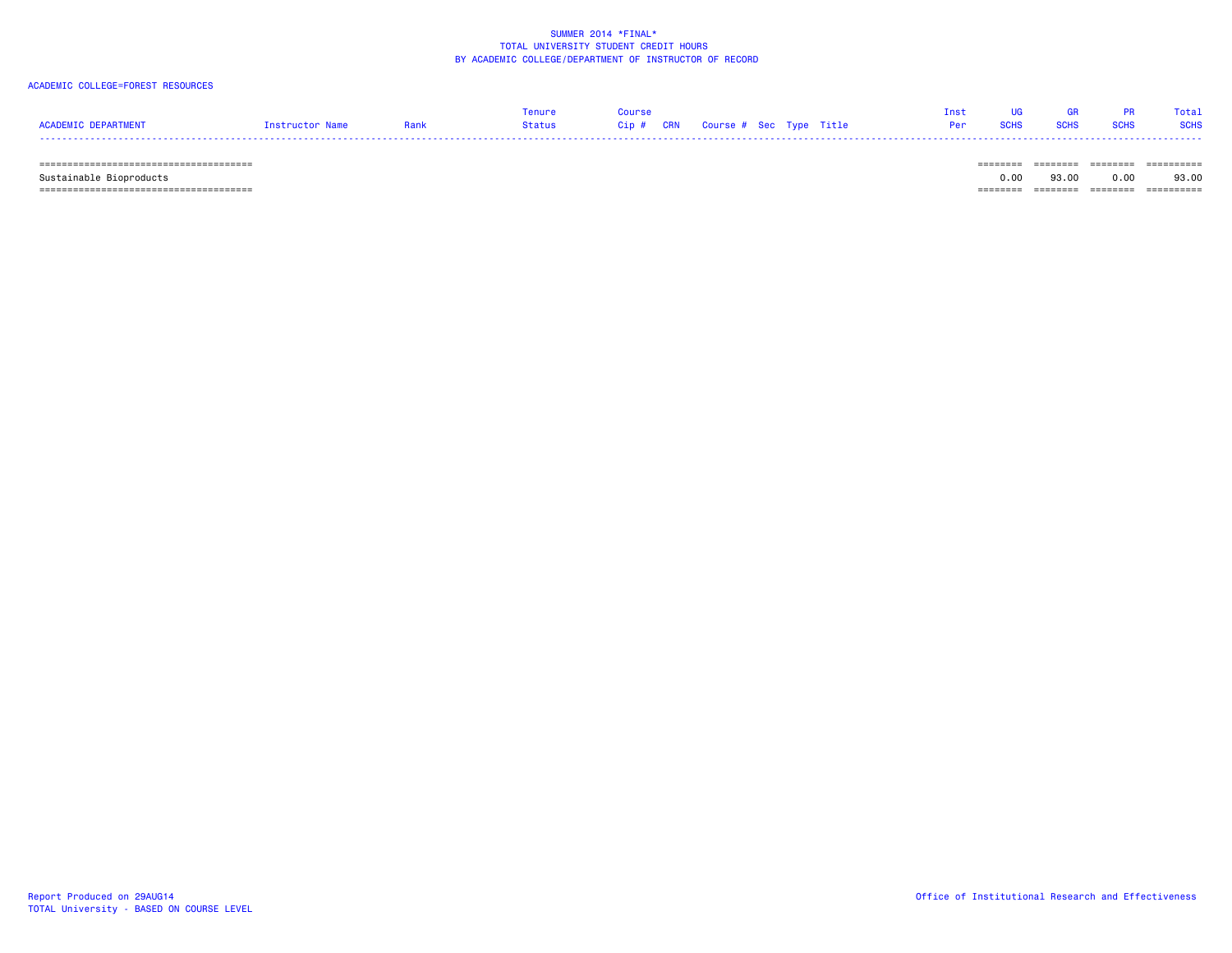SUMMER 2014 *FINAL*
TOTAL UNIVERSITY STUDENT CREDIT HOURS
BY ACADEMIC COLLEGE/DEPARTMENT OF INSTRUCTOR OF RECORD

ACADEMIC COLLEGE=FOREST RESOURCES

| ACADEMIC DEPARTMENT | Instructor Name | Rank | Tenure Status | Course Cip # | CRN | Course # | Sec | Type | Title | Inst Per | UG SCHS | GR SCHS | PR SCHS | Total SCHS |
|---|---|---|---|---|---|---|---|---|---|---|---|---|---|---|
| Sustainable Bioproducts | | | | | | | | | | | 0.00 | 93.00 | 0.00 | 93.00 |

Report Produced on 29AUG14
TOTAL University - BASED ON COURSE LEVEL

Office of Institutional Research and Effectiveness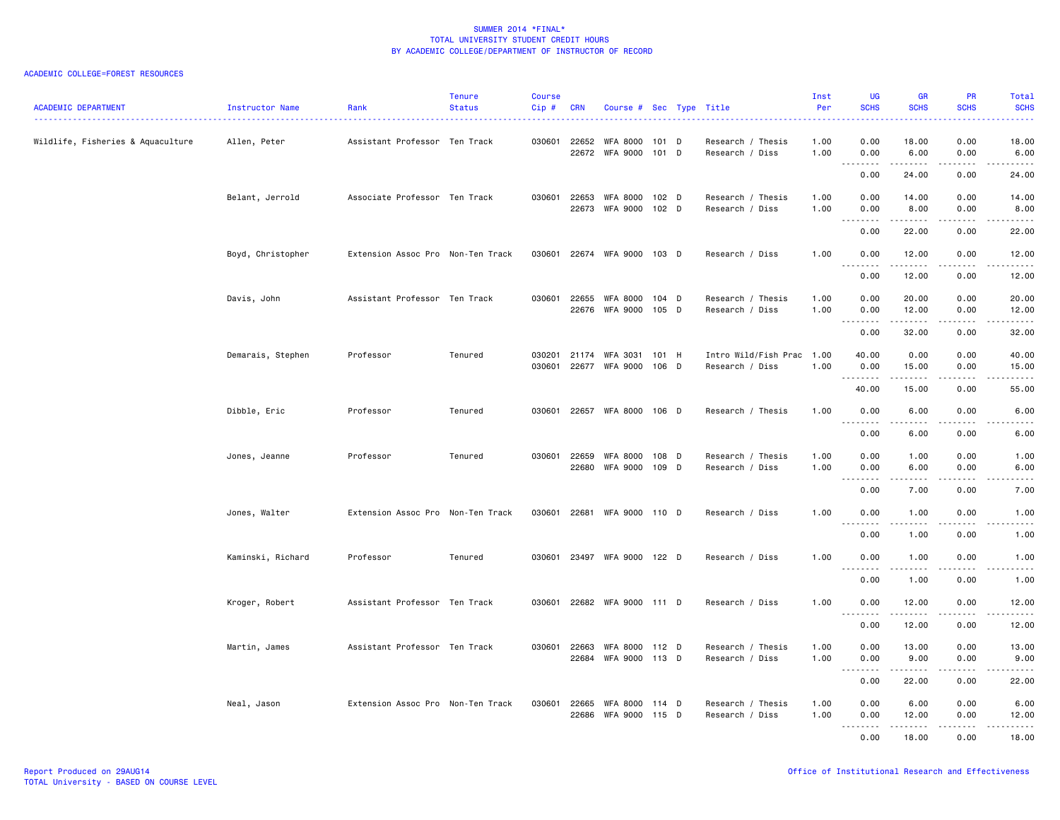SUMMER 2014 *FINAL*
TOTAL UNIVERSITY STUDENT CREDIT HOURS
BY ACADEMIC COLLEGE/DEPARTMENT OF INSTRUCTOR OF RECORD

ACADEMIC COLLEGE=FOREST RESOURCES

| ACADEMIC DEPARTMENT | Instructor Name | Rank | Tenure Status | Course Cip # | CRN | Course # | Sec | Type | Title | Inst Per | UG SCHS | GR SCHS | PR SCHS | Total SCHS |
|---|---|---|---|---|---|---|---|---|---|---|---|---|---|---|
| Wildlife, Fisheries & Aquaculture | Allen, Peter | Assistant Professor | Ten Track | 030601 | 22652 | WFA 8000 | 101 | D | Research / Thesis | 1.00 | 0.00 | 18.00 | 0.00 | 18.00 |
| | | | | | 22672 | WFA 9000 | 101 | D | Research / Diss | 1.00 | 0.00 | 6.00 | 0.00 | 6.00 |
| | | | | | | | | | | | 0.00 | 24.00 | 0.00 | 24.00 |
| | Belant, Jerrold | Associate Professor | Ten Track | 030601 | 22653 | WFA 8000 | 102 | D | Research / Thesis | 1.00 | 0.00 | 14.00 | 0.00 | 14.00 |
| | | | | | 22673 | WFA 9000 | 102 | D | Research / Diss | 1.00 | 0.00 | 8.00 | 0.00 | 8.00 |
| | | | | | | | | | | | 0.00 | 22.00 | 0.00 | 22.00 |
| | Boyd, Christopher | Extension Assoc Pro | Non-Ten Track | 030601 | 22674 | WFA 9000 | 103 | D | Research / Diss | 1.00 | 0.00 | 12.00 | 0.00 | 12.00 |
| | | | | | | | | | | | 0.00 | 12.00 | 0.00 | 12.00 |
| | Davis, John | Assistant Professor | Ten Track | 030601 | 22655 | WFA 8000 | 104 | D | Research / Thesis | 1.00 | 0.00 | 20.00 | 0.00 | 20.00 |
| | | | | | 22676 | WFA 9000 | 105 | D | Research / Diss | 1.00 | 0.00 | 12.00 | 0.00 | 12.00 |
| | | | | | | | | | | | 0.00 | 32.00 | 0.00 | 32.00 |
| | Demarais, Stephen | Professor | Tenured | 030201 | 21174 | WFA 3031 | 101 | H | Intro Wild/Fish Prac | 1.00 | 40.00 | 0.00 | 0.00 | 40.00 |
| | | | | 030601 | 22677 | WFA 9000 | 106 | D | Research / Diss | 1.00 | 0.00 | 15.00 | 0.00 | 15.00 |
| | | | | | | | | | | | 40.00 | 15.00 | 0.00 | 55.00 |
| | Dibble, Eric | Professor | Tenured | 030601 | 22657 | WFA 8000 | 106 | D | Research / Thesis | 1.00 | 0.00 | 6.00 | 0.00 | 6.00 |
| | | | | | | | | | | | 0.00 | 6.00 | 0.00 | 6.00 |
| | Jones, Jeanne | Professor | Tenured | 030601 | 22659 | WFA 8000 | 108 | D | Research / Thesis | 1.00 | 0.00 | 1.00 | 0.00 | 1.00 |
| | | | | | 22680 | WFA 9000 | 109 | D | Research / Diss | 1.00 | 0.00 | 6.00 | 0.00 | 6.00 |
| | | | | | | | | | | | 0.00 | 7.00 | 0.00 | 7.00 |
| | Jones, Walter | Extension Assoc Pro | Non-Ten Track | 030601 | 22681 | WFA 9000 | 110 | D | Research / Diss | 1.00 | 0.00 | 1.00 | 0.00 | 1.00 |
| | | | | | | | | | | | 0.00 | 1.00 | 0.00 | 1.00 |
| | Kaminski, Richard | Professor | Tenured | 030601 | 23497 | WFA 9000 | 122 | D | Research / Diss | 1.00 | 0.00 | 1.00 | 0.00 | 1.00 |
| | | | | | | | | | | | 0.00 | 1.00 | 0.00 | 1.00 |
| | Kroger, Robert | Assistant Professor | Ten Track | 030601 | 22682 | WFA 9000 | 111 | D | Research / Diss | 1.00 | 0.00 | 12.00 | 0.00 | 12.00 |
| | | | | | | | | | | | 0.00 | 12.00 | 0.00 | 12.00 |
| | Martin, James | Assistant Professor | Ten Track | 030601 | 22663 | WFA 8000 | 112 | D | Research / Thesis | 1.00 | 0.00 | 13.00 | 0.00 | 13.00 |
| | | | | | 22684 | WFA 9000 | 113 | D | Research / Diss | 1.00 | 0.00 | 9.00 | 0.00 | 9.00 |
| | | | | | | | | | | | 0.00 | 22.00 | 0.00 | 22.00 |
| | Neal, Jason | Extension Assoc Pro | Non-Ten Track | 030601 | 22665 | WFA 8000 | 114 | D | Research / Thesis | 1.00 | 0.00 | 6.00 | 0.00 | 6.00 |
| | | | | | 22686 | WFA 9000 | 115 | D | Research / Diss | 1.00 | 0.00 | 12.00 | 0.00 | 12.00 |
| | | | | | | | | | | | 0.00 | 18.00 | 0.00 | 18.00 |

Report Produced on 29AUG14
TOTAL University - BASED ON COURSE LEVEL

Office of Institutional Research and Effectiveness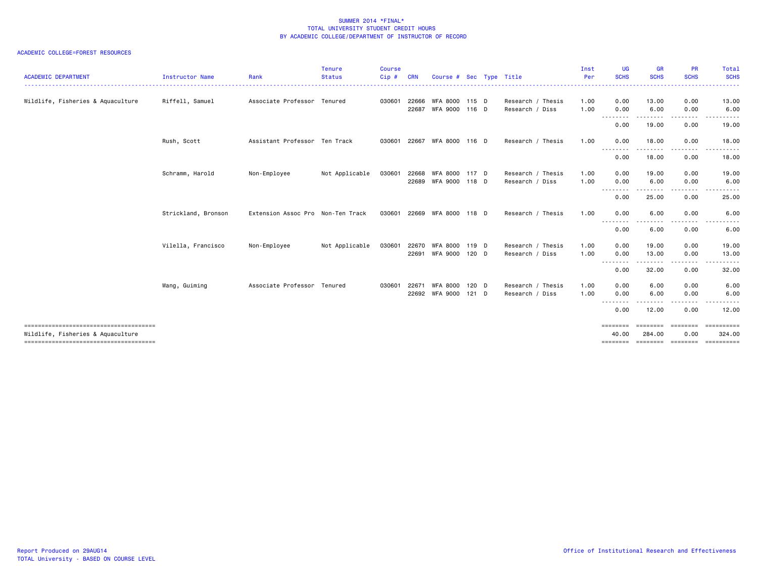SUMMER 2014 *FINAL*
TOTAL UNIVERSITY STUDENT CREDIT HOURS
BY ACADEMIC COLLEGE/DEPARTMENT OF INSTRUCTOR OF RECORD

ACADEMIC COLLEGE=FOREST RESOURCES

| ACADEMIC DEPARTMENT | Instructor Name | Rank | Tenure Status | Course Cip # | CRN | Course # | Sec | Type | Title | Inst Per | UG SCHS | GR SCHS | PR SCHS | Total SCHS |
|---|---|---|---|---|---|---|---|---|---|---|---|---|---|---|
| Wildlife, Fisheries & Aquaculture | Riffell, Samuel | Associate Professor | Tenured | 030601 | 22666 | WFA 8000 | 115 | D | Research / Thesis | 1.00 | 0.00 | 13.00 | 0.00 | 13.00 |
| | | | | | 22687 | WFA 9000 | 116 | D | Research / Diss | 1.00 | 0.00 | 6.00 | 0.00 | 6.00 |
| | | | | | | | | | | | 0.00 | 19.00 | 0.00 | 19.00 |
| | Rush, Scott | Assistant Professor | Ten Track | 030601 | 22667 | WFA 8000 | 116 | D | Research / Thesis | 1.00 | 0.00 | 18.00 | 0.00 | 18.00 |
| | | | | | | | | | | | 0.00 | 18.00 | 0.00 | 18.00 |
| | Schramm, Harold | Non-Employee | Not Applicable | 030601 | 22668 | WFA 8000 | 117 | D | Research / Thesis | 1.00 | 0.00 | 19.00 | 0.00 | 19.00 |
| | | | | | 22689 | WFA 9000 | 118 | D | Research / Diss | 1.00 | 0.00 | 6.00 | 0.00 | 6.00 |
| | | | | | | | | | | | 0.00 | 25.00 | 0.00 | 25.00 |
| | Strickland, Bronson | Extension Assoc Pro | Non-Ten Track | 030601 | 22669 | WFA 8000 | 118 | D | Research / Thesis | 1.00 | 0.00 | 6.00 | 0.00 | 6.00 |
| | | | | | | | | | | | 0.00 | 6.00 | 0.00 | 6.00 |
| | Vilella, Francisco | Non-Employee | Not Applicable | 030601 | 22670 | WFA 8000 | 119 | D | Research / Thesis | 1.00 | 0.00 | 19.00 | 0.00 | 19.00 |
| | | | | | 22691 | WFA 9000 | 120 | D | Research / Diss | 1.00 | 0.00 | 13.00 | 0.00 | 13.00 |
| | | | | | | | | | | | 0.00 | 32.00 | 0.00 | 32.00 |
| | Wang, Guiming | Associate Professor | Tenured | 030601 | 22671 | WFA 8000 | 120 | D | Research / Thesis | 1.00 | 0.00 | 6.00 | 0.00 | 6.00 |
| | | | | | 22692 | WFA 9000 | 121 | D | Research / Diss | 1.00 | 0.00 | 6.00 | 0.00 | 6.00 |
| | | | | | | | | | | | 0.00 | 12.00 | 0.00 | 12.00 |
| Wildlife, Fisheries & Aquaculture | | | | | | | | | | | 40.00 | 284.00 | 0.00 | 324.00 |

Report Produced on 29AUG14
TOTAL University - BASED ON COURSE LEVEL

Office of Institutional Research and Effectiveness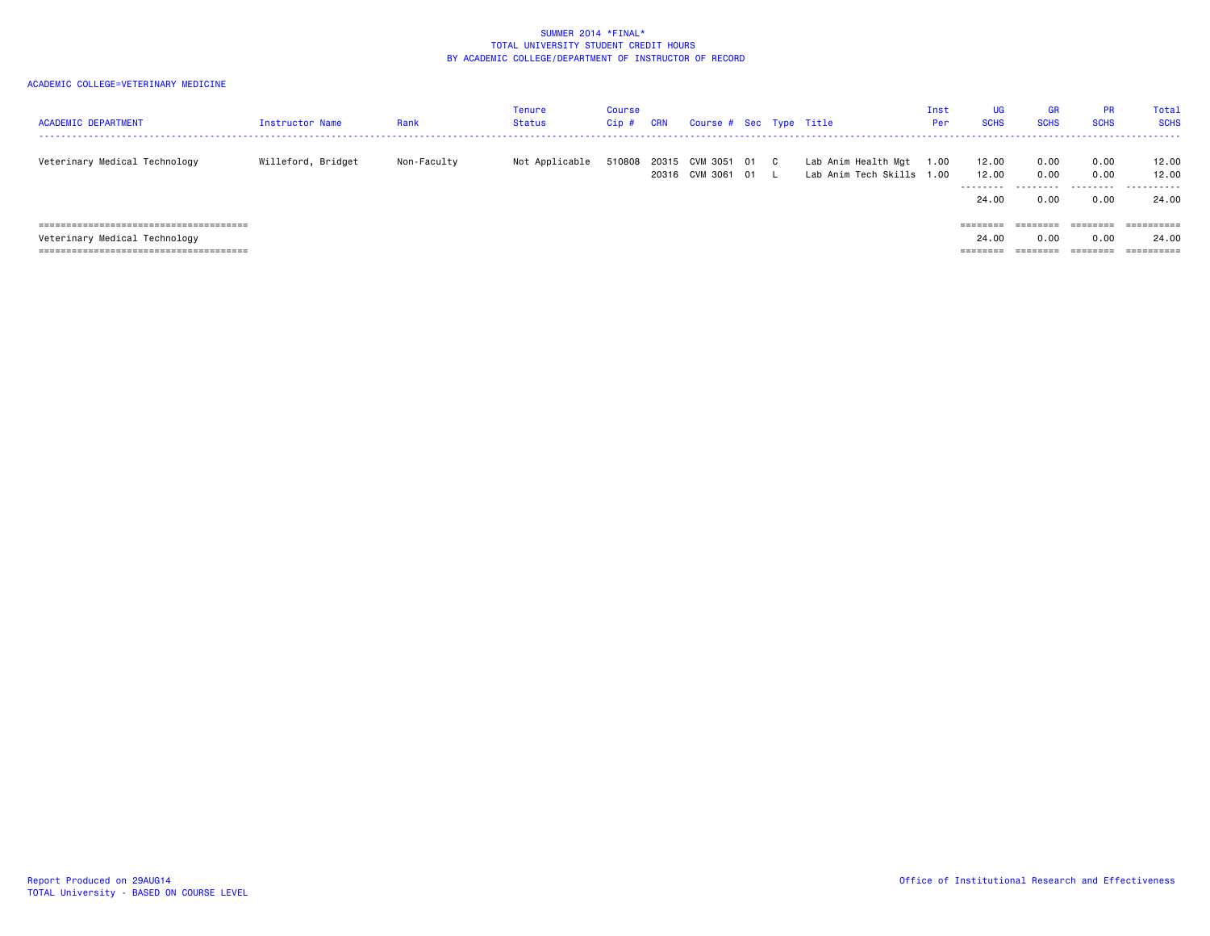SUMMER 2014 *FINAL*
TOTAL UNIVERSITY STUDENT CREDIT HOURS
BY ACADEMIC COLLEGE/DEPARTMENT OF INSTRUCTOR OF RECORD

ACADEMIC COLLEGE=VETERINARY MEDICINE

| ACADEMIC DEPARTMENT | Instructor Name | Rank | Tenure Status | Course Cip # | CRN | Course # | Sec | Type | Title | Inst Per | UG SCHS | GR SCHS | PR SCHS | Total SCHS |
|---|---|---|---|---|---|---|---|---|---|---|---|---|---|---|
| Veterinary Medical Technology | Willeford, Bridget | Non-Faculty | Not Applicable | 510808 | 20315 | CVM 3051 | 01 | C | Lab Anim Health Mgt | 1.00 | 12.00 | 0.00 | 0.00 | 12.00 |
| | | | | | 20316 | CVM 3061 | 01 | L | Lab Anim Tech Skills | 1.00 | 12.00 | 0.00 | 0.00 | 12.00 |
| | | | | | | | | | | | 24.00 | 0.00 | 0.00 | 24.00 |
| Veterinary Medical Technology | | | | | | | | | | | 24.00 | 0.00 | 0.00 | 24.00 |

Report Produced on 29AUG14
TOTAL University - BASED ON COURSE LEVEL

Office of Institutional Research and Effectiveness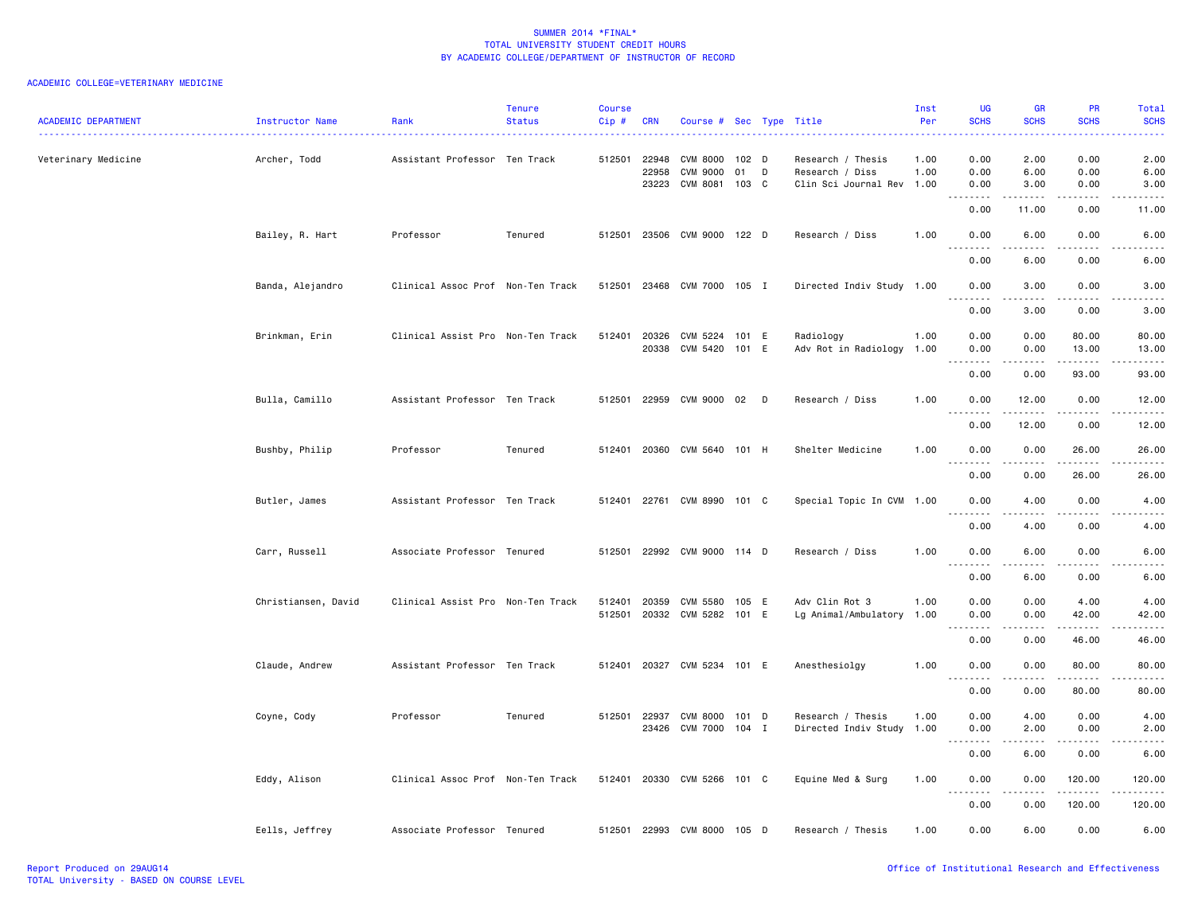SUMMER 2014 *FINAL*
TOTAL UNIVERSITY STUDENT CREDIT HOURS
BY ACADEMIC COLLEGE/DEPARTMENT OF INSTRUCTOR OF RECORD

ACADEMIC COLLEGE=VETERINARY MEDICINE

| ACADEMIC DEPARTMENT | Instructor Name | Rank | Tenure Status | Course Cip # | CRN | Course # | Sec | Type | Title | Inst Per | UG SCHS | GR SCHS | PR SCHS | Total SCHS |
|---|---|---|---|---|---|---|---|---|---|---|---|---|---|---|
| Veterinary Medicine | Archer, Todd | Assistant Professor | Ten Track | 512501 | 22948 | CVM 8000 | 102 | D | Research / Thesis | 1.00 | 0.00 | 2.00 | 0.00 | 2.00 |
| | | | | | 22958 | CVM 9000 | 01 | D | Research / Diss | 1.00 | 0.00 | 6.00 | 0.00 | 6.00 |
| | | | | | 23223 | CVM 8081 | 103 | C | Clin Sci Journal Rev | 1.00 | 0.00 | 3.00 | 0.00 | 3.00 |
| | | | | | | | | | | | 0.00 | 11.00 | 0.00 | 11.00 |
| | Bailey, R. Hart | Professor | Tenured | 512501 | 23506 | CVM 9000 | 122 | D | Research / Diss | 1.00 | 0.00 | 6.00 | 0.00 | 6.00 |
| | | | | | | | | | | | 0.00 | 6.00 | 0.00 | 6.00 |
| | Banda, Alejandro | Clinical Assoc Prof | Non-Ten Track | 512501 | 23468 | CVM 7000 | 105 | I | Directed Indiv Study | 1.00 | 0.00 | 3.00 | 0.00 | 3.00 |
| | | | | | | | | | | | 0.00 | 3.00 | 0.00 | 3.00 |
| | Brinkman, Erin | Clinical Assist Pro | Non-Ten Track | 512401 | 20326 | CVM 5224 | 101 | E | Radiology | 1.00 | 0.00 | 0.00 | 80.00 | 80.00 |
| | | | | | 20338 | CVM 5420 | 101 | E | Adv Rot in Radiology | 1.00 | 0.00 | 0.00 | 13.00 | 13.00 |
| | | | | | | | | | | | 0.00 | 0.00 | 93.00 | 93.00 |
| | Bulla, Camillo | Assistant Professor | Ten Track | 512501 | 22959 | CVM 9000 | 02 | D | Research / Diss | 1.00 | 0.00 | 12.00 | 0.00 | 12.00 |
| | | | | | | | | | | | 0.00 | 12.00 | 0.00 | 12.00 |
| | Bushby, Philip | Professor | Tenured | 512401 | 20360 | CVM 5640 | 101 | H | Shelter Medicine | 1.00 | 0.00 | 0.00 | 26.00 | 26.00 |
| | | | | | | | | | | | 0.00 | 0.00 | 26.00 | 26.00 |
| | Butler, James | Assistant Professor | Ten Track | 512401 | 22761 | CVM 8990 | 101 | C | Special Topic In CVM | 1.00 | 0.00 | 4.00 | 0.00 | 4.00 |
| | | | | | | | | | | | 0.00 | 4.00 | 0.00 | 4.00 |
| | Carr, Russell | Associate Professor | Tenured | 512501 | 22992 | CVM 9000 | 114 | D | Research / Diss | 1.00 | 0.00 | 6.00 | 0.00 | 6.00 |
| | | | | | | | | | | | 0.00 | 6.00 | 0.00 | 6.00 |
| | Christiansen, David | Clinical Assist Pro | Non-Ten Track | 512401 | 20359 | CVM 5580 | 105 | E | Adv Clin Rot 3 | 1.00 | 0.00 | 0.00 | 4.00 | 4.00 |
| | | | | 512501 | 20332 | CVM 5282 | 101 | E | Lg Animal/Ambulatory | 1.00 | 0.00 | 0.00 | 42.00 | 42.00 |
| | | | | | | | | | | | 0.00 | 0.00 | 46.00 | 46.00 |
| | Claude, Andrew | Assistant Professor | Ten Track | 512401 | 20327 | CVM 5234 | 101 | E | Anesthesiolgy | 1.00 | 0.00 | 0.00 | 80.00 | 80.00 |
| | | | | | | | | | | | 0.00 | 0.00 | 80.00 | 80.00 |
| | Coyne, Cody | Professor | Tenured | 512501 | 22937 | CVM 8000 | 101 | D | Research / Thesis | 1.00 | 0.00 | 4.00 | 0.00 | 4.00 |
| | | | | | 23426 | CVM 7000 | 104 | I | Directed Indiv Study | 1.00 | 0.00 | 2.00 | 0.00 | 2.00 |
| | | | | | | | | | | | 0.00 | 6.00 | 0.00 | 6.00 |
| | Eddy, Alison | Clinical Assoc Prof | Non-Ten Track | 512401 | 20330 | CVM 5266 | 101 | C | Equine Med & Surg | 1.00 | 0.00 | 0.00 | 120.00 | 120.00 |
| | | | | | | | | | | | 0.00 | 0.00 | 120.00 | 120.00 |
| | Eells, Jeffrey | Associate Professor | Tenured | 512501 | 22993 | CVM 8000 | 105 | D | Research / Thesis | 1.00 | 0.00 | 6.00 | 0.00 | 6.00 |

Report Produced on 29AUG14
TOTAL University - BASED ON COURSE LEVEL

Office of Institutional Research and Effectiveness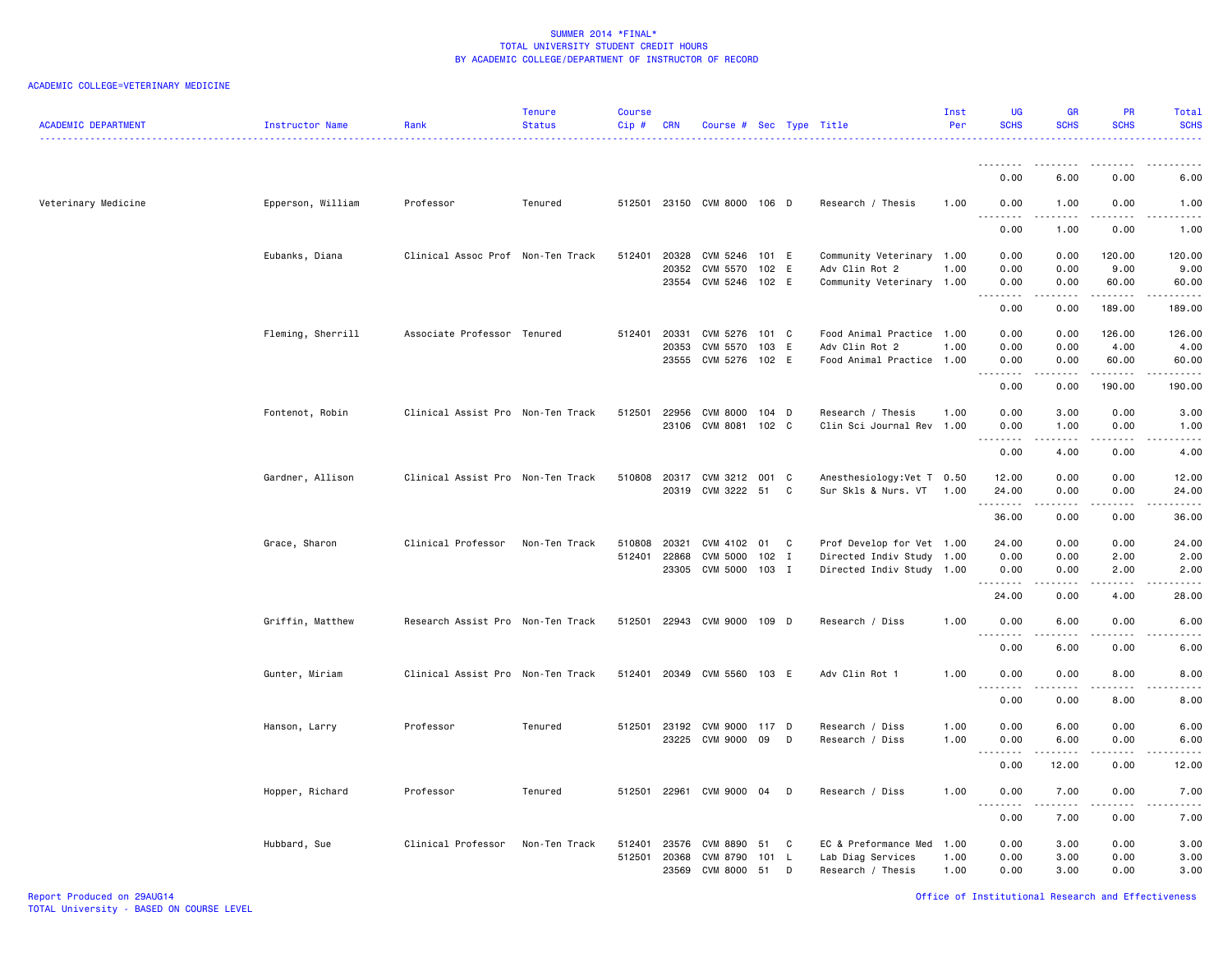SUMMER 2014 *FINAL*
TOTAL UNIVERSITY STUDENT CREDIT HOURS
BY ACADEMIC COLLEGE/DEPARTMENT OF INSTRUCTOR OF RECORD

ACADEMIC COLLEGE=VETERINARY MEDICINE

| ACADEMIC DEPARTMENT | Instructor Name | Rank | Tenure Status | Course Cip # | CRN | Course # | Sec | Type | Title | Inst Per | UG SCHS | GR SCHS | PR SCHS | Total SCHS |
|---|---|---|---|---|---|---|---|---|---|---|---|---|---|---|
| | | | | | | | | | | | 0.00 | 6.00 | 0.00 | 6.00 |
| Veterinary Medicine | Epperson, William | Professor | Tenured | 512501 | 23150 | CVM 8000 | 106 | D | Research / Thesis | 1.00 | 0.00 | 1.00 | 0.00 | 1.00 |
| | | | | | | | | | | | 0.00 | 1.00 | 0.00 | 1.00 |
| | Eubanks, Diana | Clinical Assoc Prof | Non-Ten Track | 512401 | 20328 | CVM 5246 | 101 | E | Community Veterinary | 1.00 | 0.00 | 0.00 | 120.00 | 120.00 |
| | | | | | 20352 | CVM 5570 | 102 | E | Adv Clin Rot 2 | 1.00 | 0.00 | 0.00 | 9.00 | 9.00 |
| | | | | | 23554 | CVM 5246 | 102 | E | Community Veterinary | 1.00 | 0.00 | 0.00 | 60.00 | 60.00 |
| | | | | | | | | | | | 0.00 | 0.00 | 189.00 | 189.00 |
| | Fleming, Sherrill | Associate Professor | Tenured | 512401 | 20331 | CVM 5276 | 101 | C | Food Animal Practice | 1.00 | 0.00 | 0.00 | 126.00 | 126.00 |
| | | | | | 20353 | CVM 5570 | 103 | E | Adv Clin Rot 2 | 1.00 | 0.00 | 0.00 | 4.00 | 4.00 |
| | | | | | 23555 | CVM 5276 | 102 | E | Food Animal Practice | 1.00 | 0.00 | 0.00 | 60.00 | 60.00 |
| | | | | | | | | | | | 0.00 | 0.00 | 190.00 | 190.00 |
| | Fontenot, Robin | Clinical Assist Pro | Non-Ten Track | 512501 | 22956 | CVM 8000 | 104 | D | Research / Thesis | 1.00 | 0.00 | 3.00 | 0.00 | 3.00 |
| | | | | | 23106 | CVM 8081 | 102 | C | Clin Sci Journal Rev | 1.00 | 0.00 | 1.00 | 0.00 | 1.00 |
| | | | | | | | | | | | 0.00 | 4.00 | 0.00 | 4.00 |
| | Gardner, Allison | Clinical Assist Pro | Non-Ten Track | 510808 | 20317 | CVM 3212 | 001 | C | Anesthesiology:Vet T | 0.50 | 12.00 | 0.00 | 0.00 | 12.00 |
| | | | | | 20319 | CVM 3222 | 51 | C | Sur Skls & Nurs. VT | 1.00 | 24.00 | 0.00 | 0.00 | 24.00 |
| | | | | | | | | | | | 36.00 | 0.00 | 0.00 | 36.00 |
| | Grace, Sharon | Clinical Professor | Non-Ten Track | 510808 | 20321 | CVM 4102 | 01 | C | Prof Develop for Vet | 1.00 | 24.00 | 0.00 | 0.00 | 24.00 |
| | | | | 512401 | 22868 | CVM 5000 | 102 | I | Directed Indiv Study | 1.00 | 0.00 | 0.00 | 2.00 | 2.00 |
| | | | | | 23305 | CVM 5000 | 103 | I | Directed Indiv Study | 1.00 | 0.00 | 0.00 | 2.00 | 2.00 |
| | | | | | | | | | | | 24.00 | 0.00 | 4.00 | 28.00 |
| | Griffin, Matthew | Research Assist Pro | Non-Ten Track | 512501 | 22943 | CVM 9000 | 109 | D | Research / Diss | 1.00 | 0.00 | 6.00 | 0.00 | 6.00 |
| | | | | | | | | | | | 0.00 | 6.00 | 0.00 | 6.00 |
| | Gunter, Miriam | Clinical Assist Pro | Non-Ten Track | 512401 | 20349 | CVM 5560 | 103 | E | Adv Clin Rot 1 | 1.00 | 0.00 | 0.00 | 8.00 | 8.00 |
| | | | | | | | | | | | 0.00 | 0.00 | 8.00 | 8.00 |
| | Hanson, Larry | Professor | Tenured | 512501 | 23192 | CVM 9000 | 117 | D | Research / Diss | 1.00 | 0.00 | 6.00 | 0.00 | 6.00 |
| | | | | | 23225 | CVM 9000 | 09 | D | Research / Diss | 1.00 | 0.00 | 6.00 | 0.00 | 6.00 |
| | | | | | | | | | | | 0.00 | 12.00 | 0.00 | 12.00 |
| | Hopper, Richard | Professor | Tenured | 512501 | 22961 | CVM 9000 | 04 | D | Research / Diss | 1.00 | 0.00 | 7.00 | 0.00 | 7.00 |
| | | | | | | | | | | | 0.00 | 7.00 | 0.00 | 7.00 |
| | Hubbard, Sue | Clinical Professor | Non-Ten Track | 512401 | 23576 | CVM 8890 | 51 | C | EC & Preformance Med | 1.00 | 0.00 | 3.00 | 0.00 | 3.00 |
| | | | | 512501 | 20368 | CVM 8790 | 101 | L | Lab Diag Services | 1.00 | 0.00 | 3.00 | 0.00 | 3.00 |
| | | | | | 23569 | CVM 8000 | 51 | D | Research / Thesis | 1.00 | 0.00 | 3.00 | 0.00 | 3.00 |

Report Produced on 29AUG14
TOTAL University - BASED ON COURSE LEVEL

Office of Institutional Research and Effectiveness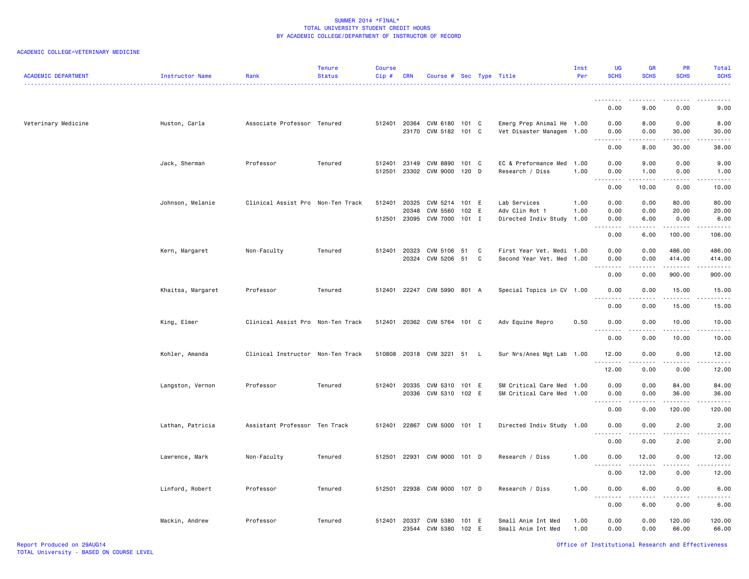SUMMER 2014 *FINAL*
TOTAL UNIVERSITY STUDENT CREDIT HOURS
BY ACADEMIC COLLEGE/DEPARTMENT OF INSTRUCTOR OF RECORD

ACADEMIC COLLEGE=VETERINARY MEDICINE

| ACADEMIC DEPARTMENT | Instructor Name | Rank | Tenure Status | Course Cip # | CRN | Course # | Sec | Type | Title | Inst Per | UG SCHS | GR SCHS | PR SCHS | Total SCHS |
|---|---|---|---|---|---|---|---|---|---|---|---|---|---|---|
| | | | | | | | | | | | 0.00 | 9.00 | 0.00 | 9.00 |
| Veterinary Medicine | Huston, Carla | Associate Professor | Tenured | 512401 | 20364 | CVM 6180 | 101 | C | Emerg Prep Animal He | 1.00 | 0.00 | 8.00 | 0.00 | 8.00 |
| | | | | | 23170 | CVM 5182 | 101 | C | Vet Disaster Managem | 1.00 | 0.00 | 0.00 | 30.00 | 30.00 |
| | | | | | | | | | | | 0.00 | 8.00 | 30.00 | 38.00 |
| | Jack, Sherman | Professor | Tenured | 512401 | 23149 | CVM 8890 | 101 | C | EC & Preformance Med | 1.00 | 0.00 | 9.00 | 0.00 | 9.00 |
| | | | | 512501 | 23302 | CVM 9000 | 120 | D | Research / Diss | 1.00 | 0.00 | 1.00 | 0.00 | 1.00 |
| | | | | | | | | | | | 0.00 | 10.00 | 0.00 | 10.00 |
| | Johnson, Melanie | Clinical Assist Pro | Non-Ten Track | 512401 | 20325 | CVM 5214 | 101 | E | Lab Services | 1.00 | 0.00 | 0.00 | 80.00 | 80.00 |
| | | | | | 20348 | CVM 5560 | 102 | E | Adv Clin Rot 1 | 1.00 | 0.00 | 0.00 | 20.00 | 20.00 |
| | | | | 512501 | 23095 | CVM 7000 | 101 | I | Directed Indiv Study | 1.00 | 0.00 | 6.00 | 0.00 | 6.00 |
| | | | | | | | | | | | 0.00 | 6.00 | 100.00 | 106.00 |
| | Kern, Margaret | Non-Faculty | Tenured | 512401 | 20323 | CVM 5106 | 51 | C | First Year Vet. Medi | 1.00 | 0.00 | 0.00 | 486.00 | 486.00 |
| | | | | | 20324 | CVM 5206 | 51 | C | Second Year Vet. Med | 1.00 | 0.00 | 0.00 | 414.00 | 414.00 |
| | | | | | | | | | | | 0.00 | 0.00 | 900.00 | 900.00 |
| | Khaitsa, Margaret | Professor | Tenured | 512401 | 22247 | CVM 5990 | 801 | A | Special Topics in CV | 1.00 | 0.00 | 0.00 | 15.00 | 15.00 |
| | | | | | | | | | | | 0.00 | 0.00 | 15.00 | 15.00 |
| | King, Elmer | Clinical Assist Pro | Non-Ten Track | 512401 | 20362 | CVM 5764 | 101 | C | Adv Equine Repro | 0.50 | 0.00 | 0.00 | 10.00 | 10.00 |
| | | | | | | | | | | | 0.00 | 0.00 | 10.00 | 10.00 |
| | Kohler, Amanda | Clinical Instructor | Non-Ten Track | 510808 | 20318 | CVM 3221 | 51 | L | Sur Nrs/Anes Mgt Lab | 1.00 | 12.00 | 0.00 | 0.00 | 12.00 |
| | | | | | | | | | | | 12.00 | 0.00 | 0.00 | 12.00 |
| | Langston, Vernon | Professor | Tenured | 512401 | 20335 | CVM 5310 | 101 | E | SM Critical Care Med | 1.00 | 0.00 | 0.00 | 84.00 | 84.00 |
| | | | | | 20336 | CVM 5310 | 102 | E | SM Critical Care Med | 1.00 | 0.00 | 0.00 | 36.00 | 36.00 |
| | | | | | | | | | | | 0.00 | 0.00 | 120.00 | 120.00 |
| | Lathan, Patricia | Assistant Professor | Ten Track | 512401 | 22867 | CVM 5000 | 101 | I | Directed Indiv Study | 1.00 | 0.00 | 0.00 | 2.00 | 2.00 |
| | | | | | | | | | | | 0.00 | 0.00 | 2.00 | 2.00 |
| | Lawrence, Mark | Non-Faculty | Tenured | 512501 | 22931 | CVM 9000 | 101 | D | Research / Diss | 1.00 | 0.00 | 12.00 | 0.00 | 12.00 |
| | | | | | | | | | | | 0.00 | 12.00 | 0.00 | 12.00 |
| | Linford, Robert | Professor | Tenured | 512501 | 22938 | CVM 9000 | 107 | D | Research / Diss | 1.00 | 0.00 | 6.00 | 0.00 | 6.00 |
| | | | | | | | | | | | 0.00 | 6.00 | 0.00 | 6.00 |
| | Mackin, Andrew | Professor | Tenured | 512401 | 20337 | CVM 5380 | 101 | E | Small Anim Int Med | 1.00 | 0.00 | 0.00 | 120.00 | 120.00 |
| | | | | | 23544 | CVM 5380 | 102 | E | Small Anim Int Med | 1.00 | 0.00 | 0.00 | 66.00 | 66.00 |

Report Produced on 29AUG14
TOTAL University - BASED ON COURSE LEVEL

Office of Institutional Research and Effectiveness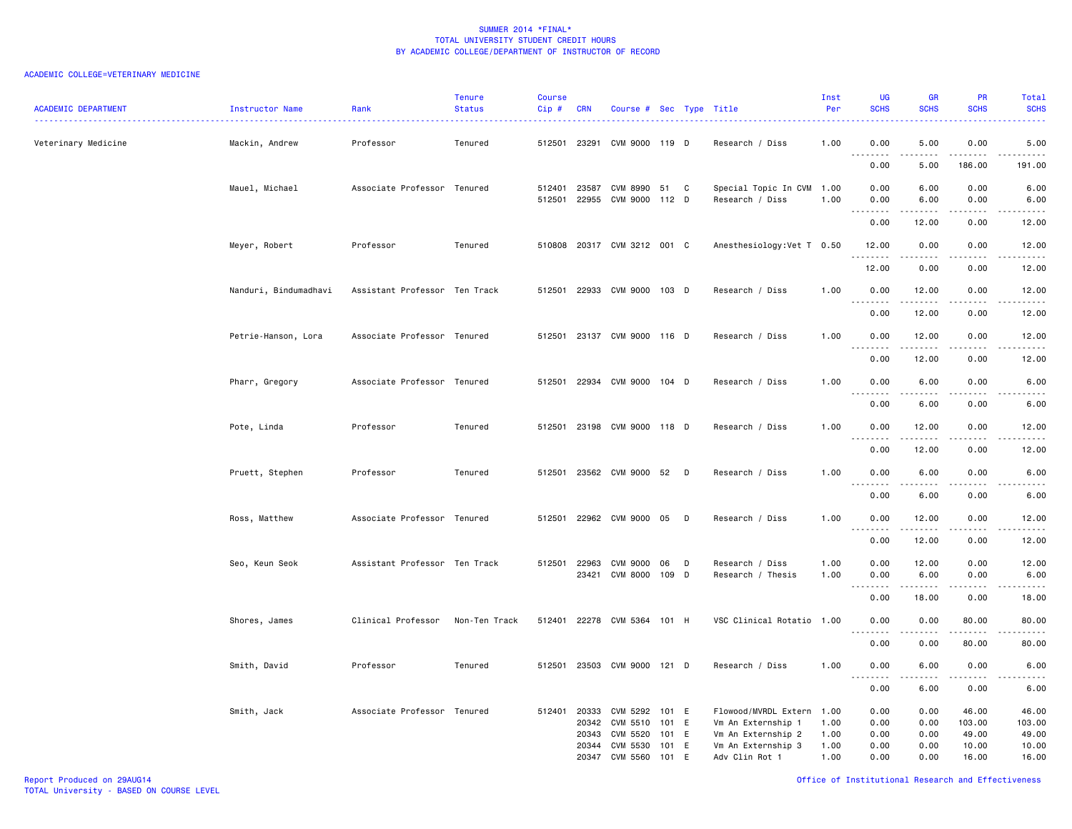SUMMER 2014 *FINAL*
TOTAL UNIVERSITY STUDENT CREDIT HOURS
BY ACADEMIC COLLEGE/DEPARTMENT OF INSTRUCTOR OF RECORD

ACADEMIC COLLEGE=VETERINARY MEDICINE

| ACADEMIC DEPARTMENT | Instructor Name | Rank | Tenure Status | Course Cip # | CRN | Course # | Sec | Type | Title | Inst Per | UG SCHS | GR SCHS | PR SCHS | Total SCHS |
|---|---|---|---|---|---|---|---|---|---|---|---|---|---|---|
| Veterinary Medicine | Mackin, Andrew | Professor | Tenured | 512501 | 23291 | CVM 9000 | 119 | D | Research / Diss | 1.00 | 0.00 | 5.00 | 0.00 | 5.00 |
| | | | | | | | | | | | 0.00 | 5.00 | 186.00 | 191.00 |
| | Mauel, Michael | Associate Professor | Tenured | 512401 | 23587 | CVM 8990 | 51 | C | Special Topic In CVM | 1.00 | 0.00 | 6.00 | 0.00 | 6.00 |
| | | | | 512501 | 22955 | CVM 9000 | 112 | D | Research / Diss | 1.00 | 0.00 | 6.00 | 0.00 | 6.00 |
| | | | | | | | | | | | 0.00 | 12.00 | 0.00 | 12.00 |
| | Meyer, Robert | Professor | Tenured | 510808 | 20317 | CVM 3212 | 001 | C | Anesthesiology:Vet T | 0.50 | 12.00 | 0.00 | 0.00 | 12.00 |
| | | | | | | | | | | | 12.00 | 0.00 | 0.00 | 12.00 |
| | Nanduri, Bindumadhavi | Assistant Professor | Ten Track | 512501 | 22933 | CVM 9000 | 103 | D | Research / Diss | 1.00 | 0.00 | 12.00 | 0.00 | 12.00 |
| | | | | | | | | | | | 0.00 | 12.00 | 0.00 | 12.00 |
| | Petrie-Hanson, Lora | Associate Professor | Tenured | 512501 | 23137 | CVM 9000 | 116 | D | Research / Diss | 1.00 | 0.00 | 12.00 | 0.00 | 12.00 |
| | | | | | | | | | | | 0.00 | 12.00 | 0.00 | 12.00 |
| | Pharr, Gregory | Associate Professor | Tenured | 512501 | 22934 | CVM 9000 | 104 | D | Research / Diss | 1.00 | 0.00 | 6.00 | 0.00 | 6.00 |
| | | | | | | | | | | | 0.00 | 6.00 | 0.00 | 6.00 |
| | Pote, Linda | Professor | Tenured | 512501 | 23198 | CVM 9000 | 118 | D | Research / Diss | 1.00 | 0.00 | 12.00 | 0.00 | 12.00 |
| | | | | | | | | | | | 0.00 | 12.00 | 0.00 | 12.00 |
| | Pruett, Stephen | Professor | Tenured | 512501 | 23562 | CVM 9000 | 52 | D | Research / Diss | 1.00 | 0.00 | 6.00 | 0.00 | 6.00 |
| | | | | | | | | | | | 0.00 | 6.00 | 0.00 | 6.00 |
| | Ross, Matthew | Associate Professor | Tenured | 512501 | 22962 | CVM 9000 | 05 | D | Research / Diss | 1.00 | 0.00 | 12.00 | 0.00 | 12.00 |
| | | | | | | | | | | | 0.00 | 12.00 | 0.00 | 12.00 |
| | Seo, Keun Seok | Assistant Professor | Ten Track | 512501 | 22963 | CVM 9000 | 06 | D | Research / Diss | 1.00 | 0.00 | 12.00 | 0.00 | 12.00 |
| | | | | | 23421 | CVM 8000 | 109 | D | Research / Thesis | 1.00 | 0.00 | 6.00 | 0.00 | 6.00 |
| | | | | | | | | | | | 0.00 | 18.00 | 0.00 | 18.00 |
| | Shores, James | Clinical Professor | Non-Ten Track | 512401 | 22278 | CVM 5364 | 101 | H | VSC Clinical Rotatio | 1.00 | 0.00 | 0.00 | 80.00 | 80.00 |
| | | | | | | | | | | | 0.00 | 0.00 | 80.00 | 80.00 |
| | Smith, David | Professor | Tenured | 512501 | 23503 | CVM 9000 | 121 | D | Research / Diss | 1.00 | 0.00 | 6.00 | 0.00 | 6.00 |
| | | | | | | | | | | | 0.00 | 6.00 | 0.00 | 6.00 |
| | Smith, Jack | Associate Professor | Tenured | 512401 | 20333 | CVM 5292 | 101 | E | Flowood/MVRDL Extern | 1.00 | 0.00 | 0.00 | 46.00 | 46.00 |
| | | | | | 20342 | CVM 5510 | 101 | E | Vm An Externship 1 | 1.00 | 0.00 | 0.00 | 103.00 | 103.00 |
| | | | | | 20343 | CVM 5520 | 101 | E | Vm An Externship 2 | 1.00 | 0.00 | 0.00 | 49.00 | 49.00 |
| | | | | | 20344 | CVM 5530 | 101 | E | Vm An Externship 3 | 1.00 | 0.00 | 0.00 | 10.00 | 10.00 |
| | | | | | 20347 | CVM 5560 | 101 | E | Adv Clin Rot 1 | 1.00 | 0.00 | 0.00 | 16.00 | 16.00 |

Report Produced on 29AUG14
TOTAL University - BASED ON COURSE LEVEL

Office of Institutional Research and Effectiveness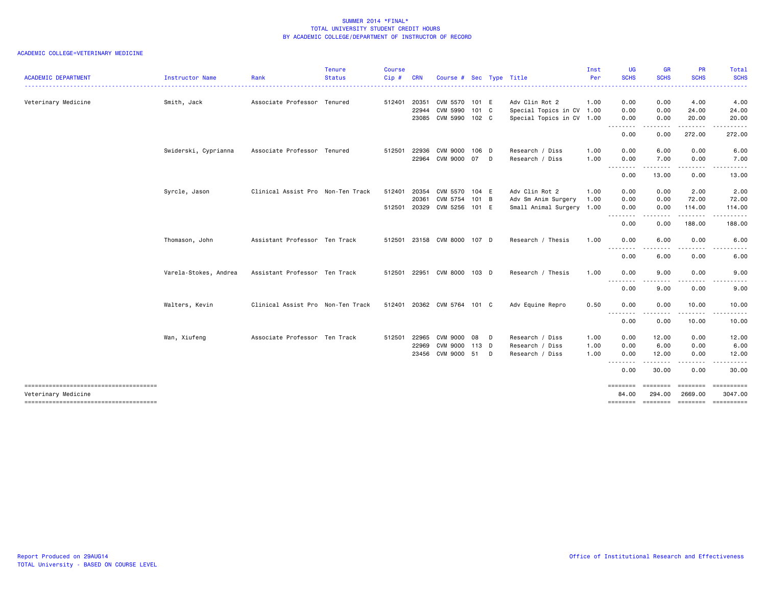SUMMER 2014 *FINAL*
TOTAL UNIVERSITY STUDENT CREDIT HOURS
BY ACADEMIC COLLEGE/DEPARTMENT OF INSTRUCTOR OF RECORD

ACADEMIC COLLEGE=VETERINARY MEDICINE

| ACADEMIC DEPARTMENT | Instructor Name | Rank | Tenure Status | Course Cip # | CRN | Course # | Sec | Type | Title | Inst Per | UG SCHS | GR SCHS | PR SCHS | Total SCHS |
|---|---|---|---|---|---|---|---|---|---|---|---|---|---|---|
| Veterinary Medicine | Smith, Jack | Associate Professor | Tenured | 512401 | 20351 | CVM 5570 | 101 | E | Adv Clin Rot 2 | 1.00 | 0.00 | 0.00 | 4.00 | 4.00 |
| | | | | | 22944 | CVM 5990 | 101 | C | Special Topics in CV | 1.00 | 0.00 | 0.00 | 24.00 | 24.00 |
| | | | | | 23085 | CVM 5990 | 102 | C | Special Topics in CV | 1.00 | 0.00 | 0.00 | 20.00 | 20.00 |
| | | | | | | | | | | | 0.00 | 0.00 | 272.00 | 272.00 |
| | Swiderski, Cyprianna | Associate Professor | Tenured | 512501 | 22936 | CVM 9000 | 106 | D | Research / Diss | 1.00 | 0.00 | 6.00 | 0.00 | 6.00 |
| | | | | | 22964 | CVM 9000 | 07 | D | Research / Diss | 1.00 | 0.00 | 7.00 | 0.00 | 7.00 |
| | | | | | | | | | | | 0.00 | 13.00 | 0.00 | 13.00 |
| | Syrcle, Jason | Clinical Assist Pro | Non-Ten Track | 512401 | 20354 | CVM 5570 | 104 | E | Adv Clin Rot 2 | 1.00 | 0.00 | 0.00 | 2.00 | 2.00 |
| | | | | | 20361 | CVM 5754 | 101 | B | Adv Sm Anim Surgery | 1.00 | 0.00 | 0.00 | 72.00 | 72.00 |
| | | | | 512501 | 20329 | CVM 5256 | 101 | E | Small Animal Surgery | 1.00 | 0.00 | 0.00 | 114.00 | 114.00 |
| | | | | | | | | | | | 0.00 | 0.00 | 188.00 | 188.00 |
| | Thomason, John | Assistant Professor | Ten Track | 512501 | 23158 | CVM 8000 | 107 | D | Research / Thesis | 1.00 | 0.00 | 6.00 | 0.00 | 6.00 |
| | | | | | | | | | | | 0.00 | 6.00 | 0.00 | 6.00 |
| | Varela-Stokes, Andrea | Assistant Professor | Ten Track | 512501 | 22951 | CVM 8000 | 103 | D | Research / Thesis | 1.00 | 0.00 | 9.00 | 0.00 | 9.00 |
| | | | | | | | | | | | 0.00 | 9.00 | 0.00 | 9.00 |
| | Walters, Kevin | Clinical Assist Pro | Non-Ten Track | 512401 | 20362 | CVM 5764 | 101 | C | Adv Equine Repro | 0.50 | 0.00 | 0.00 | 10.00 | 10.00 |
| | | | | | | | | | | | 0.00 | 0.00 | 10.00 | 10.00 |
| | Wan, Xiufeng | Associate Professor | Ten Track | 512501 | 22965 | CVM 9000 | 08 | D | Research / Diss | 1.00 | 0.00 | 12.00 | 0.00 | 12.00 |
| | | | | | 22969 | CVM 9000 | 113 | D | Research / Diss | 1.00 | 0.00 | 6.00 | 0.00 | 6.00 |
| | | | | | 23456 | CVM 9000 | 51 | D | Research / Diss | 1.00 | 0.00 | 12.00 | 0.00 | 12.00 |
| | | | | | | | | | | | 0.00 | 30.00 | 0.00 | 30.00 |
| Veterinary Medicine | | | | | | | | | | | 84.00 | 294.00 | 2669.00 | 3047.00 |

Report Produced on 29AUG14
TOTAL University - BASED ON COURSE LEVEL

Office of Institutional Research and Effectiveness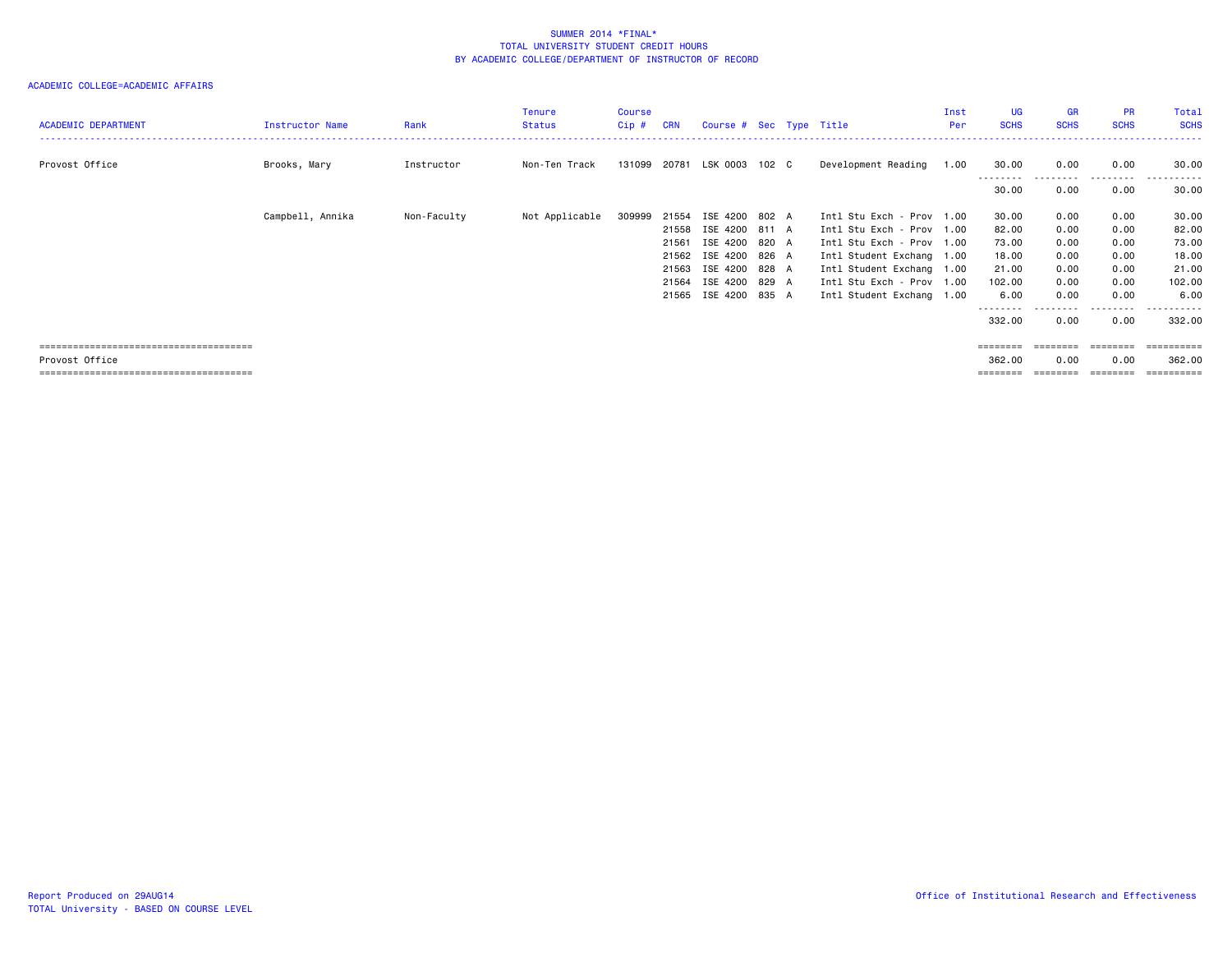SUMMER 2014 *FINAL*
TOTAL UNIVERSITY STUDENT CREDIT HOURS
BY ACADEMIC COLLEGE/DEPARTMENT OF INSTRUCTOR OF RECORD

ACADEMIC COLLEGE=ACADEMIC AFFAIRS

| ACADEMIC DEPARTMENT | Instructor Name | Rank | Tenure Status | Course Cip # | CRN | Course # | Sec | Type | Title | Inst Per | UG SCHS | GR SCHS | PR SCHS | Total SCHS |
|---|---|---|---|---|---|---|---|---|---|---|---|---|---|---|
| Provost Office | Brooks, Mary | Instructor | Non-Ten Track | 131099 | 20781 | LSK 0003 | 102 | C | Development Reading | 1.00 | 30.00 | 0.00 | 0.00 | 30.00 |
| | | | | | | | | | | | 30.00 | 0.00 | 0.00 | 30.00 |
| | Campbell, Annika | Non-Faculty | Not Applicable | 309999 | 21554 | ISE 4200 | 802 | A | Intl Stu Exch - Prov | 1.00 | 30.00 | 0.00 | 0.00 | 30.00 |
| | | | | | 21558 | ISE 4200 | 811 | A | Intl Stu Exch - Prov | 1.00 | 82.00 | 0.00 | 0.00 | 82.00 |
| | | | | | 21561 | ISE 4200 | 820 | A | Intl Stu Exch - Prov | 1.00 | 73.00 | 0.00 | 0.00 | 73.00 |
| | | | | | 21562 | ISE 4200 | 826 | A | Intl Student Exchang | 1.00 | 18.00 | 0.00 | 0.00 | 18.00 |
| | | | | | 21563 | ISE 4200 | 828 | A | Intl Student Exchang | 1.00 | 21.00 | 0.00 | 0.00 | 21.00 |
| | | | | | 21564 | ISE 4200 | 829 | A | Intl Stu Exch - Prov | 1.00 | 102.00 | 0.00 | 0.00 | 102.00 |
| | | | | | 21565 | ISE 4200 | 835 | A | Intl Student Exchang | 1.00 | 6.00 | 0.00 | 0.00 | 6.00 |
| | | | | | | | | | | | 332.00 | 0.00 | 0.00 | 332.00 |
| Provost Office | | | | | | | | | | | 362.00 | 0.00 | 0.00 | 362.00 |

Report Produced on 29AUG14
TOTAL University - BASED ON COURSE LEVEL

Office of Institutional Research and Effectiveness